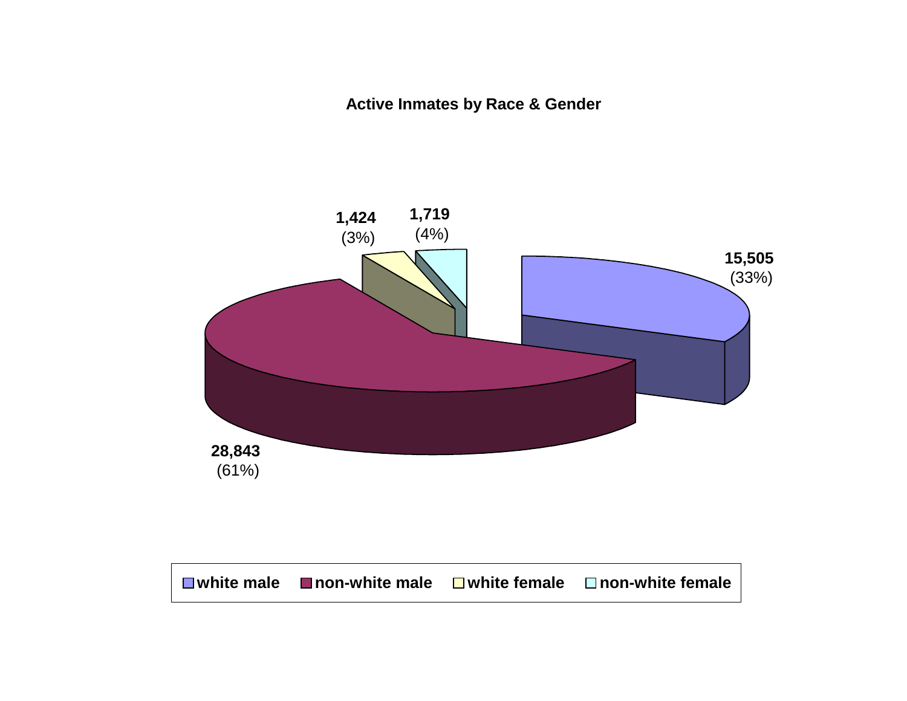**Active Inmates by Race & Gender**

| Category | Count | Percent |
|---|---|---|
| white male | 15,505 | (33%) |
| non-white male | 28,843 | (61%) |
| white female | 1,424 | (3%) |
| non-white female | 1,719 | (4%) |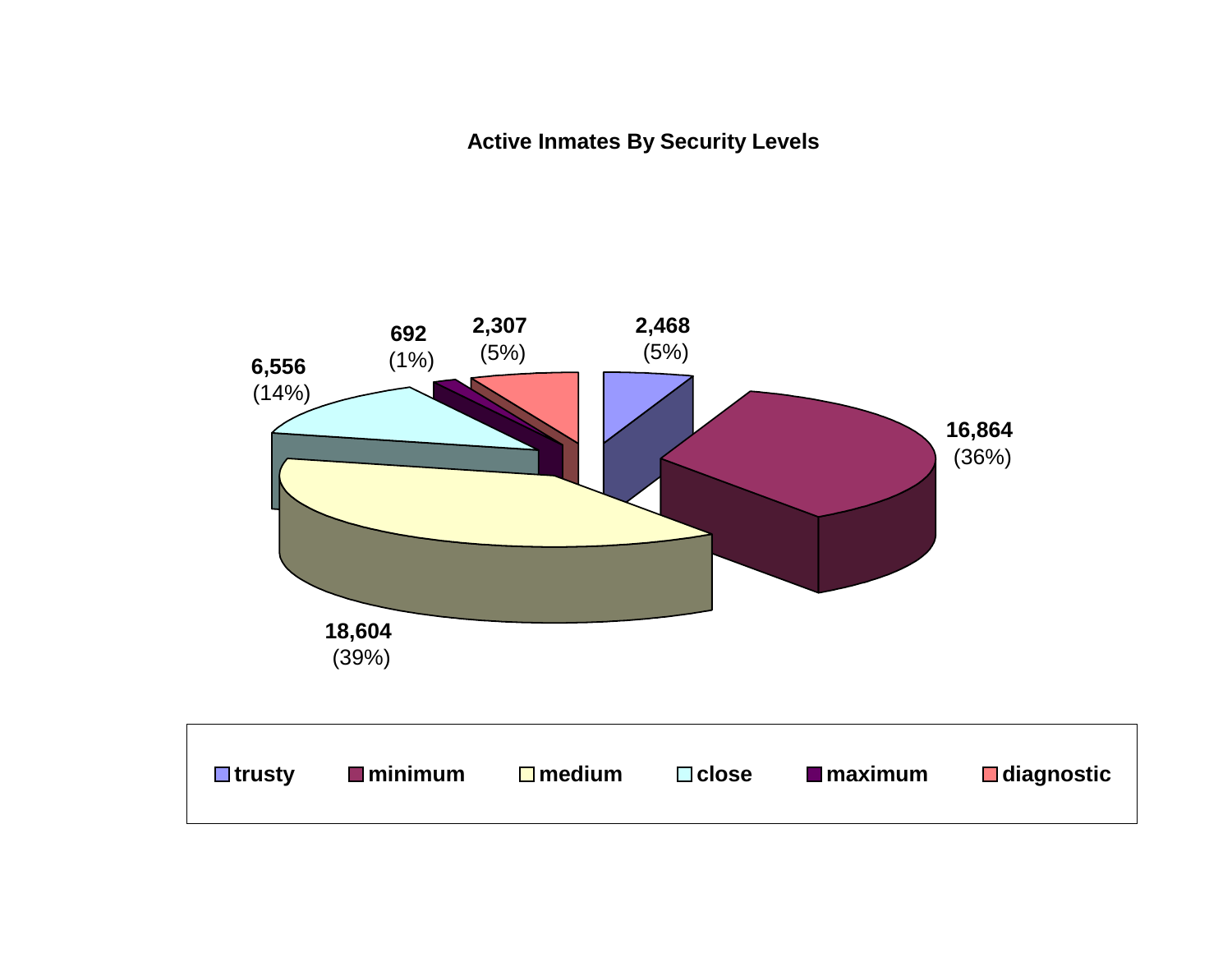**Active Inmates By Security Levels**

| Security Level | Inmates | Percent |
|---|---|---|
| trusty | 2,468 | (5%) |
| minimum | 16,864 | (36%) |
| medium | 18,604 | (39%) |
| close | 6,556 | (14%) |
| maximum | 692 | (1%) |
| diagnostic | 2,307 | (5%) |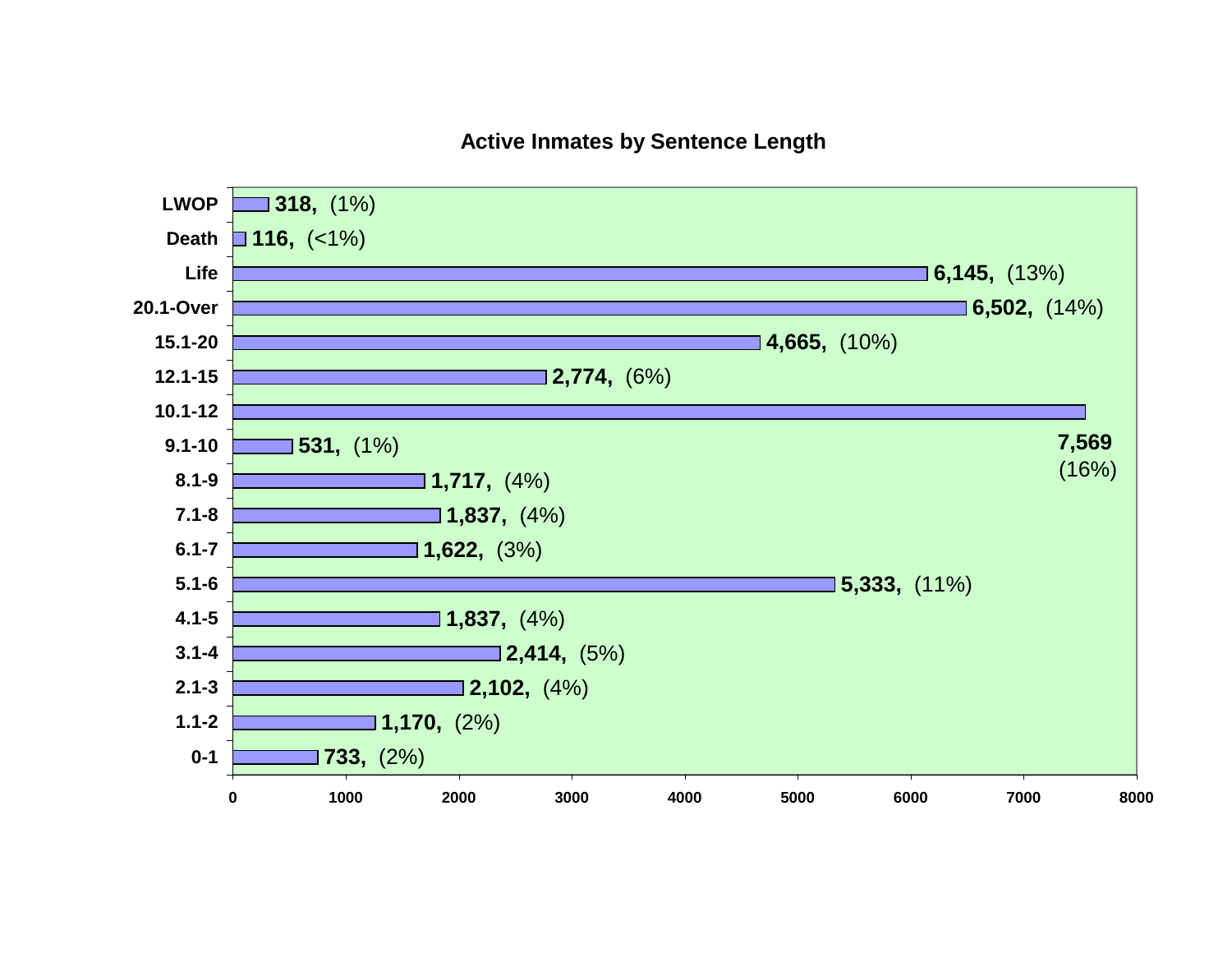## Active Inmates by Sentence Length

| Sentence Length | Inmates | Percent |
|---|---|---|
| LWOP | 318 | (1%) |
| Death | 116 | (<1%) |
| Life | 6,145 | (13%) |
| 20.1-Over | 6,502 | (14%) |
| 15.1-20 | 4,665 | (10%) |
| 12.1-15 | 2,774 | (6%) |
| 10.1-12 | 7,569 | (16%) |
| 9.1-10 | 531 | (1%) |
| 8.1-9 | 1,717 | (4%) |
| 7.1-8 | 1,837 | (4%) |
| 6.1-7 | 1,622 | (3%) |
| 5.1-6 | 5,333 | (11%) |
| 4.1-5 | 1,837 | (4%) |
| 3.1-4 | 2,414 | (5%) |
| 2.1-3 | 2,102 | (4%) |
| 1.1-2 | 1,170 | (2%) |
| 0-1 | 733 | (2%) |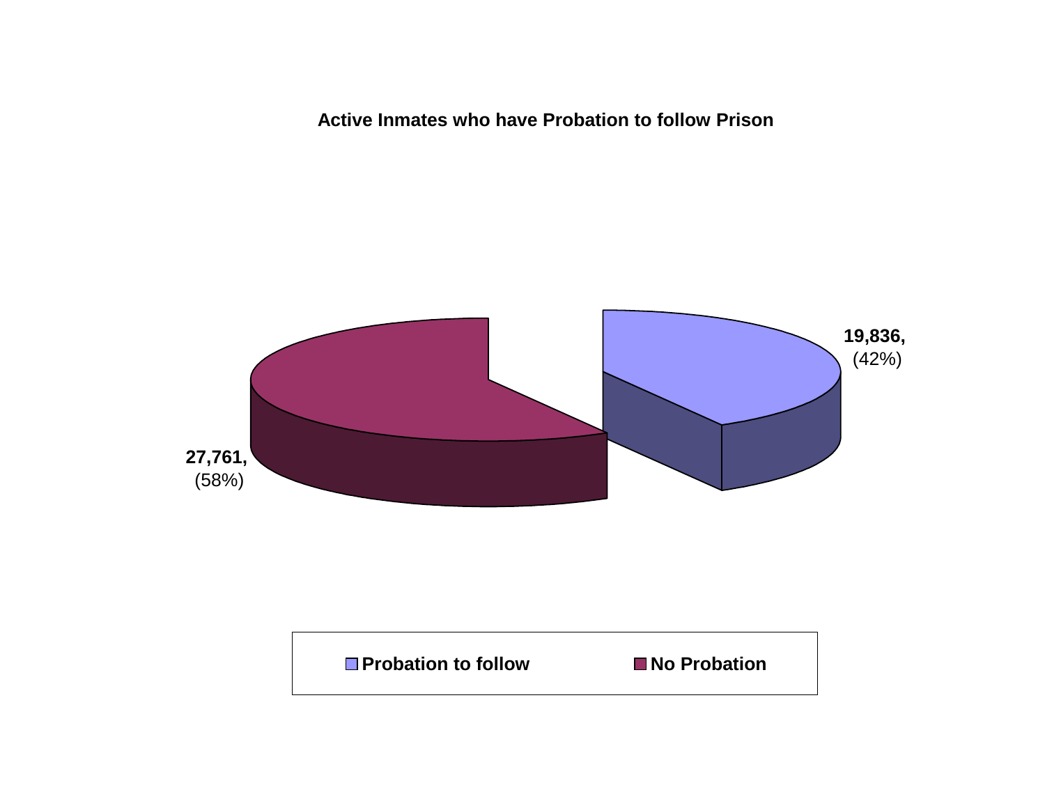**Active Inmates who have Probation to follow Prison**

**19,836,** (42%)

**27,761,** (58%)

■ **Probation to follow** ■ **No Probation**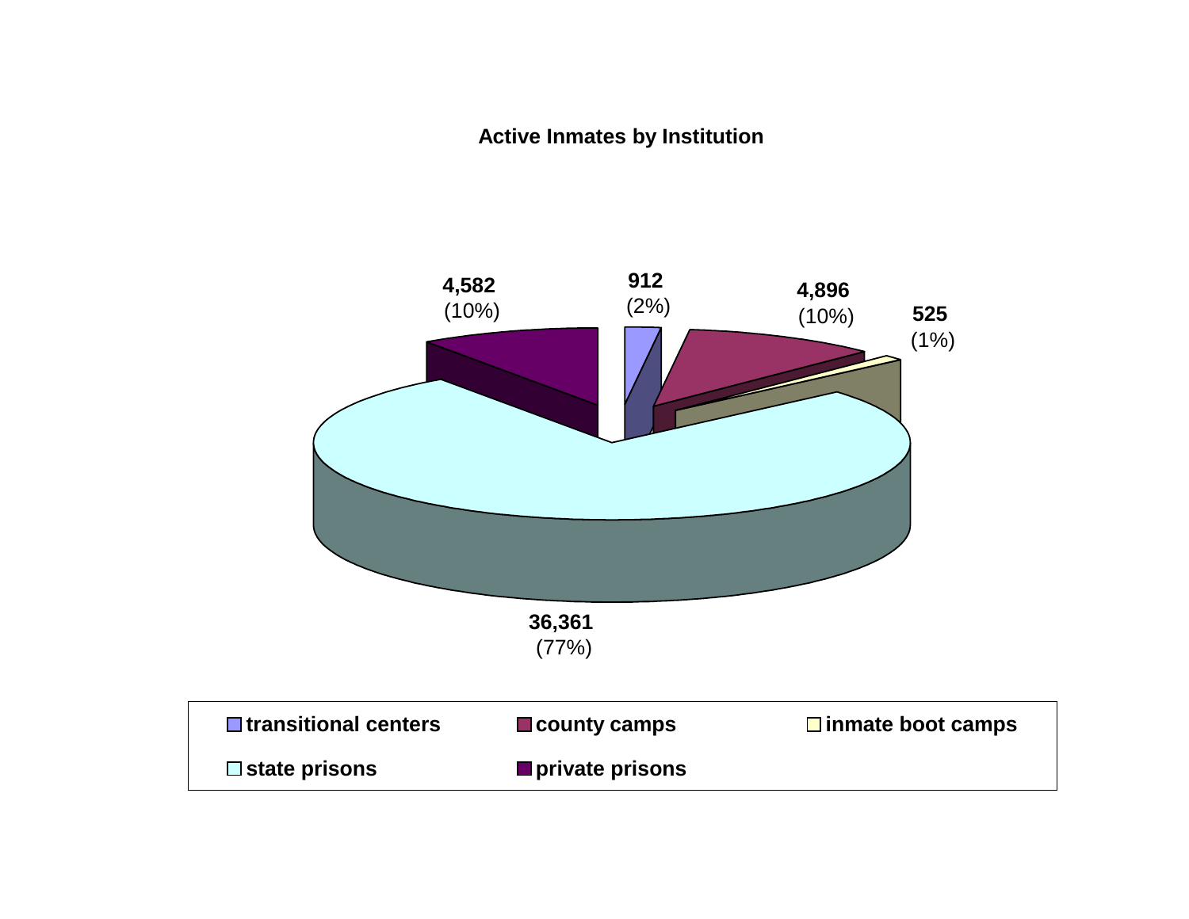**Active Inmates by Institution**

| Institution | Active Inmates | Percent |
|---|---|---|
| transitional centers | 912 | (2%) |
| county camps | 4,896 | (10%) |
| inmate boot camps | 525 | (1%) |
| state prisons | 36,361 | (77%) |
| private prisons | 4,582 | (10%) |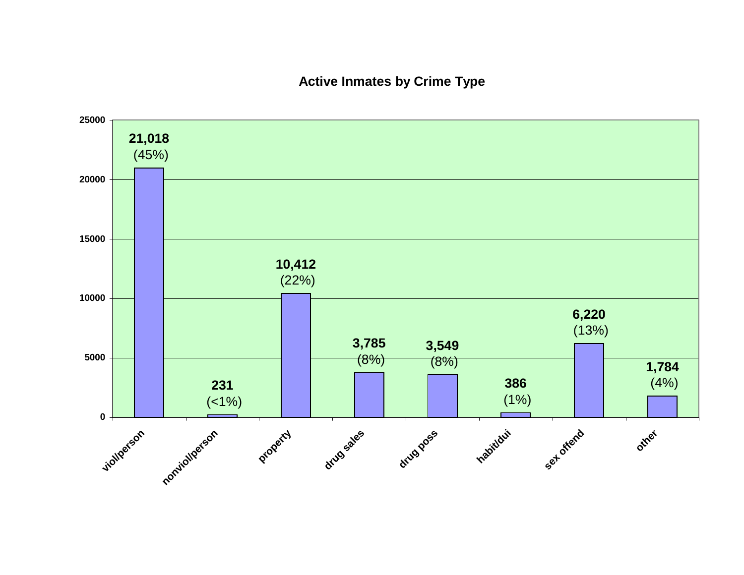## Active Inmates by Crime Type

| Crime Type | Active Inmates | Percent |
|---|---|---|
| viol/person | 21,018 | (45%) |
| nonviol/person | 231 | (<1%) |
| property | 10,412 | (22%) |
| drug sales | 3,785 | (8%) |
| drug poss | 3,549 | (8%) |
| habit/dui | 386 | (1%) |
| sex offend | 6,220 | (13%) |
| other | 1,784 | (4%) |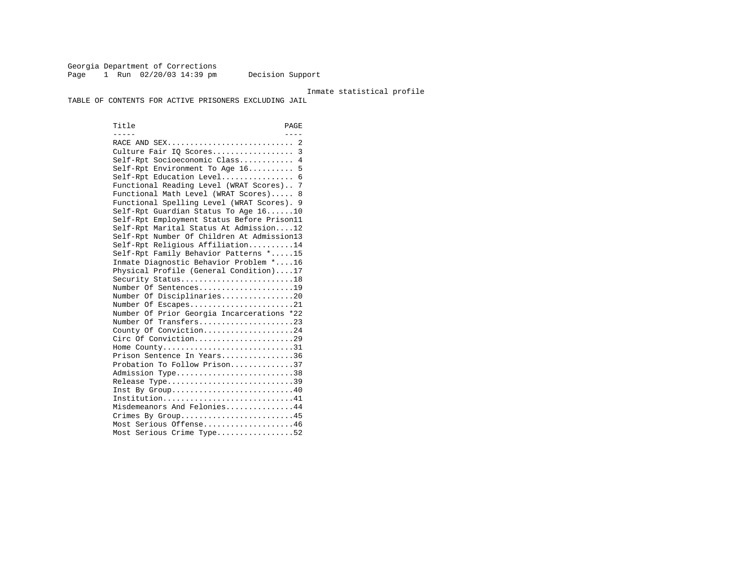Georgia Department of Corrections
Page 1 Run 02/20/03 14:39 pm Decision Support

Inmate statistical profile

TABLE OF CONTENTS FOR ACTIVE PRISONERS EXCLUDING JAIL

| Title | PAGE |
|---|---|
| RACE AND SEX | 2 |
| Culture Fair IQ Scores | 3 |
| Self-Rpt Socioeconomic Class | 4 |
| Self-Rpt Environment To Age 16 | 5 |
| Self-Rpt Education Level | 6 |
| Functional Reading Level (WRAT Scores) | 7 |
| Functional Math Level (WRAT Scores) | 8 |
| Functional Spelling Level (WRAT Scores) | 9 |
| Self-Rpt Guardian Status To Age 16 | 10 |
| Self-Rpt Employment Status Before Prison | 11 |
| Self-Rpt Marital Status At Admission | 12 |
| Self-Rpt Number Of Children At Admission | 13 |
| Self-Rpt Religious Affiliation | 14 |
| Self-Rpt Family Behavior Patterns * | 15 |
| Inmate Diagnostic Behavior Problem * | 16 |
| Physical Profile (General Condition) | 17 |
| Security Status | 18 |
| Number Of Sentences | 19 |
| Number Of Disciplinaries | 20 |
| Number Of Escapes | 21 |
| Number Of Prior Georgia Incarcerations * | 22 |
| Number Of Transfers | 23 |
| County Of Conviction | 24 |
| Circ Of Conviction | 29 |
| Home County | 31 |
| Prison Sentence In Years | 36 |
| Probation To Follow Prison | 37 |
| Admission Type | 38 |
| Release Type | 39 |
| Inst By Group | 40 |
| Institution | 41 |
| Misdemeanors And Felonies | 44 |
| Crimes By Group | 45 |
| Most Serious Offense | 46 |
| Most Serious Crime Type | 52 |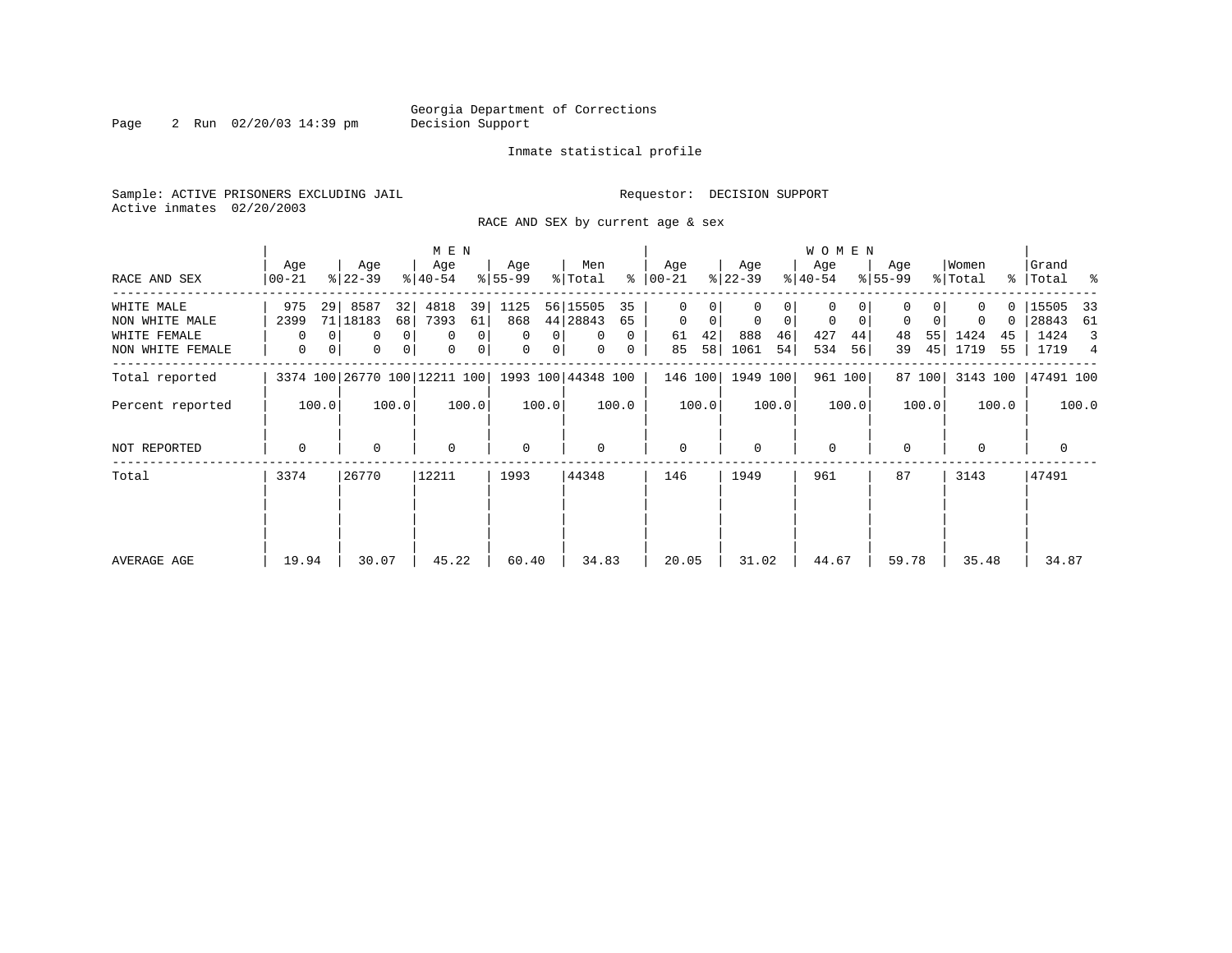Georgia Department of Corrections
Decision Support

Inmate statistical profile

Sample: ACTIVE PRISONERS EXCLUDING JAIL

Requestor: DECISION SUPPORT

Active inmates 02/20/2003

RACE AND SEX by current age & sex

| RACE AND SEX | MEN Age 00-21 | % | Age 22-39 | % | Age 40-54 | % | Age 55-99 | % | Men Total | % | WOMEN Age 00-21 | % | Age 22-39 | % | Age 40-54 | % | Age 55-99 | % | Women Total | % | Grand Total | % |
|---|---|---|---|---|---|---|---|---|---|---|---|---|---|---|---|---|---|---|---|---|---|---|
| WHITE MALE | 975 | 29 | 8587 | 32 | 4818 | 39 | 1125 | 56 | 15505 | 35 | 0 | 0 | 0 | 0 | 0 | 0 | 0 | 0 | 0 | 0 | 15505 | 33 |
| NON WHITE MALE | 2399 | 71 | 18183 | 68 | 7393 | 61 | 868 | 44 | 28843 | 65 | 0 | 0 | 0 | 0 | 0 | 0 | 0 | 0 | 0 | 0 | 28843 | 61 |
| WHITE FEMALE | 0 | 0 | 0 | 0 | 0 | 0 | 0 | 0 | 0 | 0 | 61 | 42 | 888 | 46 | 427 | 44 | 48 | 55 | 1424 | 45 | 1424 | 3 |
| NON WHITE FEMALE | 0 | 0 | 0 | 0 | 0 | 0 | 0 | 0 | 0 | 0 | 85 | 58 | 1061 | 54 | 534 | 56 | 39 | 45 | 1719 | 55 | 1719 | 4 |
| Total reported | 3374 | 100 | 26770 | 100 | 12211 | 100 | 1993 | 100 | 44348 | 100 | 146 | 100 | 1949 | 100 | 961 | 100 | 87 | 100 | 3143 | 100 | 47491 | 100 |
| Percent reported | | 100.0 | | 100.0 | | 100.0 | | 100.0 | | 100.0 | | 100.0 | | 100.0 | | 100.0 | | 100.0 | | 100.0 | | 100.0 |
| NOT REPORTED | 0 | | 0 | | 0 | | 0 | | 0 | | 0 | | 0 | | 0 | | 0 | | 0 | | 0 | |
| Total | 3374 | | 26770 | | 12211 | | 1993 | | 44348 | | 146 | | 1949 | | 961 | | 87 | | 3143 | | 47491 | |
| AVERAGE AGE | 19.94 | | 30.07 | | 45.22 | | 60.40 | | 34.83 | | 20.05 | | 31.02 | | 44.67 | | 59.78 | | 35.48 | | 34.87 | |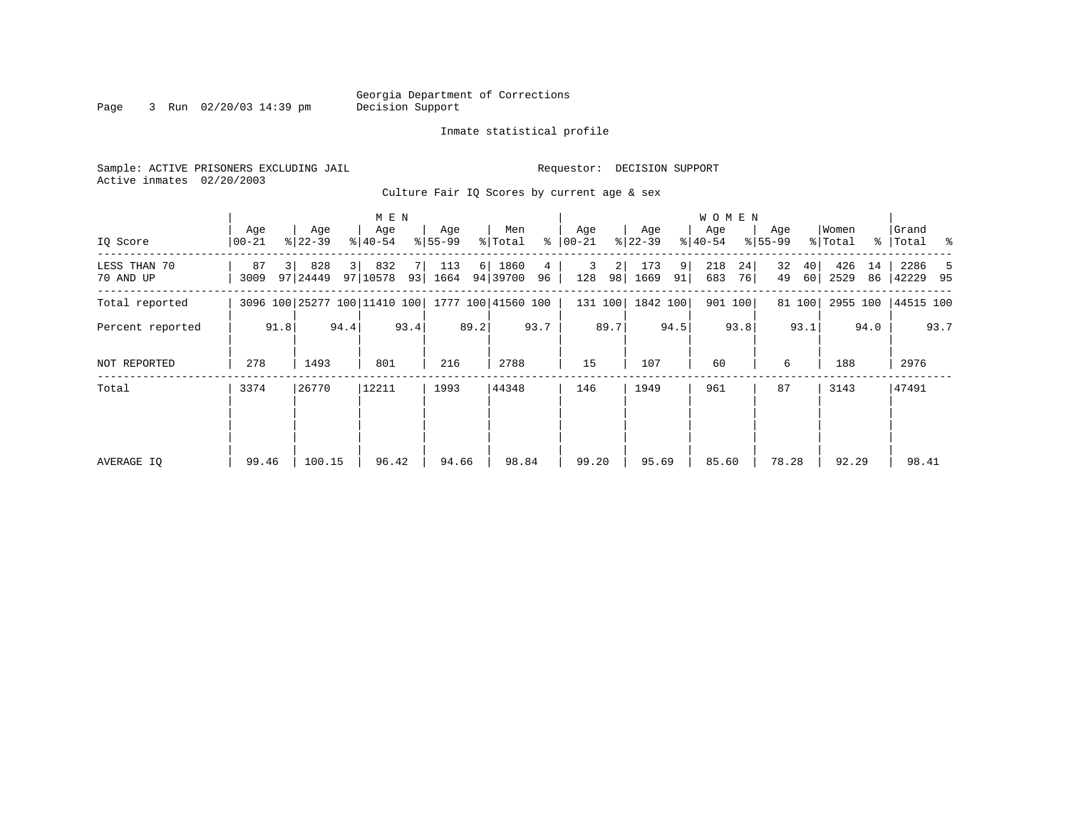Georgia Department of Corrections
Decision Support

Inmate statistical profile

Sample: ACTIVE PRISONERS EXCLUDING JAIL

Requestor: DECISION SUPPORT

Active inmates 02/20/2003

Culture Fair IQ Scores by current age & sex

| IQ Score | MEN Age 00-21 | % | Age 22-39 | % | Age 40-54 | % | Age 55-99 | % | Men Total | % | WOMEN Age 00-21 | % | Age 22-39 | % | Age 40-54 | % | Age 55-99 | % | Women Total | % | Grand Total | % |
|---|---|---|---|---|---|---|---|---|---|---|---|---|---|---|---|---|---|---|---|---|---|---|
| LESS THAN 70 | 87 | 3 | 828 | 3 | 832 | 7 | 113 | 6 | 1860 | 4 | 3 | 2 | 173 | 9 | 218 | 24 | 32 | 40 | 426 | 14 | 2286 | 5 |
| 70 AND UP | 3009 | 97 | 24449 | 97 | 10578 | 93 | 1664 | 94 | 39700 | 96 | 128 | 98 | 1669 | 91 | 683 | 76 | 49 | 60 | 2529 | 86 | 42229 | 95 |
| Total reported | 3096 | 100 | 25277 | 100 | 11410 | 100 | 1777 | 100 | 41560 | 100 | 131 | 100 | 1842 | 100 | 901 | 100 | 81 | 100 | 2955 | 100 | 44515 | 100 |
| Percent reported | | 91.8 | | 94.4 | | 93.4 | | 89.2 | | 93.7 | | 89.7 | | 94.5 | | 93.8 | | 93.1 | | 94.0 | | 93.7 |
| NOT REPORTED | 278 | | 1493 | | 801 | | 216 | | 2788 | | 15 | | 107 | | 60 | | 6 | | 188 | | 2976 | |
| Total | 3374 | | 26770 | | 12211 | | 1993 | | 44348 | | 146 | | 1949 | | 961 | | 87 | | 3143 | | 47491 | |
| AVERAGE IQ | 99.46 | | 100.15 | | 96.42 | | 94.66 | | 98.84 | | 99.20 | | 95.69 | | 85.60 | | 78.28 | | 92.29 | | 98.41 | |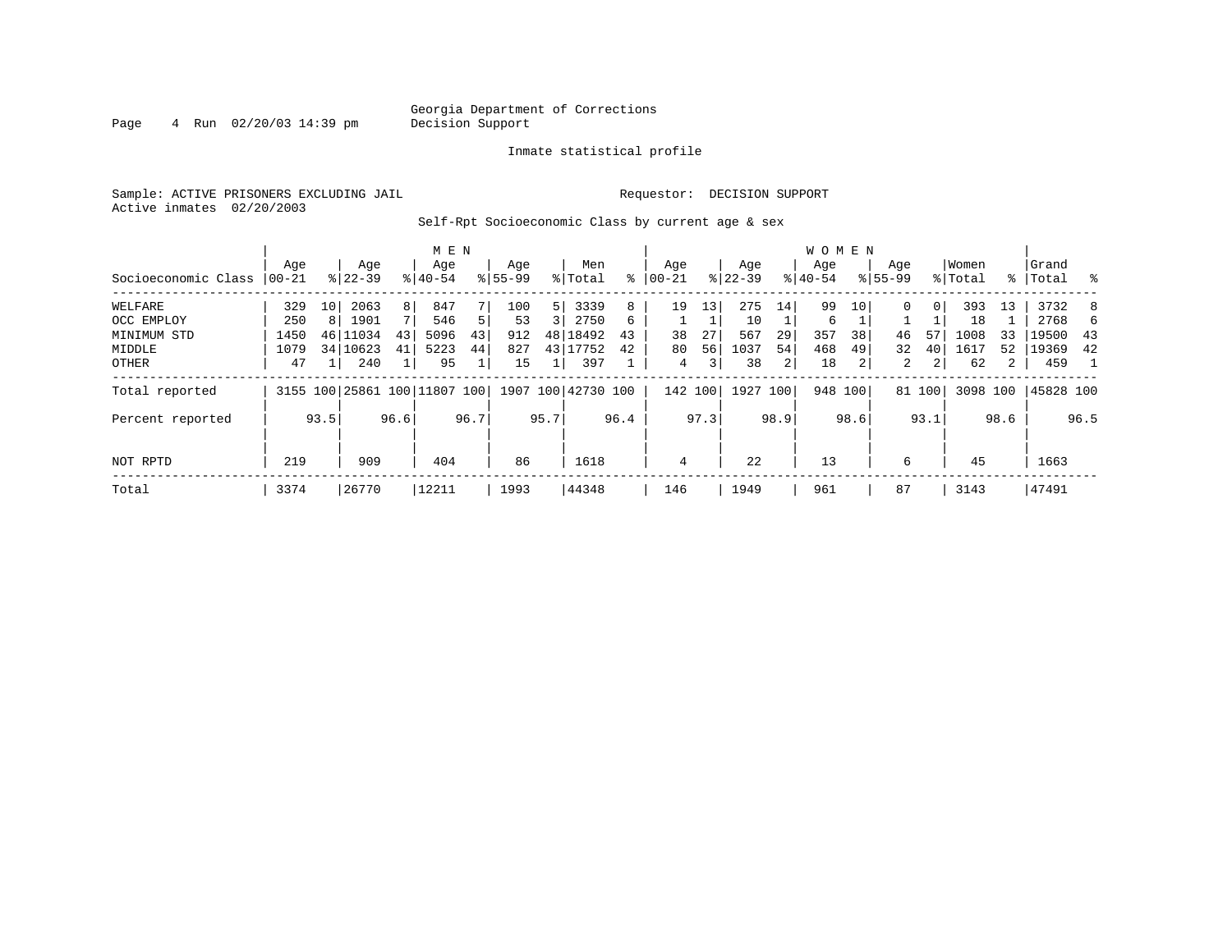Georgia Department of Corrections
Decision Support

Inmate statistical profile

Sample: ACTIVE PRISONERS EXCLUDING JAIL

Requestor: DECISION SUPPORT

Active inmates 02/20/2003

Self-Rpt Socioeconomic Class by current age & sex

| Socioeconomic Class | MEN Age 00-21 | % | Age 22-39 | % | Age 40-54 | % | Age 55-99 | % | Men Total | % | WOMEN Age 00-21 | % | Age 22-39 | % | Age 40-54 | % | Age 55-99 | % | Women Total | % | Grand Total | % |
|---|---|---|---|---|---|---|---|---|---|---|---|---|---|---|---|---|---|---|---|---|---|---|
| WELFARE | 329 | 10 | 2063 | 8 | 847 | 7 | 100 | 5 | 3339 | 8 | 19 | 13 | 275 | 14 | 99 | 10 | 0 | 0 | 393 | 13 | 3732 | 8 |
| OCC EMPLOY | 250 | 8 | 1901 | 7 | 546 | 5 | 53 | 3 | 2750 | 6 | 1 | 1 | 10 | 1 | 6 | 1 | 1 | 1 | 18 | 1 | 2768 | 6 |
| MINIMUM STD | 1450 | 46 | 11034 | 43 | 5096 | 43 | 912 | 48 | 18492 | 43 | 38 | 27 | 567 | 29 | 357 | 38 | 46 | 57 | 1008 | 33 | 19500 | 43 |
| MIDDLE | 1079 | 34 | 10623 | 41 | 5223 | 44 | 827 | 43 | 17752 | 42 | 80 | 56 | 1037 | 54 | 468 | 49 | 32 | 40 | 1617 | 52 | 19369 | 42 |
| OTHER | 47 | 1 | 240 | 1 | 95 | 1 | 15 | 1 | 397 | 1 | 4 | 3 | 38 | 2 | 18 | 2 | 2 | 2 | 62 | 2 | 459 | 1 |
| Total reported | 3155 | 100 | 25861 | 100 | 11807 | 100 | 1907 | 100 | 42730 | 100 | 142 | 100 | 1927 | 100 | 948 | 100 | 81 | 100 | 3098 | 100 | 45828 | 100 |
| Percent reported | | 93.5 | | 96.6 | | 96.7 | | 95.7 | | 96.4 | | 97.3 | | 98.9 | | 98.6 | | 93.1 | | 98.6 | | 96.5 |
| NOT RPTD | 219 | | 909 | | 404 | | 86 | | 1618 | | 4 | | 22 | | 13 | | 6 | | 45 | | 1663 | |
| Total | 3374 | | 26770 | | 12211 | | 1993 | | 44348 | | 146 | | 1949 | | 961 | | 87 | | 3143 | | 47491 | |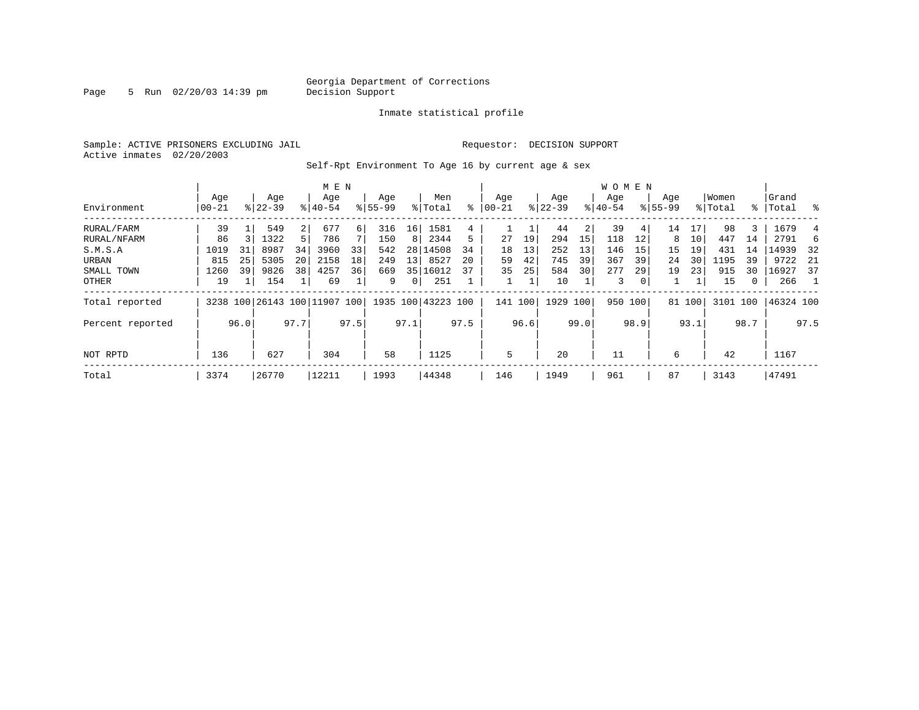Georgia Department of Corrections
Decision Support

Inmate statistical profile

Sample: ACTIVE PRISONERS EXCLUDING JAIL  Requestor: DECISION SUPPORT
Active inmates 02/20/2003

Self-Rpt Environment To Age 16 by current age & sex

| | MEN | | | | | | | | | | WOMEN | | | | | | | | | | Grand | |
|---|---|---|---|---|---|---|---|---|---|---|---|---|---|---|---|---|---|---|---|---|---|---|
| Environment | Age 00-21 | % | Age 22-39 | % | Age 40-54 | % | Age 55-99 | % | Men Total | % | Age 00-21 | % | Age 22-39 | % | Age 40-54 | % | Age 55-99 | % | Women Total | % | Grand Total | % |
| RURAL/FARM | 39 | 1 | 549 | 2 | 677 | 6 | 316 | 16 | 1581 | 4 | 1 | 1 | 44 | 2 | 39 | 4 | 14 | 17 | 98 | 3 | 1679 | 4 |
| RURAL/NFARM | 86 | 3 | 1322 | 5 | 786 | 7 | 150 | 8 | 2344 | 5 | 27 | 19 | 294 | 15 | 118 | 12 | 8 | 10 | 447 | 14 | 2791 | 6 |
| S.M.S.A | 1019 | 31 | 8987 | 34 | 3960 | 33 | 542 | 28 | 14508 | 34 | 18 | 13 | 252 | 13 | 146 | 15 | 15 | 19 | 431 | 14 | 14939 | 32 |
| URBAN | 815 | 25 | 5305 | 20 | 2158 | 18 | 249 | 13 | 8527 | 20 | 59 | 42 | 745 | 39 | 367 | 39 | 24 | 30 | 1195 | 39 | 9722 | 21 |
| SMALL TOWN | 1260 | 39 | 9826 | 38 | 4257 | 36 | 669 | 35 | 16012 | 37 | 35 | 25 | 584 | 30 | 277 | 29 | 19 | 23 | 915 | 30 | 16927 | 37 |
| OTHER | 19 | 1 | 154 | 1 | 69 | 1 | 9 | 0 | 251 | 1 | 1 | 1 | 10 | 1 | 3 | 0 | 1 | 1 | 15 | 0 | 266 | 1 |
| Total reported | 3238 | 100 | 26143 | 100 | 11907 | 100 | 1935 | 100 | 43223 | 100 | 141 | 100 | 1929 | 100 | 950 | 100 | 81 | 100 | 3101 | 100 | 46324 | 100 |
| Percent reported | | 96.0 | | 97.7 | | 97.5 | | 97.1 | | 97.5 | | 96.6 | | 99.0 | | 98.9 | | 93.1 | | 98.7 | | 97.5 |
| NOT RPTD | 136 | | 627 | | 304 | | 58 | | 1125 | | 5 | | 20 | | 11 | | 6 | | 42 | | 1167 | |
| Total | 3374 | | 26770 | | 12211 | | 1993 | | 44348 | | 146 | | 1949 | | 961 | | 87 | | 3143 | | 47491 | |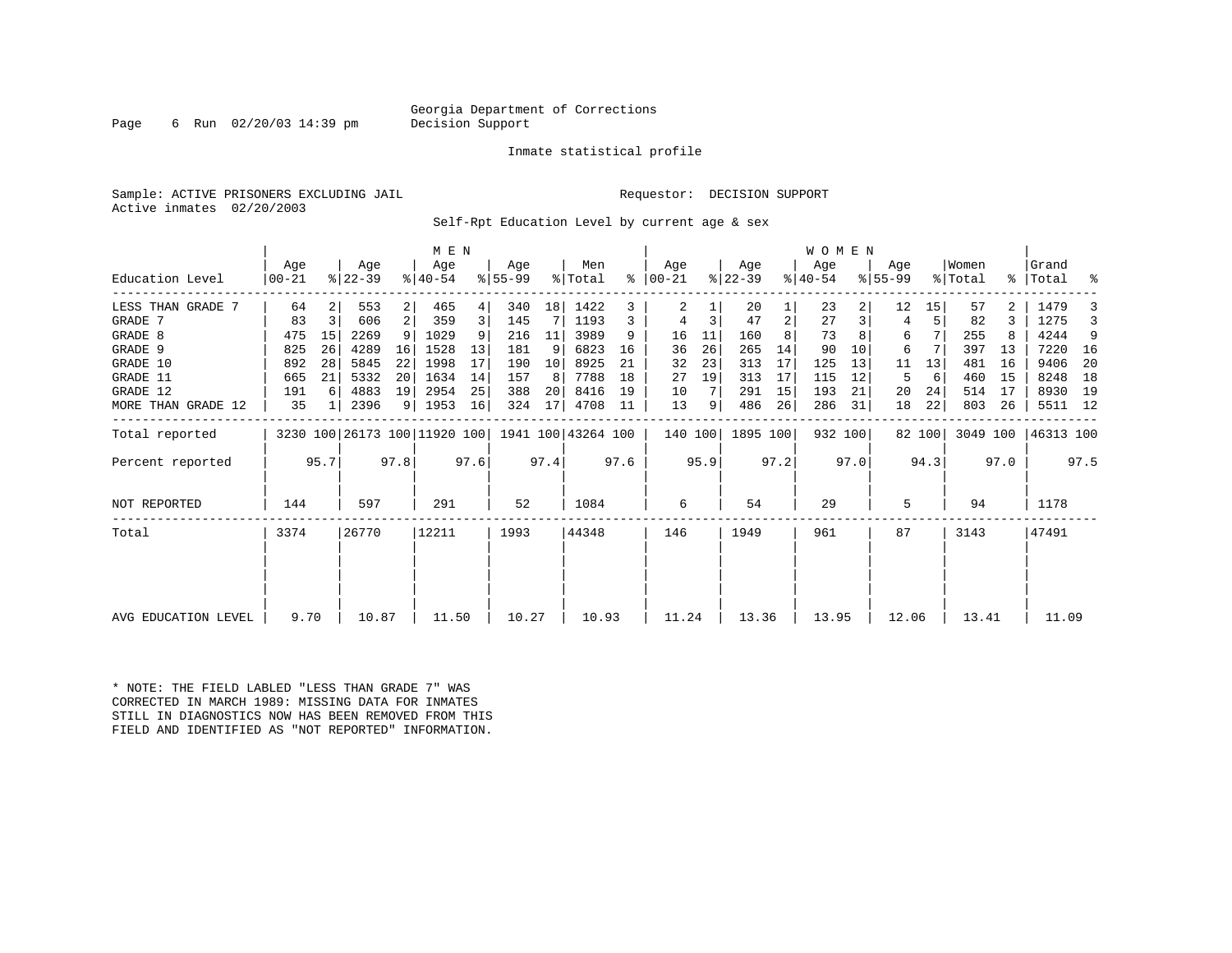Georgia Department of Corrections
Decision Support

Inmate statistical profile

Sample: ACTIVE PRISONERS EXCLUDING JAIL

Requestor: DECISION SUPPORT

Active inmates 02/20/2003

Self-Rpt Education Level by current age & sex

| Education Level | MEN Age 00-21 | % | Age 22-39 | % | Age 40-54 | % | Age 55-99 | % | Men Total | % | WOMEN Age 00-21 | % | Age 22-39 | % | Age 40-54 | % | Age 55-99 | % | Women Total | % | Grand Total | % |
|---|---|---|---|---|---|---|---|---|---|---|---|---|---|---|---|---|---|---|---|---|---|---|
| LESS THAN GRADE 7 | 64 | 2 | 553 | 2 | 465 | 4 | 340 | 18 | 1422 | 3 | 2 | 1 | 20 | 1 | 23 | 2 | 12 | 15 | 57 | 2 | 1479 | 3 |
| GRADE 7 | 83 | 3 | 606 | 2 | 359 | 3 | 145 | 7 | 1193 | 3 | 4 | 3 | 47 | 2 | 27 | 3 | 4 | 5 | 82 | 3 | 1275 | 3 |
| GRADE 8 | 475 | 15 | 2269 | 9 | 1029 | 9 | 216 | 11 | 3989 | 9 | 16 | 11 | 160 | 8 | 73 | 8 | 6 | 7 | 255 | 8 | 4244 | 9 |
| GRADE 9 | 825 | 26 | 4289 | 16 | 1528 | 13 | 181 | 9 | 6823 | 16 | 36 | 26 | 265 | 14 | 90 | 10 | 6 | 7 | 397 | 13 | 7220 | 16 |
| GRADE 10 | 892 | 28 | 5845 | 22 | 1998 | 17 | 190 | 10 | 8925 | 21 | 32 | 23 | 313 | 17 | 125 | 13 | 11 | 13 | 481 | 16 | 9406 | 20 |
| GRADE 11 | 665 | 21 | 5332 | 20 | 1634 | 14 | 157 | 8 | 7788 | 18 | 27 | 19 | 313 | 17 | 115 | 12 | 5 | 6 | 460 | 15 | 8248 | 18 |
| GRADE 12 | 191 | 6 | 4883 | 19 | 2954 | 25 | 388 | 20 | 8416 | 19 | 10 | 7 | 291 | 15 | 193 | 21 | 20 | 24 | 514 | 17 | 8930 | 19 |
| MORE THAN GRADE 12 | 35 | 1 | 2396 | 9 | 1953 | 16 | 324 | 17 | 4708 | 11 | 13 | 9 | 486 | 26 | 286 | 31 | 18 | 22 | 803 | 26 | 5511 | 12 |
| Total reported | 3230 | 100 | 26173 | 100 | 11920 | 100 | 1941 | 100 | 43264 | 100 | 140 | 100 | 1895 | 100 | 932 | 100 | 82 | 100 | 3049 | 100 | 46313 | 100 |
| Percent reported | | 95.7 | | 97.8 | | 97.6 | | 97.4 | | 97.6 | | 95.9 | | 97.2 | | 97.0 | | 94.3 | | 97.0 | | 97.5 |
| NOT REPORTED | 144 | | 597 | | 291 | | 52 | | 1084 | | 6 | | 54 | | 29 | | 5 | | 94 | | 1178 | |
| Total | 3374 | | 26770 | | 12211 | | 1993 | | 44348 | | 146 | | 1949 | | 961 | | 87 | | 3143 | | 47491 | |
| AVG EDUCATION LEVEL | 9.70 | | 10.87 | | 11.50 | | 10.27 | | 10.93 | | 11.24 | | 13.36 | | 13.95 | | 12.06 | | 13.41 | | 11.09 | |

* NOTE: THE FIELD LABLED "LESS THAN GRADE 7" WAS CORRECTED IN MARCH 1989: MISSING DATA FOR INMATES STILL IN DIAGNOSTICS NOW HAS BEEN REMOVED FROM THIS FIELD AND IDENTIFIED AS "NOT REPORTED" INFORMATION.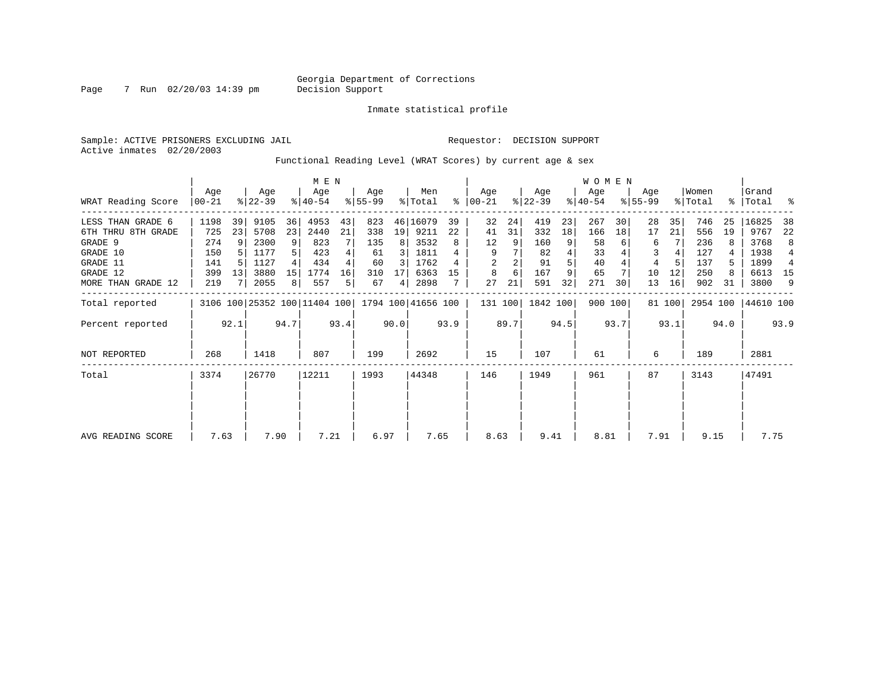Georgia Department of Corrections
Decision Support

Inmate statistical profile

Sample: ACTIVE PRISONERS EXCLUDING JAIL — Requestor: DECISION SUPPORT
Active inmates 02/20/2003

Functional Reading Level (WRAT Scores) by current age & sex

| WRAT Reading Score | MEN Age 00-21 | % | Age 22-39 | % | Age 40-54 | % | Age 55-99 | % | Men Total | % | WOMEN Age 00-21 | % | Age 22-39 | % | Age 40-54 | % | Age 55-99 | % | Women Total | % | Grand Total | % |
|---|---|---|---|---|---|---|---|---|---|---|---|---|---|---|---|---|---|---|---|---|---|---|
| LESS THAN GRADE 6 | 1198 | 39 | 9105 | 36 | 4953 | 43 | 823 | 46 | 16079 | 39 | 32 | 24 | 419 | 23 | 267 | 30 | 28 | 35 | 746 | 25 | 16825 | 38 |
| 6TH THRU 8TH GRADE | 725 | 23 | 5708 | 23 | 2440 | 21 | 338 | 19 | 9211 | 22 | 41 | 31 | 332 | 18 | 166 | 18 | 17 | 21 | 556 | 19 | 9767 | 22 |
| GRADE 9 | 274 | 9 | 2300 | 9 | 823 | 7 | 135 | 8 | 3532 | 8 | 12 | 9 | 160 | 9 | 58 | 6 | 6 | 7 | 236 | 8 | 3768 | 8 |
| GRADE 10 | 150 | 5 | 1177 | 5 | 423 | 4 | 61 | 3 | 1811 | 4 | 9 | 7 | 82 | 4 | 33 | 4 | 3 | 4 | 127 | 4 | 1938 | 4 |
| GRADE 11 | 141 | 5 | 1127 | 4 | 434 | 4 | 60 | 3 | 1762 | 4 | 2 | 2 | 91 | 5 | 40 | 4 | 4 | 5 | 137 | 5 | 1899 | 4 |
| GRADE 12 | 399 | 13 | 3880 | 15 | 1774 | 16 | 310 | 17 | 6363 | 15 | 8 | 6 | 167 | 9 | 65 | 7 | 10 | 12 | 250 | 8 | 6613 | 15 |
| MORE THAN GRADE 12 | 219 | 7 | 2055 | 8 | 557 | 5 | 67 | 4 | 2898 | 7 | 27 | 21 | 591 | 32 | 271 | 30 | 13 | 16 | 902 | 31 | 3800 | 9 |
| Total reported | 3106 | 100 | 25352 | 100 | 11404 | 100 | 1794 | 100 | 41656 | 100 | 131 | 100 | 1842 | 100 | 900 | 100 | 81 | 100 | 2954 | 100 | 44610 | 100 |
| Percent reported | | 92.1 | | 94.7 | | 93.4 | | 90.0 | | 93.9 | | 89.7 | | 94.5 | | 93.7 | | 93.1 | | 94.0 | | 93.9 |
| NOT REPORTED | 268 | | 1418 | | 807 | | 199 | | 2692 | | 15 | | 107 | | 61 | | 6 | | 189 | | 2881 | |
| Total | 3374 | | 26770 | | 12211 | | 1993 | | 44348 | | 146 | | 1949 | | 961 | | 87 | | 3143 | | 47491 | |
| AVG READING SCORE | 7.63 | | 7.90 | | 7.21 | | 6.97 | | 7.65 | | 8.63 | | 9.41 | | 8.81 | | 7.91 | | 9.15 | | 7.75 | |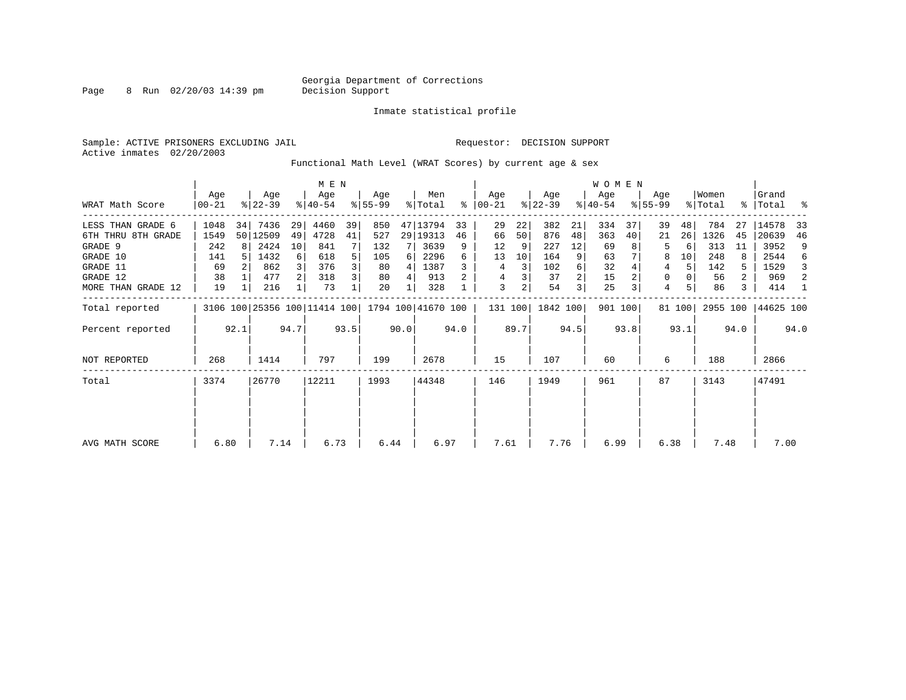Georgia Department of Corrections
Decision Support

Inmate statistical profile

Sample: ACTIVE PRISONERS EXCLUDING JAIL

Requestor: DECISION SUPPORT

Active inmates 02/20/2003

Functional Math Level (WRAT Scores) by current age & sex

| | MEN | | | | | | | | | | WOMEN | | | | | | | | | | | |
|---|---|---|---|---|---|---|---|---|---|---|---|---|---|---|---|---|---|---|---|---|---|---|
| WRAT Math Score | Age 00-21 | % | Age 22-39 | % | Age 40-54 | % | Age 55-99 | % | Men Total | % | Age 00-21 | % | Age 22-39 | % | Age 40-54 | % | Age 55-99 | % | Women Total | % | Grand Total | % |
| LESS THAN GRADE 6 | 1048 | 34 | 7436 | 29 | 4460 | 39 | 850 | 47 | 13794 | 33 | 29 | 22 | 382 | 21 | 334 | 37 | 39 | 48 | 784 | 27 | 14578 | 33 |
| 6TH THRU 8TH GRADE | 1549 | 50 | 12509 | 49 | 4728 | 41 | 527 | 29 | 19313 | 46 | 66 | 50 | 876 | 48 | 363 | 40 | 21 | 26 | 1326 | 45 | 20639 | 46 |
| GRADE 9 | 242 | 8 | 2424 | 10 | 841 | 7 | 132 | 7 | 3639 | 9 | 12 | 9 | 227 | 12 | 69 | 8 | 5 | 6 | 313 | 11 | 3952 | 9 |
| GRADE 10 | 141 | 5 | 1432 | 6 | 618 | 5 | 105 | 6 | 2296 | 6 | 13 | 10 | 164 | 9 | 63 | 7 | 8 | 10 | 248 | 8 | 2544 | 6 |
| GRADE 11 | 69 | 2 | 862 | 3 | 376 | 3 | 80 | 4 | 1387 | 3 | 4 | 3 | 102 | 6 | 32 | 4 | 4 | 5 | 142 | 5 | 1529 | 3 |
| GRADE 12 | 38 | 1 | 477 | 2 | 318 | 3 | 80 | 4 | 913 | 2 | 4 | 3 | 37 | 2 | 15 | 2 | 0 | 0 | 56 | 2 | 969 | 2 |
| MORE THAN GRADE 12 | 19 | 1 | 216 | 1 | 73 | 1 | 20 | 1 | 328 | 1 | 3 | 2 | 54 | 3 | 25 | 3 | 4 | 5 | 86 | 3 | 414 | 1 |
| Total reported | 3106 | 100 | 25356 | 100 | 11414 | 100 | 1794 | 100 | 41670 | 100 | 131 | 100 | 1842 | 100 | 901 | 100 | 81 | 100 | 2955 | 100 | 44625 | 100 |
| Percent reported | | 92.1 | | 94.7 | | 93.5 | | 90.0 | | 94.0 | | 89.7 | | 94.5 | | 93.8 | | 93.1 | | 94.0 | | 94.0 |
| NOT REPORTED | 268 | | 1414 | | 797 | | 199 | | 2678 | | 15 | | 107 | | 60 | | 6 | | 188 | | 2866 | |
| Total | 3374 | | 26770 | | 12211 | | 1993 | | 44348 | | 146 | | 1949 | | 961 | | 87 | | 3143 | | 47491 | |
| AVG MATH SCORE | 6.80 | | 7.14 | | 6.73 | | 6.44 | | 6.97 | | 7.61 | | 7.76 | | 6.99 | | 6.38 | | 7.48 | | 7.00 | |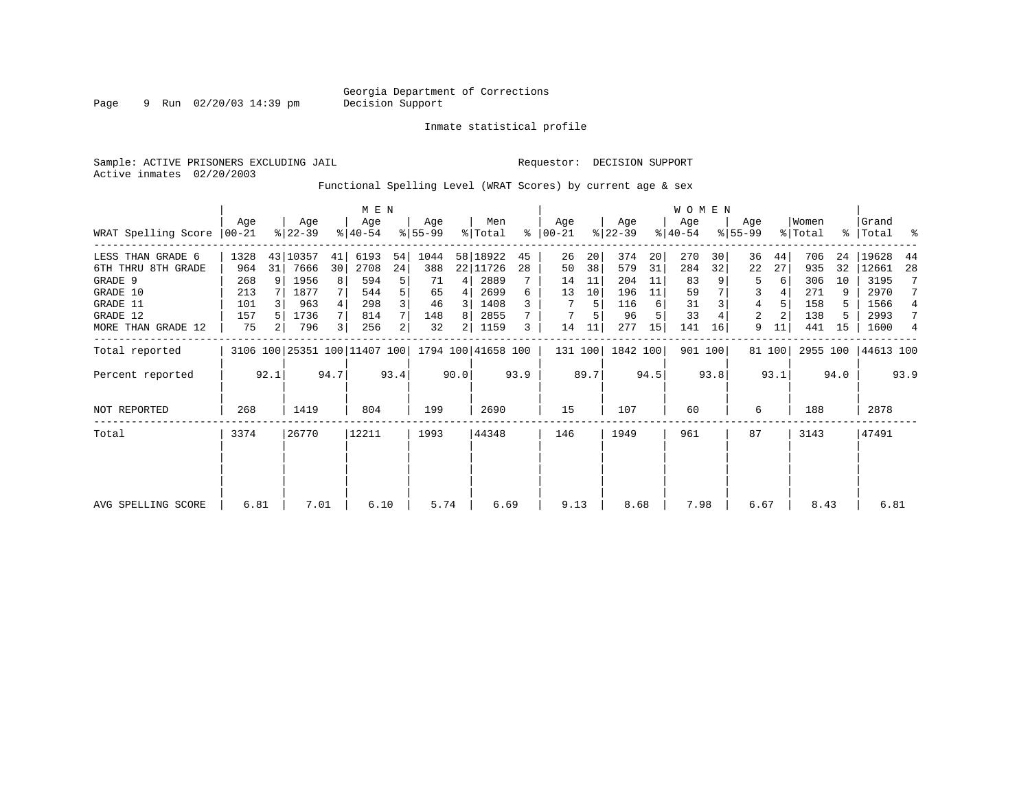Georgia Department of Corrections
Decision Support

Inmate statistical profile

Sample: ACTIVE PRISONERS EXCLUDING JAIL Requestor: DECISION SUPPORT
Active inmates 02/20/2003

Functional Spelling Level (WRAT Scores) by current age & sex

| | MEN | | | | | | | | | | WOMEN | | | | | | | | | | | |
|---|---|---|---|---|---|---|---|---|---|---|---|---|---|---|---|---|---|---|---|---|---|---|
| WRAT Spelling Score | Age 00-21 | % | Age 22-39 | % | Age 40-54 | % | Age 55-99 | % | Men Total | % | Age 00-21 | % | Age 22-39 | % | Age 40-54 | % | Age 55-99 | % | Women Total | % | Grand Total | % |
| LESS THAN GRADE 6 | 1328 | 43 | 10357 | 41 | 6193 | 54 | 1044 | 58 | 18922 | 45 | 26 | 20 | 374 | 20 | 270 | 30 | 36 | 44 | 706 | 24 | 19628 | 44 |
| 6TH THRU 8TH GRADE | 964 | 31 | 7666 | 30 | 2708 | 24 | 388 | 22 | 11726 | 28 | 50 | 38 | 579 | 31 | 284 | 32 | 22 | 27 | 935 | 32 | 12661 | 28 |
| GRADE 9 | 268 | 9 | 1956 | 8 | 594 | 5 | 71 | 4 | 2889 | 7 | 14 | 11 | 204 | 11 | 83 | 9 | 5 | 6 | 306 | 10 | 3195 | 7 |
| GRADE 10 | 213 | 7 | 1877 | 7 | 544 | 5 | 65 | 4 | 2699 | 6 | 13 | 10 | 196 | 11 | 59 | 7 | 3 | 4 | 271 | 9 | 2970 | 7 |
| GRADE 11 | 101 | 3 | 963 | 4 | 298 | 3 | 46 | 3 | 1408 | 3 | 7 | 5 | 116 | 6 | 31 | 3 | 4 | 5 | 158 | 5 | 1566 | 4 |
| GRADE 12 | 157 | 5 | 1736 | 7 | 814 | 7 | 148 | 8 | 2855 | 7 | 7 | 5 | 96 | 5 | 33 | 4 | 2 | 2 | 138 | 5 | 2993 | 7 |
| MORE THAN GRADE 12 | 75 | 2 | 796 | 3 | 256 | 2 | 32 | 2 | 1159 | 3 | 14 | 11 | 277 | 15 | 141 | 16 | 9 | 11 | 441 | 15 | 1600 | 4 |
| Total reported | 3106 | 100 | 25351 | 100 | 11407 | 100 | 1794 | 100 | 41658 | 100 | 131 | 100 | 1842 | 100 | 901 | 100 | 81 | 100 | 2955 | 100 | 44613 | 100 |
| Percent reported | | 92.1 | | 94.7 | | 93.4 | | 90.0 | | 93.9 | | 89.7 | | 94.5 | | 93.8 | | 93.1 | | 94.0 | | 93.9 |
| NOT REPORTED | 268 | | 1419 | | 804 | | 199 | | 2690 | | 15 | | 107 | | 60 | | 6 | | 188 | | 2878 | |
| Total | 3374 | | 26770 | | 12211 | | 1993 | | 44348 | | 146 | | 1949 | | 961 | | 87 | | 3143 | | 47491 | |
| AVG SPELLING SCORE | 6.81 | | 7.01 | | 6.10 | | 5.74 | | 6.69 | | 9.13 | | 8.68 | | 7.98 | | 6.67 | | 8.43 | | 6.81 | |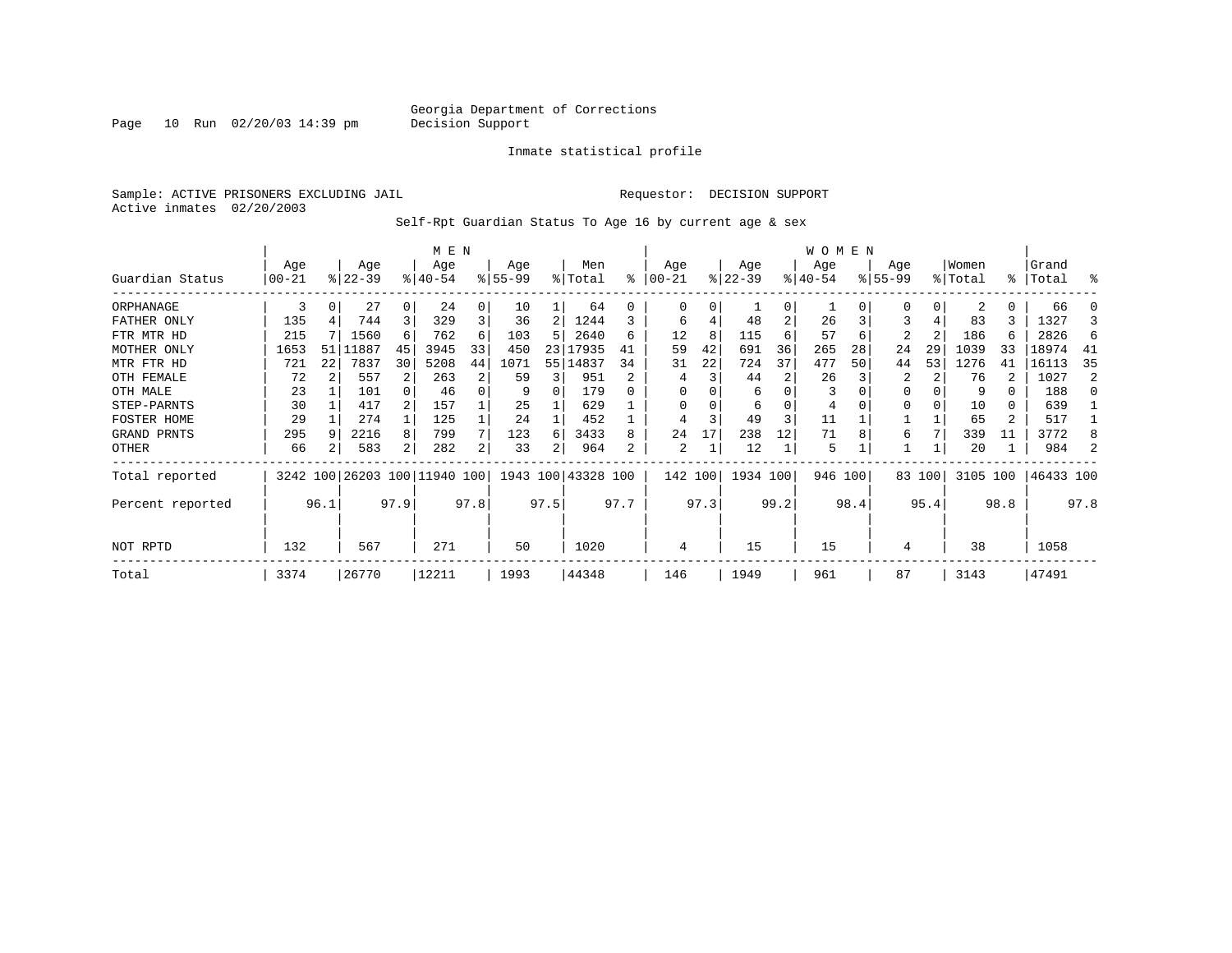Georgia Department of Corrections
Decision Support

Inmate statistical profile

Sample: ACTIVE PRISONERS EXCLUDING JAIL                                    Requestor: DECISION SUPPORT
Active inmates 02/20/2003

Self-Rpt Guardian Status To Age 16 by current age & sex

| Guardian Status | MEN Age 00-21 | % | Age 22-39 | % | Age 40-54 | % | Age 55-99 | % | Men Total | % | WOMEN Age 00-21 | % | Age 22-39 | % | Age 40-54 | % | Age 55-99 | % | Women Total | % | Grand Total | % |
|---|---|---|---|---|---|---|---|---|---|---|---|---|---|---|---|---|---|---|---|---|---|---|
| ORPHANAGE | 3 | 0 | 27 | 0 | 24 | 0 | 10 | 1 | 64 | 0 | 0 | 0 | 1 | 0 | 1 | 0 | 0 | 0 | 2 | 0 | 66 | 0 |
| FATHER ONLY | 135 | 4 | 744 | 3 | 329 | 3 | 36 | 2 | 1244 | 3 | 6 | 4 | 48 | 2 | 26 | 3 | 3 | 4 | 83 | 3 | 1327 | 3 |
| FTR MTR HD | 215 | 7 | 1560 | 6 | 762 | 6 | 103 | 5 | 2640 | 6 | 12 | 8 | 115 | 6 | 57 | 6 | 2 | 2 | 186 | 6 | 2826 | 6 |
| MOTHER ONLY | 1653 | 51 | 11887 | 45 | 3945 | 33 | 450 | 23 | 17935 | 41 | 59 | 42 | 691 | 36 | 265 | 28 | 24 | 29 | 1039 | 33 | 18974 | 41 |
| MTR FTR HD | 721 | 22 | 7837 | 30 | 5208 | 44 | 1071 | 55 | 14837 | 34 | 31 | 22 | 724 | 37 | 477 | 50 | 44 | 53 | 1276 | 41 | 16113 | 35 |
| OTH FEMALE | 72 | 2 | 557 | 2 | 263 | 2 | 59 | 3 | 951 | 2 | 4 | 3 | 44 | 2 | 26 | 3 | 2 | 2 | 76 | 2 | 1027 | 2 |
| OTH MALE | 23 | 1 | 101 | 0 | 46 | 0 | 9 | 0 | 179 | 0 | 0 | 0 | 6 | 0 | 3 | 0 | 0 | 0 | 9 | 0 | 188 | 0 |
| STEP-PARNTS | 30 | 1 | 417 | 2 | 157 | 1 | 25 | 1 | 629 | 1 | 0 | 0 | 6 | 0 | 4 | 0 | 0 | 0 | 10 | 0 | 639 | 1 |
| FOSTER HOME | 29 | 1 | 274 | 1 | 125 | 1 | 24 | 1 | 452 | 1 | 4 | 3 | 49 | 3 | 11 | 1 | 1 | 1 | 65 | 2 | 517 | 1 |
| GRAND PRNTS | 295 | 9 | 2216 | 8 | 799 | 7 | 123 | 6 | 3433 | 8 | 24 | 17 | 238 | 12 | 71 | 8 | 6 | 7 | 339 | 11 | 3772 | 8 |
| OTHER | 66 | 2 | 583 | 2 | 282 | 2 | 33 | 2 | 964 | 2 | 2 | 1 | 12 | 1 | 5 | 1 | 1 | 1 | 20 | 1 | 984 | 2 |
| Total reported | 3242 | 100 | 26203 | 100 | 11940 | 100 | 1943 | 100 | 43328 | 100 | 142 | 100 | 1934 | 100 | 946 | 100 | 83 | 100 | 3105 | 100 | 46433 | 100 |
| Percent reported | | 96.1 | | 97.9 | | 97.8 | | 97.5 | | 97.7 | | 97.3 | | 99.2 | | 98.4 | | 95.4 | | 98.8 | | 97.8 |
| NOT RPTD | 132 | | 567 | | 271 | | 50 | | 1020 | | 4 | | 15 | | 15 | | 4 | | 38 | | 1058 | |
| Total | 3374 | | 26770 | | 12211 | | 1993 | | 44348 | | 146 | | 1949 | | 961 | | 87 | | 3143 | | 47491 | |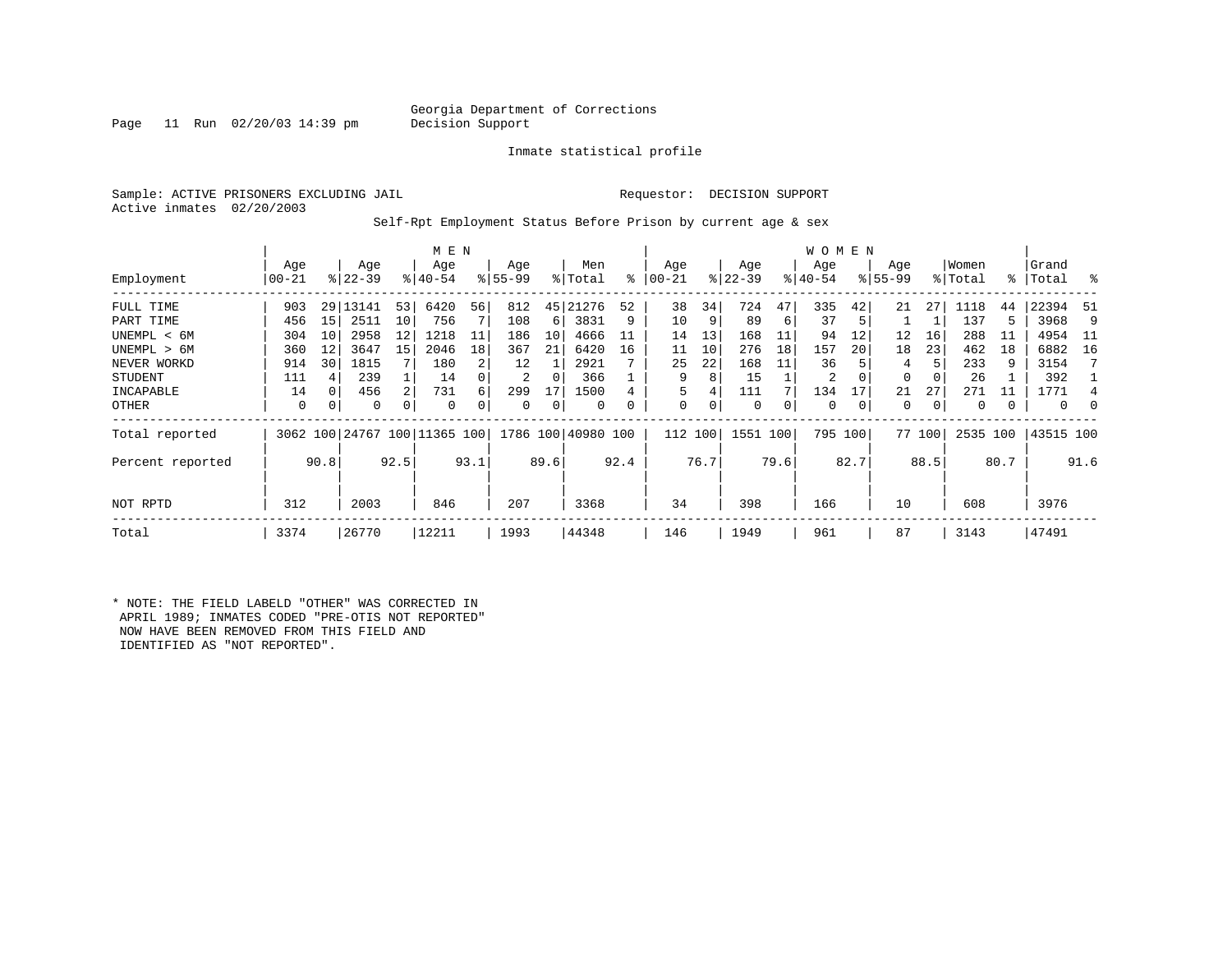Georgia Department of Corrections
Decision Support

Inmate statistical profile

Sample: ACTIVE PRISONERS EXCLUDING JAIL    Requestor: DECISION SUPPORT
Active inmates 02/20/2003

Self-Rpt Employment Status Before Prison by current age & sex

| Employment | MEN Age 00-21 | % | Age 22-39 | % | Age 40-54 | % | Age 55-99 | % | Men Total | % | WOMEN Age 00-21 | % | Age 22-39 | % | Age 40-54 | % | Age 55-99 | % | Women Total | % | Grand Total | % |
|---|---|---|---|---|---|---|---|---|---|---|---|---|---|---|---|---|---|---|---|---|---|---|
| FULL TIME | 903 | 29 | 13141 | 53 | 6420 | 56 | 812 | 45 | 21276 | 52 | 38 | 34 | 724 | 47 | 335 | 42 | 21 | 27 | 1118 | 44 | 22394 | 51 |
| PART TIME | 456 | 15 | 2511 | 10 | 756 | 7 | 108 | 6 | 3831 | 9 | 10 | 9 | 89 | 6 | 37 | 5 | 1 | 1 | 137 | 5 | 3968 | 9 |
| UNEMPL < 6M | 304 | 10 | 2958 | 12 | 1218 | 11 | 186 | 10 | 4666 | 11 | 14 | 13 | 168 | 11 | 94 | 12 | 12 | 16 | 288 | 11 | 4954 | 11 |
| UNEMPL > 6M | 360 | 12 | 3647 | 15 | 2046 | 18 | 367 | 21 | 6420 | 16 | 11 | 10 | 276 | 18 | 157 | 20 | 18 | 23 | 462 | 18 | 6882 | 16 |
| NEVER WORKD | 914 | 30 | 1815 | 7 | 180 | 2 | 12 | 1 | 2921 | 7 | 25 | 22 | 168 | 11 | 36 | 5 | 4 | 5 | 233 | 9 | 3154 | 7 |
| STUDENT | 111 | 4 | 239 | 1 | 14 | 0 | 2 | 0 | 366 | 1 | 9 | 8 | 15 | 1 | 2 | 0 | 0 | 0 | 26 | 1 | 392 | 1 |
| INCAPABLE | 14 | 0 | 456 | 2 | 731 | 6 | 299 | 17 | 1500 | 4 | 5 | 4 | 111 | 7 | 134 | 17 | 21 | 27 | 271 | 11 | 1771 | 4 |
| OTHER | 0 | 0 | 0 | 0 | 0 | 0 | 0 | 0 | 0 | 0 | 0 | 0 | 0 | 0 | 0 | 0 | 0 | 0 | 0 | 0 | 0 | 0 |
| Total reported | 3062 | 100 | 24767 | 100 | 11365 | 100 | 1786 | 100 | 40980 | 100 | 112 | 100 | 1551 | 100 | 795 | 100 | 77 | 100 | 2535 | 100 | 43515 | 100 |
| Percent reported | | 90.8 | | 92.5 | | 93.1 | | 89.6 | | 92.4 | | 76.7 | | 79.6 | | 82.7 | | 88.5 | | 80.7 | | 91.6 |
| NOT RPTD | 312 | | 2003 | | 846 | | 207 | | 3368 | | 34 | | 398 | | 166 | | 10 | | 608 | | 3976 | |
| Total | 3374 | | 26770 | | 12211 | | 1993 | | 44348 | | 146 | | 1949 | | 961 | | 87 | | 3143 | | 47491 | |

* NOTE: THE FIELD LABELD "OTHER" WAS CORRECTED IN APRIL 1989; INMATES CODED "PRE-OTIS NOT REPORTED" NOW HAVE BEEN REMOVED FROM THIS FIELD AND IDENTIFIED AS "NOT REPORTED".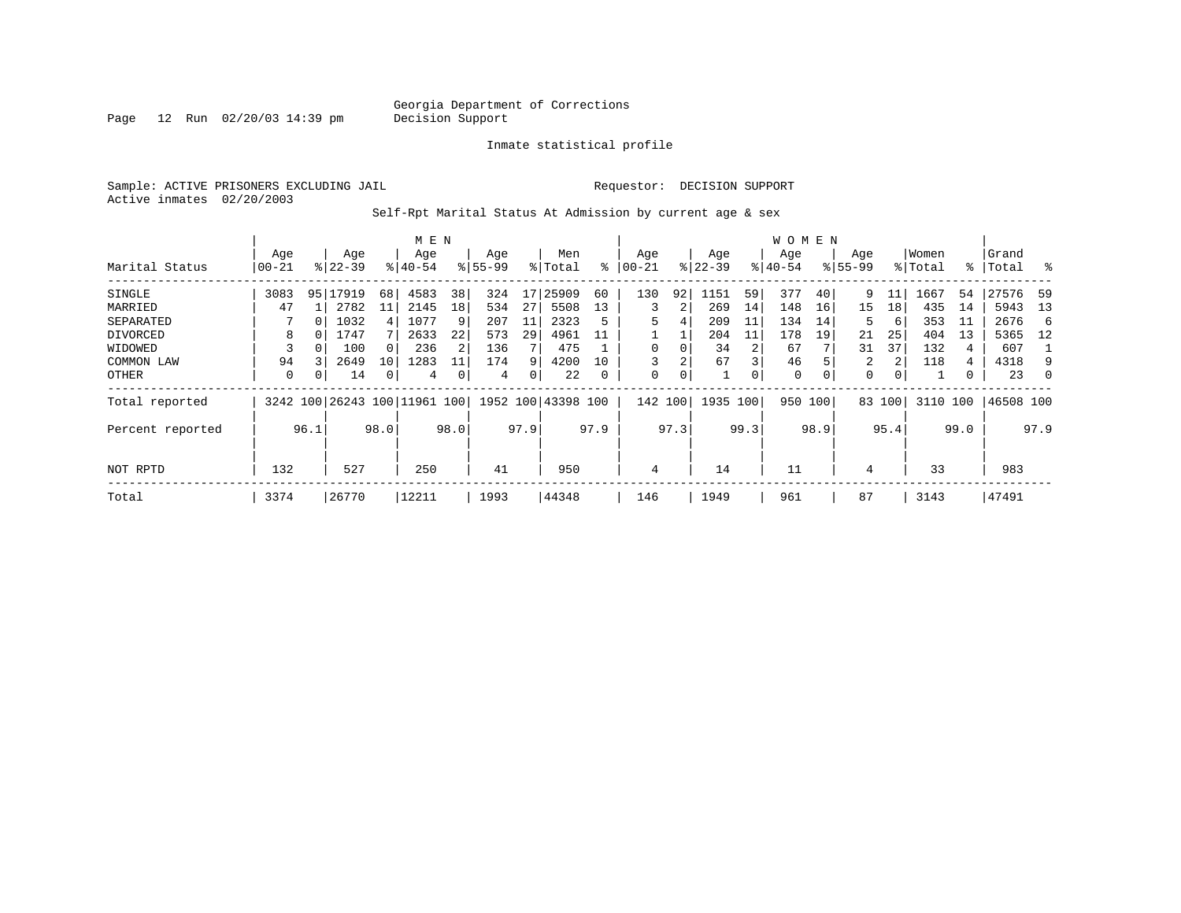Georgia Department of Corrections
Decision Support

Page 12 Run 02/20/03 14:39 pm

Inmate statistical profile

Sample: ACTIVE PRISONERS EXCLUDING JAIL

Requestor: DECISION SUPPORT

Active inmates 02/20/2003

Self-Rpt Marital Status At Admission by current age & sex

| | MEN | | | | | | | | | | WOMEN | | | | | | | | | | | |
|---|---|---|---|---|---|---|---|---|---|---|---|---|---|---|---|---|---|---|---|---|---|---|
| Marital Status | Age 00-21 | % | Age 22-39 | % | Age 40-54 | % | Age 55-99 | % | Men Total | % | Age 00-21 | % | Age 22-39 | % | Age 40-54 | % | Age 55-99 | % | Women Total | % | Grand Total | % |
| SINGLE | 3083 | 95 | 17919 | 68 | 4583 | 38 | 324 | 17 | 25909 | 60 | 130 | 92 | 1151 | 59 | 377 | 40 | 9 | 11 | 1667 | 54 | 27576 | 59 |
| MARRIED | 47 | 1 | 2782 | 11 | 2145 | 18 | 534 | 27 | 5508 | 13 | 3 | 2 | 269 | 14 | 148 | 16 | 15 | 18 | 435 | 14 | 5943 | 13 |
| SEPARATED | 7 | 0 | 1032 | 4 | 1077 | 9 | 207 | 11 | 2323 | 5 | 5 | 4 | 209 | 11 | 134 | 14 | 5 | 6 | 353 | 11 | 2676 | 6 |
| DIVORCED | 8 | 0 | 1747 | 7 | 2633 | 22 | 573 | 29 | 4961 | 11 | 1 | 1 | 204 | 11 | 178 | 19 | 21 | 25 | 404 | 13 | 5365 | 12 |
| WIDOWED | 3 | 0 | 100 | 0 | 236 | 2 | 136 | 7 | 475 | 1 | 0 | 0 | 34 | 2 | 67 | 7 | 31 | 37 | 132 | 4 | 607 | 1 |
| COMMON LAW | 94 | 3 | 2649 | 10 | 1283 | 11 | 174 | 9 | 4200 | 10 | 3 | 2 | 67 | 3 | 46 | 5 | 2 | 2 | 118 | 4 | 4318 | 9 |
| OTHER | 0 | 0 | 14 | 0 | 4 | 0 | 4 | 0 | 22 | 0 | 0 | 0 | 1 | 0 | 0 | 0 | 0 | 0 | 1 | 0 | 23 | 0 |
| Total reported | 3242 | 100 | 26243 | 100 | 11961 | 100 | 1952 | 100 | 43398 | 100 | 142 | 100 | 1935 | 100 | 950 | 100 | 83 | 100 | 3110 | 100 | 46508 | 100 |
| Percent reported | | 96.1 | | 98.0 | | 98.0 | | 97.9 | | 97.9 | | 97.3 | | 99.3 | | 98.9 | | 95.4 | | 99.0 | | 97.9 |
| NOT RPTD | 132 | | 527 | | 250 | | 41 | | 950 | | 4 | | 14 | | 11 | | 4 | | 33 | | 983 | |
| Total | 3374 | | 26770 | | 12211 | | 1993 | | 44348 | | 146 | | 1949 | | 961 | | 87 | | 3143 | | 47491 | |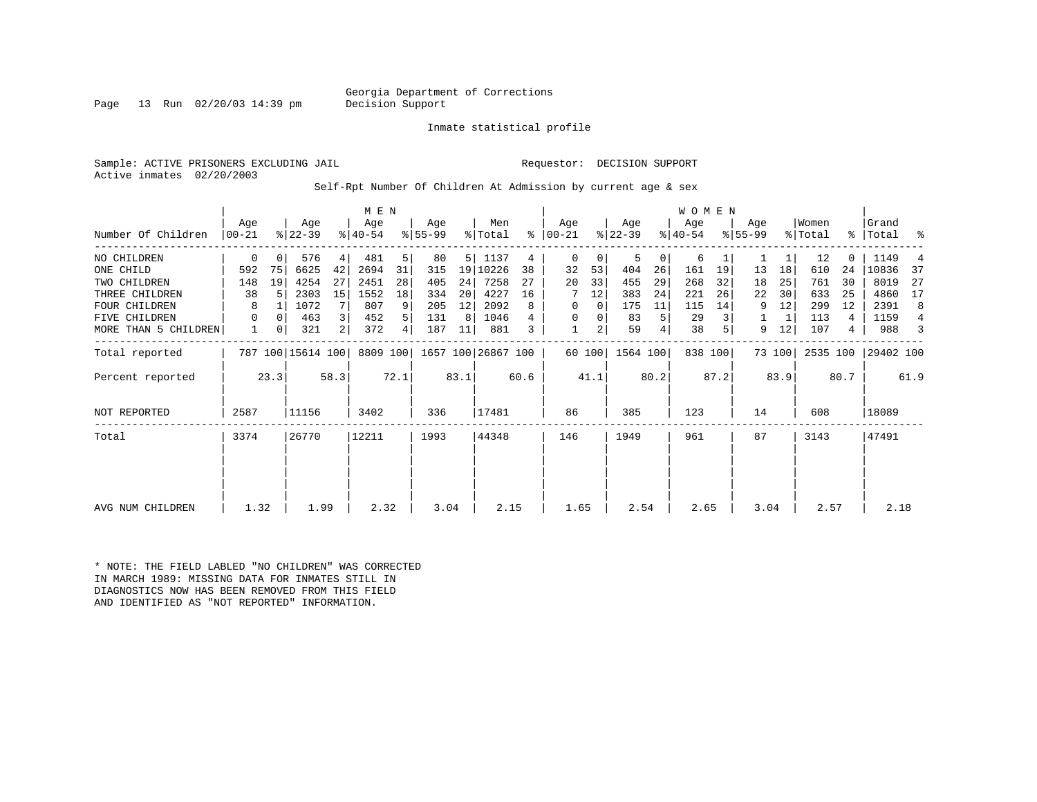Georgia Department of Corrections
Decision Support

Page 13 Run 02/20/03 14:39 pm

Inmate statistical profile

Sample: ACTIVE PRISONERS EXCLUDING JAIL

Requestor: DECISION SUPPORT

Active inmates 02/20/2003

Self-Rpt Number Of Children At Admission by current age & sex

| Number Of Children | MEN Age 00-21 | % | Age 22-39 | % | Age 40-54 | % | Age 55-99 | % | Men Total | % | WOMEN Age 00-21 | % | Age 22-39 | % | Age 40-54 | % | Age 55-99 | % | Women Total | % | Grand Total | % |
|---|---|---|---|---|---|---|---|---|---|---|---|---|---|---|---|---|---|---|---|---|---|---|
| NO CHILDREN | 0 | 0 | 576 | 4 | 481 | 5 | 80 | 5 | 1137 | 4 | 0 | 0 | 5 | 0 | 6 | 1 | 1 | 1 | 12 | 0 | 1149 | 4 |
| ONE CHILD | 592 | 75 | 6625 | 42 | 2694 | 31 | 315 | 19 | 10226 | 38 | 32 | 53 | 404 | 26 | 161 | 19 | 13 | 18 | 610 | 24 | 10836 | 37 |
| TWO CHILDREN | 148 | 19 | 4254 | 27 | 2451 | 28 | 405 | 24 | 7258 | 27 | 20 | 33 | 455 | 29 | 268 | 32 | 18 | 25 | 761 | 30 | 8019 | 27 |
| THREE CHILDREN | 38 | 5 | 2303 | 15 | 1552 | 18 | 334 | 20 | 4227 | 16 | 7 | 12 | 383 | 24 | 221 | 26 | 22 | 30 | 633 | 25 | 4860 | 17 |
| FOUR CHILDREN | 8 | 1 | 1072 | 7 | 807 | 9 | 205 | 12 | 2092 | 8 | 0 | 0 | 175 | 11 | 115 | 14 | 9 | 12 | 299 | 12 | 2391 | 8 |
| FIVE CHILDREN | 0 | 0 | 463 | 3 | 452 | 5 | 131 | 8 | 1046 | 4 | 0 | 0 | 83 | 5 | 29 | 3 | 1 | 1 | 113 | 4 | 1159 | 4 |
| MORE THAN 5 CHILDREN | 1 | 0 | 321 | 2 | 372 | 4 | 187 | 11 | 881 | 3 | 1 | 2 | 59 | 4 | 38 | 5 | 9 | 12 | 107 | 4 | 988 | 3 |
| Total reported | 787 | 100 | 15614 | 100 | 8809 | 100 | 1657 | 100 | 26867 | 100 | 60 | 100 | 1564 | 100 | 838 | 100 | 73 | 100 | 2535 | 100 | 29402 | 100 |
| Percent reported | | 23.3 | | 58.3 | | 72.1 | | 83.1 | | 60.6 | | 41.1 | | 80.2 | | 87.2 | | 83.9 | | 80.7 | | 61.9 |
| NOT REPORTED | 2587 | | 11156 | | 3402 | | 336 | | 17481 | | 86 | | 385 | | 123 | | 14 | | 608 | | 18089 | |
| Total | 3374 | | 26770 | | 12211 | | 1993 | | 44348 | | 146 | | 1949 | | 961 | | 87 | | 3143 | | 47491 | |
| AVG NUM CHILDREN | 1.32 | | 1.99 | | 2.32 | | 3.04 | | 2.15 | | 1.65 | | 2.54 | | 2.65 | | 3.04 | | 2.57 | | 2.18 | |

* NOTE: THE FIELD LABLED "NO CHILDREN" WAS CORRECTED IN MARCH 1989: MISSING DATA FOR INMATES STILL IN DIAGNOSTICS NOW HAS BEEN REMOVED FROM THIS FIELD AND IDENTIFIED AS "NOT REPORTED" INFORMATION.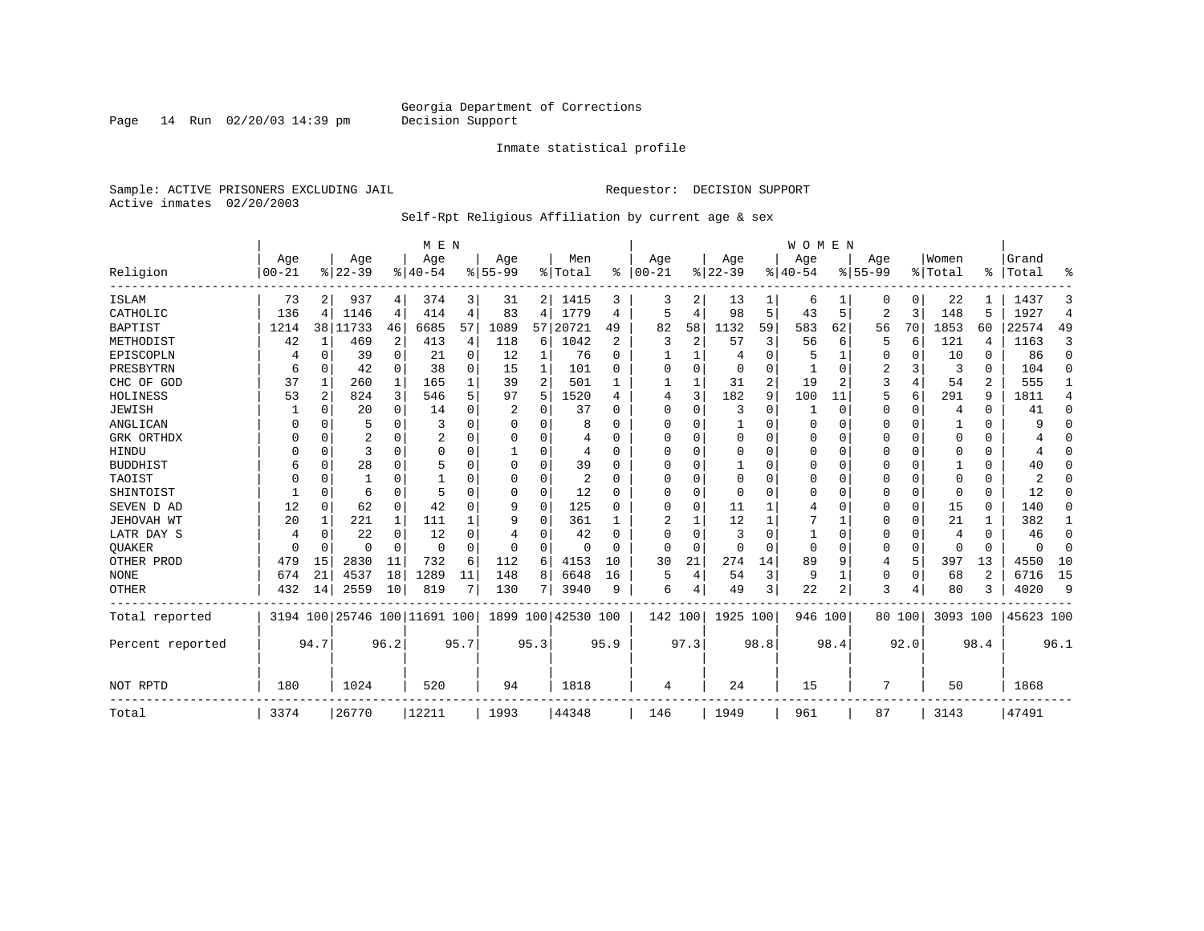Georgia Department of Corrections
Decision Support

Inmate statistical profile

Sample: ACTIVE PRISONERS EXCLUDING JAIL

Requestor: DECISION SUPPORT

Active inmates 02/20/2003

Self-Rpt Religious Affiliation by current age & sex

| Religion | MEN Age 00-21 | % | Age 22-39 | % | Age 40-54 | % | Age 55-99 | % | Men Total | % | WOMEN Age 00-21 | % | Age 22-39 | % | Age 40-54 | % | Age 55-99 | % | Women Total | % | Grand Total | % |
|---|---|---|---|---|---|---|---|---|---|---|---|---|---|---|---|---|---|---|---|---|---|---|
| ISLAM | 73 | 2 | 937 | 4 | 374 | 3 | 31 | 2 | 1415 | 3 | 3 | 2 | 13 | 1 | 6 | 1 | 0 | 0 | 22 | 1 | 1437 | 3 |
| CATHOLIC | 136 | 4 | 1146 | 4 | 414 | 4 | 83 | 4 | 1779 | 4 | 5 | 4 | 98 | 5 | 43 | 5 | 2 | 3 | 148 | 5 | 1927 | 4 |
| BAPTIST | 1214 | 38 | 11733 | 46 | 6685 | 57 | 1089 | 57 | 20721 | 49 | 82 | 58 | 1132 | 59 | 583 | 62 | 56 | 70 | 1853 | 60 | 22574 | 49 |
| METHODIST | 42 | 1 | 469 | 2 | 413 | 4 | 118 | 6 | 1042 | 2 | 3 | 2 | 57 | 3 | 56 | 6 | 5 | 6 | 121 | 4 | 1163 | 3 |
| EPISCOPLN | 4 | 0 | 39 | 0 | 21 | 0 | 12 | 1 | 76 | 0 | 1 | 1 | 4 | 0 | 5 | 1 | 0 | 0 | 10 | 0 | 86 | 0 |
| PRESBYTRN | 6 | 0 | 42 | 0 | 38 | 0 | 15 | 1 | 101 | 0 | 0 | 0 | 0 | 0 | 1 | 0 | 2 | 3 | 3 | 0 | 104 | 0 |
| CHC OF GOD | 37 | 1 | 260 | 1 | 165 | 1 | 39 | 2 | 501 | 1 | 1 | 1 | 31 | 2 | 19 | 2 | 3 | 4 | 54 | 2 | 555 | 1 |
| HOLINESS | 53 | 2 | 824 | 3 | 546 | 5 | 97 | 5 | 1520 | 4 | 4 | 3 | 182 | 9 | 100 | 11 | 5 | 6 | 291 | 9 | 1811 | 4 |
| JEWISH | 1 | 0 | 20 | 0 | 14 | 0 | 2 | 0 | 37 | 0 | 0 | 0 | 3 | 0 | 1 | 0 | 0 | 0 | 4 | 0 | 41 | 0 |
| ANGLICAN | 0 | 0 | 5 | 0 | 3 | 0 | 0 | 0 | 8 | 0 | 0 | 0 | 1 | 0 | 0 | 0 | 0 | 0 | 1 | 0 | 9 | 0 |
| GRK ORTHDX | 0 | 0 | 2 | 0 | 2 | 0 | 0 | 0 | 4 | 0 | 0 | 0 | 0 | 0 | 0 | 0 | 0 | 0 | 0 | 0 | 4 | 0 |
| HINDU | 0 | 0 | 3 | 0 | 0 | 0 | 1 | 0 | 4 | 0 | 0 | 0 | 0 | 0 | 0 | 0 | 0 | 0 | 0 | 0 | 4 | 0 |
| BUDDHIST | 6 | 0 | 28 | 0 | 5 | 0 | 0 | 0 | 39 | 0 | 0 | 0 | 1 | 0 | 0 | 0 | 0 | 0 | 1 | 0 | 40 | 0 |
| TAOIST | 0 | 0 | 1 | 0 | 1 | 0 | 0 | 0 | 2 | 0 | 0 | 0 | 0 | 0 | 0 | 0 | 0 | 0 | 0 | 0 | 2 | 0 |
| SHINTOIST | 1 | 0 | 6 | 0 | 5 | 0 | 0 | 0 | 12 | 0 | 0 | 0 | 0 | 0 | 0 | 0 | 0 | 0 | 0 | 0 | 12 | 0 |
| SEVEN D AD | 12 | 0 | 62 | 0 | 42 | 0 | 9 | 0 | 125 | 0 | 0 | 0 | 11 | 1 | 4 | 0 | 0 | 0 | 15 | 0 | 140 | 0 |
| JEHOVAH WT | 20 | 1 | 221 | 1 | 111 | 1 | 9 | 0 | 361 | 1 | 2 | 1 | 12 | 1 | 7 | 1 | 0 | 0 | 21 | 1 | 382 | 1 |
| LATR DAY S | 4 | 0 | 22 | 0 | 12 | 0 | 4 | 0 | 42 | 0 | 0 | 0 | 3 | 0 | 1 | 0 | 0 | 0 | 4 | 0 | 46 | 0 |
| QUAKER | 0 | 0 | 0 | 0 | 0 | 0 | 0 | 0 | 0 | 0 | 0 | 0 | 0 | 0 | 0 | 0 | 0 | 0 | 0 | 0 | 0 | 0 |
| OTHER PROD | 479 | 15 | 2830 | 11 | 732 | 6 | 112 | 6 | 4153 | 10 | 30 | 21 | 274 | 14 | 89 | 9 | 4 | 5 | 397 | 13 | 4550 | 10 |
| NONE | 674 | 21 | 4537 | 18 | 1289 | 11 | 148 | 8 | 6648 | 16 | 5 | 4 | 54 | 3 | 9 | 1 | 0 | 0 | 68 | 2 | 6716 | 15 |
| OTHER | 432 | 14 | 2559 | 10 | 819 | 7 | 130 | 7 | 3940 | 9 | 6 | 4 | 49 | 3 | 22 | 2 | 3 | 4 | 80 | 3 | 4020 | 9 |
| Total reported | 3194 | 100 | 25746 | 100 | 11691 | 100 | 1899 | 100 | 42530 | 100 | 142 | 100 | 1925 | 100 | 946 | 100 | 80 | 100 | 3093 | 100 | 45623 | 100 |
| Percent reported | | 94.7 | | 96.2 | | 95.7 | | 95.3 | | 95.9 | | 97.3 | | 98.8 | | 98.4 | | 92.0 | | 98.4 | | 96.1 |
| NOT RPTD | 180 | | 1024 | | 520 | | 94 | | 1818 | | 4 | | 24 | | 15 | | 7 | | 50 | | 1868 | |
| Total | 3374 | | 26770 | | 12211 | | 1993 | | 44348 | | 146 | | 1949 | | 961 | | 87 | | 3143 | | 47491 | |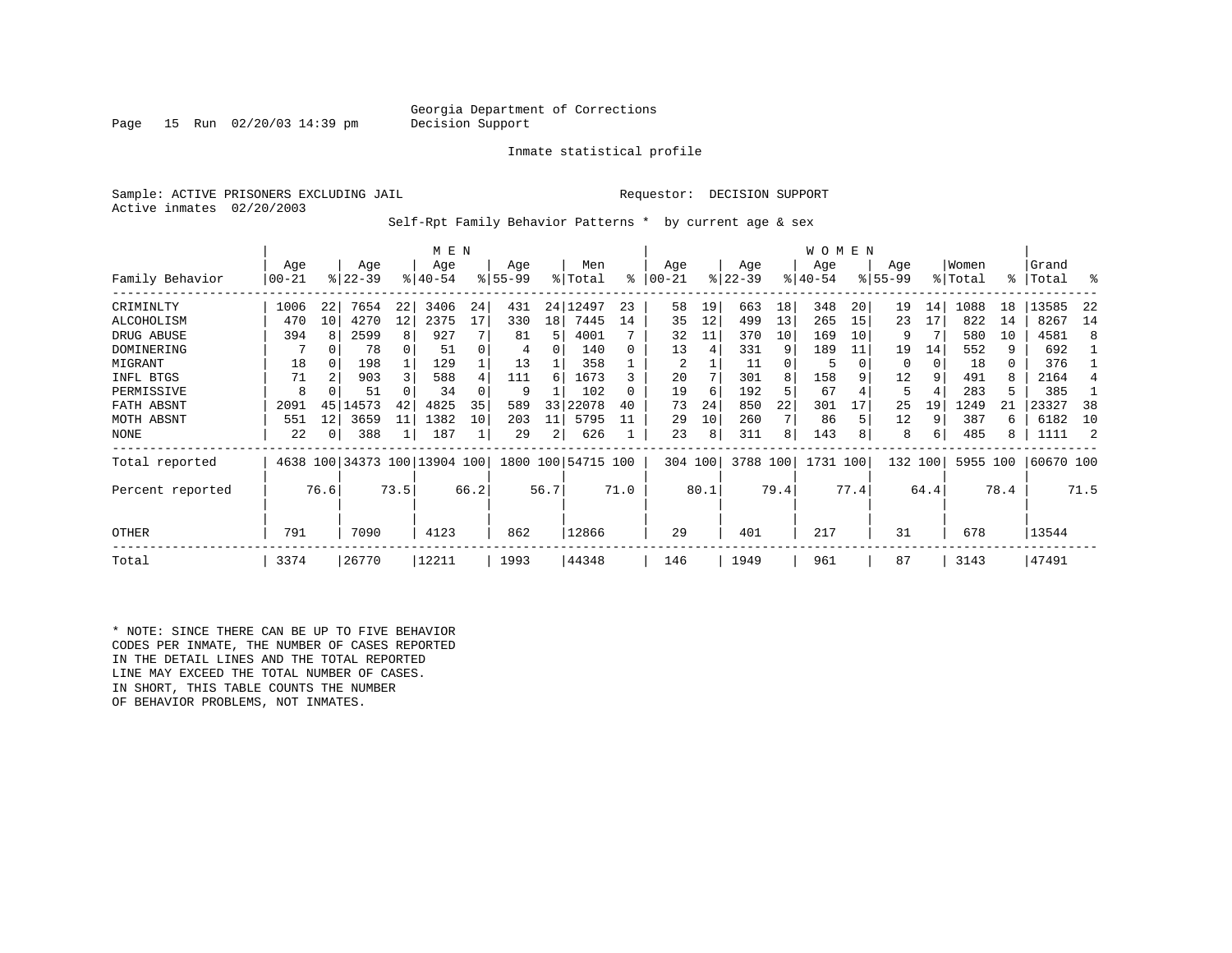Georgia Department of Corrections
Decision Support

Inmate statistical profile

Sample: ACTIVE PRISONERS EXCLUDING JAIL    Requestor: DECISION SUPPORT
Active inmates 02/20/2003

Self-Rpt Family Behavior Patterns * by current age & sex

| Family Behavior | MEN Age 00-21 | % | Age 22-39 | % | Age 40-54 | % | Age 55-99 | % | Men Total | % | WOMEN Age 00-21 | % | Age 22-39 | % | Age 40-54 | % | Age 55-99 | % | Women Total | % | Grand Total | % |
|---|---|---|---|---|---|---|---|---|---|---|---|---|---|---|---|---|---|---|---|---|---|---|
| CRIMINLTY | 1006 | 22 | 7654 | 22 | 3406 | 24 | 431 | 24 | 12497 | 23 | 58 | 19 | 663 | 18 | 348 | 20 | 19 | 14 | 1088 | 18 | 13585 | 22 |
| ALCOHOLISM | 470 | 10 | 4270 | 12 | 2375 | 17 | 330 | 18 | 7445 | 14 | 35 | 12 | 499 | 13 | 265 | 15 | 23 | 17 | 822 | 14 | 8267 | 14 |
| DRUG ABUSE | 394 | 8 | 2599 | 8 | 927 | 7 | 81 | 5 | 4001 | 7 | 32 | 11 | 370 | 10 | 169 | 10 | 9 | 7 | 580 | 10 | 4581 | 8 |
| DOMINERING | 7 | 0 | 78 | 0 | 51 | 0 | 4 | 0 | 140 | 0 | 13 | 4 | 331 | 9 | 189 | 11 | 19 | 14 | 552 | 9 | 692 | 1 |
| MIGRANT | 18 | 0 | 198 | 1 | 129 | 1 | 13 | 1 | 358 | 1 | 2 | 1 | 11 | 0 | 5 | 0 | 0 | 0 | 18 | 0 | 376 | 1 |
| INFL BTGS | 71 | 2 | 903 | 3 | 588 | 4 | 111 | 6 | 1673 | 3 | 20 | 7 | 301 | 8 | 158 | 9 | 12 | 9 | 491 | 8 | 2164 | 4 |
| PERMISSIVE | 8 | 0 | 51 | 0 | 34 | 0 | 9 | 1 | 102 | 0 | 19 | 6 | 192 | 5 | 67 | 4 | 5 | 4 | 283 | 5 | 385 | 1 |
| FATH ABSNT | 2091 | 45 | 14573 | 42 | 4825 | 35 | 589 | 33 | 22078 | 40 | 73 | 24 | 850 | 22 | 301 | 17 | 25 | 19 | 1249 | 21 | 23327 | 38 |
| MOTH ABSNT | 551 | 12 | 3659 | 11 | 1382 | 10 | 203 | 11 | 5795 | 11 | 29 | 10 | 260 | 7 | 86 | 5 | 12 | 9 | 387 | 6 | 6182 | 10 |
| NONE | 22 | 0 | 388 | 1 | 187 | 1 | 29 | 2 | 626 | 1 | 23 | 8 | 311 | 8 | 143 | 8 | 8 | 6 | 485 | 8 | 1111 | 2 |
| Total reported | 4638 | 100 | 34373 | 100 | 13904 | 100 | 1800 | 100 | 54715 | 100 | 304 | 100 | 3788 | 100 | 1731 | 100 | 132 | 100 | 5955 | 100 | 60670 | 100 |
| Percent reported | | 76.6 | | 73.5 | | 66.2 | | 56.7 | | 71.0 | | 80.1 | | 79.4 | | 77.4 | | 64.4 | | 78.4 | | 71.5 |
| OTHER | 791 | | 7090 | | 4123 | | 862 | | 12866 | | 29 | | 401 | | 217 | | 31 | | 678 | | 13544 | |
| Total | 3374 | | 26770 | | 12211 | | 1993 | | 44348 | | 146 | | 1949 | | 961 | | 87 | | 3143 | | 47491 | |

* NOTE: SINCE THERE CAN BE UP TO FIVE BEHAVIOR CODES PER INMATE, THE NUMBER OF CASES REPORTED IN THE DETAIL LINES AND THE TOTAL REPORTED LINE MAY EXCEED THE TOTAL NUMBER OF CASES. IN SHORT, THIS TABLE COUNTS THE NUMBER OF BEHAVIOR PROBLEMS, NOT INMATES.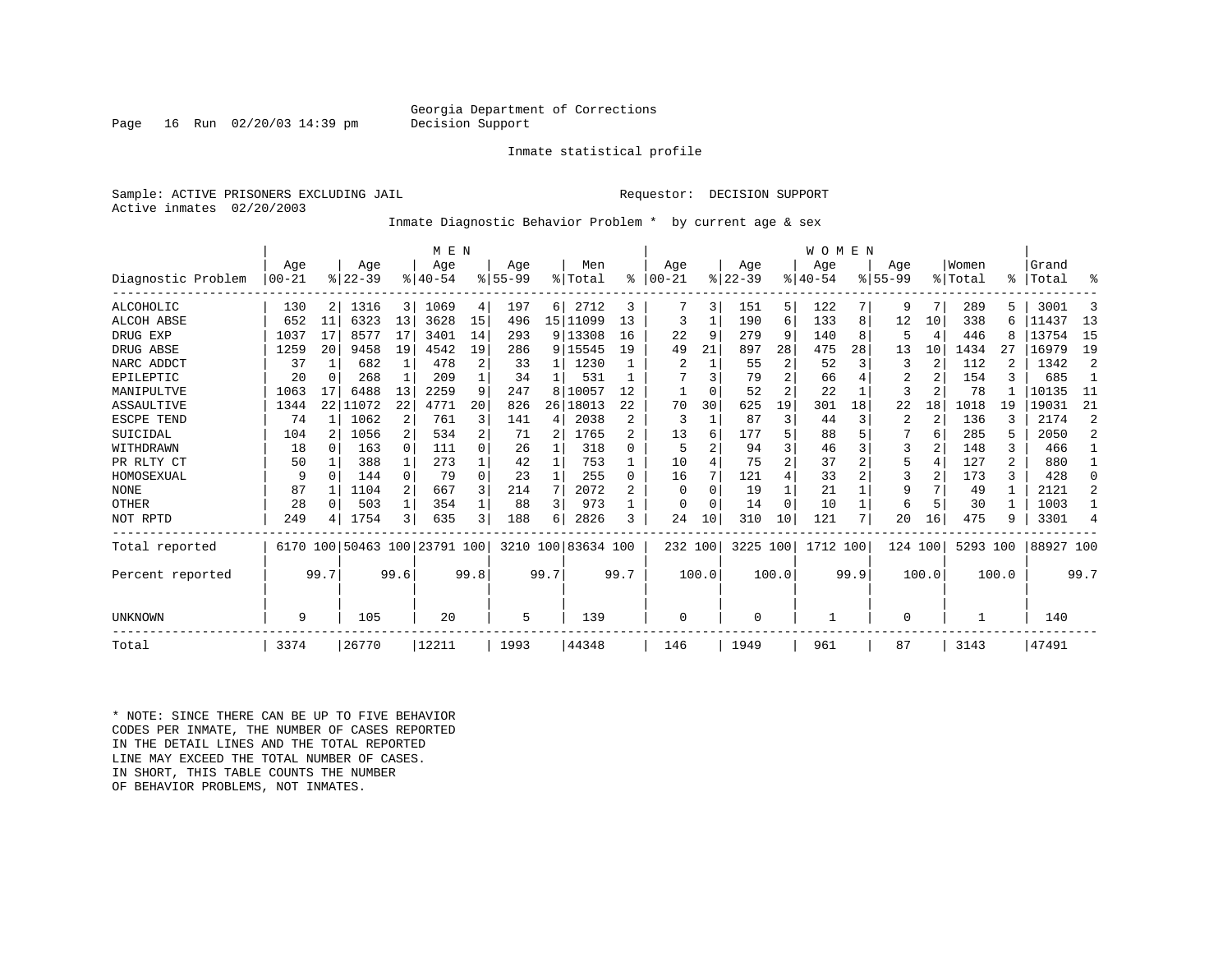Georgia Department of Corrections
Decision Support

Inmate statistical profile

Sample: ACTIVE PRISONERS EXCLUDING JAIL    Requestor: DECISION SUPPORT
Active inmates 02/20/2003

Inmate Diagnostic Behavior Problem * by current age & sex

| Diagnostic Problem | MEN Age 00-21 | % | Age 22-39 | % | Age 40-54 | % | Age 55-99 | % | Men Total | % | WOMEN Age 00-21 | % | Age 22-39 | % | Age 40-54 | % | Age 55-99 | % | Women Total | % | Grand Total | % |
|---|---|---|---|---|---|---|---|---|---|---|---|---|---|---|---|---|---|---|---|---|---|---|
| ALCOHOLIC | 130 | 2 | 1316 | 3 | 1069 | 4 | 197 | 6 | 2712 | 3 | 7 | 3 | 151 | 5 | 122 | 7 | 9 | 7 | 289 | 5 | 3001 | 3 |
| ALCOH ABSE | 652 | 11 | 6323 | 13 | 3628 | 15 | 496 | 15 | 11099 | 13 | 3 | 1 | 190 | 6 | 133 | 8 | 12 | 10 | 338 | 6 | 11437 | 13 |
| DRUG EXP | 1037 | 17 | 8577 | 17 | 3401 | 14 | 293 | 9 | 13308 | 16 | 22 | 9 | 279 | 9 | 140 | 8 | 5 | 4 | 446 | 8 | 13754 | 15 |
| DRUG ABSE | 1259 | 20 | 9458 | 19 | 4542 | 19 | 286 | 9 | 15545 | 19 | 49 | 21 | 897 | 28 | 475 | 28 | 13 | 10 | 1434 | 27 | 16979 | 19 |
| NARC ADDCT | 37 | 1 | 682 | 1 | 478 | 2 | 33 | 1 | 1230 | 1 | 2 | 1 | 55 | 2 | 52 | 3 | 3 | 2 | 112 | 2 | 1342 | 2 |
| EPILEPTIC | 20 | 0 | 268 | 1 | 209 | 1 | 34 | 1 | 531 | 1 | 7 | 3 | 79 | 2 | 66 | 4 | 2 | 2 | 154 | 3 | 685 | 1 |
| MANIPULTVE | 1063 | 17 | 6488 | 13 | 2259 | 9 | 247 | 8 | 10057 | 12 | 1 | 0 | 52 | 2 | 22 | 1 | 3 | 2 | 78 | 1 | 10135 | 11 |
| ASSAULTIVE | 1344 | 22 | 11072 | 22 | 4771 | 20 | 826 | 26 | 18013 | 22 | 70 | 30 | 625 | 19 | 301 | 18 | 22 | 18 | 1018 | 19 | 19031 | 21 |
| ESCPE TEND | 74 | 1 | 1062 | 2 | 761 | 3 | 141 | 4 | 2038 | 2 | 3 | 1 | 87 | 3 | 44 | 3 | 2 | 2 | 136 | 3 | 2174 | 2 |
| SUICIDAL | 104 | 2 | 1056 | 2 | 534 | 2 | 71 | 2 | 1765 | 2 | 13 | 6 | 177 | 5 | 88 | 5 | 7 | 6 | 285 | 5 | 2050 | 2 |
| WITHDRAWN | 18 | 0 | 163 | 0 | 111 | 0 | 26 | 1 | 318 | 0 | 5 | 2 | 94 | 3 | 46 | 3 | 3 | 2 | 148 | 3 | 466 | 1 |
| PR RLTY CT | 50 | 1 | 388 | 1 | 273 | 1 | 42 | 1 | 753 | 1 | 10 | 4 | 75 | 2 | 37 | 2 | 5 | 4 | 127 | 2 | 880 | 1 |
| HOMOSEXUAL | 9 | 0 | 144 | 0 | 79 | 0 | 23 | 1 | 255 | 0 | 16 | 7 | 121 | 4 | 33 | 2 | 3 | 2 | 173 | 3 | 428 | 0 |
| NONE | 87 | 1 | 1104 | 2 | 667 | 3 | 214 | 7 | 2072 | 2 | 0 | 0 | 19 | 1 | 21 | 1 | 9 | 7 | 49 | 1 | 2121 | 2 |
| OTHER | 28 | 0 | 503 | 1 | 354 | 1 | 88 | 3 | 973 | 1 | 0 | 0 | 14 | 0 | 10 | 1 | 6 | 5 | 30 | 1 | 1003 | 1 |
| NOT RPTD | 249 | 4 | 1754 | 3 | 635 | 3 | 188 | 6 | 2826 | 3 | 24 | 10 | 310 | 10 | 121 | 7 | 20 | 16 | 475 | 9 | 3301 | 4 |
| Total reported | 6170 | 100 | 50463 | 100 | 23791 | 100 | 3210 | 100 | 83634 | 100 | 232 | 100 | 3225 | 100 | 1712 | 100 | 124 | 100 | 5293 | 100 | 88927 | 100 |
| Percent reported | | 99.7 | | 99.6 | | 99.8 | | 99.7 | | 99.7 | | 100.0 | | 100.0 | | 99.9 | | 100.0 | | 100.0 | | 99.7 |
| UNKNOWN | 9 | | 105 | | 20 | | 5 | | 139 | | 0 | | 0 | | 1 | | 0 | | 1 | | 140 | |
| Total | 3374 | | 26770 | | 12211 | | 1993 | | 44348 | | 146 | | 1949 | | 961 | | 87 | | 3143 | | 47491 | |

\* NOTE: SINCE THERE CAN BE UP TO FIVE BEHAVIOR CODES PER INMATE, THE NUMBER OF CASES REPORTED IN THE DETAIL LINES AND THE TOTAL REPORTED LINE MAY EXCEED THE TOTAL NUMBER OF CASES. IN SHORT, THIS TABLE COUNTS THE NUMBER OF BEHAVIOR PROBLEMS, NOT INMATES.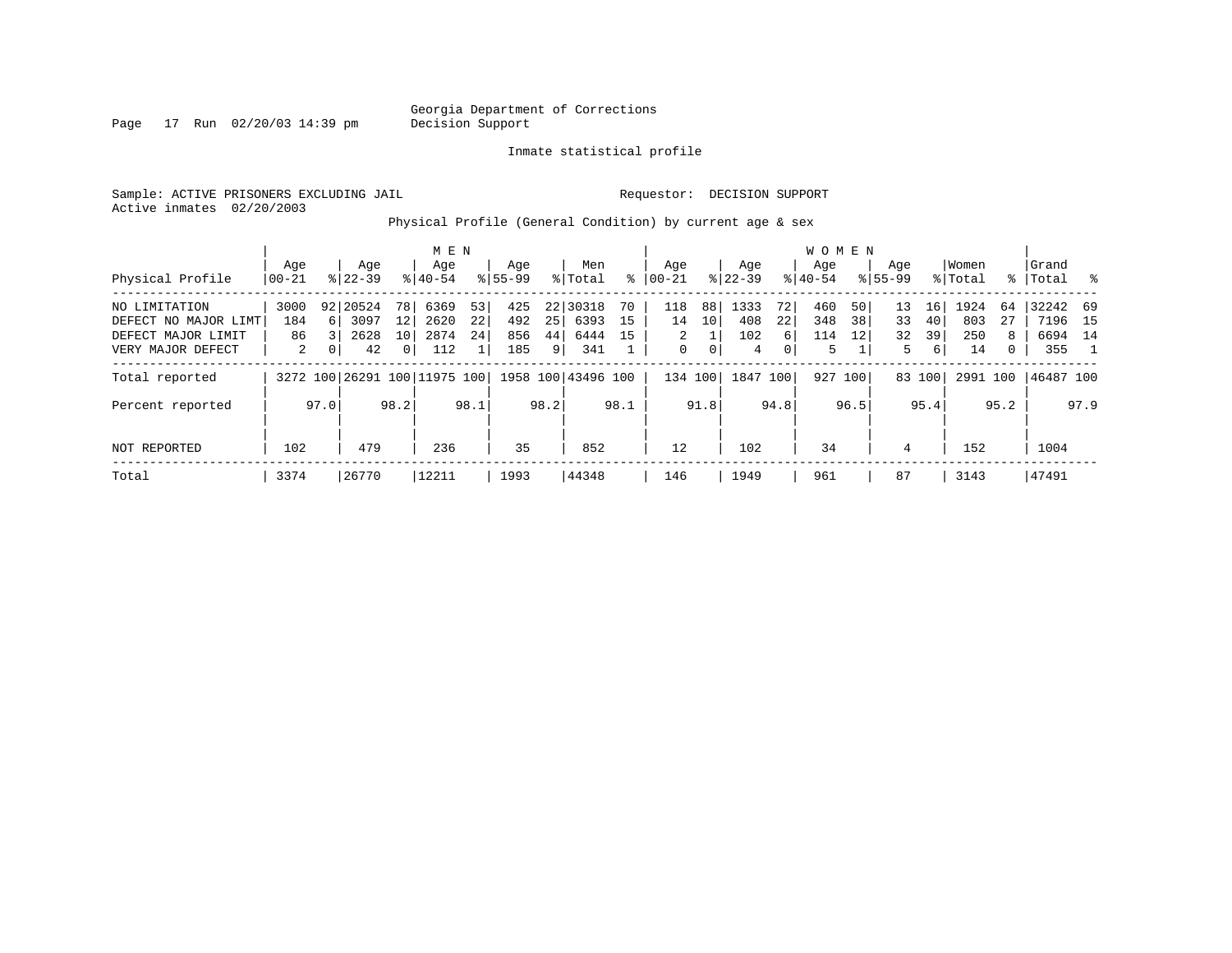Georgia Department of Corrections
Decision Support

Inmate statistical profile

Sample: ACTIVE PRISONERS EXCLUDING JAIL

Requestor: DECISION SUPPORT

Active inmates 02/20/2003

## Physical Profile (General Condition) by current age & sex

| Physical Profile | MEN Age 00-21 | % | Age 22-39 | % | Age 40-54 | % | Age 55-99 | % | Men Total | % | WOMEN Age 00-21 | % | Age 22-39 | % | Age 40-54 | % | Age 55-99 | % | Women Total | % | Grand Total | % |
|---|---|---|---|---|---|---|---|---|---|---|---|---|---|---|---|---|---|---|---|---|---|---|
| NO LIMITATION | 3000 | 92 | 20524 | 78 | 6369 | 53 | 425 | 22 | 30318 | 70 | 118 | 88 | 1333 | 72 | 460 | 50 | 13 | 16 | 1924 | 64 | 32242 | 69 |
| DEFECT NO MAJOR LIMT | 184 | 6 | 3097 | 12 | 2620 | 22 | 492 | 25 | 6393 | 15 | 14 | 10 | 408 | 22 | 348 | 38 | 33 | 40 | 803 | 27 | 7196 | 15 |
| DEFECT MAJOR LIMIT | 86 | 3 | 2628 | 10 | 2874 | 24 | 856 | 44 | 6444 | 15 | 2 | 1 | 102 | 6 | 114 | 12 | 32 | 39 | 250 | 8 | 6694 | 14 |
| VERY MAJOR DEFECT | 2 | 0 | 42 | 0 | 112 | 1 | 185 | 9 | 341 | 1 | 0 | 0 | 4 | 0 | 5 | 1 | 5 | 6 | 14 | 0 | 355 | 1 |
| Total reported | 3272 | 100 | 26291 | 100 | 11975 | 100 | 1958 | 100 | 43496 | 100 | 134 | 100 | 1847 | 100 | 927 | 100 | 83 | 100 | 2991 | 100 | 46487 | 100 |
| Percent reported | | 97.0 | | 98.2 | | 98.1 | | 98.2 | | 98.1 | | 91.8 | | 94.8 | | 96.5 | | 95.4 | | 95.2 | | 97.9 |
| NOT REPORTED | 102 | | 479 | | 236 | | 35 | | 852 | | 12 | | 102 | | 34 | | 4 | | 152 | | 1004 | |
| Total | 3374 | | 26770 | | 12211 | | 1993 | | 44348 | | 146 | | 1949 | | 961 | | 87 | | 3143 | | 47491 | |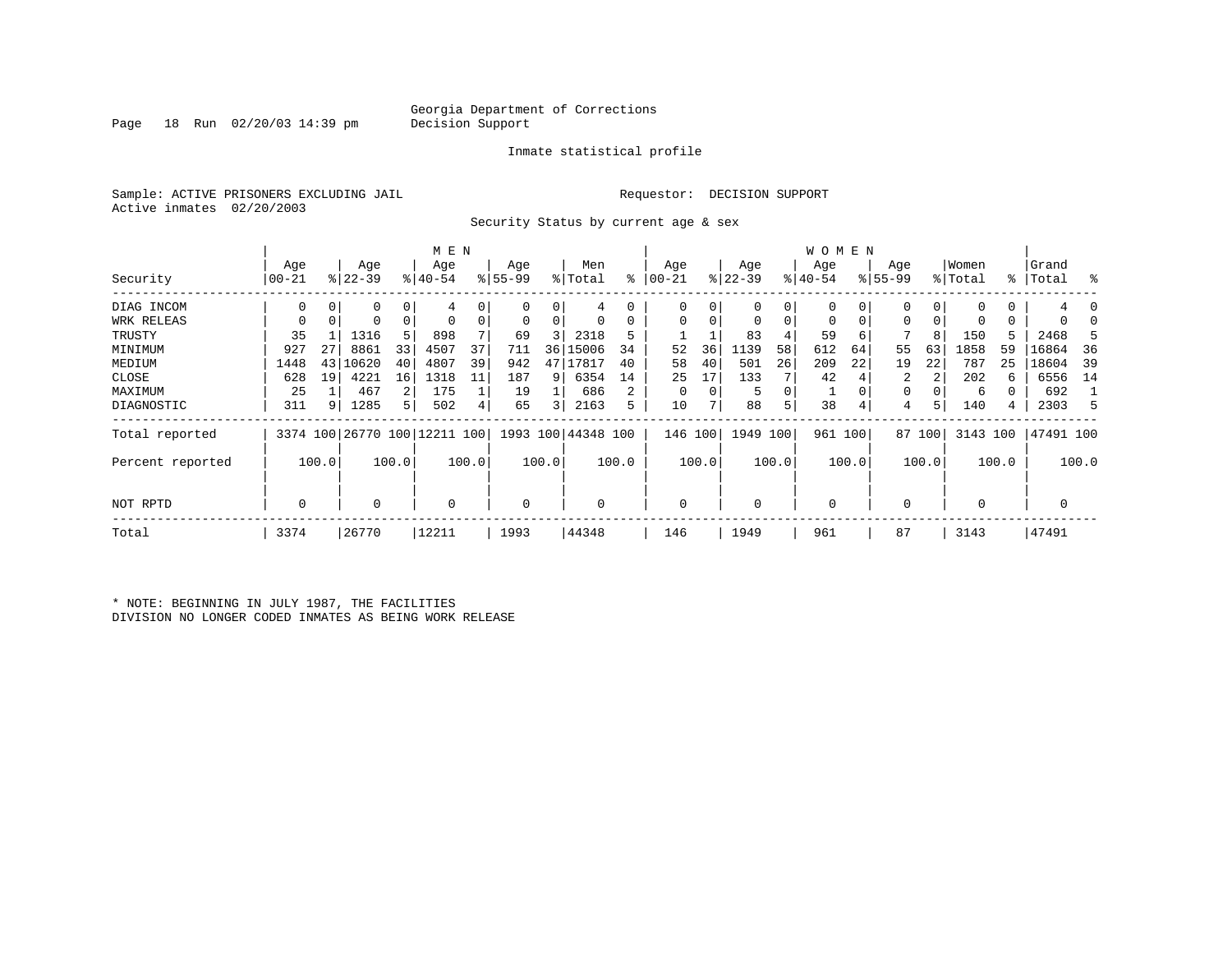Georgia Department of Corrections
Decision Support

Inmate statistical profile

Sample: ACTIVE PRISONERS EXCLUDING JAIL

Requestor: DECISION SUPPORT

Active inmates 02/20/2003

Security Status by current age & sex

| | MEN | | | | | | | | | | WOMEN | | | | | | | | | | | |
|---|---|---|---|---|---|---|---|---|---|---|---|---|---|---|---|---|---|---|---|---|---|---|
| Security | Age 00-21 | % | Age 22-39 | % | Age 40-54 | % | Age 55-99 | % | Men Total | % | Age 00-21 | % | Age 22-39 | % | Age 40-54 | % | Age 55-99 | % | Women Total | % | Grand Total | % |
| DIAG INCOM | 0 | 0 | 0 | 0 | 4 | 0 | 0 | 0 | 4 | 0 | 0 | 0 | 0 | 0 | 0 | 0 | 0 | 0 | 0 | 0 | 4 | 0 |
| WRK RELEAS | 0 | 0 | 0 | 0 | 0 | 0 | 0 | 0 | 0 | 0 | 0 | 0 | 0 | 0 | 0 | 0 | 0 | 0 | 0 | 0 | 0 | 0 |
| TRUSTY | 35 | 1 | 1316 | 5 | 898 | 7 | 69 | 3 | 2318 | 5 | 1 | 1 | 83 | 4 | 59 | 6 | 7 | 8 | 150 | 5 | 2468 | 5 |
| MINIMUM | 927 | 27 | 8861 | 33 | 4507 | 37 | 711 | 36 | 15006 | 34 | 52 | 36 | 1139 | 58 | 612 | 64 | 55 | 63 | 1858 | 59 | 16864 | 36 |
| MEDIUM | 1448 | 43 | 10620 | 40 | 4807 | 39 | 942 | 47 | 17817 | 40 | 58 | 40 | 501 | 26 | 209 | 22 | 19 | 22 | 787 | 25 | 18604 | 39 |
| CLOSE | 628 | 19 | 4221 | 16 | 1318 | 11 | 187 | 9 | 6354 | 14 | 25 | 17 | 133 | 7 | 42 | 4 | 2 | 2 | 202 | 6 | 6556 | 14 |
| MAXIMUM | 25 | 1 | 467 | 2 | 175 | 1 | 19 | 1 | 686 | 2 | 0 | 0 | 5 | 0 | 1 | 0 | 0 | 0 | 6 | 0 | 692 | 1 |
| DIAGNOSTIC | 311 | 9 | 1285 | 5 | 502 | 4 | 65 | 3 | 2163 | 5 | 10 | 7 | 88 | 5 | 38 | 4 | 4 | 5 | 140 | 4 | 2303 | 5 |
| Total reported | 3374 | 100 | 26770 | 100 | 12211 | 100 | 1993 | 100 | 44348 | 100 | 146 | 100 | 1949 | 100 | 961 | 100 | 87 | 100 | 3143 | 100 | 47491 | 100 |
| Percent reported | | 100.0 | | 100.0 | | 100.0 | | 100.0 | | 100.0 | | 100.0 | | 100.0 | | 100.0 | | 100.0 | | 100.0 | | 100.0 |
| NOT RPTD | 0 | | 0 | | 0 | | 0 | | 0 | | 0 | | 0 | | 0 | | 0 | | 0 | | 0 | |
| Total | 3374 | | 26770 | | 12211 | | 1993 | | 44348 | | 146 | | 1949 | | 961 | | 87 | | 3143 | | 47491 | |

* NOTE: BEGINNING IN JULY 1987, THE FACILITIES DIVISION NO LONGER CODED INMATES AS BEING WORK RELEASE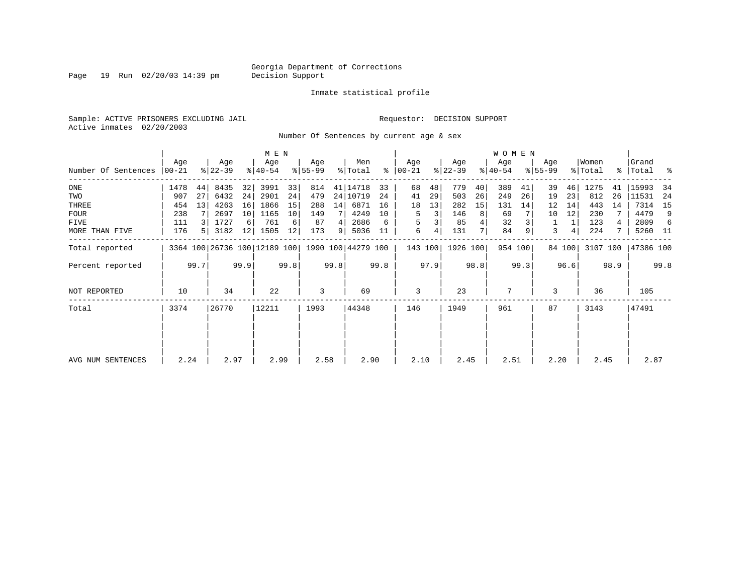Georgia Department of Corrections
Decision Support

Inmate statistical profile

Sample: ACTIVE PRISONERS EXCLUDING JAIL    Requestor: DECISION SUPPORT
Active inmates 02/20/2003

Number Of Sentences by current age & sex

| Number Of Sentences | MEN Age 00-21 | % | Age 22-39 | % | Age 40-54 | % | Age 55-99 | % | Men Total | % | WOMEN Age 00-21 | % | Age 22-39 | % | Age 40-54 | % | Age 55-99 | % | Women Total | % | Grand Total | % |
|---|---|---|---|---|---|---|---|---|---|---|---|---|---|---|---|---|---|---|---|---|---|---|
| ONE | 1478 | 44 | 8435 | 32 | 3991 | 33 | 814 | 41 | 14718 | 33 | 68 | 48 | 779 | 40 | 389 | 41 | 39 | 46 | 1275 | 41 | 15993 | 34 |
| TWO | 907 | 27 | 6432 | 24 | 2901 | 24 | 479 | 24 | 10719 | 24 | 41 | 29 | 503 | 26 | 249 | 26 | 19 | 23 | 812 | 26 | 11531 | 24 |
| THREE | 454 | 13 | 4263 | 16 | 1866 | 15 | 288 | 14 | 6871 | 16 | 18 | 13 | 282 | 15 | 131 | 14 | 12 | 14 | 443 | 14 | 7314 | 15 |
| FOUR | 238 | 7 | 2697 | 10 | 1165 | 10 | 149 | 7 | 4249 | 10 | 5 | 3 | 146 | 8 | 69 | 7 | 10 | 12 | 230 | 7 | 4479 | 9 |
| FIVE | 111 | 3 | 1727 | 6 | 761 | 6 | 87 | 4 | 2686 | 6 | 5 | 3 | 85 | 4 | 32 | 3 | 1 | 1 | 123 | 4 | 2809 | 6 |
| MORE THAN FIVE | 176 | 5 | 3182 | 12 | 1505 | 12 | 173 | 9 | 5036 | 11 | 6 | 4 | 131 | 7 | 84 | 9 | 3 | 4 | 224 | 7 | 5260 | 11 |
| Total reported | 3364 | 100 | 26736 | 100 | 12189 | 100 | 1990 | 100 | 44279 | 100 | 143 | 100 | 1926 | 100 | 954 | 100 | 84 | 100 | 3107 | 100 | 47386 | 100 |
| Percent reported | | 99.7 | | 99.9 | | 99.8 | | 99.8 | | 99.8 | | 97.9 | | 98.8 | | 99.3 | | 96.6 | | 98.9 | | 99.8 |
| NOT REPORTED | 10 | | 34 | | 22 | | 3 | | 69 | | 3 | | 23 | | 7 | | 3 | | 36 | | 105 | |
| Total | 3374 | | 26770 | | 12211 | | 1993 | | 44348 | | 146 | | 1949 | | 961 | | 87 | | 3143 | | 47491 | |
| AVG NUM SENTENCES | 2.24 | | 2.97 | | 2.99 | | 2.58 | | 2.90 | | 2.10 | | 2.45 | | 2.51 | | 2.20 | | 2.45 | | 2.87 | |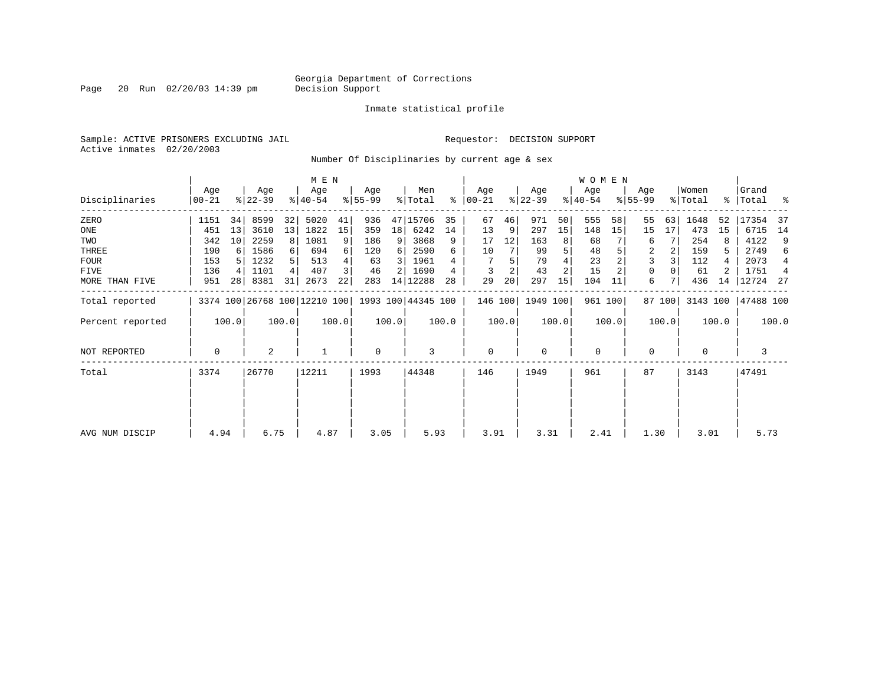Georgia Department of Corrections
Decision Support

Inmate statistical profile

Sample: ACTIVE PRISONERS EXCLUDING JAIL

Requestor: DECISION SUPPORT

Active inmates 02/20/2003

## Number Of Disciplinaries by current age & sex

| Disciplinaries | MEN Age 00-21 | % | Age 22-39 | % | Age 40-54 | % | Age 55-99 | % | Men Total | % | WOMEN Age 00-21 | % | Age 22-39 | % | Age 40-54 | % | Age 55-99 | % | Women Total | % | Grand Total | % |
|---|---|---|---|---|---|---|---|---|---|---|---|---|---|---|---|---|---|---|---|---|---|---|
| ZERO | 1151 | 34 | 8599 | 32 | 5020 | 41 | 936 | 47 | 15706 | 35 | 67 | 46 | 971 | 50 | 555 | 58 | 55 | 63 | 1648 | 52 | 17354 | 37 |
| ONE | 451 | 13 | 3610 | 13 | 1822 | 15 | 359 | 18 | 6242 | 14 | 13 | 9 | 297 | 15 | 148 | 15 | 15 | 17 | 473 | 15 | 6715 | 14 |
| TWO | 342 | 10 | 2259 | 8 | 1081 | 9 | 186 | 9 | 3868 | 9 | 17 | 12 | 163 | 8 | 68 | 7 | 6 | 7 | 254 | 8 | 4122 | 9 |
| THREE | 190 | 6 | 1586 | 6 | 694 | 6 | 120 | 6 | 2590 | 6 | 10 | 7 | 99 | 5 | 48 | 5 | 2 | 2 | 159 | 5 | 2749 | 6 |
| FOUR | 153 | 5 | 1232 | 5 | 513 | 4 | 63 | 3 | 1961 | 4 | 7 | 5 | 79 | 4 | 23 | 2 | 3 | 3 | 112 | 4 | 2073 | 4 |
| FIVE | 136 | 4 | 1101 | 4 | 407 | 3 | 46 | 2 | 1690 | 4 | 3 | 2 | 43 | 2 | 15 | 2 | 0 | 0 | 61 | 2 | 1751 | 4 |
| MORE THAN FIVE | 951 | 28 | 8381 | 31 | 2673 | 22 | 283 | 14 | 12288 | 28 | 29 | 20 | 297 | 15 | 104 | 11 | 6 | 7 | 436 | 14 | 12724 | 27 |
| Total reported | 3374 | 100 | 26768 | 100 | 12210 | 100 | 1993 | 100 | 44345 | 100 | 146 | 100 | 1949 | 100 | 961 | 100 | 87 | 100 | 3143 | 100 | 47488 | 100 |
| Percent reported | | 100.0 | | 100.0 | | 100.0 | | 100.0 | | 100.0 | | 100.0 | | 100.0 | | 100.0 | | 100.0 | | 100.0 | | 100.0 |
| NOT REPORTED | 0 | | 2 | | 1 | | 0 | | 3 | | 0 | | 0 | | 0 | | 0 | | 0 | | 3 | |
| Total | 3374 | | 26770 | | 12211 | | 1993 | | 44348 | | 146 | | 1949 | | 961 | | 87 | | 3143 | | 47491 | |
| AVG NUM DISCIP | 4.94 | | 6.75 | | 4.87 | | 3.05 | | 5.93 | | 3.91 | | 3.31 | | 2.41 | | 1.30 | | 3.01 | | 5.73 | |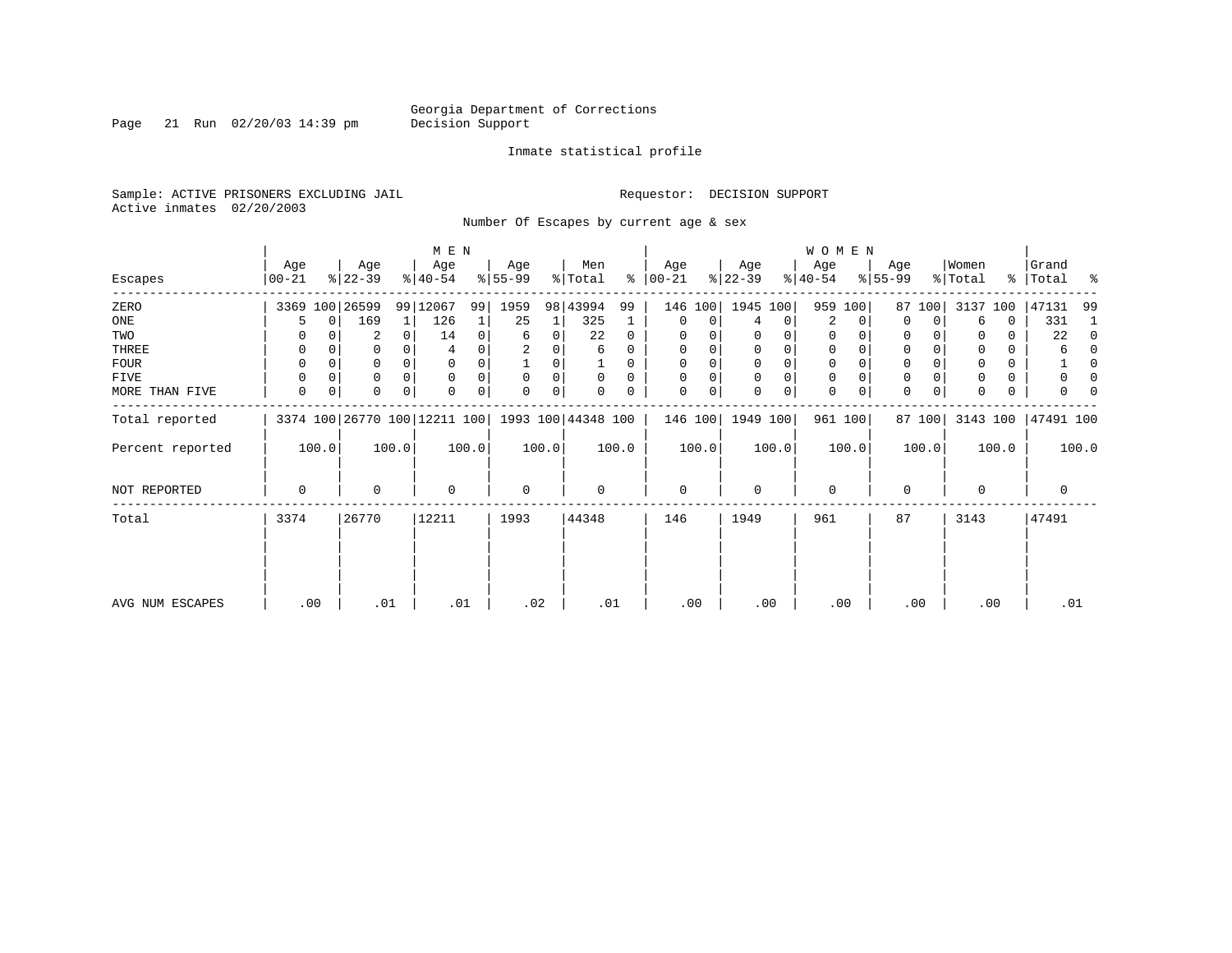Georgia Department of Corrections
Decision Support

Inmate statistical profile

Sample: ACTIVE PRISONERS EXCLUDING JAIL
Active inmates 02/20/2003

Requestor: DECISION SUPPORT

Number Of Escapes by current age & sex

| Escapes | MEN Age 00-21 | % | Age 22-39 | % | Age 40-54 | % | Age 55-99 | % | Men Total | % | WOMEN Age 00-21 | % | Age 22-39 | % | Age 40-54 | % | Age 55-99 | % | Women Total | % | Grand Total | % |
|---|---|---|---|---|---|---|---|---|---|---|---|---|---|---|---|---|---|---|---|---|---|---|
| ZERO | 3369 | 100 | 26599 | 99 | 12067 | 99 | 1959 | 98 | 43994 | 99 | 146 | 100 | 1945 | 100 | 959 | 100 | 87 | 100 | 3137 | 100 | 47131 | 99 |
| ONE | 5 | 0 | 169 | 1 | 126 | 1 | 25 | 1 | 325 | 1 | 0 | 0 | 4 | 0 | 2 | 0 | 0 | 0 | 6 | 0 | 331 | 1 |
| TWO | 0 | 0 | 2 | 0 | 14 | 0 | 6 | 0 | 22 | 0 | 0 | 0 | 0 | 0 | 0 | 0 | 0 | 0 | 0 | 0 | 22 | 0 |
| THREE | 0 | 0 | 0 | 0 | 4 | 0 | 2 | 0 | 6 | 0 | 0 | 0 | 0 | 0 | 0 | 0 | 0 | 0 | 0 | 0 | 6 | 0 |
| FOUR | 0 | 0 | 0 | 0 | 0 | 0 | 1 | 0 | 1 | 0 | 0 | 0 | 0 | 0 | 0 | 0 | 0 | 0 | 0 | 0 | 1 | 0 |
| FIVE | 0 | 0 | 0 | 0 | 0 | 0 | 0 | 0 | 0 | 0 | 0 | 0 | 0 | 0 | 0 | 0 | 0 | 0 | 0 | 0 | 0 | 0 |
| MORE THAN FIVE | 0 | 0 | 0 | 0 | 0 | 0 | 0 | 0 | 0 | 0 | 0 | 0 | 0 | 0 | 0 | 0 | 0 | 0 | 0 | 0 | 0 | 0 |
| Total reported | 3374 | 100 | 26770 | 100 | 12211 | 100 | 1993 | 100 | 44348 | 100 | 146 | 100 | 1949 | 100 | 961 | 100 | 87 | 100 | 3143 | 100 | 47491 | 100 |
| Percent reported | | 100.0 | | 100.0 | | 100.0 | | 100.0 | | 100.0 | | 100.0 | | 100.0 | | 100.0 | | 100.0 | | 100.0 | | 100.0 |
| NOT REPORTED | 0 | | 0 | | 0 | | 0 | | 0 | | 0 | | 0 | | 0 | | 0 | | 0 | | 0 | |
| Total | 3374 | | 26770 | | 12211 | | 1993 | | 44348 | | 146 | | 1949 | | 961 | | 87 | | 3143 | | 47491 | |
| AVG NUM ESCAPES | .00 | | .01 | | .01 | | .02 | | .01 | | .00 | | .00 | | .00 | | .00 | | .00 | | .01 | |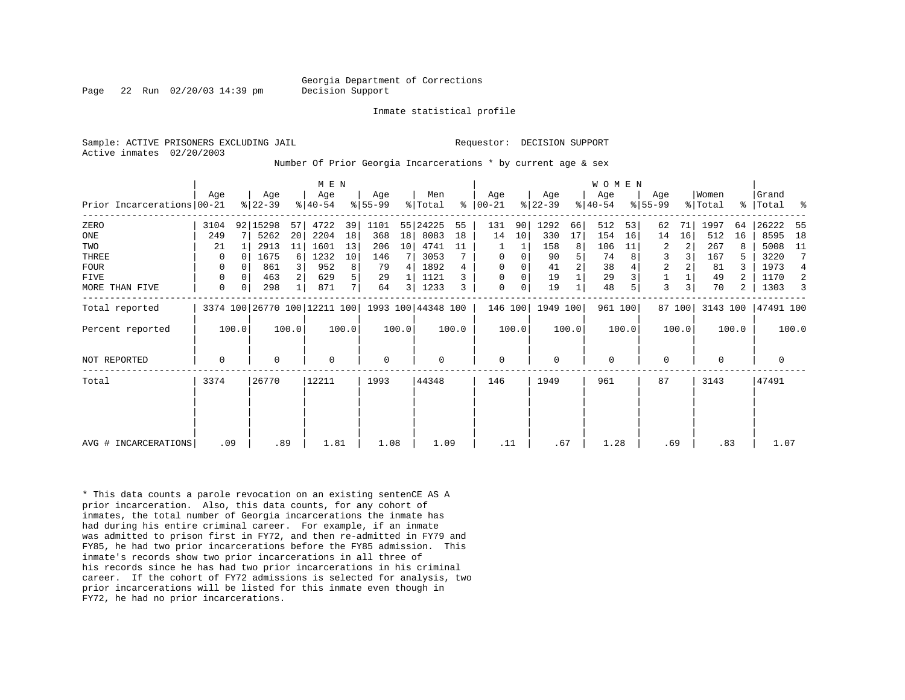Georgia Department of Corrections
Decision Support

Inmate statistical profile

Sample: ACTIVE PRISONERS EXCLUDING JAIL
Active inmates 02/20/2003

Requestor: DECISION SUPPORT

Number Of Prior Georgia Incarcerations * by current age & sex

| Prior Incarcerations | MEN Age 00-21 | % | Age 22-39 | % | Age 40-54 | % | Age 55-99 | % | Men Total | % | WOMEN Age 00-21 | % | Age 22-39 | % | Age 40-54 | % | Age 55-99 | % | Women Total | % | Grand Total | % |
|---|---|---|---|---|---|---|---|---|---|---|---|---|---|---|---|---|---|---|---|---|---|---|
| ZERO | 3104 | 92 | 15298 | 57 | 4722 | 39 | 1101 | 55 | 24225 | 55 | 131 | 90 | 1292 | 66 | 512 | 53 | 62 | 71 | 1997 | 64 | 26222 | 55 |
| ONE | 249 | 7 | 5262 | 20 | 2204 | 18 | 368 | 18 | 8083 | 18 | 14 | 10 | 330 | 17 | 154 | 16 | 14 | 16 | 512 | 16 | 8595 | 18 |
| TWO | 21 | 1 | 2913 | 11 | 1601 | 13 | 206 | 10 | 4741 | 11 | 1 | 1 | 158 | 8 | 106 | 11 | 2 | 2 | 267 | 8 | 5008 | 11 |
| THREE | 0 | 0 | 1675 | 6 | 1232 | 10 | 146 | 7 | 3053 | 7 | 0 | 0 | 90 | 5 | 74 | 8 | 3 | 3 | 167 | 5 | 3220 | 7 |
| FOUR | 0 | 0 | 861 | 3 | 952 | 8 | 79 | 4 | 1892 | 4 | 0 | 0 | 41 | 2 | 38 | 4 | 2 | 2 | 81 | 3 | 1973 | 4 |
| FIVE | 0 | 0 | 463 | 2 | 629 | 5 | 29 | 1 | 1121 | 3 | 0 | 0 | 19 | 1 | 29 | 3 | 1 | 1 | 49 | 2 | 1170 | 2 |
| MORE THAN FIVE | 0 | 0 | 298 | 1 | 871 | 7 | 64 | 3 | 1233 | 3 | 0 | 0 | 19 | 1 | 48 | 5 | 3 | 3 | 70 | 2 | 1303 | 3 |
| Total reported | 3374 | 100 | 26770 | 100 | 12211 | 100 | 1993 | 100 | 44348 | 100 | 146 | 100 | 1949 | 100 | 961 | 100 | 87 | 100 | 3143 | 100 | 47491 | 100 |
| Percent reported | | 100.0 | | 100.0 | | 100.0 | | 100.0 | | 100.0 | | 100.0 | | 100.0 | | 100.0 | | 100.0 | | 100.0 | | 100.0 |
| NOT REPORTED | 0 | | 0 | | 0 | | 0 | | 0 | | 0 | | 0 | | 0 | | 0 | | 0 | | 0 | |
| Total | 3374 | | 26770 | | 12211 | | 1993 | | 44348 | | 146 | | 1949 | | 961 | | 87 | | 3143 | | 47491 | |
| AVG # INCARCERATIONS | .09 | | .89 | | 1.81 | | 1.08 | | 1.09 | | .11 | | .67 | | 1.28 | | .69 | | .83 | | 1.07 | |

* This data counts a parole revocation on an existing sentenCE AS A prior incarceration. Also, this data counts, for any cohort of inmates, the total number of Georgia incarcerations the inmate has had during his entire criminal career. For example, if an inmate was admitted to prison first in FY72, and then re-admitted in FY79 and FY85, he had two prior incarcerations before the FY85 admission. This inmate's records show two prior incarcerations in all three of his records since he has had two prior incarcerations in his criminal career. If the cohort of FY72 admissions is selected for analysis, two prior incarcerations will be listed for this inmate even though in FY72, he had no prior incarcerations.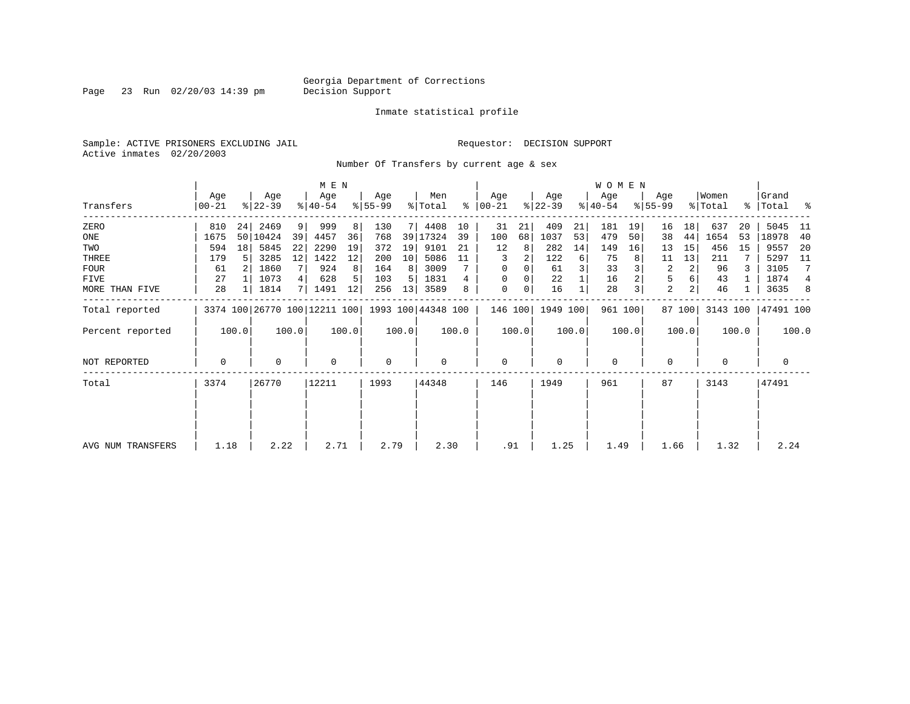Georgia Department of Corrections
Decision Support

Inmate statistical profile

Sample: ACTIVE PRISONERS EXCLUDING JAIL

Requestor: DECISION SUPPORT

Active inmates 02/20/2003

Number Of Transfers by current age & sex

| Transfers | MEN Age 00-21 | % | Age 22-39 | % | Age 40-54 | % | Age 55-99 | % | Men Total | % | WOMEN Age 00-21 | % | Age 22-39 | % | Age 40-54 | % | Age 55-99 | % | Women Total | % | Grand Total | % |
|---|---|---|---|---|---|---|---|---|---|---|---|---|---|---|---|---|---|---|---|---|---|---|
| ZERO | 810 | 24 | 2469 | 9 | 999 | 8 | 130 | 7 | 4408 | 10 | 31 | 21 | 409 | 21 | 181 | 19 | 16 | 18 | 637 | 20 | 5045 | 11 |
| ONE | 1675 | 50 | 10424 | 39 | 4457 | 36 | 768 | 39 | 17324 | 39 | 100 | 68 | 1037 | 53 | 479 | 50 | 38 | 44 | 1654 | 53 | 18978 | 40 |
| TWO | 594 | 18 | 5845 | 22 | 2290 | 19 | 372 | 19 | 9101 | 21 | 12 | 8 | 282 | 14 | 149 | 16 | 13 | 15 | 456 | 15 | 9557 | 20 |
| THREE | 179 | 5 | 3285 | 12 | 1422 | 12 | 200 | 10 | 5086 | 11 | 3 | 2 | 122 | 6 | 75 | 8 | 11 | 13 | 211 | 7 | 5297 | 11 |
| FOUR | 61 | 2 | 1860 | 7 | 924 | 8 | 164 | 8 | 3009 | 7 | 0 | 0 | 61 | 3 | 33 | 3 | 2 | 2 | 96 | 3 | 3105 | 7 |
| FIVE | 27 | 1 | 1073 | 4 | 628 | 5 | 103 | 5 | 1831 | 4 | 0 | 0 | 22 | 1 | 16 | 2 | 5 | 6 | 43 | 1 | 1874 | 4 |
| MORE THAN FIVE | 28 | 1 | 1814 | 7 | 1491 | 12 | 256 | 13 | 3589 | 8 | 0 | 0 | 16 | 1 | 28 | 3 | 2 | 2 | 46 | 1 | 3635 | 8 |
| Total reported | 3374 | 100 | 26770 | 100 | 12211 | 100 | 1993 | 100 | 44348 | 100 | 146 | 100 | 1949 | 100 | 961 | 100 | 87 | 100 | 3143 | 100 | 47491 | 100 |
| Percent reported | | 100.0 | | 100.0 | | 100.0 | | 100.0 | | 100.0 | | 100.0 | | 100.0 | | 100.0 | | 100.0 | | 100.0 | | 100.0 |
| NOT REPORTED | 0 | | 0 | | 0 | | 0 | | 0 | | 0 | | 0 | | 0 | | 0 | | 0 | | 0 | |
| Total | 3374 | | 26770 | | 12211 | | 1993 | | 44348 | | 146 | | 1949 | | 961 | | 87 | | 3143 | | 47491 | |
| AVG NUM TRANSFERS | 1.18 | | 2.22 | | 2.71 | | 2.79 | | 2.30 | | .91 | | 1.25 | | 1.49 | | 1.66 | | 1.32 | | 2.24 | |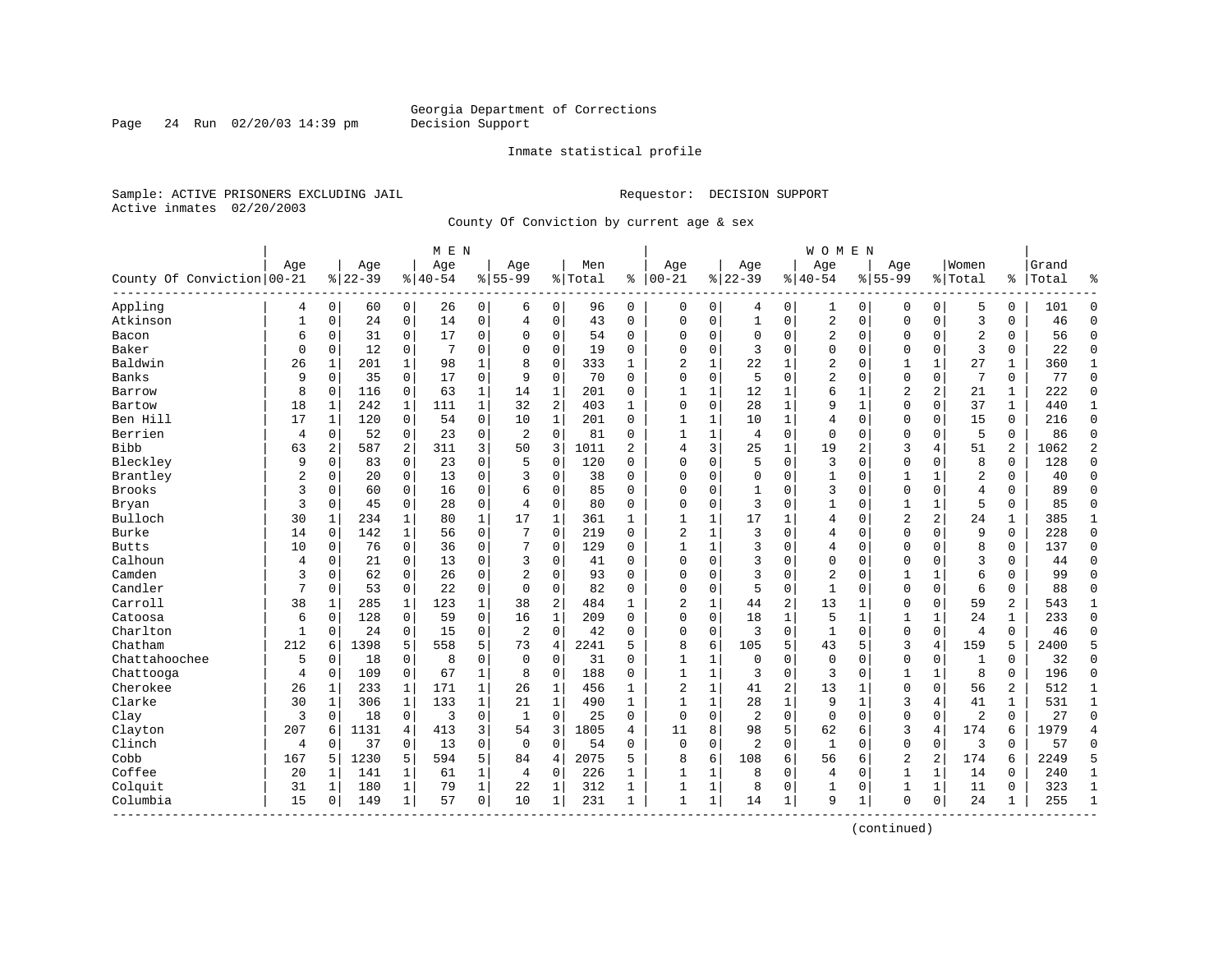Georgia Department of Corrections
Decision Support

Inmate statistical profile

Sample: ACTIVE PRISONERS EXCLUDING JAIL
Active inmates 02/20/2003

Requestor: DECISION SUPPORT

County Of Conviction by current age & sex

| County Of Conviction | MEN Age 00-21 | % | Age 22-39 | % | Age 40-54 | % | Age 55-99 | % | Men Total | % | WOMEN Age 00-21 | % | Age 22-39 | % | Age 40-54 | % | Age 55-99 | % | Women Total | % | Grand Total | % |
|---|---|---|---|---|---|---|---|---|---|---|---|---|---|---|---|---|---|---|---|---|---|---|
| Appling | 4 | 0 | 60 | 0 | 26 | 0 | 6 | 0 | 96 | 0 | 0 | 0 | 4 | 0 | 1 | 0 | 0 | 0 | 5 | 0 | 101 | 0 |
| Atkinson | 1 | 0 | 24 | 0 | 14 | 0 | 4 | 0 | 43 | 0 | 0 | 0 | 1 | 0 | 2 | 0 | 0 | 0 | 3 | 0 | 46 | 0 |
| Bacon | 6 | 0 | 31 | 0 | 17 | 0 | 0 | 0 | 54 | 0 | 0 | 0 | 0 | 0 | 2 | 0 | 0 | 0 | 2 | 0 | 56 | 0 |
| Baker | 0 | 0 | 12 | 0 | 7 | 0 | 0 | 0 | 19 | 0 | 0 | 0 | 3 | 0 | 0 | 0 | 0 | 0 | 3 | 0 | 22 | 0 |
| Baldwin | 26 | 1 | 201 | 1 | 98 | 1 | 8 | 0 | 333 | 1 | 2 | 1 | 22 | 1 | 2 | 0 | 1 | 1 | 27 | 1 | 360 | 1 |
| Banks | 9 | 0 | 35 | 0 | 17 | 0 | 9 | 0 | 70 | 0 | 0 | 0 | 5 | 0 | 2 | 0 | 0 | 0 | 7 | 0 | 77 | 0 |
| Barrow | 8 | 0 | 116 | 0 | 63 | 1 | 14 | 1 | 201 | 0 | 1 | 1 | 12 | 1 | 6 | 1 | 2 | 2 | 21 | 1 | 222 | 0 |
| Bartow | 18 | 1 | 242 | 1 | 111 | 1 | 32 | 2 | 403 | 1 | 0 | 0 | 28 | 1 | 9 | 1 | 0 | 0 | 37 | 1 | 440 | 1 |
| Ben Hill | 17 | 1 | 120 | 0 | 54 | 0 | 10 | 1 | 201 | 0 | 1 | 1 | 10 | 1 | 4 | 0 | 0 | 0 | 15 | 0 | 216 | 0 |
| Berrien | 4 | 0 | 52 | 0 | 23 | 0 | 2 | 0 | 81 | 0 | 1 | 1 | 4 | 0 | 0 | 0 | 0 | 0 | 5 | 0 | 86 | 0 |
| Bibb | 63 | 2 | 587 | 2 | 311 | 3 | 50 | 3 | 1011 | 2 | 4 | 3 | 25 | 1 | 19 | 2 | 3 | 4 | 51 | 2 | 1062 | 2 |
| Bleckley | 9 | 0 | 83 | 0 | 23 | 0 | 5 | 0 | 120 | 0 | 0 | 0 | 5 | 0 | 3 | 0 | 0 | 0 | 8 | 0 | 128 | 0 |
| Brantley | 2 | 0 | 20 | 0 | 13 | 0 | 3 | 0 | 38 | 0 | 0 | 0 | 0 | 0 | 1 | 0 | 1 | 1 | 2 | 0 | 40 | 0 |
| Brooks | 3 | 0 | 60 | 0 | 16 | 0 | 6 | 0 | 85 | 0 | 0 | 0 | 1 | 0 | 3 | 0 | 0 | 0 | 4 | 0 | 89 | 0 |
| Bryan | 3 | 0 | 45 | 0 | 28 | 0 | 4 | 0 | 80 | 0 | 0 | 0 | 3 | 0 | 1 | 0 | 1 | 1 | 5 | 0 | 85 | 0 |
| Bulloch | 30 | 1 | 234 | 1 | 80 | 1 | 17 | 1 | 361 | 1 | 1 | 1 | 17 | 1 | 4 | 0 | 2 | 2 | 24 | 1 | 385 | 1 |
| Burke | 14 | 0 | 142 | 1 | 56 | 0 | 7 | 0 | 219 | 0 | 2 | 1 | 3 | 0 | 4 | 0 | 0 | 0 | 9 | 0 | 228 | 0 |
| Butts | 10 | 0 | 76 | 0 | 36 | 0 | 7 | 0 | 129 | 0 | 1 | 1 | 3 | 0 | 4 | 0 | 0 | 0 | 8 | 0 | 137 | 0 |
| Calhoun | 4 | 0 | 21 | 0 | 13 | 0 | 3 | 0 | 41 | 0 | 0 | 0 | 3 | 0 | 0 | 0 | 0 | 0 | 3 | 0 | 44 | 0 |
| Camden | 3 | 0 | 62 | 0 | 26 | 0 | 2 | 0 | 93 | 0 | 0 | 0 | 3 | 0 | 2 | 0 | 1 | 1 | 6 | 0 | 99 | 0 |
| Candler | 7 | 0 | 53 | 0 | 22 | 0 | 0 | 0 | 82 | 0 | 0 | 0 | 5 | 0 | 1 | 0 | 0 | 0 | 6 | 0 | 88 | 0 |
| Carroll | 38 | 1 | 285 | 1 | 123 | 1 | 38 | 2 | 484 | 1 | 2 | 1 | 44 | 2 | 13 | 1 | 0 | 0 | 59 | 2 | 543 | 1 |
| Catoosa | 6 | 0 | 128 | 0 | 59 | 0 | 16 | 1 | 209 | 0 | 0 | 0 | 18 | 1 | 5 | 1 | 1 | 1 | 24 | 1 | 233 | 0 |
| Charlton | 1 | 0 | 24 | 0 | 15 | 0 | 2 | 0 | 42 | 0 | 0 | 0 | 3 | 0 | 1 | 0 | 0 | 0 | 4 | 0 | 46 | 0 |
| Chatham | 212 | 6 | 1398 | 5 | 558 | 5 | 73 | 4 | 2241 | 5 | 8 | 6 | 105 | 5 | 43 | 5 | 3 | 4 | 159 | 5 | 2400 | 5 |
| Chattahoochee | 5 | 0 | 18 | 0 | 8 | 0 | 0 | 0 | 31 | 0 | 1 | 1 | 0 | 0 | 0 | 0 | 0 | 0 | 1 | 0 | 32 | 0 |
| Chattooga | 4 | 0 | 109 | 0 | 67 | 1 | 8 | 0 | 188 | 0 | 1 | 1 | 3 | 0 | 3 | 0 | 1 | 1 | 8 | 0 | 196 | 0 |
| Cherokee | 26 | 1 | 233 | 1 | 171 | 1 | 26 | 1 | 456 | 1 | 2 | 1 | 41 | 2 | 13 | 1 | 0 | 0 | 56 | 2 | 512 | 1 |
| Clarke | 30 | 1 | 306 | 1 | 133 | 1 | 21 | 1 | 490 | 1 | 1 | 1 | 28 | 1 | 9 | 1 | 3 | 4 | 41 | 1 | 531 | 1 |
| Clay | 3 | 0 | 18 | 0 | 3 | 0 | 1 | 0 | 25 | 0 | 0 | 0 | 2 | 0 | 0 | 0 | 0 | 0 | 2 | 0 | 27 | 0 |
| Clayton | 207 | 6 | 1131 | 4 | 413 | 3 | 54 | 3 | 1805 | 4 | 11 | 8 | 98 | 5 | 62 | 6 | 3 | 4 | 174 | 6 | 1979 | 4 |
| Clinch | 4 | 0 | 37 | 0 | 13 | 0 | 0 | 0 | 54 | 0 | 0 | 0 | 2 | 0 | 1 | 0 | 0 | 0 | 3 | 0 | 57 | 0 |
| Cobb | 167 | 5 | 1230 | 5 | 594 | 5 | 84 | 4 | 2075 | 5 | 8 | 6 | 108 | 6 | 56 | 6 | 2 | 2 | 174 | 6 | 2249 | 5 |
| Coffee | 20 | 1 | 141 | 1 | 61 | 1 | 4 | 0 | 226 | 1 | 1 | 1 | 8 | 0 | 4 | 0 | 1 | 1 | 14 | 0 | 240 | 1 |
| Colquit | 31 | 1 | 180 | 1 | 79 | 1 | 22 | 1 | 312 | 1 | 1 | 1 | 8 | 0 | 1 | 0 | 1 | 1 | 11 | 0 | 323 | 1 |
| Columbia | 15 | 0 | 149 | 1 | 57 | 0 | 10 | 1 | 231 | 1 | 1 | 1 | 14 | 1 | 9 | 1 | 0 | 0 | 24 | 1 | 255 | 1 |

(continued)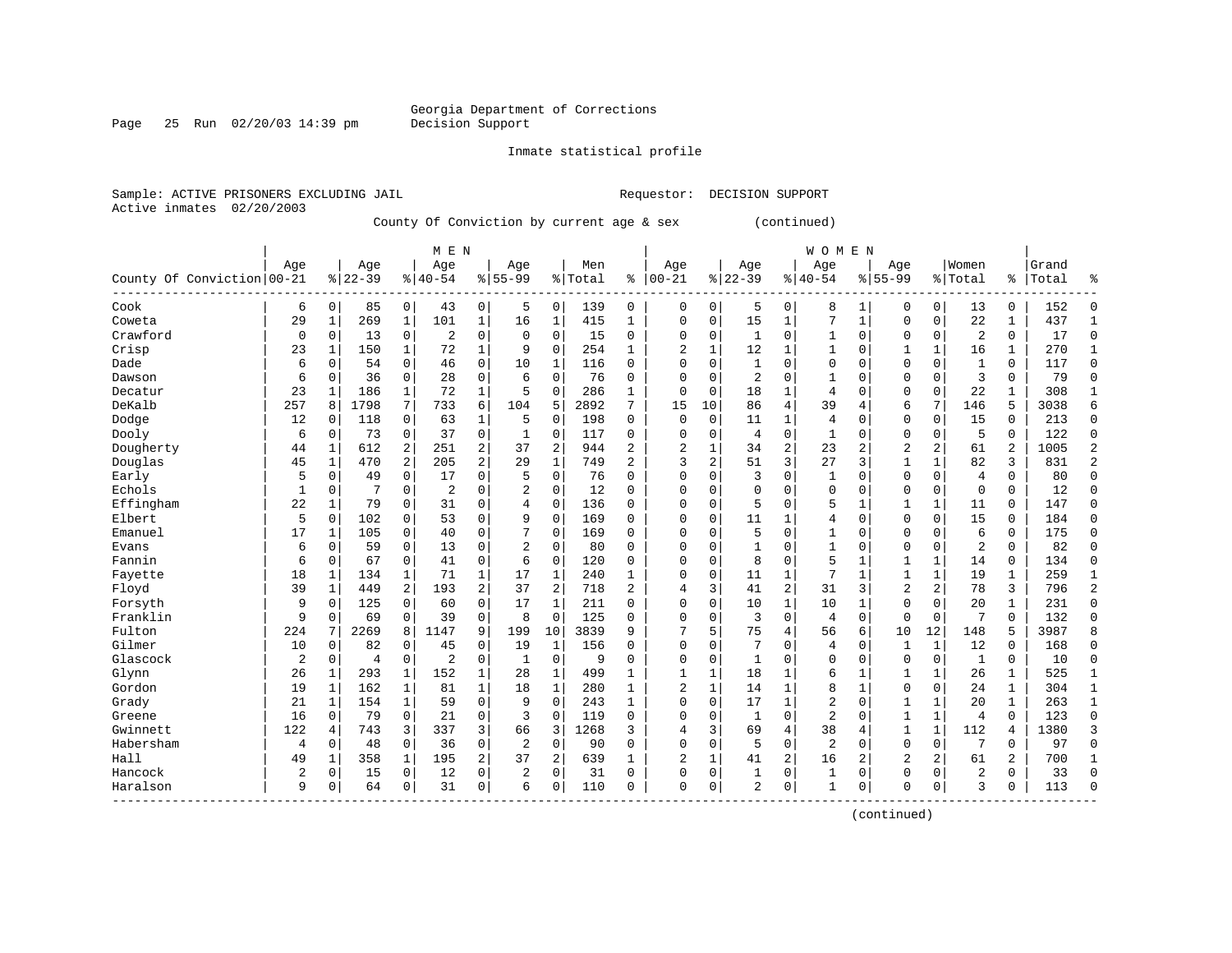Georgia Department of Corrections
Decision Support

Inmate statistical profile

Sample: ACTIVE PRISONERS EXCLUDING JAIL                    Requestor: DECISION SUPPORT
Active inmates 02/20/2003

County Of Conviction by current age & sex (continued)

| County Of Conviction | MEN Age 00-21 | % | Age 22-39 | % | Age 40-54 | % | Age 55-99 | % | Men Total | % | WOMEN Age 00-21 | % | Age 22-39 | % | Age 40-54 | % | Age 55-99 | % | Women Total | % | Grand Total | % |
|---|---|---|---|---|---|---|---|---|---|---|---|---|---|---|---|---|---|---|---|---|---|---|
| Cook | 6 | 0 | 85 | 0 | 43 | 0 | 5 | 0 | 139 | 0 | 0 | 0 | 5 | 0 | 8 | 1 | 0 | 0 | 13 | 0 | 152 | 0 |
| Coweta | 29 | 1 | 269 | 1 | 101 | 1 | 16 | 1 | 415 | 1 | 0 | 0 | 15 | 1 | 7 | 1 | 0 | 0 | 22 | 1 | 437 | 1 |
| Crawford | 0 | 0 | 13 | 0 | 2 | 0 | 0 | 0 | 15 | 0 | 0 | 0 | 1 | 0 | 1 | 0 | 0 | 0 | 2 | 0 | 17 | 0 |
| Crisp | 23 | 1 | 150 | 1 | 72 | 1 | 9 | 0 | 254 | 1 | 2 | 1 | 12 | 1 | 1 | 0 | 1 | 1 | 16 | 1 | 270 | 1 |
| Dade | 6 | 0 | 54 | 0 | 46 | 0 | 10 | 1 | 116 | 0 | 0 | 0 | 1 | 0 | 0 | 0 | 0 | 0 | 1 | 0 | 117 | 0 |
| Dawson | 6 | 0 | 36 | 0 | 28 | 0 | 6 | 0 | 76 | 0 | 0 | 0 | 2 | 0 | 1 | 0 | 0 | 0 | 3 | 0 | 79 | 0 |
| Decatur | 23 | 1 | 186 | 1 | 72 | 1 | 5 | 0 | 286 | 1 | 0 | 0 | 18 | 1 | 4 | 0 | 0 | 0 | 22 | 1 | 308 | 1 |
| DeKalb | 257 | 8 | 1798 | 7 | 733 | 6 | 104 | 5 | 2892 | 7 | 15 | 10 | 86 | 4 | 39 | 4 | 6 | 7 | 146 | 5 | 3038 | 6 |
| Dodge | 12 | 0 | 118 | 0 | 63 | 1 | 5 | 0 | 198 | 0 | 0 | 0 | 11 | 1 | 4 | 0 | 0 | 0 | 15 | 0 | 213 | 0 |
| Dooly | 6 | 0 | 73 | 0 | 37 | 0 | 1 | 0 | 117 | 0 | 0 | 0 | 4 | 0 | 1 | 0 | 0 | 0 | 5 | 0 | 122 | 0 |
| Dougherty | 44 | 1 | 612 | 2 | 251 | 2 | 37 | 2 | 944 | 2 | 2 | 1 | 34 | 2 | 23 | 2 | 2 | 2 | 61 | 2 | 1005 | 2 |
| Douglas | 45 | 1 | 470 | 2 | 205 | 2 | 29 | 1 | 749 | 2 | 3 | 2 | 51 | 3 | 27 | 3 | 1 | 1 | 82 | 3 | 831 | 2 |
| Early | 5 | 0 | 49 | 0 | 17 | 0 | 5 | 0 | 76 | 0 | 0 | 0 | 3 | 0 | 1 | 0 | 0 | 0 | 4 | 0 | 80 | 0 |
| Echols | 1 | 0 | 7 | 0 | 2 | 0 | 2 | 0 | 12 | 0 | 0 | 0 | 0 | 0 | 0 | 0 | 0 | 0 | 0 | 0 | 12 | 0 |
| Effingham | 22 | 1 | 79 | 0 | 31 | 0 | 4 | 0 | 136 | 0 | 0 | 0 | 5 | 0 | 5 | 1 | 1 | 1 | 11 | 0 | 147 | 0 |
| Elbert | 5 | 0 | 102 | 0 | 53 | 0 | 9 | 0 | 169 | 0 | 0 | 0 | 11 | 1 | 4 | 0 | 0 | 0 | 15 | 0 | 184 | 0 |
| Emanuel | 17 | 1 | 105 | 0 | 40 | 0 | 7 | 0 | 169 | 0 | 0 | 0 | 5 | 0 | 1 | 0 | 0 | 0 | 6 | 0 | 175 | 0 |
| Evans | 6 | 0 | 59 | 0 | 13 | 0 | 2 | 0 | 80 | 0 | 0 | 0 | 1 | 0 | 1 | 0 | 0 | 0 | 2 | 0 | 82 | 0 |
| Fannin | 6 | 0 | 67 | 0 | 41 | 0 | 6 | 0 | 120 | 0 | 0 | 0 | 8 | 0 | 5 | 1 | 1 | 1 | 14 | 0 | 134 | 0 |
| Fayette | 18 | 1 | 134 | 1 | 71 | 1 | 17 | 1 | 240 | 1 | 0 | 0 | 11 | 1 | 7 | 1 | 1 | 1 | 19 | 1 | 259 | 1 |
| Floyd | 39 | 1 | 449 | 2 | 193 | 2 | 37 | 2 | 718 | 2 | 4 | 3 | 41 | 2 | 31 | 3 | 2 | 2 | 78 | 3 | 796 | 2 |
| Forsyth | 9 | 0 | 125 | 0 | 60 | 0 | 17 | 1 | 211 | 0 | 0 | 0 | 10 | 1 | 10 | 1 | 0 | 0 | 20 | 1 | 231 | 0 |
| Franklin | 9 | 0 | 69 | 0 | 39 | 0 | 8 | 0 | 125 | 0 | 0 | 0 | 3 | 0 | 4 | 0 | 0 | 0 | 7 | 0 | 132 | 0 |
| Fulton | 224 | 7 | 2269 | 8 | 1147 | 9 | 199 | 10 | 3839 | 9 | 7 | 5 | 75 | 4 | 56 | 6 | 10 | 12 | 148 | 5 | 3987 | 8 |
| Gilmer | 10 | 0 | 82 | 0 | 45 | 0 | 19 | 1 | 156 | 0 | 0 | 0 | 7 | 0 | 4 | 0 | 1 | 1 | 12 | 0 | 168 | 0 |
| Glascock | 2 | 0 | 4 | 0 | 2 | 0 | 1 | 0 | 9 | 0 | 0 | 0 | 1 | 0 | 0 | 0 | 0 | 0 | 1 | 0 | 10 | 0 |
| Glynn | 26 | 1 | 293 | 1 | 152 | 1 | 28 | 1 | 499 | 1 | 1 | 1 | 18 | 1 | 6 | 1 | 1 | 1 | 26 | 1 | 525 | 1 |
| Gordon | 19 | 1 | 162 | 1 | 81 | 1 | 18 | 1 | 280 | 1 | 2 | 1 | 14 | 1 | 8 | 1 | 0 | 0 | 24 | 1 | 304 | 1 |
| Grady | 21 | 1 | 154 | 1 | 59 | 0 | 9 | 0 | 243 | 1 | 0 | 0 | 17 | 1 | 2 | 0 | 1 | 1 | 20 | 1 | 263 | 1 |
| Greene | 16 | 0 | 79 | 0 | 21 | 0 | 3 | 0 | 119 | 0 | 0 | 0 | 1 | 0 | 2 | 0 | 1 | 1 | 4 | 0 | 123 | 0 |
| Gwinnett | 122 | 4 | 743 | 3 | 337 | 3 | 66 | 3 | 1268 | 3 | 4 | 3 | 69 | 4 | 38 | 4 | 1 | 1 | 112 | 4 | 1380 | 3 |
| Habersham | 4 | 0 | 48 | 0 | 36 | 0 | 2 | 0 | 90 | 0 | 0 | 0 | 5 | 0 | 2 | 0 | 0 | 0 | 7 | 0 | 97 | 0 |
| Hall | 49 | 1 | 358 | 1 | 195 | 2 | 37 | 2 | 639 | 1 | 2 | 1 | 41 | 2 | 16 | 2 | 2 | 2 | 61 | 2 | 700 | 1 |
| Hancock | 2 | 0 | 15 | 0 | 12 | 0 | 2 | 0 | 31 | 0 | 0 | 0 | 1 | 0 | 1 | 0 | 0 | 0 | 2 | 0 | 33 | 0 |
| Haralson | 9 | 0 | 64 | 0 | 31 | 0 | 6 | 0 | 110 | 0 | 0 | 0 | 2 | 0 | 1 | 0 | 0 | 0 | 3 | 0 | 113 | 0 |

(continued)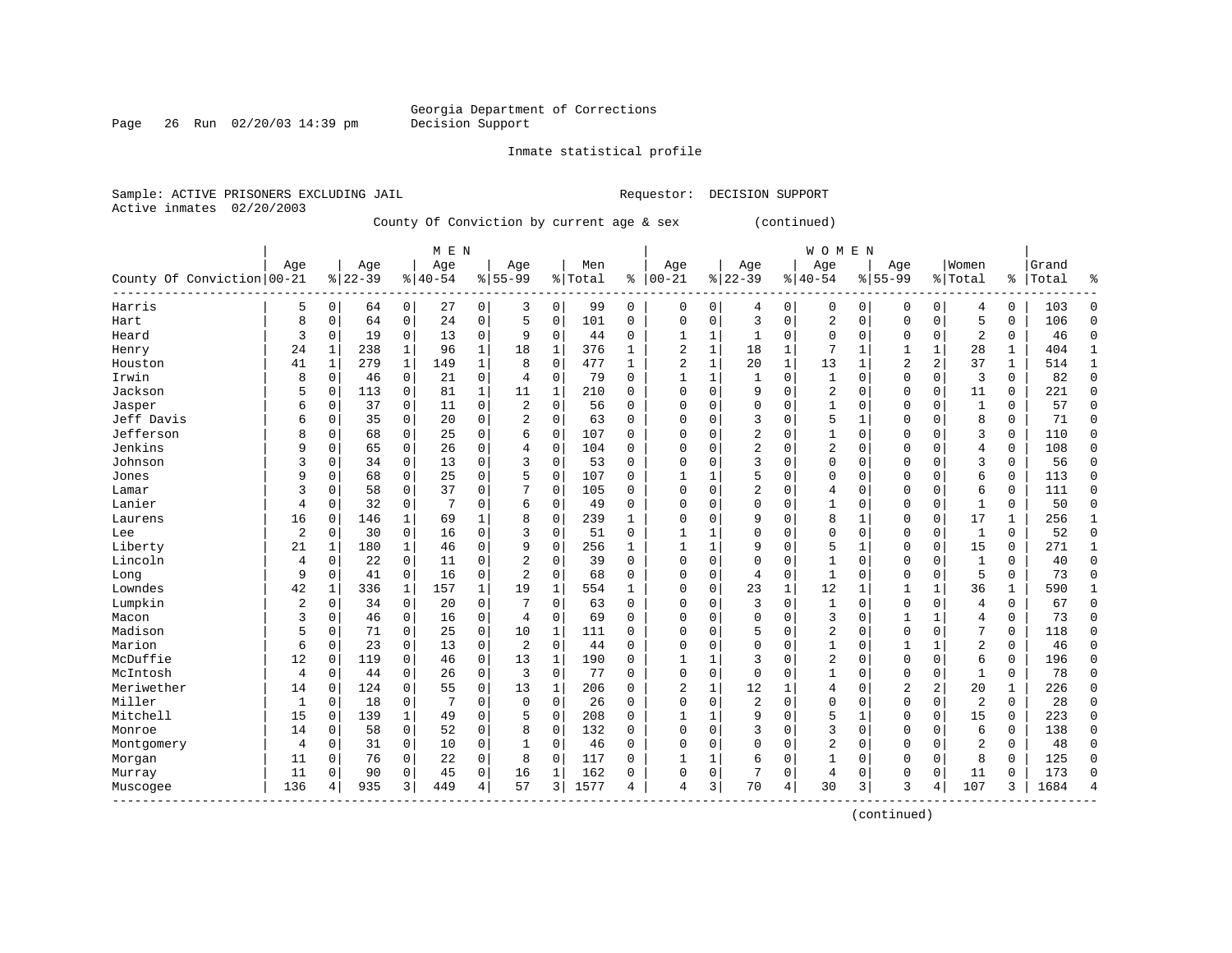Georgia Department of Corrections
Decision Support

Inmate statistical profile

Sample: ACTIVE PRISONERS EXCLUDING JAIL
Active inmates 02/20/2003

Requestor: DECISION SUPPORT

County Of Conviction by current age & sex (continued)

| County Of Conviction | MEN Age 00-21 | % | Age 22-39 | % | Age 40-54 | % | Age 55-99 | % | Men Total | % | WOMEN Age 00-21 | % | Age 22-39 | % | Age 40-54 | % | Age 55-99 | % | Women Total | % | Grand Total | % |
|---|---|---|---|---|---|---|---|---|---|---|---|---|---|---|---|---|---|---|---|---|---|---|
| Harris | 5 | 0 | 64 | 0 | 27 | 0 | 3 | 0 | 99 | 0 | 0 | 0 | 4 | 0 | 0 | 0 | 0 | 0 | 4 | 0 | 103 | 0 |
| Hart | 8 | 0 | 64 | 0 | 24 | 0 | 5 | 0 | 101 | 0 | 0 | 0 | 3 | 0 | 2 | 0 | 0 | 0 | 5 | 0 | 106 | 0 |
| Heard | 3 | 0 | 19 | 0 | 13 | 0 | 9 | 0 | 44 | 0 | 1 | 1 | 1 | 0 | 0 | 0 | 0 | 0 | 2 | 0 | 46 | 0 |
| Henry | 24 | 1 | 238 | 1 | 96 | 1 | 18 | 1 | 376 | 1 | 2 | 1 | 18 | 1 | 7 | 1 | 1 | 1 | 28 | 1 | 404 | 1 |
| Houston | 41 | 1 | 279 | 1 | 149 | 1 | 8 | 0 | 477 | 1 | 2 | 1 | 20 | 1 | 13 | 1 | 2 | 2 | 37 | 1 | 514 | 1 |
| Irwin | 8 | 0 | 46 | 0 | 21 | 0 | 4 | 0 | 79 | 0 | 1 | 1 | 1 | 0 | 1 | 0 | 0 | 0 | 3 | 0 | 82 | 0 |
| Jackson | 5 | 0 | 113 | 0 | 81 | 1 | 11 | 1 | 210 | 0 | 0 | 0 | 9 | 0 | 2 | 0 | 0 | 0 | 11 | 0 | 221 | 0 |
| Jasper | 6 | 0 | 37 | 0 | 11 | 0 | 2 | 0 | 56 | 0 | 0 | 0 | 0 | 0 | 1 | 0 | 0 | 0 | 1 | 0 | 57 | 0 |
| Jeff Davis | 6 | 0 | 35 | 0 | 20 | 0 | 2 | 0 | 63 | 0 | 0 | 0 | 3 | 0 | 5 | 1 | 0 | 0 | 8 | 0 | 71 | 0 |
| Jefferson | 8 | 0 | 68 | 0 | 25 | 0 | 6 | 0 | 107 | 0 | 0 | 0 | 2 | 0 | 1 | 0 | 0 | 0 | 3 | 0 | 110 | 0 |
| Jenkins | 9 | 0 | 65 | 0 | 26 | 0 | 4 | 0 | 104 | 0 | 0 | 0 | 2 | 0 | 2 | 0 | 0 | 0 | 4 | 0 | 108 | 0 |
| Johnson | 3 | 0 | 34 | 0 | 13 | 0 | 3 | 0 | 53 | 0 | 0 | 0 | 3 | 0 | 0 | 0 | 0 | 0 | 3 | 0 | 56 | 0 |
| Jones | 9 | 0 | 68 | 0 | 25 | 0 | 5 | 0 | 107 | 0 | 1 | 1 | 5 | 0 | 0 | 0 | 0 | 0 | 6 | 0 | 113 | 0 |
| Lamar | 3 | 0 | 58 | 0 | 37 | 0 | 7 | 0 | 105 | 0 | 0 | 0 | 2 | 0 | 4 | 0 | 0 | 0 | 6 | 0 | 111 | 0 |
| Lanier | 4 | 0 | 32 | 0 | 7 | 0 | 6 | 0 | 49 | 0 | 0 | 0 | 0 | 0 | 1 | 0 | 0 | 0 | 1 | 0 | 50 | 0 |
| Laurens | 16 | 0 | 146 | 1 | 69 | 1 | 8 | 0 | 239 | 1 | 0 | 0 | 9 | 0 | 8 | 1 | 0 | 0 | 17 | 1 | 256 | 1 |
| Lee | 2 | 0 | 30 | 0 | 16 | 0 | 3 | 0 | 51 | 0 | 1 | 1 | 0 | 0 | 0 | 0 | 0 | 0 | 1 | 0 | 52 | 0 |
| Liberty | 21 | 1 | 180 | 1 | 46 | 0 | 9 | 0 | 256 | 1 | 1 | 1 | 9 | 0 | 5 | 1 | 0 | 0 | 15 | 0 | 271 | 1 |
| Lincoln | 4 | 0 | 22 | 0 | 11 | 0 | 2 | 0 | 39 | 0 | 0 | 0 | 0 | 0 | 1 | 0 | 0 | 0 | 1 | 0 | 40 | 0 |
| Long | 9 | 0 | 41 | 0 | 16 | 0 | 2 | 0 | 68 | 0 | 0 | 0 | 4 | 0 | 1 | 0 | 0 | 0 | 5 | 0 | 73 | 0 |
| Lowndes | 42 | 1 | 336 | 1 | 157 | 1 | 19 | 1 | 554 | 1 | 0 | 0 | 23 | 1 | 12 | 1 | 1 | 1 | 36 | 1 | 590 | 1 |
| Lumpkin | 2 | 0 | 34 | 0 | 20 | 0 | 7 | 0 | 63 | 0 | 0 | 0 | 3 | 0 | 1 | 0 | 0 | 0 | 4 | 0 | 67 | 0 |
| Macon | 3 | 0 | 46 | 0 | 16 | 0 | 4 | 0 | 69 | 0 | 0 | 0 | 0 | 0 | 3 | 0 | 1 | 1 | 4 | 0 | 73 | 0 |
| Madison | 5 | 0 | 71 | 0 | 25 | 0 | 10 | 1 | 111 | 0 | 0 | 0 | 5 | 0 | 2 | 0 | 0 | 0 | 7 | 0 | 118 | 0 |
| Marion | 6 | 0 | 23 | 0 | 13 | 0 | 2 | 0 | 44 | 0 | 0 | 0 | 0 | 0 | 1 | 0 | 1 | 1 | 2 | 0 | 46 | 0 |
| McDuffie | 12 | 0 | 119 | 0 | 46 | 0 | 13 | 1 | 190 | 0 | 1 | 1 | 3 | 0 | 2 | 0 | 0 | 0 | 6 | 0 | 196 | 0 |
| McIntosh | 4 | 0 | 44 | 0 | 26 | 0 | 3 | 0 | 77 | 0 | 0 | 0 | 0 | 0 | 1 | 0 | 0 | 0 | 1 | 0 | 78 | 0 |
| Meriwether | 14 | 0 | 124 | 0 | 55 | 0 | 13 | 1 | 206 | 0 | 2 | 1 | 12 | 1 | 4 | 0 | 2 | 2 | 20 | 1 | 226 | 0 |
| Miller | 1 | 0 | 18 | 0 | 7 | 0 | 0 | 0 | 26 | 0 | 0 | 0 | 2 | 0 | 0 | 0 | 0 | 0 | 2 | 0 | 28 | 0 |
| Mitchell | 15 | 0 | 139 | 1 | 49 | 0 | 5 | 0 | 208 | 0 | 1 | 1 | 9 | 0 | 5 | 1 | 0 | 0 | 15 | 0 | 223 | 0 |
| Monroe | 14 | 0 | 58 | 0 | 52 | 0 | 8 | 0 | 132 | 0 | 0 | 0 | 3 | 0 | 3 | 0 | 0 | 0 | 6 | 0 | 138 | 0 |
| Montgomery | 4 | 0 | 31 | 0 | 10 | 0 | 1 | 0 | 46 | 0 | 0 | 0 | 0 | 0 | 2 | 0 | 0 | 0 | 2 | 0 | 48 | 0 |
| Morgan | 11 | 0 | 76 | 0 | 22 | 0 | 8 | 0 | 117 | 0 | 1 | 1 | 6 | 0 | 1 | 0 | 0 | 0 | 8 | 0 | 125 | 0 |
| Murray | 11 | 0 | 90 | 0 | 45 | 0 | 16 | 1 | 162 | 0 | 0 | 0 | 7 | 0 | 4 | 0 | 0 | 0 | 11 | 0 | 173 | 0 |
| Muscogee | 136 | 4 | 935 | 3 | 449 | 4 | 57 | 3 | 1577 | 4 | 4 | 3 | 70 | 4 | 30 | 3 | 3 | 4 | 107 | 3 | 1684 | 4 |

(continued)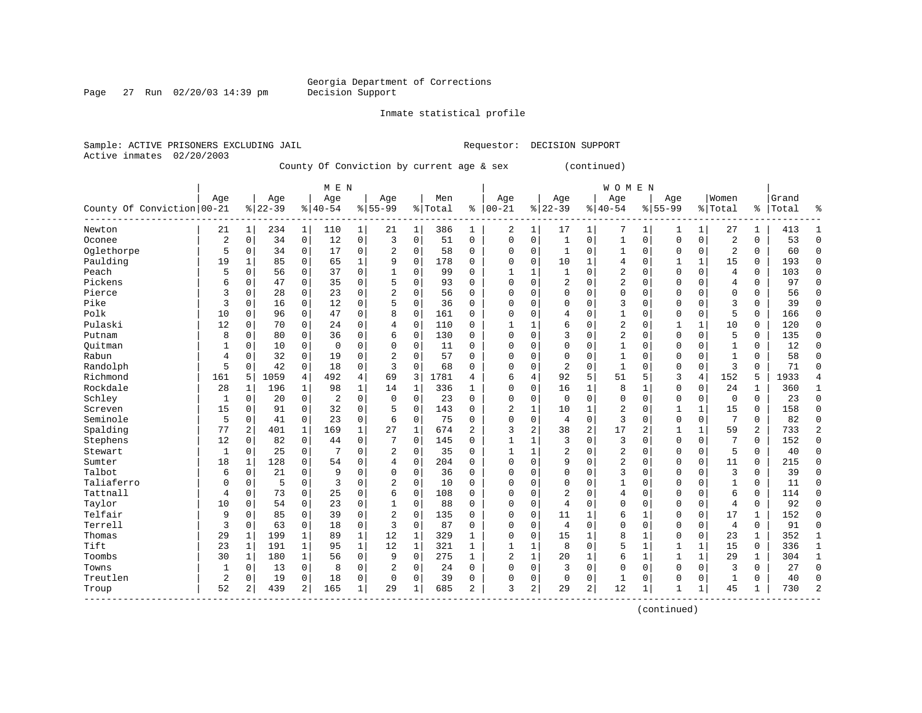Georgia Department of Corrections
Decision Support

Inmate statistical profile

Sample: ACTIVE PRISONERS EXCLUDING JAIL    Requestor: DECISION SUPPORT
Active inmates 02/20/2003

County Of Conviction by current age & sex (continued)

| County Of Conviction | MEN Age 00-21 | % | Age 22-39 | % | Age 40-54 | % | Age 55-99 | % | Men Total | % | WOMEN Age 00-21 | % | Age 22-39 | % | Age 40-54 | % | Age 55-99 | % | Women Total | % | Grand Total | % |
|---|---|---|---|---|---|---|---|---|---|---|---|---|---|---|---|---|---|---|---|---|---|---|
| Newton | 21 | 1 | 234 | 1 | 110 | 1 | 21 | 1 | 386 | 1 | 2 | 1 | 17 | 1 | 7 | 1 | 1 | 1 | 27 | 1 | 413 | 1 |
| Oconee | 2 | 0 | 34 | 0 | 12 | 0 | 3 | 0 | 51 | 0 | 0 | 0 | 1 | 0 | 1 | 0 | 0 | 0 | 2 | 0 | 53 | 0 |
| Oglethorpe | 5 | 0 | 34 | 0 | 17 | 0 | 2 | 0 | 58 | 0 | 0 | 0 | 1 | 0 | 1 | 0 | 0 | 0 | 2 | 0 | 60 | 0 |
| Paulding | 19 | 1 | 85 | 0 | 65 | 1 | 9 | 0 | 178 | 0 | 0 | 0 | 10 | 1 | 4 | 0 | 1 | 1 | 15 | 0 | 193 | 0 |
| Peach | 5 | 0 | 56 | 0 | 37 | 0 | 1 | 0 | 99 | 0 | 1 | 1 | 1 | 0 | 2 | 0 | 0 | 0 | 4 | 0 | 103 | 0 |
| Pickens | 6 | 0 | 47 | 0 | 35 | 0 | 5 | 0 | 93 | 0 | 0 | 0 | 2 | 0 | 2 | 0 | 0 | 0 | 4 | 0 | 97 | 0 |
| Pierce | 3 | 0 | 28 | 0 | 23 | 0 | 2 | 0 | 56 | 0 | 0 | 0 | 0 | 0 | 0 | 0 | 0 | 0 | 0 | 0 | 56 | 0 |
| Pike | 3 | 0 | 16 | 0 | 12 | 0 | 5 | 0 | 36 | 0 | 0 | 0 | 0 | 0 | 3 | 0 | 0 | 0 | 3 | 0 | 39 | 0 |
| Polk | 10 | 0 | 96 | 0 | 47 | 0 | 8 | 0 | 161 | 0 | 0 | 0 | 4 | 0 | 1 | 0 | 0 | 0 | 5 | 0 | 166 | 0 |
| Pulaski | 12 | 0 | 70 | 0 | 24 | 0 | 4 | 0 | 110 | 0 | 1 | 1 | 6 | 0 | 2 | 0 | 1 | 1 | 10 | 0 | 120 | 0 |
| Putnam | 8 | 0 | 80 | 0 | 36 | 0 | 6 | 0 | 130 | 0 | 0 | 0 | 3 | 0 | 2 | 0 | 0 | 0 | 5 | 0 | 135 | 0 |
| Quitman | 1 | 0 | 10 | 0 | 0 | 0 | 0 | 0 | 11 | 0 | 0 | 0 | 0 | 0 | 1 | 0 | 0 | 0 | 1 | 0 | 12 | 0 |
| Rabun | 4 | 0 | 32 | 0 | 19 | 0 | 2 | 0 | 57 | 0 | 0 | 0 | 0 | 0 | 1 | 0 | 0 | 0 | 1 | 0 | 58 | 0 |
| Randolph | 5 | 0 | 42 | 0 | 18 | 0 | 3 | 0 | 68 | 0 | 0 | 0 | 2 | 0 | 1 | 0 | 0 | 0 | 3 | 0 | 71 | 0 |
| Richmond | 161 | 5 | 1059 | 4 | 492 | 4 | 69 | 3 | 1781 | 4 | 6 | 4 | 92 | 5 | 51 | 5 | 3 | 4 | 152 | 5 | 1933 | 4 |
| Rockdale | 28 | 1 | 196 | 1 | 98 | 1 | 14 | 1 | 336 | 1 | 0 | 0 | 16 | 1 | 8 | 1 | 0 | 0 | 24 | 1 | 360 | 1 |
| Schley | 1 | 0 | 20 | 0 | 2 | 0 | 0 | 0 | 23 | 0 | 0 | 0 | 0 | 0 | 0 | 0 | 0 | 0 | 0 | 0 | 23 | 0 |
| Screven | 15 | 0 | 91 | 0 | 32 | 0 | 5 | 0 | 143 | 0 | 2 | 1 | 10 | 1 | 2 | 0 | 1 | 1 | 15 | 0 | 158 | 0 |
| Seminole | 5 | 0 | 41 | 0 | 23 | 0 | 6 | 0 | 75 | 0 | 0 | 0 | 4 | 0 | 3 | 0 | 0 | 0 | 7 | 0 | 82 | 0 |
| Spalding | 77 | 2 | 401 | 1 | 169 | 1 | 27 | 1 | 674 | 2 | 3 | 2 | 38 | 2 | 17 | 2 | 1 | 1 | 59 | 2 | 733 | 2 |
| Stephens | 12 | 0 | 82 | 0 | 44 | 0 | 7 | 0 | 145 | 0 | 1 | 1 | 3 | 0 | 3 | 0 | 0 | 0 | 7 | 0 | 152 | 0 |
| Stewart | 1 | 0 | 25 | 0 | 7 | 0 | 2 | 0 | 35 | 0 | 1 | 1 | 2 | 0 | 2 | 0 | 0 | 0 | 5 | 0 | 40 | 0 |
| Sumter | 18 | 1 | 128 | 0 | 54 | 0 | 4 | 0 | 204 | 0 | 0 | 0 | 9 | 0 | 2 | 0 | 0 | 0 | 11 | 0 | 215 | 0 |
| Talbot | 6 | 0 | 21 | 0 | 9 | 0 | 0 | 0 | 36 | 0 | 0 | 0 | 0 | 0 | 3 | 0 | 0 | 0 | 3 | 0 | 39 | 0 |
| Taliaferro | 0 | 0 | 5 | 0 | 3 | 0 | 2 | 0 | 10 | 0 | 0 | 0 | 0 | 0 | 1 | 0 | 0 | 0 | 1 | 0 | 11 | 0 |
| Tattnall | 4 | 0 | 73 | 0 | 25 | 0 | 6 | 0 | 108 | 0 | 0 | 0 | 2 | 0 | 4 | 0 | 0 | 0 | 6 | 0 | 114 | 0 |
| Taylor | 10 | 0 | 54 | 0 | 23 | 0 | 1 | 0 | 88 | 0 | 0 | 0 | 4 | 0 | 0 | 0 | 0 | 0 | 4 | 0 | 92 | 0 |
| Telfair | 9 | 0 | 85 | 0 | 39 | 0 | 2 | 0 | 135 | 0 | 0 | 0 | 11 | 1 | 6 | 1 | 0 | 0 | 17 | 1 | 152 | 0 |
| Terrell | 3 | 0 | 63 | 0 | 18 | 0 | 3 | 0 | 87 | 0 | 0 | 0 | 4 | 0 | 0 | 0 | 0 | 0 | 4 | 0 | 91 | 0 |
| Thomas | 29 | 1 | 199 | 1 | 89 | 1 | 12 | 1 | 329 | 1 | 0 | 0 | 15 | 1 | 8 | 1 | 0 | 0 | 23 | 1 | 352 | 1 |
| Tift | 23 | 1 | 191 | 1 | 95 | 1 | 12 | 1 | 321 | 1 | 1 | 1 | 8 | 0 | 5 | 1 | 1 | 1 | 15 | 0 | 336 | 1 |
| Toombs | 30 | 1 | 180 | 1 | 56 | 0 | 9 | 0 | 275 | 1 | 2 | 1 | 20 | 1 | 6 | 1 | 1 | 1 | 29 | 1 | 304 | 1 |
| Towns | 1 | 0 | 13 | 0 | 8 | 0 | 2 | 0 | 24 | 0 | 0 | 0 | 3 | 0 | 0 | 0 | 0 | 0 | 3 | 0 | 27 | 0 |
| Treutlen | 2 | 0 | 19 | 0 | 18 | 0 | 0 | 0 | 39 | 0 | 0 | 0 | 0 | 0 | 1 | 0 | 0 | 0 | 1 | 0 | 40 | 0 |
| Troup | 52 | 2 | 439 | 2 | 165 | 1 | 29 | 1 | 685 | 2 | 3 | 2 | 29 | 2 | 12 | 1 | 1 | 1 | 45 | 1 | 730 | 2 |

(continued)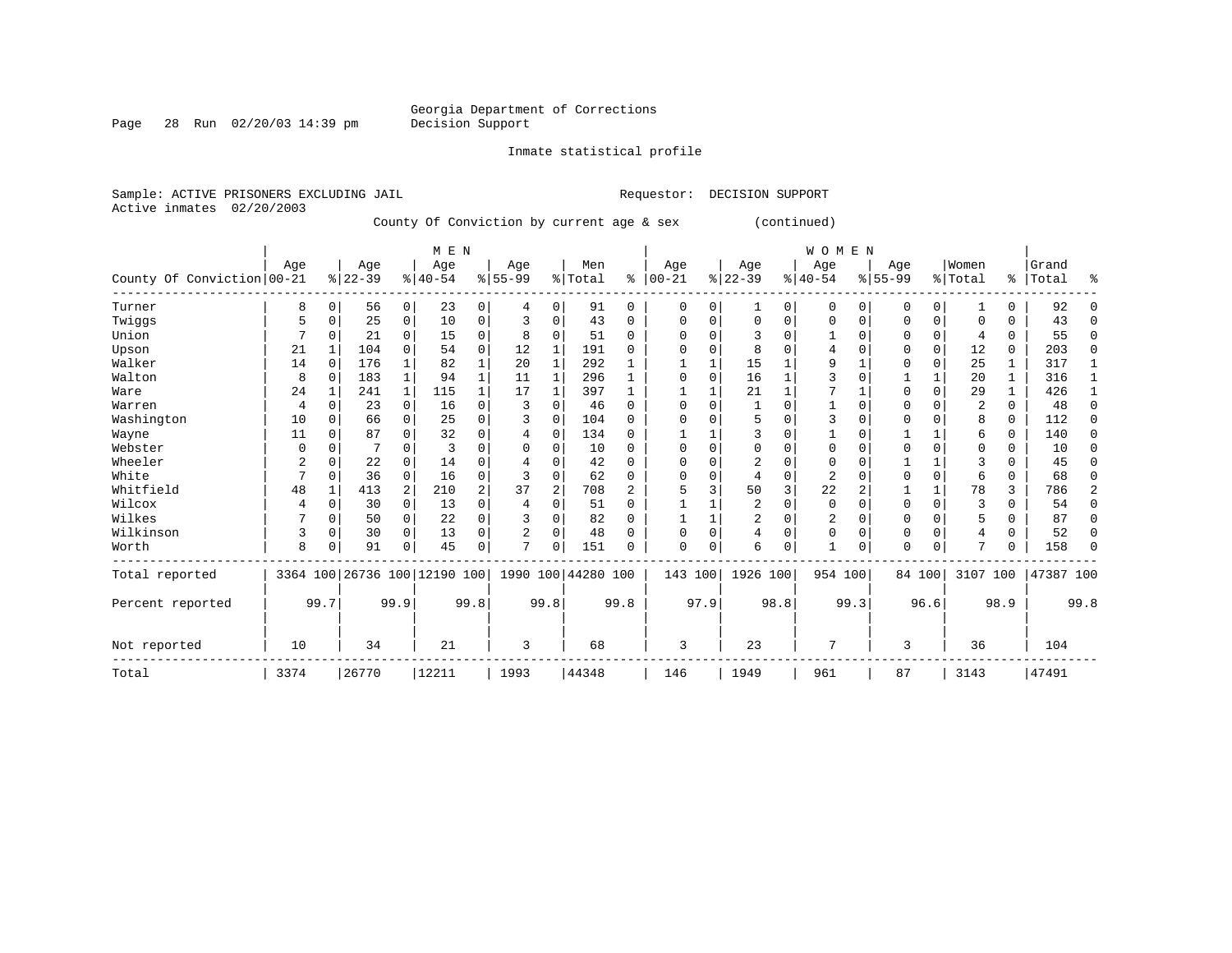Georgia Department of Corrections
Decision Support

Inmate statistical profile

Sample: ACTIVE PRISONERS EXCLUDING JAIL
Active inmates 02/20/2003

Requestor: DECISION SUPPORT

County Of Conviction by current age & sex (continued)

| County Of Conviction | MEN Age 00-21 | % | Age 22-39 | % | Age 40-54 | % | Age 55-99 | % | Men Total | % | WOMEN Age 00-21 | % | Age 22-39 | % | Age 40-54 | % | Age 55-99 | % | Women Total | % | Grand Total | % |
|---|---|---|---|---|---|---|---|---|---|---|---|---|---|---|---|---|---|---|---|---|---|---|
| Turner | 8 | 0 | 56 | 0 | 23 | 0 | 4 | 0 | 91 | 0 | 0 | 0 | 1 | 0 | 0 | 0 | 0 | 0 | 1 | 0 | 92 | 0 |
| Twiggs | 5 | 0 | 25 | 0 | 10 | 0 | 3 | 0 | 43 | 0 | 0 | 0 | 0 | 0 | 0 | 0 | 0 | 0 | 0 | 0 | 43 | 0 |
| Union | 7 | 0 | 21 | 0 | 15 | 0 | 8 | 0 | 51 | 0 | 0 | 0 | 3 | 0 | 1 | 0 | 0 | 0 | 4 | 0 | 55 | 0 |
| Upson | 21 | 1 | 104 | 0 | 54 | 0 | 12 | 1 | 191 | 0 | 0 | 0 | 8 | 0 | 4 | 0 | 0 | 0 | 12 | 0 | 203 | 0 |
| Walker | 14 | 0 | 176 | 1 | 82 | 1 | 20 | 1 | 292 | 1 | 1 | 1 | 15 | 1 | 9 | 1 | 0 | 0 | 25 | 1 | 317 | 1 |
| Walton | 8 | 0 | 183 | 1 | 94 | 1 | 11 | 1 | 296 | 1 | 0 | 0 | 16 | 1 | 3 | 0 | 1 | 1 | 20 | 1 | 316 | 1 |
| Ware | 24 | 1 | 241 | 1 | 115 | 1 | 17 | 1 | 397 | 1 | 1 | 1 | 21 | 1 | 7 | 1 | 0 | 0 | 29 | 1 | 426 | 1 |
| Warren | 4 | 0 | 23 | 0 | 16 | 0 | 3 | 0 | 46 | 0 | 0 | 0 | 1 | 0 | 1 | 0 | 0 | 0 | 2 | 0 | 48 | 0 |
| Washington | 10 | 0 | 66 | 0 | 25 | 0 | 3 | 0 | 104 | 0 | 0 | 0 | 5 | 0 | 3 | 0 | 0 | 0 | 8 | 0 | 112 | 0 |
| Wayne | 11 | 0 | 87 | 0 | 32 | 0 | 4 | 0 | 134 | 0 | 1 | 1 | 3 | 0 | 1 | 0 | 1 | 1 | 6 | 0 | 140 | 0 |
| Webster | 0 | 0 | 7 | 0 | 3 | 0 | 0 | 0 | 10 | 0 | 0 | 0 | 0 | 0 | 0 | 0 | 0 | 0 | 0 | 0 | 10 | 0 |
| Wheeler | 2 | 0 | 22 | 0 | 14 | 0 | 4 | 0 | 42 | 0 | 0 | 0 | 2 | 0 | 0 | 0 | 1 | 1 | 3 | 0 | 45 | 0 |
| White | 7 | 0 | 36 | 0 | 16 | 0 | 3 | 0 | 62 | 0 | 0 | 0 | 4 | 0 | 2 | 0 | 0 | 0 | 6 | 0 | 68 | 0 |
| Whitfield | 48 | 1 | 413 | 2 | 210 | 2 | 37 | 2 | 708 | 2 | 5 | 3 | 50 | 3 | 22 | 2 | 1 | 1 | 78 | 3 | 786 | 2 |
| Wilcox | 4 | 0 | 30 | 0 | 13 | 0 | 4 | 0 | 51 | 0 | 1 | 1 | 2 | 0 | 0 | 0 | 0 | 0 | 3 | 0 | 54 | 0 |
| Wilkes | 7 | 0 | 50 | 0 | 22 | 0 | 3 | 0 | 82 | 0 | 1 | 1 | 2 | 0 | 2 | 0 | 0 | 0 | 5 | 0 | 87 | 0 |
| Wilkinson | 3 | 0 | 30 | 0 | 13 | 0 | 2 | 0 | 48 | 0 | 0 | 0 | 4 | 0 | 0 | 0 | 0 | 0 | 4 | 0 | 52 | 0 |
| Worth | 8 | 0 | 91 | 0 | 45 | 0 | 7 | 0 | 151 | 0 | 0 | 0 | 6 | 0 | 1 | 0 | 0 | 0 | 7 | 0 | 158 | 0 |
| Total reported | 3364 | 100 | 26736 | 100 | 12190 | 100 | 1990 | 100 | 44280 | 100 | 143 | 100 | 1926 | 100 | 954 | 100 | 84 | 100 | 3107 | 100 | 47387 | 100 |
| Percent reported | | 99.7 | | 99.9 | | 99.8 | | 99.8 | | 99.8 | | 97.9 | | 98.8 | | 99.3 | | 96.6 | | 98.9 | | 99.8 |
| Not reported | 10 | | 34 | | 21 | | 3 | | 68 | | 3 | | 23 | | 7 | | 3 | | 36 | | 104 | |
| Total | 3374 | | 26770 | | 12211 | | 1993 | | 44348 | | 146 | | 1949 | | 961 | | 87 | | 3143 | | 47491 | |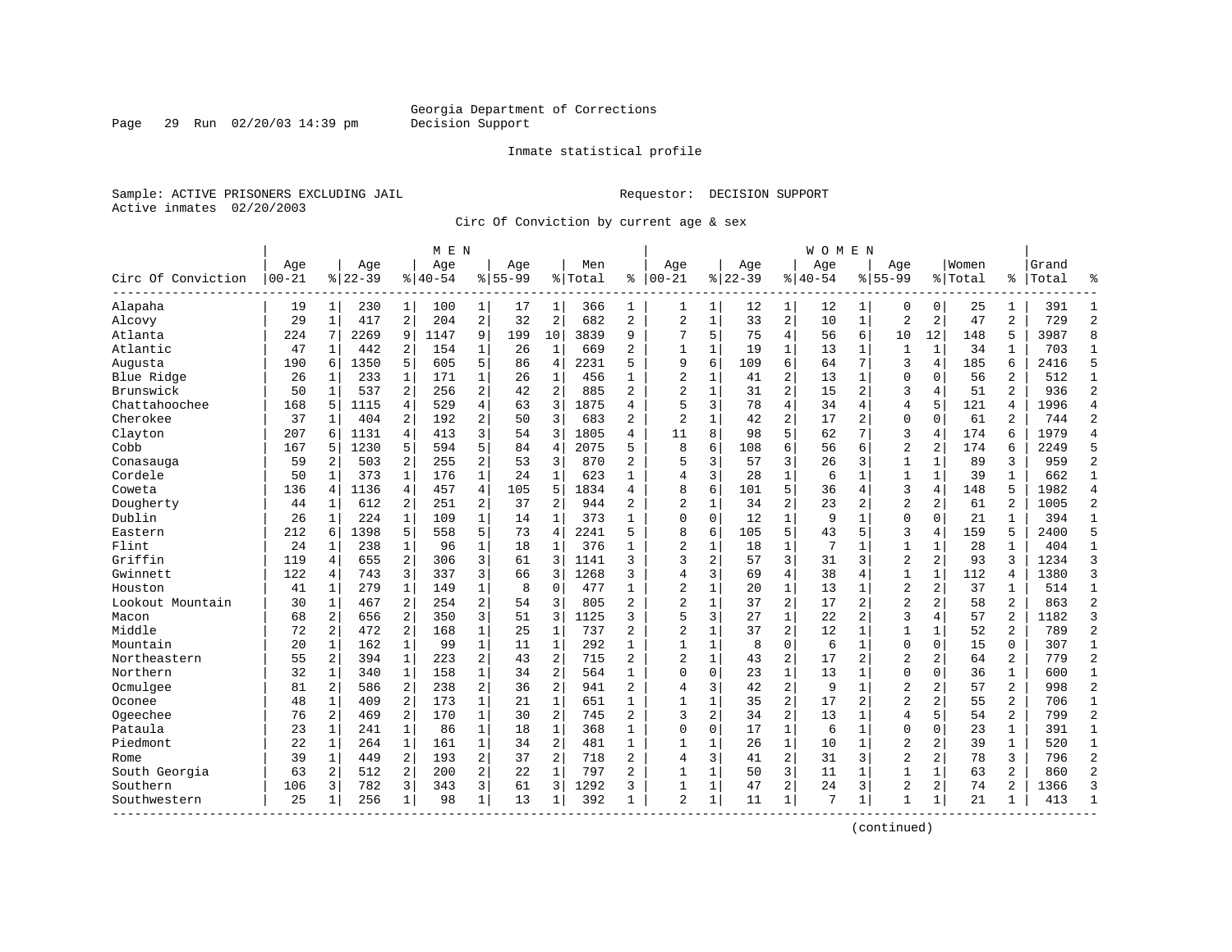Georgia Department of Corrections
Decision Support

Inmate statistical profile

Sample: ACTIVE PRISONERS EXCLUDING JAIL    Requestor: DECISION SUPPORT
Active inmates 02/20/2003

Circ Of Conviction by current age & sex

| Circ Of Conviction | MEN Age 00-21 | % | Age 22-39 | % | Age 40-54 | % | Age 55-99 | % | Men Total | % | WOMEN Age 00-21 | % | Age 22-39 | % | Age 40-54 | % | Age 55-99 | % | Women Total | % | Grand Total | % |
|---|---|---|---|---|---|---|---|---|---|---|---|---|---|---|---|---|---|---|---|---|---|---|
| Alapaha | 19 | 1 | 230 | 1 | 100 | 1 | 17 | 1 | 366 | 1 | 1 | 1 | 12 | 1 | 12 | 1 | 0 | 0 | 25 | 1 | 391 | 1 |
| Alcovy | 29 | 1 | 417 | 2 | 204 | 2 | 32 | 2 | 682 | 2 | 2 | 1 | 33 | 2 | 10 | 1 | 2 | 2 | 47 | 2 | 729 | 2 |
| Atlanta | 224 | 7 | 2269 | 9 | 1147 | 9 | 199 | 10 | 3839 | 9 | 7 | 5 | 75 | 4 | 56 | 6 | 10 | 12 | 148 | 5 | 3987 | 8 |
| Atlantic | 47 | 1 | 442 | 2 | 154 | 1 | 26 | 1 | 669 | 2 | 1 | 1 | 19 | 1 | 13 | 1 | 1 | 1 | 34 | 1 | 703 | 1 |
| Augusta | 190 | 6 | 1350 | 5 | 605 | 5 | 86 | 4 | 2231 | 5 | 9 | 6 | 109 | 6 | 64 | 7 | 3 | 4 | 185 | 6 | 2416 | 5 |
| Blue Ridge | 26 | 1 | 233 | 1 | 171 | 1 | 26 | 1 | 456 | 1 | 2 | 1 | 41 | 2 | 13 | 1 | 0 | 0 | 56 | 2 | 512 | 1 |
| Brunswick | 50 | 1 | 537 | 2 | 256 | 2 | 42 | 2 | 885 | 2 | 2 | 1 | 31 | 2 | 15 | 2 | 3 | 4 | 51 | 2 | 936 | 2 |
| Chattahoochee | 168 | 5 | 1115 | 4 | 529 | 4 | 63 | 3 | 1875 | 4 | 5 | 3 | 78 | 4 | 34 | 4 | 4 | 5 | 121 | 4 | 1996 | 4 |
| Cherokee | 37 | 1 | 404 | 2 | 192 | 2 | 50 | 3 | 683 | 2 | 2 | 1 | 42 | 2 | 17 | 2 | 0 | 0 | 61 | 2 | 744 | 2 |
| Clayton | 207 | 6 | 1131 | 4 | 413 | 3 | 54 | 3 | 1805 | 4 | 11 | 8 | 98 | 5 | 62 | 7 | 3 | 4 | 174 | 6 | 1979 | 4 |
| Cobb | 167 | 5 | 1230 | 5 | 594 | 5 | 84 | 4 | 2075 | 5 | 8 | 6 | 108 | 6 | 56 | 6 | 2 | 2 | 174 | 6 | 2249 | 5 |
| Conasauga | 59 | 2 | 503 | 2 | 255 | 2 | 53 | 3 | 870 | 2 | 5 | 3 | 57 | 3 | 26 | 3 | 1 | 1 | 89 | 3 | 959 | 2 |
| Cordele | 50 | 1 | 373 | 1 | 176 | 1 | 24 | 1 | 623 | 1 | 4 | 3 | 28 | 1 | 6 | 1 | 1 | 1 | 39 | 1 | 662 | 1 |
| Coweta | 136 | 4 | 1136 | 4 | 457 | 4 | 105 | 5 | 1834 | 4 | 8 | 6 | 101 | 5 | 36 | 4 | 3 | 4 | 148 | 5 | 1982 | 4 |
| Dougherty | 44 | 1 | 612 | 2 | 251 | 2 | 37 | 2 | 944 | 2 | 2 | 1 | 34 | 2 | 23 | 2 | 2 | 2 | 61 | 2 | 1005 | 2 |
| Dublin | 26 | 1 | 224 | 1 | 109 | 1 | 14 | 1 | 373 | 1 | 0 | 0 | 12 | 1 | 9 | 1 | 0 | 0 | 21 | 1 | 394 | 1 |
| Eastern | 212 | 6 | 1398 | 5 | 558 | 5 | 73 | 4 | 2241 | 5 | 8 | 6 | 105 | 5 | 43 | 5 | 3 | 4 | 159 | 5 | 2400 | 5 |
| Flint | 24 | 1 | 238 | 1 | 96 | 1 | 18 | 1 | 376 | 1 | 2 | 1 | 18 | 1 | 7 | 1 | 1 | 1 | 28 | 1 | 404 | 1 |
| Griffin | 119 | 4 | 655 | 2 | 306 | 3 | 61 | 3 | 1141 | 3 | 3 | 2 | 57 | 3 | 31 | 3 | 2 | 2 | 93 | 3 | 1234 | 3 |
| Gwinnett | 122 | 4 | 743 | 3 | 337 | 3 | 66 | 3 | 1268 | 3 | 4 | 3 | 69 | 4 | 38 | 4 | 1 | 1 | 112 | 4 | 1380 | 3 |
| Houston | 41 | 1 | 279 | 1 | 149 | 1 | 8 | 0 | 477 | 1 | 2 | 1 | 20 | 1 | 13 | 1 | 2 | 2 | 37 | 1 | 514 | 1 |
| Lookout Mountain | 30 | 1 | 467 | 2 | 254 | 2 | 54 | 3 | 805 | 2 | 2 | 1 | 37 | 2 | 17 | 2 | 2 | 2 | 58 | 2 | 863 | 2 |
| Macon | 68 | 2 | 656 | 2 | 350 | 3 | 51 | 3 | 1125 | 3 | 5 | 3 | 27 | 1 | 22 | 2 | 3 | 4 | 57 | 2 | 1182 | 3 |
| Middle | 72 | 2 | 472 | 2 | 168 | 1 | 25 | 1 | 737 | 2 | 2 | 1 | 37 | 2 | 12 | 1 | 1 | 1 | 52 | 2 | 789 | 2 |
| Mountain | 20 | 1 | 162 | 1 | 99 | 1 | 11 | 1 | 292 | 1 | 1 | 1 | 8 | 0 | 6 | 1 | 0 | 0 | 15 | 0 | 307 | 1 |
| Northeastern | 55 | 2 | 394 | 1 | 223 | 2 | 43 | 2 | 715 | 2 | 2 | 1 | 43 | 2 | 17 | 2 | 2 | 2 | 64 | 2 | 779 | 2 |
| Northern | 32 | 1 | 340 | 1 | 158 | 1 | 34 | 2 | 564 | 1 | 0 | 0 | 23 | 1 | 13 | 1 | 0 | 0 | 36 | 1 | 600 | 1 |
| Ocmulgee | 81 | 2 | 586 | 2 | 238 | 2 | 36 | 2 | 941 | 2 | 4 | 3 | 42 | 2 | 9 | 1 | 2 | 2 | 57 | 2 | 998 | 2 |
| Oconee | 48 | 1 | 409 | 2 | 173 | 1 | 21 | 1 | 651 | 1 | 1 | 1 | 35 | 2 | 17 | 2 | 2 | 2 | 55 | 2 | 706 | 1 |
| Ogeechee | 76 | 2 | 469 | 2 | 170 | 1 | 30 | 2 | 745 | 2 | 3 | 2 | 34 | 2 | 13 | 1 | 4 | 5 | 54 | 2 | 799 | 2 |
| Pataula | 23 | 1 | 241 | 1 | 86 | 1 | 18 | 1 | 368 | 1 | 0 | 0 | 17 | 1 | 6 | 1 | 0 | 0 | 23 | 1 | 391 | 1 |
| Piedmont | 22 | 1 | 264 | 1 | 161 | 1 | 34 | 2 | 481 | 1 | 1 | 1 | 26 | 1 | 10 | 1 | 2 | 2 | 39 | 1 | 520 | 1 |
| Rome | 39 | 1 | 449 | 2 | 193 | 2 | 37 | 2 | 718 | 2 | 4 | 3 | 41 | 2 | 31 | 3 | 2 | 2 | 78 | 3 | 796 | 2 |
| South Georgia | 63 | 2 | 512 | 2 | 200 | 2 | 22 | 1 | 797 | 2 | 1 | 1 | 50 | 3 | 11 | 1 | 1 | 1 | 63 | 2 | 860 | 2 |
| Southern | 106 | 3 | 782 | 3 | 343 | 3 | 61 | 3 | 1292 | 3 | 1 | 1 | 47 | 2 | 24 | 3 | 2 | 2 | 74 | 2 | 1366 | 3 |
| Southwestern | 25 | 1 | 256 | 1 | 98 | 1 | 13 | 1 | 392 | 1 | 2 | 1 | 11 | 1 | 7 | 1 | 1 | 1 | 21 | 1 | 413 | 1 |

(continued)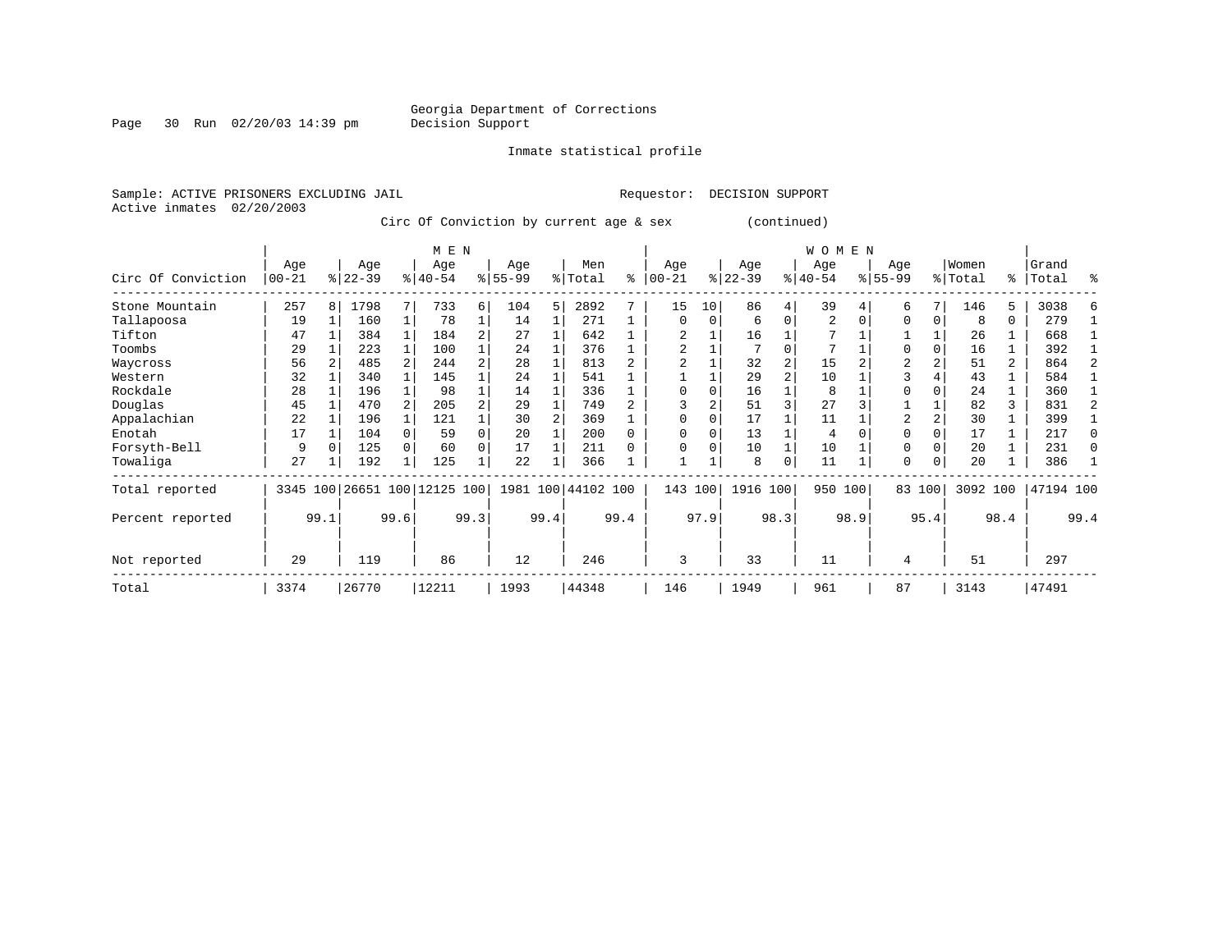Georgia Department of Corrections
Decision Support

Inmate statistical profile

Sample: ACTIVE PRISONERS EXCLUDING JAIL        Requestor: DECISION SUPPORT
Active inmates 02/20/2003

Circ Of Conviction by current age & sex (continued)

| Circ Of Conviction | MEN Age 00-21 | % | Age 22-39 | % | Age 40-54 | % | Age 55-99 | % | Men Total | % | WOMEN Age 00-21 | % | Age 22-39 | % | Age 40-54 | % | Age 55-99 | % | Women Total | % | Grand Total | % |
|---|---|---|---|---|---|---|---|---|---|---|---|---|---|---|---|---|---|---|---|---|---|---|
| Stone Mountain | 257 | 8 | 1798 | 7 | 733 | 6 | 104 | 5 | 2892 | 7 | 15 | 10 | 86 | 4 | 39 | 4 | 6 | 7 | 146 | 5 | 3038 | 6 |
| Tallapoosa | 19 | 1 | 160 | 1 | 78 | 1 | 14 | 1 | 271 | 1 | 0 | 0 | 6 | 0 | 2 | 0 | 0 | 0 | 8 | 0 | 279 | 1 |
| Tifton | 47 | 1 | 384 | 1 | 184 | 2 | 27 | 1 | 642 | 1 | 2 | 1 | 16 | 1 | 7 | 1 | 1 | 1 | 26 | 1 | 668 | 1 |
| Toombs | 29 | 1 | 223 | 1 | 100 | 1 | 24 | 1 | 376 | 1 | 2 | 1 | 7 | 0 | 7 | 1 | 0 | 0 | 16 | 1 | 392 | 1 |
| Waycross | 56 | 2 | 485 | 2 | 244 | 2 | 28 | 1 | 813 | 2 | 2 | 1 | 32 | 2 | 15 | 2 | 2 | 2 | 51 | 2 | 864 | 2 |
| Western | 32 | 1 | 340 | 1 | 145 | 1 | 24 | 1 | 541 | 1 | 1 | 1 | 29 | 2 | 10 | 1 | 3 | 4 | 43 | 1 | 584 | 1 |
| Rockdale | 28 | 1 | 196 | 1 | 98 | 1 | 14 | 1 | 336 | 1 | 0 | 0 | 16 | 1 | 8 | 1 | 0 | 0 | 24 | 1 | 360 | 1 |
| Douglas | 45 | 1 | 470 | 2 | 205 | 2 | 29 | 1 | 749 | 2 | 3 | 2 | 51 | 3 | 27 | 3 | 1 | 1 | 82 | 3 | 831 | 2 |
| Appalachian | 22 | 1 | 196 | 1 | 121 | 1 | 30 | 2 | 369 | 1 | 0 | 0 | 17 | 1 | 11 | 1 | 2 | 2 | 30 | 1 | 399 | 1 |
| Enotah | 17 | 1 | 104 | 0 | 59 | 0 | 20 | 1 | 200 | 0 | 0 | 0 | 13 | 1 | 4 | 0 | 0 | 0 | 17 | 1 | 217 | 0 |
| Forsyth-Bell | 9 | 0 | 125 | 0 | 60 | 0 | 17 | 1 | 211 | 0 | 0 | 0 | 10 | 1 | 10 | 1 | 0 | 0 | 20 | 1 | 231 | 0 |
| Towaliga | 27 | 1 | 192 | 1 | 125 | 1 | 22 | 1 | 366 | 1 | 1 | 1 | 8 | 0 | 11 | 1 | 0 | 0 | 20 | 1 | 386 | 1 |
| Total reported | 3345 | 100 | 26651 | 100 | 12125 | 100 | 1981 | 100 | 44102 | 100 | 143 | 100 | 1916 | 100 | 950 | 100 | 83 | 100 | 3092 | 100 | 47194 | 100 |
| Percent reported | | 99.1 | | 99.6 | | 99.3 | | 99.4 | | 99.4 | | 97.9 | | 98.3 | | 98.9 | | 95.4 | | 98.4 | | 99.4 |
| Not reported | 29 | | 119 | | 86 | | 12 | | 246 | | 3 | | 33 | | 11 | | 4 | | 51 | | 297 | |
| Total | 3374 | | 26770 | | 12211 | | 1993 | | 44348 | | 146 | | 1949 | | 961 | | 87 | | 3143 | | 47491 | |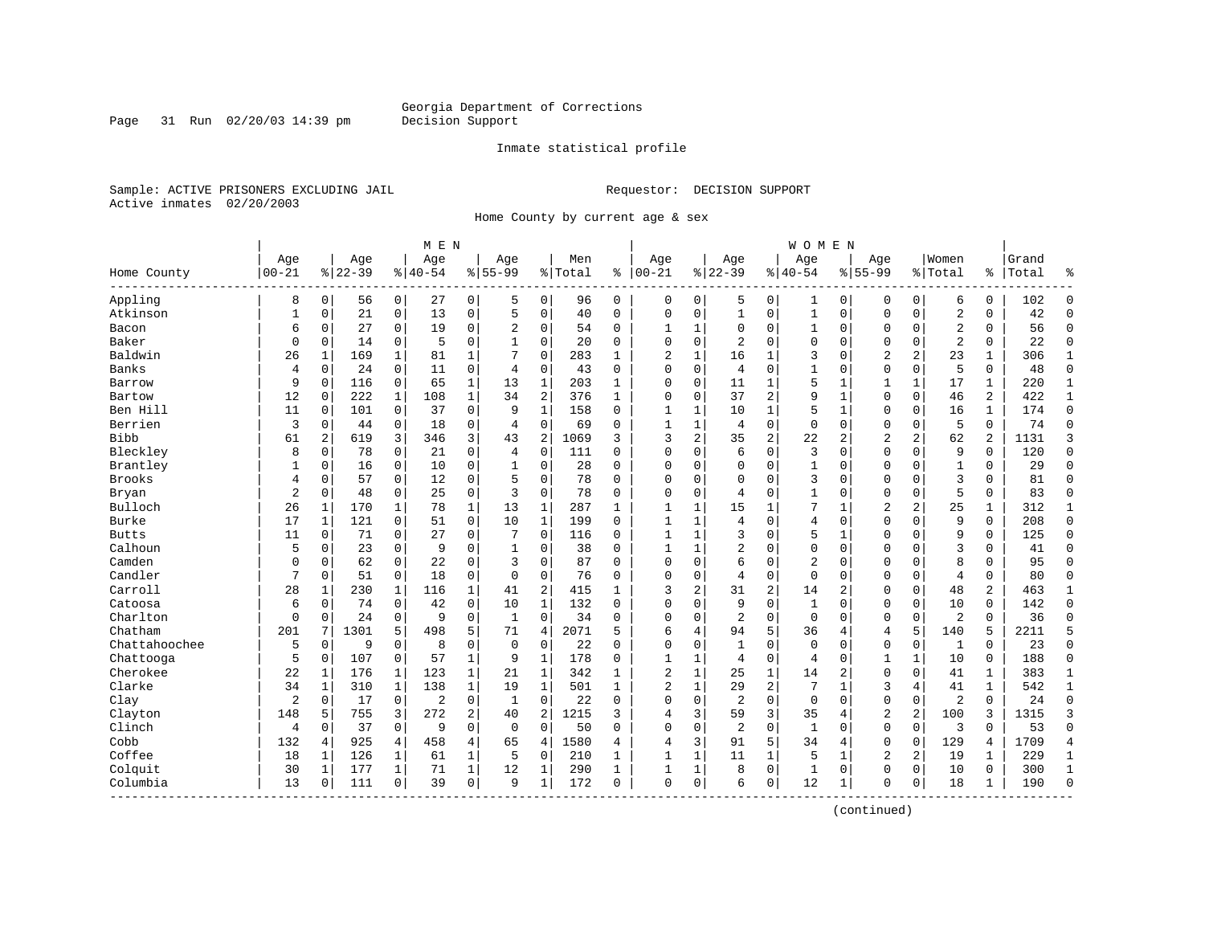Georgia Department of Corrections
Decision Support

Inmate statistical profile

Sample: ACTIVE PRISONERS EXCLUDING JAIL
Active inmates 02/20/2003

Requestor: DECISION SUPPORT

Home County by current age & sex

| Home County | MEN Age 00-21 | % | Age 22-39 | % | Age 40-54 | % | Age 55-99 | % | Men Total | % | WOMEN Age 00-21 | % | Age 22-39 | % | Age 40-54 | % | Age 55-99 | % | Women Total | % | Grand Total | % |
|---|---|---|---|---|---|---|---|---|---|---|---|---|---|---|---|---|---|---|---|---|---|---|
| Appling | 8 | 0 | 56 | 0 | 27 | 0 | 5 | 0 | 96 | 0 | 0 | 0 | 5 | 0 | 1 | 0 | 0 | 0 | 6 | 0 | 102 | 0 |
| Atkinson | 1 | 0 | 21 | 0 | 13 | 0 | 5 | 0 | 40 | 0 | 0 | 0 | 1 | 0 | 1 | 0 | 0 | 0 | 2 | 0 | 42 | 0 |
| Bacon | 6 | 0 | 27 | 0 | 19 | 0 | 2 | 0 | 54 | 0 | 1 | 1 | 0 | 0 | 1 | 0 | 0 | 0 | 2 | 0 | 56 | 0 |
| Baker | 0 | 0 | 14 | 0 | 5 | 0 | 1 | 0 | 20 | 0 | 0 | 0 | 2 | 0 | 0 | 0 | 0 | 0 | 2 | 0 | 22 | 0 |
| Baldwin | 26 | 1 | 169 | 1 | 81 | 1 | 7 | 0 | 283 | 1 | 2 | 1 | 16 | 1 | 3 | 0 | 2 | 2 | 23 | 1 | 306 | 1 |
| Banks | 4 | 0 | 24 | 0 | 11 | 0 | 4 | 0 | 43 | 0 | 0 | 0 | 4 | 0 | 1 | 0 | 0 | 0 | 5 | 0 | 48 | 0 |
| Barrow | 9 | 0 | 116 | 0 | 65 | 1 | 13 | 1 | 203 | 1 | 0 | 0 | 11 | 1 | 5 | 1 | 1 | 1 | 17 | 1 | 220 | 1 |
| Bartow | 12 | 0 | 222 | 1 | 108 | 1 | 34 | 2 | 376 | 1 | 0 | 0 | 37 | 2 | 9 | 1 | 0 | 0 | 46 | 2 | 422 | 1 |
| Ben Hill | 11 | 0 | 101 | 0 | 37 | 0 | 9 | 1 | 158 | 0 | 1 | 1 | 10 | 1 | 5 | 1 | 0 | 0 | 16 | 1 | 174 | 0 |
| Berrien | 3 | 0 | 44 | 0 | 18 | 0 | 4 | 0 | 69 | 0 | 1 | 1 | 4 | 0 | 0 | 0 | 0 | 0 | 5 | 0 | 74 | 0 |
| Bibb | 61 | 2 | 619 | 3 | 346 | 3 | 43 | 2 | 1069 | 3 | 3 | 2 | 35 | 2 | 22 | 2 | 2 | 2 | 62 | 2 | 1131 | 3 |
| Bleckley | 8 | 0 | 78 | 0 | 21 | 0 | 4 | 0 | 111 | 0 | 0 | 0 | 6 | 0 | 3 | 0 | 0 | 0 | 9 | 0 | 120 | 0 |
| Brantley | 1 | 0 | 16 | 0 | 10 | 0 | 1 | 0 | 28 | 0 | 0 | 0 | 0 | 0 | 1 | 0 | 0 | 0 | 1 | 0 | 29 | 0 |
| Brooks | 4 | 0 | 57 | 0 | 12 | 0 | 5 | 0 | 78 | 0 | 0 | 0 | 0 | 0 | 3 | 0 | 0 | 0 | 3 | 0 | 81 | 0 |
| Bryan | 2 | 0 | 48 | 0 | 25 | 0 | 3 | 0 | 78 | 0 | 0 | 0 | 4 | 0 | 1 | 0 | 0 | 0 | 5 | 0 | 83 | 0 |
| Bulloch | 26 | 1 | 170 | 1 | 78 | 1 | 13 | 1 | 287 | 1 | 1 | 1 | 15 | 1 | 7 | 1 | 2 | 2 | 25 | 1 | 312 | 1 |
| Burke | 17 | 1 | 121 | 0 | 51 | 0 | 10 | 1 | 199 | 0 | 1 | 1 | 4 | 0 | 4 | 0 | 0 | 0 | 9 | 0 | 208 | 0 |
| Butts | 11 | 0 | 71 | 0 | 27 | 0 | 7 | 0 | 116 | 0 | 1 | 1 | 3 | 0 | 5 | 1 | 0 | 0 | 9 | 0 | 125 | 0 |
| Calhoun | 5 | 0 | 23 | 0 | 9 | 0 | 1 | 0 | 38 | 0 | 1 | 1 | 2 | 0 | 0 | 0 | 0 | 0 | 3 | 0 | 41 | 0 |
| Camden | 0 | 0 | 62 | 0 | 22 | 0 | 3 | 0 | 87 | 0 | 0 | 0 | 6 | 0 | 2 | 0 | 0 | 0 | 8 | 0 | 95 | 0 |
| Candler | 7 | 0 | 51 | 0 | 18 | 0 | 0 | 0 | 76 | 0 | 0 | 0 | 4 | 0 | 0 | 0 | 0 | 0 | 4 | 0 | 80 | 0 |
| Carroll | 28 | 1 | 230 | 1 | 116 | 1 | 41 | 2 | 415 | 1 | 3 | 2 | 31 | 2 | 14 | 2 | 0 | 0 | 48 | 2 | 463 | 1 |
| Catoosa | 6 | 0 | 74 | 0 | 42 | 0 | 10 | 1 | 132 | 0 | 0 | 0 | 9 | 0 | 1 | 0 | 0 | 0 | 10 | 0 | 142 | 0 |
| Charlton | 0 | 0 | 24 | 0 | 9 | 0 | 1 | 0 | 34 | 0 | 0 | 0 | 2 | 0 | 0 | 0 | 0 | 0 | 2 | 0 | 36 | 0 |
| Chatham | 201 | 7 | 1301 | 5 | 498 | 5 | 71 | 4 | 2071 | 5 | 6 | 4 | 94 | 5 | 36 | 4 | 4 | 5 | 140 | 5 | 2211 | 5 |
| Chattahoochee | 5 | 0 | 9 | 0 | 8 | 0 | 0 | 0 | 22 | 0 | 0 | 0 | 1 | 0 | 0 | 0 | 0 | 0 | 1 | 0 | 23 | 0 |
| Chattooga | 5 | 0 | 107 | 0 | 57 | 1 | 9 | 1 | 178 | 0 | 1 | 1 | 4 | 0 | 4 | 0 | 1 | 1 | 10 | 0 | 188 | 0 |
| Cherokee | 22 | 1 | 176 | 1 | 123 | 1 | 21 | 1 | 342 | 1 | 2 | 1 | 25 | 1 | 14 | 2 | 0 | 0 | 41 | 1 | 383 | 1 |
| Clarke | 34 | 1 | 310 | 1 | 138 | 1 | 19 | 1 | 501 | 1 | 2 | 1 | 29 | 2 | 7 | 1 | 3 | 4 | 41 | 1 | 542 | 1 |
| Clay | 2 | 0 | 17 | 0 | 2 | 0 | 1 | 0 | 22 | 0 | 0 | 0 | 2 | 0 | 0 | 0 | 0 | 0 | 2 | 0 | 24 | 0 |
| Clayton | 148 | 5 | 755 | 3 | 272 | 2 | 40 | 2 | 1215 | 3 | 4 | 3 | 59 | 3 | 35 | 4 | 2 | 2 | 100 | 3 | 1315 | 3 |
| Clinch | 4 | 0 | 37 | 0 | 9 | 0 | 0 | 0 | 50 | 0 | 0 | 0 | 2 | 0 | 1 | 0 | 0 | 0 | 3 | 0 | 53 | 0 |
| Cobb | 132 | 4 | 925 | 4 | 458 | 4 | 65 | 4 | 1580 | 4 | 4 | 3 | 91 | 5 | 34 | 4 | 0 | 0 | 129 | 4 | 1709 | 4 |
| Coffee | 18 | 1 | 126 | 1 | 61 | 1 | 5 | 0 | 210 | 1 | 1 | 1 | 11 | 1 | 5 | 1 | 2 | 2 | 19 | 1 | 229 | 1 |
| Colquit | 30 | 1 | 177 | 1 | 71 | 1 | 12 | 1 | 290 | 1 | 1 | 1 | 8 | 0 | 1 | 0 | 0 | 0 | 10 | 0 | 300 | 1 |
| Columbia | 13 | 0 | 111 | 0 | 39 | 0 | 9 | 1 | 172 | 0 | 0 | 0 | 6 | 0 | 12 | 1 | 0 | 0 | 18 | 1 | 190 | 0 |

(continued)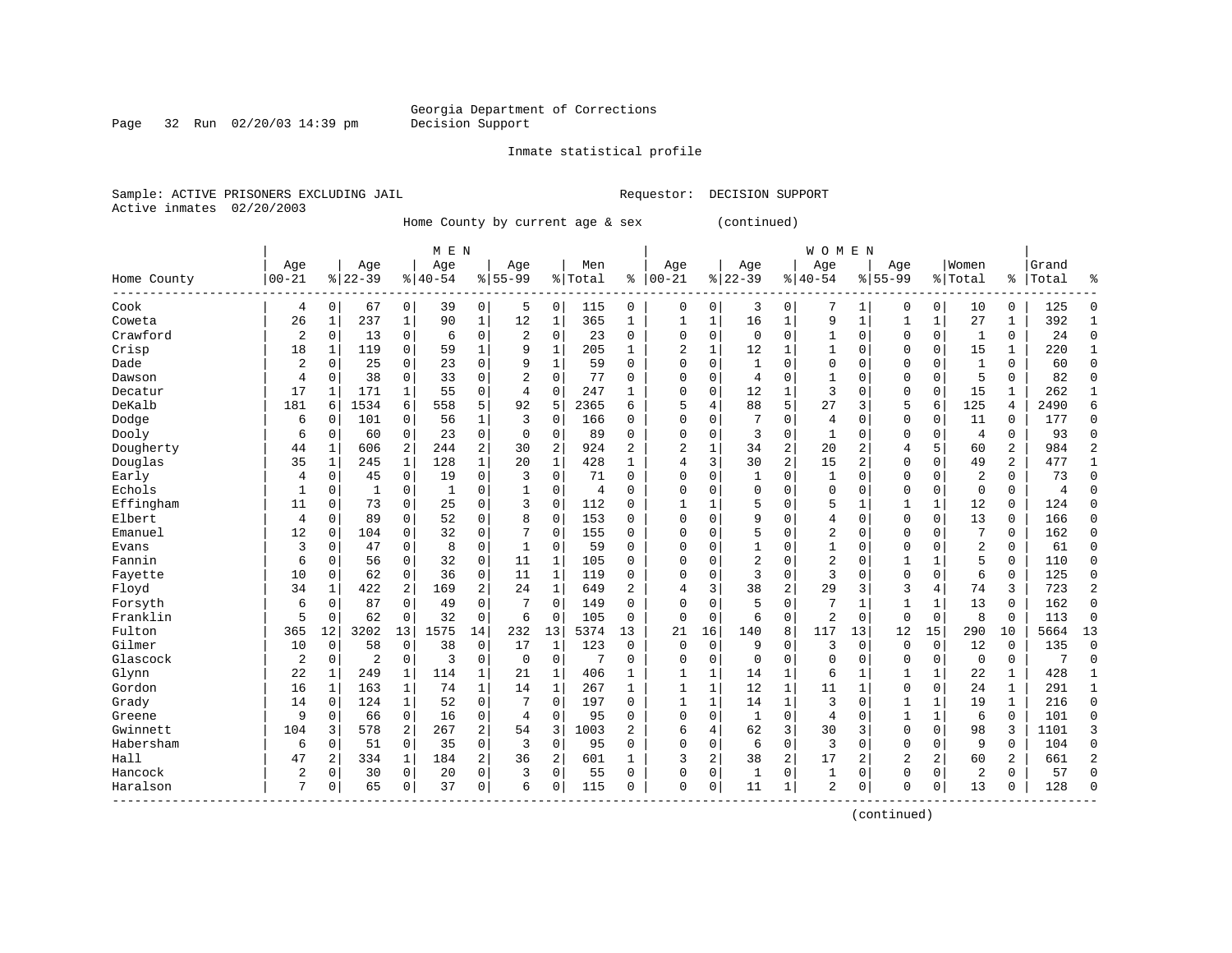Georgia Department of Corrections
Decision Support

Inmate statistical profile

Sample: ACTIVE PRISONERS EXCLUDING JAIL  Requestor: DECISION SUPPORT
Active inmates 02/20/2003

Home County by current age & sex (continued)

| | MEN | | | | | | | | | | WOMEN | | | | | | | | | | | |
|---|---|---|---|---|---|---|---|---|---|---|---|---|---|---|---|---|---|---|---|---|---|---|
| Home County | Age 00-21 | % | Age 22-39 | % | Age 40-54 | % | Age 55-99 | % | Men Total | % | Age 00-21 | % | Age 22-39 | % | Age 40-54 | % | Age 55-99 | % | Women Total | % | Grand Total | % |
| Cook | 4 | 0 | 67 | 0 | 39 | 0 | 5 | 0 | 115 | 0 | 0 | 0 | 3 | 0 | 7 | 1 | 0 | 0 | 10 | 0 | 125 | 0 |
| Coweta | 26 | 1 | 237 | 1 | 90 | 1 | 12 | 1 | 365 | 1 | 1 | 1 | 16 | 1 | 9 | 1 | 1 | 1 | 27 | 1 | 392 | 1 |
| Crawford | 2 | 0 | 13 | 0 | 6 | 0 | 2 | 0 | 23 | 0 | 0 | 0 | 0 | 0 | 1 | 0 | 0 | 0 | 1 | 0 | 24 | 0 |
| Crisp | 18 | 1 | 119 | 0 | 59 | 1 | 9 | 1 | 205 | 1 | 2 | 1 | 12 | 1 | 1 | 0 | 0 | 0 | 15 | 1 | 220 | 1 |
| Dade | 2 | 0 | 25 | 0 | 23 | 0 | 9 | 1 | 59 | 0 | 0 | 0 | 1 | 0 | 0 | 0 | 0 | 0 | 1 | 0 | 60 | 0 |
| Dawson | 4 | 0 | 38 | 0 | 33 | 0 | 2 | 0 | 77 | 0 | 0 | 0 | 4 | 0 | 1 | 0 | 0 | 0 | 5 | 0 | 82 | 0 |
| Decatur | 17 | 1 | 171 | 1 | 55 | 0 | 4 | 0 | 247 | 1 | 0 | 0 | 12 | 1 | 3 | 0 | 0 | 0 | 15 | 1 | 262 | 1 |
| DeKalb | 181 | 6 | 1534 | 6 | 558 | 5 | 92 | 5 | 2365 | 6 | 5 | 4 | 88 | 5 | 27 | 3 | 5 | 6 | 125 | 4 | 2490 | 6 |
| Dodge | 6 | 0 | 101 | 0 | 56 | 1 | 3 | 0 | 166 | 0 | 0 | 0 | 7 | 0 | 4 | 0 | 0 | 0 | 11 | 0 | 177 | 0 |
| Dooly | 6 | 0 | 60 | 0 | 23 | 0 | 0 | 0 | 89 | 0 | 0 | 0 | 3 | 0 | 1 | 0 | 0 | 0 | 4 | 0 | 93 | 0 |
| Dougherty | 44 | 1 | 606 | 2 | 244 | 2 | 30 | 2 | 924 | 2 | 2 | 1 | 34 | 2 | 20 | 2 | 4 | 5 | 60 | 2 | 984 | 2 |
| Douglas | 35 | 1 | 245 | 1 | 128 | 1 | 20 | 1 | 428 | 1 | 4 | 3 | 30 | 2 | 15 | 2 | 0 | 0 | 49 | 2 | 477 | 1 |
| Early | 4 | 0 | 45 | 0 | 19 | 0 | 3 | 0 | 71 | 0 | 0 | 0 | 1 | 0 | 1 | 0 | 0 | 0 | 2 | 0 | 73 | 0 |
| Echols | 1 | 0 | 1 | 0 | 1 | 0 | 1 | 0 | 4 | 0 | 0 | 0 | 0 | 0 | 0 | 0 | 0 | 0 | 0 | 0 | 4 | 0 |
| Effingham | 11 | 0 | 73 | 0 | 25 | 0 | 3 | 0 | 112 | 0 | 1 | 1 | 5 | 0 | 5 | 1 | 1 | 1 | 12 | 0 | 124 | 0 |
| Elbert | 4 | 0 | 89 | 0 | 52 | 0 | 8 | 0 | 153 | 0 | 0 | 0 | 9 | 0 | 4 | 0 | 0 | 0 | 13 | 0 | 166 | 0 |
| Emanuel | 12 | 0 | 104 | 0 | 32 | 0 | 7 | 0 | 155 | 0 | 0 | 0 | 5 | 0 | 2 | 0 | 0 | 0 | 7 | 0 | 162 | 0 |
| Evans | 3 | 0 | 47 | 0 | 8 | 0 | 1 | 0 | 59 | 0 | 0 | 0 | 1 | 0 | 1 | 0 | 0 | 0 | 2 | 0 | 61 | 0 |
| Fannin | 6 | 0 | 56 | 0 | 32 | 0 | 11 | 1 | 105 | 0 | 0 | 0 | 2 | 0 | 2 | 0 | 1 | 1 | 5 | 0 | 110 | 0 |
| Fayette | 10 | 0 | 62 | 0 | 36 | 0 | 11 | 1 | 119 | 0 | 0 | 0 | 3 | 0 | 3 | 0 | 0 | 0 | 6 | 0 | 125 | 0 |
| Floyd | 34 | 1 | 422 | 2 | 169 | 2 | 24 | 1 | 649 | 2 | 4 | 3 | 38 | 2 | 29 | 3 | 3 | 4 | 74 | 3 | 723 | 2 |
| Forsyth | 6 | 0 | 87 | 0 | 49 | 0 | 7 | 0 | 149 | 0 | 0 | 0 | 5 | 0 | 7 | 1 | 1 | 1 | 13 | 0 | 162 | 0 |
| Franklin | 5 | 0 | 62 | 0 | 32 | 0 | 6 | 0 | 105 | 0 | 0 | 0 | 6 | 0 | 2 | 0 | 0 | 0 | 8 | 0 | 113 | 0 |
| Fulton | 365 | 12 | 3202 | 13 | 1575 | 14 | 232 | 13 | 5374 | 13 | 21 | 16 | 140 | 8 | 117 | 13 | 12 | 15 | 290 | 10 | 5664 | 13 |
| Gilmer | 10 | 0 | 58 | 0 | 38 | 0 | 17 | 1 | 123 | 0 | 0 | 0 | 9 | 0 | 3 | 0 | 0 | 0 | 12 | 0 | 135 | 0 |
| Glascock | 2 | 0 | 2 | 0 | 3 | 0 | 0 | 0 | 7 | 0 | 0 | 0 | 0 | 0 | 0 | 0 | 0 | 0 | 0 | 0 | 7 | 0 |
| Glynn | 22 | 1 | 249 | 1 | 114 | 1 | 21 | 1 | 406 | 1 | 1 | 1 | 14 | 1 | 6 | 1 | 1 | 1 | 22 | 1 | 428 | 1 |
| Gordon | 16 | 1 | 163 | 1 | 74 | 1 | 14 | 1 | 267 | 1 | 1 | 1 | 12 | 1 | 11 | 1 | 0 | 0 | 24 | 1 | 291 | 1 |
| Grady | 14 | 0 | 124 | 1 | 52 | 0 | 7 | 0 | 197 | 0 | 1 | 1 | 14 | 1 | 3 | 0 | 1 | 1 | 19 | 1 | 216 | 0 |
| Greene | 9 | 0 | 66 | 0 | 16 | 0 | 4 | 0 | 95 | 0 | 0 | 0 | 1 | 0 | 4 | 0 | 1 | 1 | 6 | 0 | 101 | 0 |
| Gwinnett | 104 | 3 | 578 | 2 | 267 | 2 | 54 | 3 | 1003 | 2 | 6 | 4 | 62 | 3 | 30 | 3 | 0 | 0 | 98 | 3 | 1101 | 3 |
| Habersham | 6 | 0 | 51 | 0 | 35 | 0 | 3 | 0 | 95 | 0 | 0 | 0 | 6 | 0 | 3 | 0 | 0 | 0 | 9 | 0 | 104 | 0 |
| Hall | 47 | 2 | 334 | 1 | 184 | 2 | 36 | 2 | 601 | 1 | 3 | 2 | 38 | 2 | 17 | 2 | 2 | 2 | 60 | 2 | 661 | 2 |
| Hancock | 2 | 0 | 30 | 0 | 20 | 0 | 3 | 0 | 55 | 0 | 0 | 0 | 1 | 0 | 1 | 0 | 0 | 0 | 2 | 0 | 57 | 0 |
| Haralson | 7 | 0 | 65 | 0 | 37 | 0 | 6 | 0 | 115 | 0 | 0 | 0 | 11 | 1 | 2 | 0 | 0 | 0 | 13 | 0 | 128 | 0 |

(continued)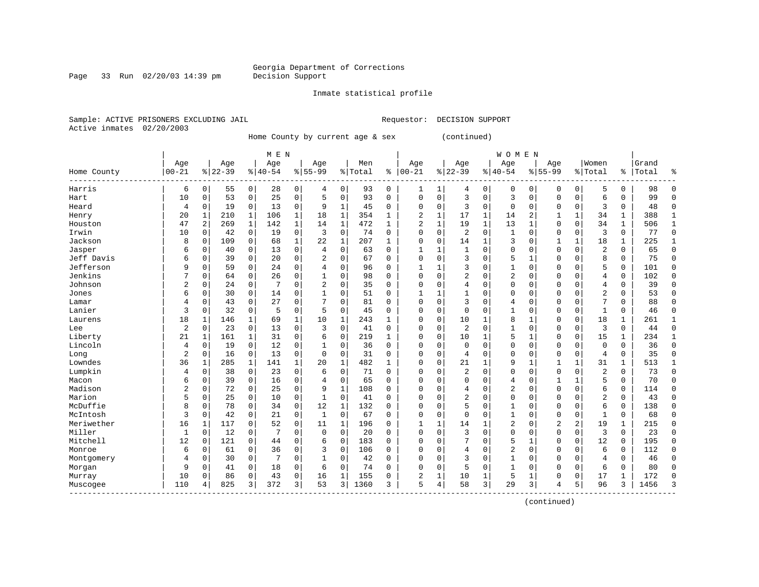Georgia Department of Corrections
Decision Support

Inmate statistical profile

Sample: ACTIVE PRISONERS EXCLUDING JAIL    Requestor: DECISION SUPPORT
Active inmates 02/20/2003

Home County by current age & sex (continued)

| Home County | MEN Age 00-21 | % | Age 22-39 | % | Age 40-54 | % | Age 55-99 | % | Men Total | % | WOMEN Age 00-21 | % | Age 22-39 | % | Age 40-54 | % | Age 55-99 | % | Women Total | % | Grand Total | % |
|---|---|---|---|---|---|---|---|---|---|---|---|---|---|---|---|---|---|---|---|---|---|---|
| Harris | 6 | 0 | 55 | 0 | 28 | 0 | 4 | 0 | 93 | 0 | 1 | 1 | 4 | 0 | 0 | 0 | 0 | 0 | 5 | 0 | 98 | 0 |
| Hart | 10 | 0 | 53 | 0 | 25 | 0 | 5 | 0 | 93 | 0 | 0 | 0 | 3 | 0 | 3 | 0 | 0 | 0 | 6 | 0 | 99 | 0 |
| Heard | 4 | 0 | 19 | 0 | 13 | 0 | 9 | 1 | 45 | 0 | 0 | 0 | 3 | 0 | 0 | 0 | 0 | 0 | 3 | 0 | 48 | 0 |
| Henry | 20 | 1 | 210 | 1 | 106 | 1 | 18 | 1 | 354 | 1 | 2 | 1 | 17 | 1 | 14 | 2 | 1 | 1 | 34 | 1 | 388 | 1 |
| Houston | 47 | 2 | 269 | 1 | 142 | 1 | 14 | 1 | 472 | 1 | 2 | 1 | 19 | 1 | 13 | 1 | 0 | 0 | 34 | 1 | 506 | 1 |
| Irwin | 10 | 0 | 42 | 0 | 19 | 0 | 3 | 0 | 74 | 0 | 0 | 0 | 2 | 0 | 1 | 0 | 0 | 0 | 3 | 0 | 77 | 0 |
| Jackson | 8 | 0 | 109 | 0 | 68 | 1 | 22 | 1 | 207 | 1 | 0 | 0 | 14 | 1 | 3 | 0 | 1 | 1 | 18 | 1 | 225 | 1 |
| Jasper | 6 | 0 | 40 | 0 | 13 | 0 | 4 | 0 | 63 | 0 | 1 | 1 | 1 | 0 | 0 | 0 | 0 | 0 | 2 | 0 | 65 | 0 |
| Jeff Davis | 6 | 0 | 39 | 0 | 20 | 0 | 2 | 0 | 67 | 0 | 0 | 0 | 3 | 0 | 5 | 1 | 0 | 0 | 8 | 0 | 75 | 0 |
| Jefferson | 9 | 0 | 59 | 0 | 24 | 0 | 4 | 0 | 96 | 0 | 1 | 1 | 3 | 0 | 1 | 0 | 0 | 0 | 5 | 0 | 101 | 0 |
| Jenkins | 7 | 0 | 64 | 0 | 26 | 0 | 1 | 0 | 98 | 0 | 0 | 0 | 2 | 0 | 2 | 0 | 0 | 0 | 4 | 0 | 102 | 0 |
| Johnson | 2 | 0 | 24 | 0 | 7 | 0 | 2 | 0 | 35 | 0 | 0 | 0 | 4 | 0 | 0 | 0 | 0 | 0 | 4 | 0 | 39 | 0 |
| Jones | 6 | 0 | 30 | 0 | 14 | 0 | 1 | 0 | 51 | 0 | 1 | 1 | 1 | 0 | 0 | 0 | 0 | 0 | 2 | 0 | 53 | 0 |
| Lamar | 4 | 0 | 43 | 0 | 27 | 0 | 7 | 0 | 81 | 0 | 0 | 0 | 3 | 0 | 4 | 0 | 0 | 0 | 7 | 0 | 88 | 0 |
| Lanier | 3 | 0 | 32 | 0 | 5 | 0 | 5 | 0 | 45 | 0 | 0 | 0 | 0 | 0 | 1 | 0 | 0 | 0 | 1 | 0 | 46 | 0 |
| Laurens | 18 | 1 | 146 | 1 | 69 | 1 | 10 | 1 | 243 | 1 | 0 | 0 | 10 | 1 | 8 | 1 | 0 | 0 | 18 | 1 | 261 | 1 |
| Lee | 2 | 0 | 23 | 0 | 13 | 0 | 3 | 0 | 41 | 0 | 0 | 0 | 2 | 0 | 1 | 0 | 0 | 0 | 3 | 0 | 44 | 0 |
| Liberty | 21 | 1 | 161 | 1 | 31 | 0 | 6 | 0 | 219 | 1 | 0 | 0 | 10 | 1 | 5 | 1 | 0 | 0 | 15 | 1 | 234 | 1 |
| Lincoln | 4 | 0 | 19 | 0 | 12 | 0 | 1 | 0 | 36 | 0 | 0 | 0 | 0 | 0 | 0 | 0 | 0 | 0 | 0 | 0 | 36 | 0 |
| Long | 2 | 0 | 16 | 0 | 13 | 0 | 0 | 0 | 31 | 0 | 0 | 0 | 4 | 0 | 0 | 0 | 0 | 0 | 4 | 0 | 35 | 0 |
| Lowndes | 36 | 1 | 285 | 1 | 141 | 1 | 20 | 1 | 482 | 1 | 0 | 0 | 21 | 1 | 9 | 1 | 1 | 1 | 31 | 1 | 513 | 1 |
| Lumpkin | 4 | 0 | 38 | 0 | 23 | 0 | 6 | 0 | 71 | 0 | 0 | 0 | 2 | 0 | 0 | 0 | 0 | 0 | 2 | 0 | 73 | 0 |
| Macon | 6 | 0 | 39 | 0 | 16 | 0 | 4 | 0 | 65 | 0 | 0 | 0 | 0 | 0 | 4 | 0 | 1 | 1 | 5 | 0 | 70 | 0 |
| Madison | 2 | 0 | 72 | 0 | 25 | 0 | 9 | 1 | 108 | 0 | 0 | 0 | 4 | 0 | 2 | 0 | 0 | 0 | 6 | 0 | 114 | 0 |
| Marion | 5 | 0 | 25 | 0 | 10 | 0 | 1 | 0 | 41 | 0 | 0 | 0 | 2 | 0 | 0 | 0 | 0 | 0 | 2 | 0 | 43 | 0 |
| McDuffie | 8 | 0 | 78 | 0 | 34 | 0 | 12 | 1 | 132 | 0 | 0 | 0 | 5 | 0 | 1 | 0 | 0 | 0 | 6 | 0 | 138 | 0 |
| McIntosh | 3 | 0 | 42 | 0 | 21 | 0 | 1 | 0 | 67 | 0 | 0 | 0 | 0 | 0 | 1 | 0 | 0 | 0 | 1 | 0 | 68 | 0 |
| Meriwether | 16 | 1 | 117 | 0 | 52 | 0 | 11 | 1 | 196 | 0 | 1 | 1 | 14 | 1 | 2 | 0 | 2 | 2 | 19 | 1 | 215 | 0 |
| Miller | 1 | 0 | 12 | 0 | 7 | 0 | 0 | 0 | 20 | 0 | 0 | 0 | 3 | 0 | 0 | 0 | 0 | 0 | 3 | 0 | 23 | 0 |
| Mitchell | 12 | 0 | 121 | 0 | 44 | 0 | 6 | 0 | 183 | 0 | 0 | 0 | 7 | 0 | 5 | 1 | 0 | 0 | 12 | 0 | 195 | 0 |
| Monroe | 6 | 0 | 61 | 0 | 36 | 0 | 3 | 0 | 106 | 0 | 0 | 0 | 4 | 0 | 2 | 0 | 0 | 0 | 6 | 0 | 112 | 0 |
| Montgomery | 4 | 0 | 30 | 0 | 7 | 0 | 1 | 0 | 42 | 0 | 0 | 0 | 3 | 0 | 1 | 0 | 0 | 0 | 4 | 0 | 46 | 0 |
| Morgan | 9 | 0 | 41 | 0 | 18 | 0 | 6 | 0 | 74 | 0 | 0 | 0 | 5 | 0 | 1 | 0 | 0 | 0 | 6 | 0 | 80 | 0 |
| Murray | 10 | 0 | 86 | 0 | 43 | 0 | 16 | 1 | 155 | 0 | 2 | 1 | 10 | 1 | 5 | 1 | 0 | 0 | 17 | 1 | 172 | 0 |
| Muscogee | 110 | 4 | 825 | 3 | 372 | 3 | 53 | 3 | 1360 | 3 | 5 | 4 | 58 | 3 | 29 | 3 | 4 | 5 | 96 | 3 | 1456 | 3 |

(continued)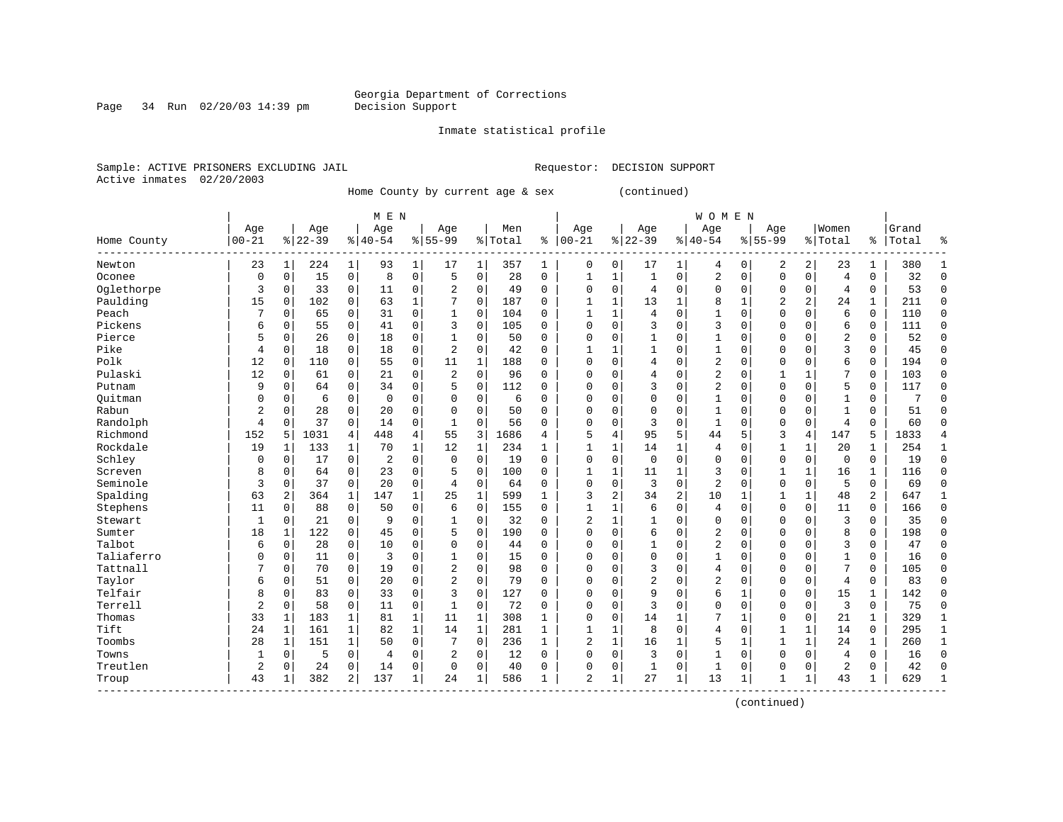Georgia Department of Corrections
Decision Support

Inmate statistical profile

Sample: ACTIVE PRISONERS EXCLUDING JAIL    Requestor: DECISION SUPPORT
Active inmates 02/20/2003

Home County by current age & sex (continued)

| Home County | MEN Age 00-21 | % | Age 22-39 | % | Age 40-54 | % | Age 55-99 | % | Men Total | % | WOMEN Age 00-21 | % | Age 22-39 | % | Age 40-54 | % | Age 55-99 | % | Women Total | % | Grand Total | % |
|---|---|---|---|---|---|---|---|---|---|---|---|---|---|---|---|---|---|---|---|---|---|---|
| Newton | 23 | 1 | 224 | 1 | 93 | 1 | 17 | 1 | 357 | 1 | 0 | 0 | 17 | 1 | 4 | 0 | 2 | 2 | 23 | 1 | 380 | 1 |
| Oconee | 0 | 0 | 15 | 0 | 8 | 0 | 5 | 0 | 28 | 0 | 1 | 1 | 1 | 0 | 2 | 0 | 0 | 0 | 4 | 0 | 32 | 0 |
| Oglethorpe | 3 | 0 | 33 | 0 | 11 | 0 | 2 | 0 | 49 | 0 | 0 | 0 | 4 | 0 | 0 | 0 | 0 | 0 | 4 | 0 | 53 | 0 |
| Paulding | 15 | 0 | 102 | 0 | 63 | 1 | 7 | 0 | 187 | 0 | 1 | 1 | 13 | 1 | 8 | 1 | 2 | 2 | 24 | 1 | 211 | 0 |
| Peach | 7 | 0 | 65 | 0 | 31 | 0 | 1 | 0 | 104 | 0 | 1 | 1 | 4 | 0 | 1 | 0 | 0 | 0 | 6 | 0 | 110 | 0 |
| Pickens | 6 | 0 | 55 | 0 | 41 | 0 | 3 | 0 | 105 | 0 | 0 | 0 | 3 | 0 | 3 | 0 | 0 | 0 | 6 | 0 | 111 | 0 |
| Pierce | 5 | 0 | 26 | 0 | 18 | 0 | 1 | 0 | 50 | 0 | 0 | 0 | 1 | 0 | 1 | 0 | 0 | 0 | 2 | 0 | 52 | 0 |
| Pike | 4 | 0 | 18 | 0 | 18 | 0 | 2 | 0 | 42 | 0 | 1 | 1 | 1 | 0 | 1 | 0 | 0 | 0 | 3 | 0 | 45 | 0 |
| Polk | 12 | 0 | 110 | 0 | 55 | 0 | 11 | 1 | 188 | 0 | 0 | 0 | 4 | 0 | 2 | 0 | 0 | 0 | 6 | 0 | 194 | 0 |
| Pulaski | 12 | 0 | 61 | 0 | 21 | 0 | 2 | 0 | 96 | 0 | 0 | 0 | 4 | 0 | 2 | 0 | 1 | 1 | 7 | 0 | 103 | 0 |
| Putnam | 9 | 0 | 64 | 0 | 34 | 0 | 5 | 0 | 112 | 0 | 0 | 0 | 3 | 0 | 2 | 0 | 0 | 0 | 5 | 0 | 117 | 0 |
| Quitman | 0 | 0 | 6 | 0 | 0 | 0 | 0 | 0 | 6 | 0 | 0 | 0 | 0 | 0 | 1 | 0 | 0 | 0 | 1 | 0 | 7 | 0 |
| Rabun | 2 | 0 | 28 | 0 | 20 | 0 | 0 | 0 | 50 | 0 | 0 | 0 | 0 | 0 | 1 | 0 | 0 | 0 | 1 | 0 | 51 | 0 |
| Randolph | 4 | 0 | 37 | 0 | 14 | 0 | 1 | 0 | 56 | 0 | 0 | 0 | 3 | 0 | 1 | 0 | 0 | 0 | 4 | 0 | 60 | 0 |
| Richmond | 152 | 5 | 1031 | 4 | 448 | 4 | 55 | 3 | 1686 | 4 | 5 | 4 | 95 | 5 | 44 | 5 | 3 | 4 | 147 | 5 | 1833 | 4 |
| Rockdale | 19 | 1 | 133 | 1 | 70 | 1 | 12 | 1 | 234 | 1 | 1 | 1 | 14 | 1 | 4 | 0 | 1 | 1 | 20 | 1 | 254 | 1 |
| Schley | 0 | 0 | 17 | 0 | 2 | 0 | 0 | 0 | 19 | 0 | 0 | 0 | 0 | 0 | 0 | 0 | 0 | 0 | 0 | 0 | 19 | 0 |
| Screven | 8 | 0 | 64 | 0 | 23 | 0 | 5 | 0 | 100 | 0 | 1 | 1 | 11 | 1 | 3 | 0 | 1 | 1 | 16 | 1 | 116 | 0 |
| Seminole | 3 | 0 | 37 | 0 | 20 | 0 | 4 | 0 | 64 | 0 | 0 | 0 | 3 | 0 | 2 | 0 | 0 | 0 | 5 | 0 | 69 | 0 |
| Spalding | 63 | 2 | 364 | 1 | 147 | 1 | 25 | 1 | 599 | 1 | 3 | 2 | 34 | 2 | 10 | 1 | 1 | 1 | 48 | 2 | 647 | 1 |
| Stephens | 11 | 0 | 88 | 0 | 50 | 0 | 6 | 0 | 155 | 0 | 1 | 1 | 6 | 0 | 4 | 0 | 0 | 0 | 11 | 0 | 166 | 0 |
| Stewart | 1 | 0 | 21 | 0 | 9 | 0 | 1 | 0 | 32 | 0 | 2 | 1 | 1 | 0 | 0 | 0 | 0 | 0 | 3 | 0 | 35 | 0 |
| Sumter | 18 | 1 | 122 | 0 | 45 | 0 | 5 | 0 | 190 | 0 | 0 | 0 | 6 | 0 | 2 | 0 | 0 | 0 | 8 | 0 | 198 | 0 |
| Talbot | 6 | 0 | 28 | 0 | 10 | 0 | 0 | 0 | 44 | 0 | 0 | 0 | 1 | 0 | 2 | 0 | 0 | 0 | 3 | 0 | 47 | 0 |
| Taliaferro | 0 | 0 | 11 | 0 | 3 | 0 | 1 | 0 | 15 | 0 | 0 | 0 | 0 | 0 | 1 | 0 | 0 | 0 | 1 | 0 | 16 | 0 |
| Tattnall | 7 | 0 | 70 | 0 | 19 | 0 | 2 | 0 | 98 | 0 | 0 | 0 | 3 | 0 | 4 | 0 | 0 | 0 | 7 | 0 | 105 | 0 |
| Taylor | 6 | 0 | 51 | 0 | 20 | 0 | 2 | 0 | 79 | 0 | 0 | 0 | 2 | 0 | 2 | 0 | 0 | 0 | 4 | 0 | 83 | 0 |
| Telfair | 8 | 0 | 83 | 0 | 33 | 0 | 3 | 0 | 127 | 0 | 0 | 0 | 9 | 0 | 6 | 1 | 0 | 0 | 15 | 1 | 142 | 0 |
| Terrell | 2 | 0 | 58 | 0 | 11 | 0 | 1 | 0 | 72 | 0 | 0 | 0 | 3 | 0 | 0 | 0 | 0 | 0 | 3 | 0 | 75 | 0 |
| Thomas | 33 | 1 | 183 | 1 | 81 | 1 | 11 | 1 | 308 | 1 | 0 | 0 | 14 | 1 | 7 | 1 | 0 | 0 | 21 | 1 | 329 | 1 |
| Tift | 24 | 1 | 161 | 1 | 82 | 1 | 14 | 1 | 281 | 1 | 1 | 1 | 8 | 0 | 4 | 0 | 1 | 1 | 14 | 0 | 295 | 1 |
| Toombs | 28 | 1 | 151 | 1 | 50 | 0 | 7 | 0 | 236 | 1 | 2 | 1 | 16 | 1 | 5 | 1 | 1 | 1 | 24 | 1 | 260 | 1 |
| Towns | 1 | 0 | 5 | 0 | 4 | 0 | 2 | 0 | 12 | 0 | 0 | 0 | 3 | 0 | 1 | 0 | 0 | 0 | 4 | 0 | 16 | 0 |
| Treutlen | 2 | 0 | 24 | 0 | 14 | 0 | 0 | 0 | 40 | 0 | 0 | 0 | 1 | 0 | 1 | 0 | 0 | 0 | 2 | 0 | 42 | 0 |
| Troup | 43 | 1 | 382 | 2 | 137 | 1 | 24 | 1 | 586 | 1 | 2 | 1 | 27 | 1 | 13 | 1 | 1 | 1 | 43 | 1 | 629 | 1 |

(continued)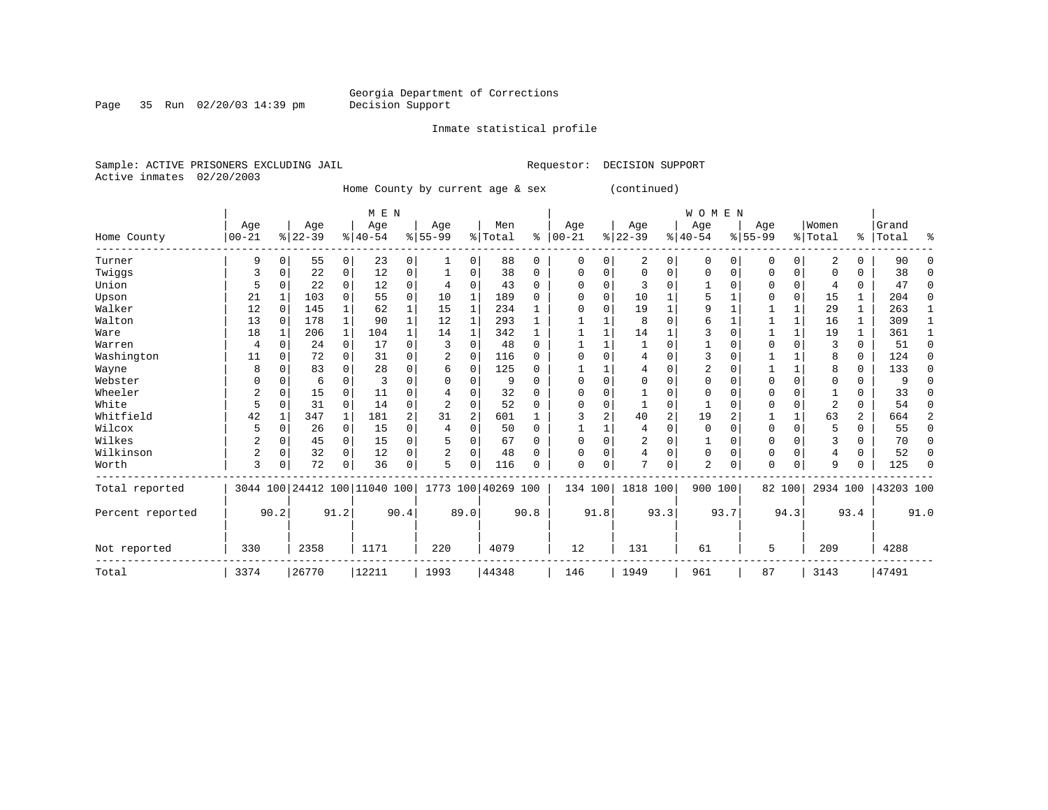Georgia Department of Corrections
Decision Support

Page 35 Run 02/20/03 14:39 pm

Inmate statistical profile

Sample: ACTIVE PRISONERS EXCLUDING JAIL

Requestor: DECISION SUPPORT

Active inmates 02/20/2003

Home County by current age & sex (continued)

| Home County | MEN Age 00-21 | % | Age 22-39 | % | Age 40-54 | % | Age 55-99 | % | Men Total | % | WOMEN Age 00-21 | % | Age 22-39 | % | Age 40-54 | % | Age 55-99 | % | Women Total | % | Grand Total | % |
|---|---|---|---|---|---|---|---|---|---|---|---|---|---|---|---|---|---|---|---|---|---|---|
| Turner | 9 | 0 | 55 | 0 | 23 | 0 | 1 | 0 | 88 | 0 | 0 | 0 | 2 | 0 | 0 | 0 | 0 | 0 | 2 | 0 | 90 | 0 |
| Twiggs | 3 | 0 | 22 | 0 | 12 | 0 | 1 | 0 | 38 | 0 | 0 | 0 | 0 | 0 | 0 | 0 | 0 | 0 | 0 | 0 | 38 | 0 |
| Union | 5 | 0 | 22 | 0 | 12 | 0 | 4 | 0 | 43 | 0 | 0 | 0 | 3 | 0 | 1 | 0 | 0 | 0 | 4 | 0 | 47 | 0 |
| Upson | 21 | 1 | 103 | 0 | 55 | 0 | 10 | 1 | 189 | 0 | 0 | 0 | 10 | 1 | 5 | 1 | 0 | 0 | 15 | 1 | 204 | 0 |
| Walker | 12 | 0 | 145 | 1 | 62 | 1 | 15 | 1 | 234 | 1 | 0 | 0 | 19 | 1 | 9 | 1 | 1 | 1 | 29 | 1 | 263 | 1 |
| Walton | 13 | 0 | 178 | 1 | 90 | 1 | 12 | 1 | 293 | 1 | 1 | 1 | 8 | 0 | 6 | 1 | 1 | 1 | 16 | 1 | 309 | 1 |
| Ware | 18 | 1 | 206 | 1 | 104 | 1 | 14 | 1 | 342 | 1 | 1 | 1 | 14 | 1 | 3 | 0 | 1 | 1 | 19 | 1 | 361 | 1 |
| Warren | 4 | 0 | 24 | 0 | 17 | 0 | 3 | 0 | 48 | 0 | 1 | 1 | 1 | 0 | 1 | 0 | 0 | 0 | 3 | 0 | 51 | 0 |
| Washington | 11 | 0 | 72 | 0 | 31 | 0 | 2 | 0 | 116 | 0 | 0 | 0 | 4 | 0 | 3 | 0 | 1 | 1 | 8 | 0 | 124 | 0 |
| Wayne | 8 | 0 | 83 | 0 | 28 | 0 | 6 | 0 | 125 | 0 | 1 | 1 | 4 | 0 | 2 | 0 | 1 | 1 | 8 | 0 | 133 | 0 |
| Webster | 0 | 0 | 6 | 0 | 3 | 0 | 0 | 0 | 9 | 0 | 0 | 0 | 0 | 0 | 0 | 0 | 0 | 0 | 0 | 0 | 9 | 0 |
| Wheeler | 2 | 0 | 15 | 0 | 11 | 0 | 4 | 0 | 32 | 0 | 0 | 0 | 1 | 0 | 0 | 0 | 0 | 0 | 1 | 0 | 33 | 0 |
| White | 5 | 0 | 31 | 0 | 14 | 0 | 2 | 0 | 52 | 0 | 0 | 0 | 1 | 0 | 1 | 0 | 0 | 0 | 2 | 0 | 54 | 0 |
| Whitfield | 42 | 1 | 347 | 1 | 181 | 2 | 31 | 2 | 601 | 1 | 3 | 2 | 40 | 2 | 19 | 2 | 1 | 1 | 63 | 2 | 664 | 2 |
| Wilcox | 5 | 0 | 26 | 0 | 15 | 0 | 4 | 0 | 50 | 0 | 1 | 1 | 4 | 0 | 0 | 0 | 0 | 0 | 5 | 0 | 55 | 0 |
| Wilkes | 2 | 0 | 45 | 0 | 15 | 0 | 5 | 0 | 67 | 0 | 0 | 0 | 2 | 0 | 1 | 0 | 0 | 0 | 3 | 0 | 70 | 0 |
| Wilkinson | 2 | 0 | 32 | 0 | 12 | 0 | 2 | 0 | 48 | 0 | 0 | 0 | 4 | 0 | 0 | 0 | 0 | 0 | 4 | 0 | 52 | 0 |
| Worth | 3 | 0 | 72 | 0 | 36 | 0 | 5 | 0 | 116 | 0 | 0 | 0 | 7 | 0 | 2 | 0 | 0 | 0 | 9 | 0 | 125 | 0 |
| Total reported | 3044 | 100 | 24412 | 100 | 11040 | 100 | 1773 | 100 | 40269 | 100 | 134 | 100 | 1818 | 100 | 900 | 100 | 82 | 100 | 2934 | 100 | 43203 | 100 |
| Percent reported | | 90.2 | | 91.2 | | 90.4 | | 89.0 | | 90.8 | | 91.8 | | 93.3 | | 93.7 | | 94.3 | | 93.4 | | 91.0 |
| Not reported | 330 | | 2358 | | 1171 | | 220 | | 4079 | | 12 | | 131 | | 61 | | 5 | | 209 | | 4288 | |
| Total | 3374 | | 26770 | | 12211 | | 1993 | | 44348 | | 146 | | 1949 | | 961 | | 87 | | 3143 | | 47491 | |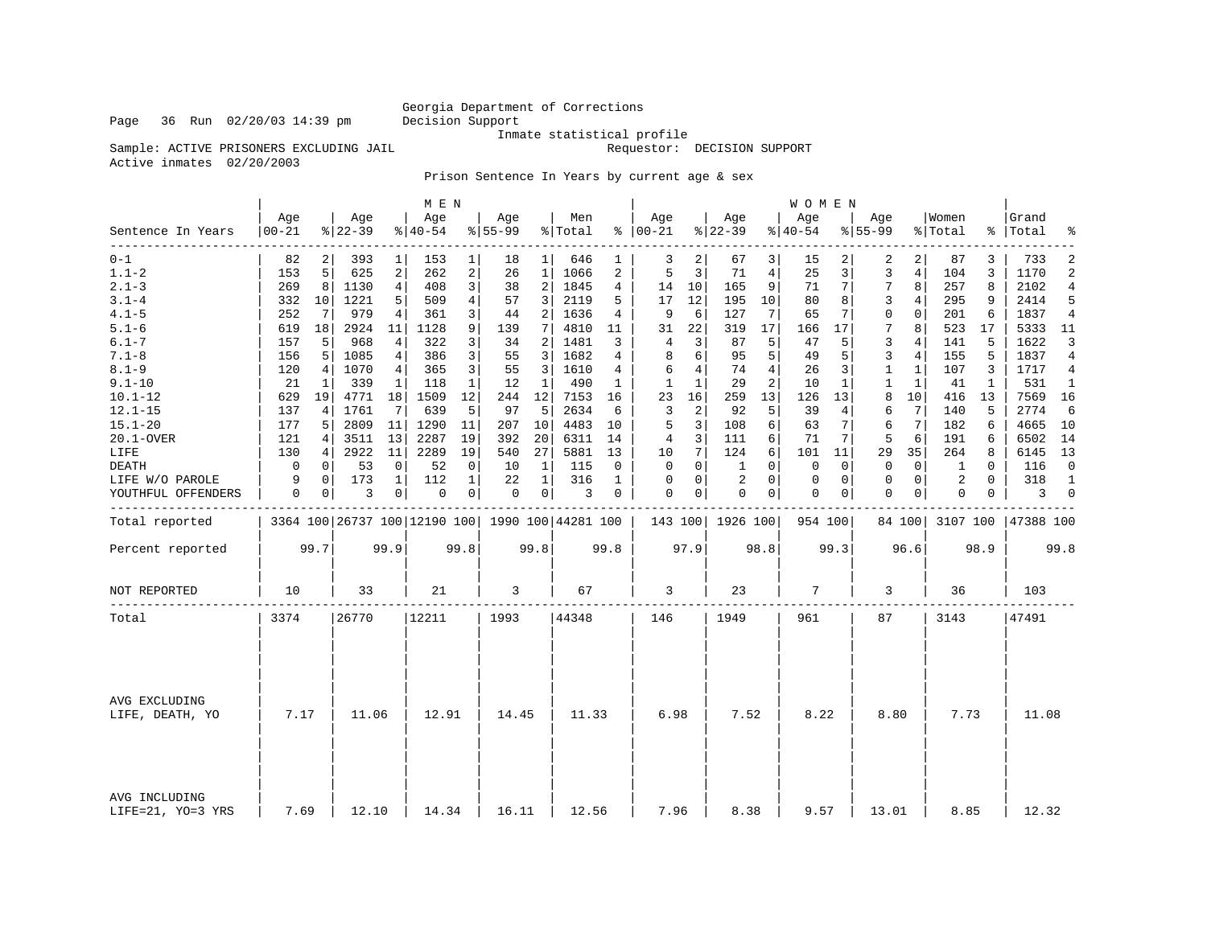Georgia Department of Corrections
Decision Support
Inmate statistical profile

Sample: ACTIVE PRISONERS EXCLUDING JAIL　　Requestor: DECISION SUPPORT

Active inmates 02/20/2003

Prison Sentence In Years by current age & sex

| Sentence In Years | MEN Age 00-21 | % | Age 22-39 | % | Age 40-54 | % | Age 55-99 | % | Men Total | % | WOMEN Age 00-21 | % | Age 22-39 | % | Age 40-54 | % | Age 55-99 | % | Women Total | % | Grand Total | % |
|---|---|---|---|---|---|---|---|---|---|---|---|---|---|---|---|---|---|---|---|---|---|---|
| 0-1 | 82 | 2 | 393 | 1 | 153 | 1 | 18 | 1 | 646 | 1 | 3 | 2 | 67 | 3 | 15 | 2 | 2 | 2 | 87 | 3 | 733 | 2 |
| 1.1-2 | 153 | 5 | 625 | 2 | 262 | 2 | 26 | 1 | 1066 | 2 | 5 | 3 | 71 | 4 | 25 | 3 | 3 | 4 | 104 | 3 | 1170 | 2 |
| 2.1-3 | 269 | 8 | 1130 | 4 | 408 | 3 | 38 | 2 | 1845 | 4 | 14 | 10 | 165 | 9 | 71 | 7 | 7 | 8 | 257 | 8 | 2102 | 4 |
| 3.1-4 | 332 | 10 | 1221 | 5 | 509 | 4 | 57 | 3 | 2119 | 5 | 17 | 12 | 195 | 10 | 80 | 8 | 3 | 4 | 295 | 9 | 2414 | 5 |
| 4.1-5 | 252 | 7 | 979 | 4 | 361 | 3 | 44 | 2 | 1636 | 4 | 9 | 6 | 127 | 7 | 65 | 7 | 0 | 0 | 201 | 6 | 1837 | 4 |
| 5.1-6 | 619 | 18 | 2924 | 11 | 1128 | 9 | 139 | 7 | 4810 | 11 | 31 | 22 | 319 | 17 | 166 | 17 | 7 | 8 | 523 | 17 | 5333 | 11 |
| 6.1-7 | 157 | 5 | 968 | 4 | 322 | 3 | 34 | 2 | 1481 | 3 | 4 | 3 | 87 | 5 | 47 | 5 | 3 | 4 | 141 | 5 | 1622 | 3 |
| 7.1-8 | 156 | 5 | 1085 | 4 | 386 | 3 | 55 | 3 | 1682 | 4 | 8 | 6 | 95 | 5 | 49 | 5 | 3 | 4 | 155 | 5 | 1837 | 4 |
| 8.1-9 | 120 | 4 | 1070 | 4 | 365 | 3 | 55 | 3 | 1610 | 4 | 6 | 4 | 74 | 4 | 26 | 3 | 1 | 1 | 107 | 3 | 1717 | 4 |
| 9.1-10 | 21 | 1 | 339 | 1 | 118 | 1 | 12 | 1 | 490 | 1 | 1 | 1 | 29 | 2 | 10 | 1 | 1 | 1 | 41 | 1 | 531 | 1 |
| 10.1-12 | 629 | 19 | 4771 | 18 | 1509 | 12 | 244 | 12 | 7153 | 16 | 23 | 16 | 259 | 13 | 126 | 13 | 8 | 10 | 416 | 13 | 7569 | 16 |
| 12.1-15 | 137 | 4 | 1761 | 7 | 639 | 5 | 97 | 5 | 2634 | 6 | 3 | 2 | 92 | 5 | 39 | 4 | 6 | 7 | 140 | 5 | 2774 | 6 |
| 15.1-20 | 177 | 5 | 2809 | 11 | 1290 | 11 | 207 | 10 | 4483 | 10 | 5 | 3 | 108 | 6 | 63 | 7 | 6 | 7 | 182 | 6 | 4665 | 10 |
| 20.1-OVER | 121 | 4 | 3511 | 13 | 2287 | 19 | 392 | 20 | 6311 | 14 | 4 | 3 | 111 | 6 | 71 | 7 | 5 | 6 | 191 | 6 | 6502 | 14 |
| LIFE | 130 | 4 | 2922 | 11 | 2289 | 19 | 540 | 27 | 5881 | 13 | 10 | 7 | 124 | 6 | 101 | 11 | 29 | 35 | 264 | 8 | 6145 | 13 |
| DEATH | 0 | 0 | 53 | 0 | 52 | 0 | 10 | 1 | 115 | 0 | 0 | 0 | 1 | 0 | 0 | 0 | 0 | 0 | 1 | 0 | 116 | 0 |
| LIFE W/O PAROLE | 9 | 0 | 173 | 1 | 112 | 1 | 22 | 1 | 316 | 1 | 0 | 0 | 2 | 0 | 0 | 0 | 0 | 0 | 2 | 0 | 318 | 1 |
| YOUTHFUL OFFENDERS | 0 | 0 | 3 | 0 | 0 | 0 | 0 | 0 | 3 | 0 | 0 | 0 | 0 | 0 | 0 | 0 | 0 | 0 | 0 | 0 | 3 | 0 |
| Total reported | 3364 | 100 | 26737 | 100 | 12190 | 100 | 1990 | 100 | 44281 | 100 | 143 | 100 | 1926 | 100 | 954 | 100 | 84 | 100 | 3107 | 100 | 47388 | 100 |
| Percent reported | 99.7 | | 99.9 | | 99.8 | | 99.8 | | 99.8 | | 97.9 | | 98.8 | | 99.3 | | 96.6 | | 98.9 | | 99.8 | |
| NOT REPORTED | 10 | | 33 | | 21 | | 3 | | 67 | | 3 | | 23 | | 7 | | 3 | | 36 | | 103 | |
| Total | 3374 | | 26770 | | 12211 | | 1993 | | 44348 | | 146 | | 1949 | | 961 | | 87 | | 3143 | | 47491 | |
| AVG EXCLUDING LIFE, DEATH, YO | 7.17 | | 11.06 | | 12.91 | | 14.45 | | 11.33 | | 6.98 | | 7.52 | | 8.22 | | 8.80 | | 7.73 | | 11.08 | |
| AVG INCLUDING LIFE=21, YO=3 YRS | 7.69 | | 12.10 | | 14.34 | | 16.11 | | 12.56 | | 7.96 | | 8.38 | | 9.57 | | 13.01 | | 8.85 | | 12.32 | |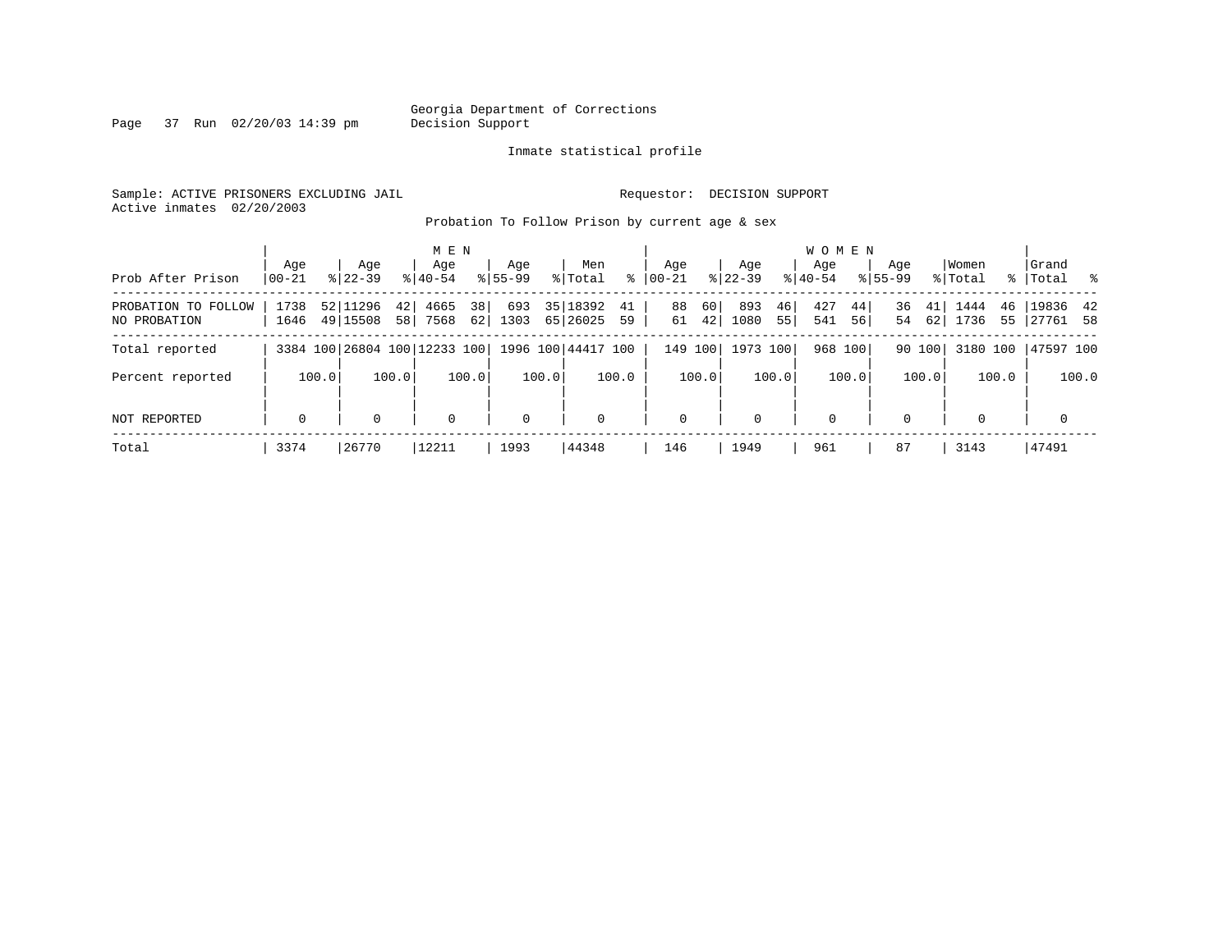Georgia Department of Corrections
Decision Support

Inmate statistical profile

Sample: ACTIVE PRISONERS EXCLUDING JAIL

Requestor: DECISION SUPPORT

Active inmates 02/20/2003

Probation To Follow Prison by current age & sex

| Prob After Prison | MEN Age 00-21 | % | MEN Age 22-39 | % | MEN Age 40-54 | % | MEN Age 55-99 | % | Men Total | % | WOMEN Age 00-21 | % | WOMEN Age 22-39 | % | WOMEN Age 40-54 | % | WOMEN Age 55-99 | % | Women Total | % | Grand Total | % |
|---|---|---|---|---|---|---|---|---|---|---|---|---|---|---|---|---|---|---|---|---|---|---|
| PROBATION TO FOLLOW | 1738 | 52 | 11296 | 42 | 4665 | 38 | 693 | 35 | 18392 | 41 | 88 | 60 | 893 | 46 | 427 | 44 | 36 | 41 | 1444 | 46 | 19836 | 42 |
| NO PROBATION | 1646 | 49 | 15508 | 58 | 7568 | 62 | 1303 | 65 | 26025 | 59 | 61 | 42 | 1080 | 55 | 541 | 56 | 54 | 62 | 1736 | 55 | 27761 | 58 |
| Total reported | 3384 | 100 | 26804 | 100 | 12233 | 100 | 1996 | 100 | 44417 | 100 | 149 | 100 | 1973 | 100 | 968 | 100 | 90 | 100 | 3180 | 100 | 47597 | 100 |
| Percent reported | | 100.0 | | 100.0 | | 100.0 | | 100.0 | | 100.0 | | 100.0 | | 100.0 | | 100.0 | | 100.0 | | 100.0 | | 100.0 |
| NOT REPORTED | 0 | | 0 | | 0 | | 0 | | 0 | | 0 | | 0 | | 0 | | 0 | | 0 | | 0 | |
| Total | 3374 | | 26770 | | 12211 | | 1993 | | 44348 | | 146 | | 1949 | | 961 | | 87 | | 3143 | | 47491 | |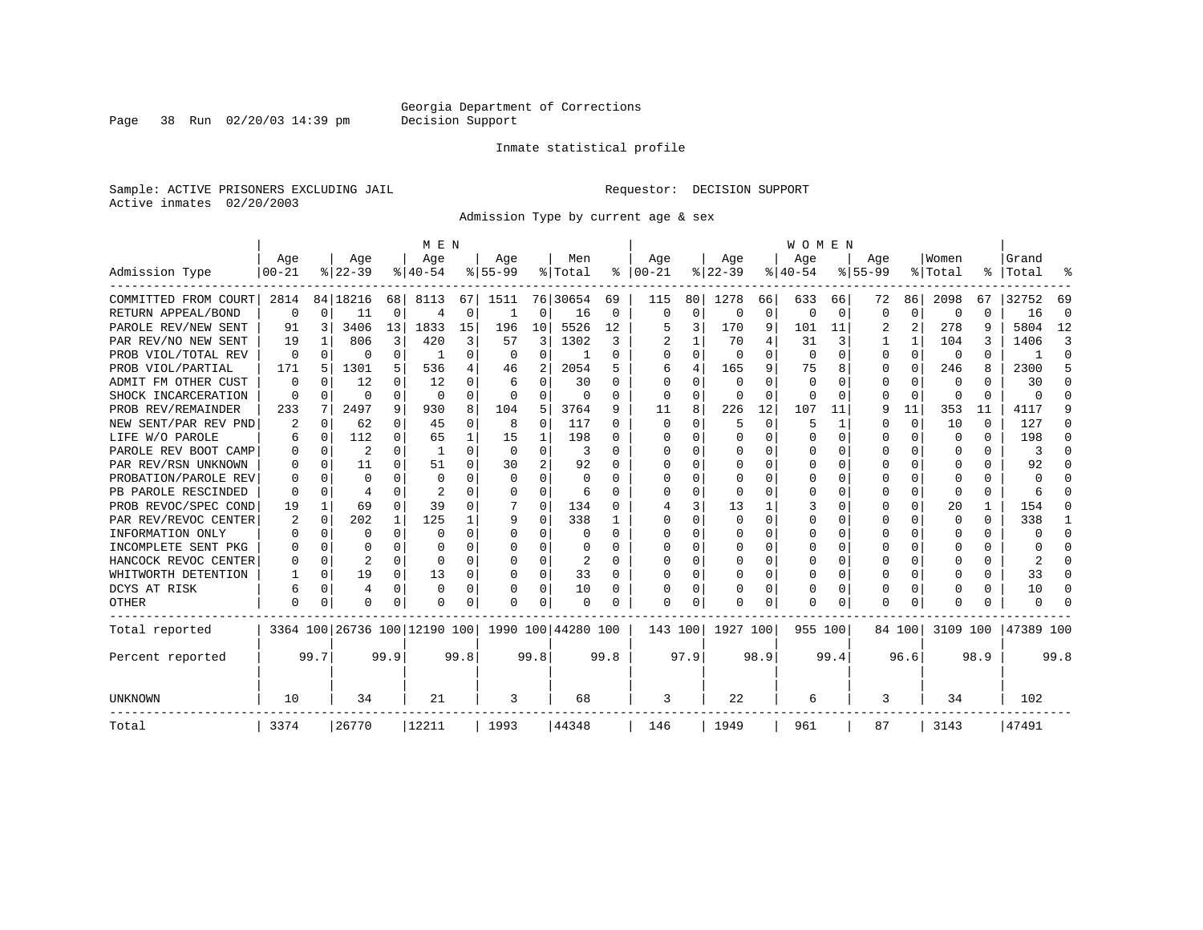Georgia Department of Corrections
Decision Support

Inmate statistical profile

Sample: ACTIVE PRISONERS EXCLUDING JAIL
Active inmates 02/20/2003

Requestor: DECISION SUPPORT

Admission Type by current age & sex

| Admission Type | MEN Age 00-21 | % | Age 22-39 | % | Age 40-54 | % | Age 55-99 | % | Men Total | % | WOMEN Age 00-21 | % | Age 22-39 | % | Age 40-54 | % | Age 55-99 | % | Women Total | % | Grand Total | % |
|---|---|---|---|---|---|---|---|---|---|---|---|---|---|---|---|---|---|---|---|---|---|---|
| COMMITTED FROM COURT | 2814 | 84 | 18216 | 68 | 8113 | 67 | 1511 | 76 | 30654 | 69 | 115 | 80 | 1278 | 66 | 633 | 66 | 72 | 86 | 2098 | 67 | 32752 | 69 |
| RETURN APPEAL/BOND | 0 | 0 | 11 | 0 | 4 | 0 | 1 | 0 | 16 | 0 | 0 | 0 | 0 | 0 | 0 | 0 | 0 | 0 | 0 | 0 | 16 | 0 |
| PAROLE REV/NEW SENT | 91 | 3 | 3406 | 13 | 1833 | 15 | 196 | 10 | 5526 | 12 | 5 | 3 | 170 | 9 | 101 | 11 | 2 | 2 | 278 | 9 | 5804 | 12 |
| PAR REV/NO NEW SENT | 19 | 1 | 806 | 3 | 420 | 3 | 57 | 3 | 1302 | 3 | 2 | 1 | 70 | 4 | 31 | 3 | 1 | 1 | 104 | 3 | 1406 | 3 |
| PROB VIOL/TOTAL REV | 0 | 0 | 0 | 0 | 1 | 0 | 0 | 0 | 1 | 0 | 0 | 0 | 0 | 0 | 0 | 0 | 0 | 0 | 0 | 0 | 1 | 0 |
| PROB VIOL/PARTIAL | 171 | 5 | 1301 | 5 | 536 | 4 | 46 | 2 | 2054 | 5 | 6 | 4 | 165 | 9 | 75 | 8 | 0 | 0 | 246 | 8 | 2300 | 5 |
| ADMIT FM OTHER CUST | 0 | 0 | 12 | 0 | 12 | 0 | 6 | 0 | 30 | 0 | 0 | 0 | 0 | 0 | 0 | 0 | 0 | 0 | 0 | 0 | 30 | 0 |
| SHOCK INCARCERATION | 0 | 0 | 0 | 0 | 0 | 0 | 0 | 0 | 0 | 0 | 0 | 0 | 0 | 0 | 0 | 0 | 0 | 0 | 0 | 0 | 0 | 0 |
| PROB REV/REMAINDER | 233 | 7 | 2497 | 9 | 930 | 8 | 104 | 5 | 3764 | 9 | 11 | 8 | 226 | 12 | 107 | 11 | 9 | 11 | 353 | 11 | 4117 | 9 |
| NEW SENT/PAR REV PND | 2 | 0 | 62 | 0 | 45 | 0 | 8 | 0 | 117 | 0 | 0 | 0 | 5 | 0 | 5 | 1 | 0 | 0 | 10 | 0 | 127 | 0 |
| LIFE W/O PAROLE | 6 | 0 | 112 | 0 | 65 | 1 | 15 | 1 | 198 | 0 | 0 | 0 | 0 | 0 | 0 | 0 | 0 | 0 | 0 | 0 | 198 | 0 |
| PAROLE REV BOOT CAMP | 0 | 0 | 2 | 0 | 1 | 0 | 0 | 0 | 3 | 0 | 0 | 0 | 0 | 0 | 0 | 0 | 0 | 0 | 0 | 0 | 3 | 0 |
| PAR REV/RSN UNKNOWN | 0 | 0 | 11 | 0 | 51 | 0 | 30 | 2 | 92 | 0 | 0 | 0 | 0 | 0 | 0 | 0 | 0 | 0 | 0 | 0 | 92 | 0 |
| PROBATION/PAROLE REV | 0 | 0 | 0 | 0 | 0 | 0 | 0 | 0 | 0 | 0 | 0 | 0 | 0 | 0 | 0 | 0 | 0 | 0 | 0 | 0 | 0 | 0 |
| PB PAROLE RESCINDED | 0 | 0 | 4 | 0 | 2 | 0 | 0 | 0 | 6 | 0 | 0 | 0 | 0 | 0 | 0 | 0 | 0 | 0 | 0 | 0 | 6 | 0 |
| PROB REVOC/SPEC COND | 19 | 1 | 69 | 0 | 39 | 0 | 7 | 0 | 134 | 0 | 4 | 3 | 13 | 1 | 3 | 0 | 0 | 0 | 20 | 1 | 154 | 0 |
| PAR REV/REVOC CENTER | 2 | 0 | 202 | 1 | 125 | 1 | 9 | 0 | 338 | 1 | 0 | 0 | 0 | 0 | 0 | 0 | 0 | 0 | 0 | 0 | 338 | 1 |
| INFORMATION ONLY | 0 | 0 | 0 | 0 | 0 | 0 | 0 | 0 | 0 | 0 | 0 | 0 | 0 | 0 | 0 | 0 | 0 | 0 | 0 | 0 | 0 | 0 |
| INCOMPLETE SENT PKG | 0 | 0 | 0 | 0 | 0 | 0 | 0 | 0 | 0 | 0 | 0 | 0 | 0 | 0 | 0 | 0 | 0 | 0 | 0 | 0 | 0 | 0 |
| HANCOCK REVOC CENTER | 0 | 0 | 2 | 0 | 0 | 0 | 0 | 0 | 2 | 0 | 0 | 0 | 0 | 0 | 0 | 0 | 0 | 0 | 0 | 0 | 2 | 0 |
| WHITWORTH DETENTION | 1 | 0 | 19 | 0 | 13 | 0 | 0 | 0 | 33 | 0 | 0 | 0 | 0 | 0 | 0 | 0 | 0 | 0 | 0 | 0 | 33 | 0 |
| DCYS AT RISK | 6 | 0 | 4 | 0 | 0 | 0 | 0 | 0 | 10 | 0 | 0 | 0 | 0 | 0 | 0 | 0 | 0 | 0 | 0 | 0 | 10 | 0 |
| OTHER | 0 | 0 | 0 | 0 | 0 | 0 | 0 | 0 | 0 | 0 | 0 | 0 | 0 | 0 | 0 | 0 | 0 | 0 | 0 | 0 | 0 | 0 |
| Total reported | 3364 | 100 | 26736 | 100 | 12190 | 100 | 1990 | 100 | 44280 | 100 | 143 | 100 | 1927 | 100 | 955 | 100 | 84 | 100 | 3109 | 100 | 47389 | 100 |
| Percent reported | | 99.7 | | 99.9 | | 99.8 | | 99.8 | | 99.8 | | 97.9 | | 98.9 | | 99.4 | | 96.6 | | 98.9 | | 99.8 |
| UNKNOWN | 10 | | 34 | | 21 | | 3 | | 68 | | 3 | | 22 | | 6 | | 3 | | 34 | | 102 | |
| Total | 3374 | | 26770 | | 12211 | | 1993 | | 44348 | | 146 | | 1949 | | 961 | | 87 | | 3143 | | 47491 | |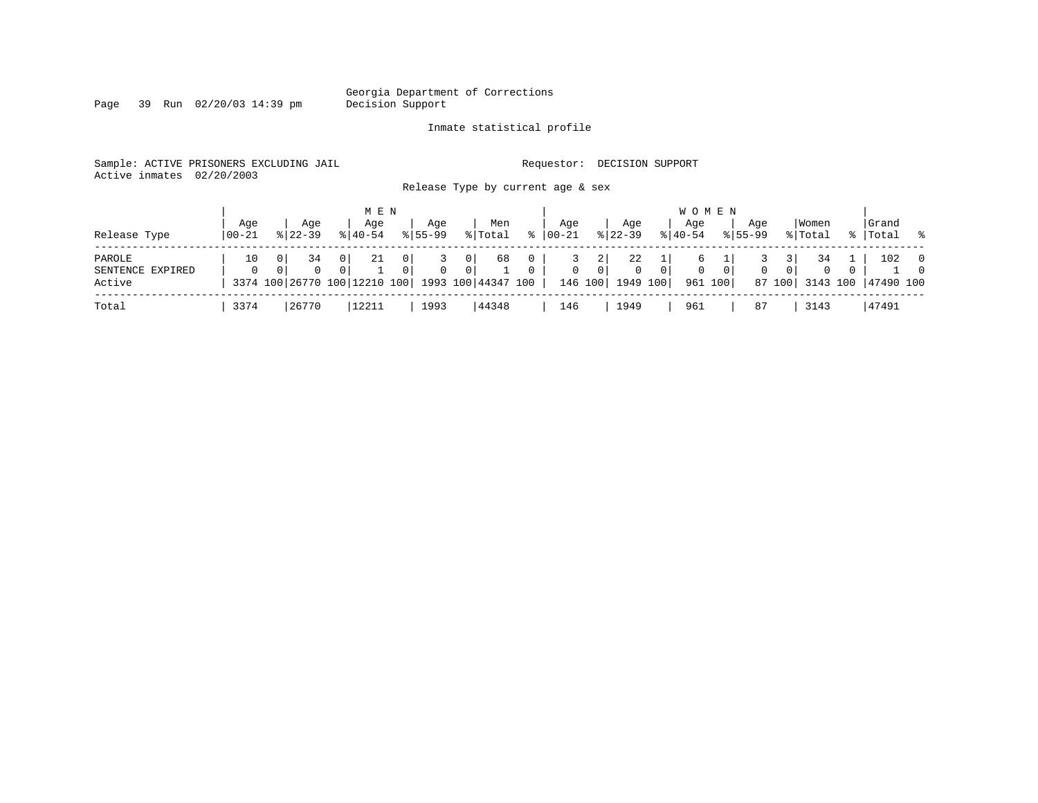Georgia Department of Corrections
Decision Support

Inmate statistical profile

Sample: ACTIVE PRISONERS EXCLUDING JAIL    Requestor: DECISION SUPPORT
Active inmates 02/20/2003

Release Type by current age & sex

| Release Type | MEN Age 00-21 | % | Age 22-39 | % | Age 40-54 | % | Age 55-99 | % | Men Total | % | WOMEN Age 00-21 | % | Age 22-39 | % | Age 40-54 | % | Age 55-99 | % | Women Total | % | Grand Total | % |
|---|---|---|---|---|---|---|---|---|---|---|---|---|---|---|---|---|---|---|---|---|---|---|
| PAROLE | 10 | 0 | 34 | 0 | 21 | 0 | 3 | 0 | 68 | 0 | 3 | 2 | 22 | 1 | 6 | 1 | 3 | 3 | 34 | 1 | 102 | 0 |
| SENTENCE EXPIRED | 0 | 0 | 0 | 0 | 1 | 0 | 0 | 0 | 1 | 0 | 0 | 0 | 0 | 0 | 0 | 0 | 0 | 0 | 0 | 0 | 1 | 0 |
| Active | 3374 | 100 | 26770 | 100 | 12210 | 100 | 1993 | 100 | 44347 | 100 | 146 | 100 | 1949 | 100 | 961 | 100 | 87 | 100 | 3143 | 100 | 47490 | 100 |
| Total | 3374 | | 26770 | | 12211 | | 1993 | | 44348 | | 146 | | 1949 | | 961 | | 87 | | 3143 | | 47491 | |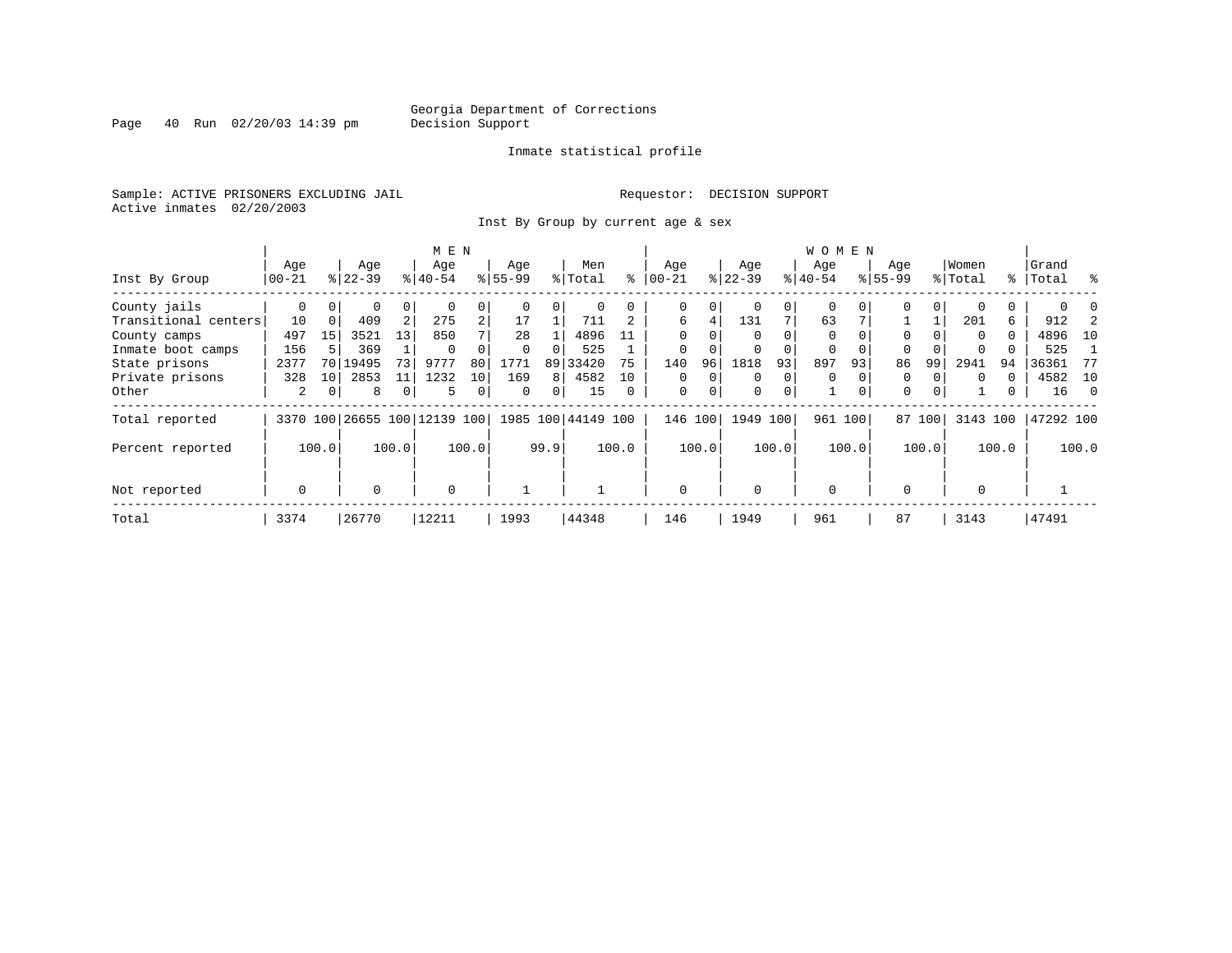Georgia Department of Corrections
Decision Support

Inmate statistical profile

Sample: ACTIVE PRISONERS EXCLUDING JAIL

Requestor: DECISION SUPPORT

Active inmates 02/20/2003

Inst By Group by current age & sex

| Inst By Group | MEN Age 00-21 | % | Age 22-39 | % | Age 40-54 | % | Age 55-99 | % | Men Total | % | WOMEN Age 00-21 | % | Age 22-39 | % | Age 40-54 | % | Age 55-99 | % | Women Total | % | Grand Total | % |
|---|---|---|---|---|---|---|---|---|---|---|---|---|---|---|---|---|---|---|---|---|---|---|
| County jails | 0 | 0 | 0 | 0 | 0 | 0 | 0 | 0 | 0 | 0 | 0 | 0 | 0 | 0 | 0 | 0 | 0 | 0 | 0 | 0 | 0 | 0 |
| Transitional centers | 10 | 0 | 409 | 2 | 275 | 2 | 17 | 1 | 711 | 2 | 6 | 4 | 131 | 7 | 63 | 7 | 1 | 1 | 201 | 6 | 912 | 2 |
| County camps | 497 | 15 | 3521 | 13 | 850 | 7 | 28 | 1 | 4896 | 11 | 0 | 0 | 0 | 0 | 0 | 0 | 0 | 0 | 0 | 0 | 4896 | 10 |
| Inmate boot camps | 156 | 5 | 369 | 1 | 0 | 0 | 0 | 0 | 525 | 1 | 0 | 0 | 0 | 0 | 0 | 0 | 0 | 0 | 0 | 0 | 525 | 1 |
| State prisons | 2377 | 70 | 19495 | 73 | 9777 | 80 | 1771 | 89 | 33420 | 75 | 140 | 96 | 1818 | 93 | 897 | 93 | 86 | 99 | 2941 | 94 | 36361 | 77 |
| Private prisons | 328 | 10 | 2853 | 11 | 1232 | 10 | 169 | 8 | 4582 | 10 | 0 | 0 | 0 | 0 | 0 | 0 | 0 | 0 | 0 | 0 | 4582 | 10 |
| Other | 2 | 0 | 8 | 0 | 5 | 0 | 0 | 0 | 15 | 0 | 0 | 0 | 0 | 0 | 1 | 0 | 0 | 0 | 1 | 0 | 16 | 0 |
| Total reported | 3370 | 100 | 26655 | 100 | 12139 | 100 | 1985 | 100 | 44149 | 100 | 146 | 100 | 1949 | 100 | 961 | 100 | 87 | 100 | 3143 | 100 | 47292 | 100 |
| Percent reported | | 100.0 | | 100.0 | | 100.0 | | 99.9 | | 100.0 | | 100.0 | | 100.0 | | 100.0 | | 100.0 | | 100.0 | | 100.0 |
| Not reported | 0 | | 0 | | 0 | | 1 | | 1 | | 0 | | 0 | | 0 | | 0 | | 0 | | 1 | |
| Total | 3374 | | 26770 | | 12211 | | 1993 | | 44348 | | 146 | | 1949 | | 961 | | 87 | | 3143 | | 47491 | |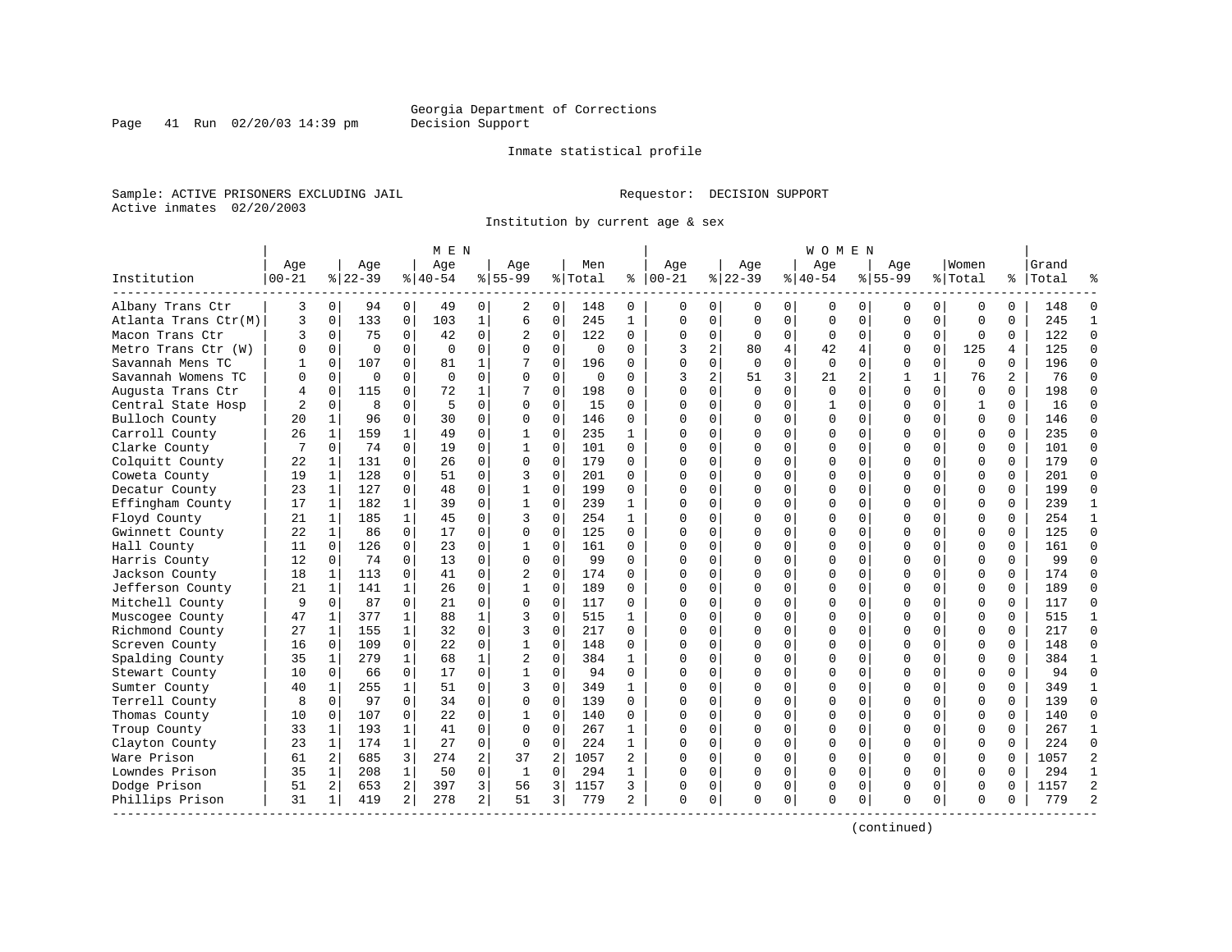Georgia Department of Corrections
Decision Support

Inmate statistical profile

Sample: ACTIVE PRISONERS EXCLUDING JAIL

Requestor: DECISION SUPPORT

Active inmates 02/20/2003

Institution by current age & sex

| Institution | MEN Age 00-21 | % | Age 22-39 | % | Age 40-54 | % | Age 55-99 | % | Men Total | % | WOMEN Age 00-21 | % | Age 22-39 | % | Age 40-54 | % | Age 55-99 | % | Women Total | % | Grand Total | % |
|---|---|---|---|---|---|---|---|---|---|---|---|---|---|---|---|---|---|---|---|---|---|---|
| Albany Trans Ctr | 3 | 0 | 94 | 0 | 49 | 0 | 2 | 0 | 148 | 0 | 0 | 0 | 0 | 0 | 0 | 0 | 0 | 0 | 0 | 0 | 148 | 0 |
| Atlanta Trans Ctr(M) | 3 | 0 | 133 | 0 | 103 | 1 | 6 | 0 | 245 | 1 | 0 | 0 | 0 | 0 | 0 | 0 | 0 | 0 | 0 | 0 | 245 | 1 |
| Macon Trans Ctr | 3 | 0 | 75 | 0 | 42 | 0 | 2 | 0 | 122 | 0 | 0 | 0 | 0 | 0 | 0 | 0 | 0 | 0 | 0 | 0 | 122 | 0 |
| Metro Trans Ctr (W) | 0 | 0 | 0 | 0 | 0 | 0 | 0 | 0 | 0 | 0 | 3 | 2 | 80 | 4 | 42 | 4 | 0 | 0 | 125 | 4 | 125 | 0 |
| Savannah Mens TC | 1 | 0 | 107 | 0 | 81 | 1 | 7 | 0 | 196 | 0 | 0 | 0 | 0 | 0 | 0 | 0 | 0 | 0 | 0 | 0 | 196 | 0 |
| Savannah Womens TC | 0 | 0 | 0 | 0 | 0 | 0 | 0 | 0 | 0 | 0 | 3 | 2 | 51 | 3 | 21 | 2 | 1 | 1 | 76 | 2 | 76 | 0 |
| Augusta Trans Ctr | 4 | 0 | 115 | 0 | 72 | 1 | 7 | 0 | 198 | 0 | 0 | 0 | 0 | 0 | 0 | 0 | 0 | 0 | 0 | 0 | 198 | 0 |
| Central State Hosp | 2 | 0 | 8 | 0 | 5 | 0 | 0 | 0 | 15 | 0 | 0 | 0 | 0 | 0 | 1 | 0 | 0 | 0 | 1 | 0 | 16 | 0 |
| Bulloch County | 20 | 1 | 96 | 0 | 30 | 0 | 0 | 0 | 146 | 0 | 0 | 0 | 0 | 0 | 0 | 0 | 0 | 0 | 0 | 0 | 146 | 0 |
| Carroll County | 26 | 1 | 159 | 1 | 49 | 0 | 1 | 0 | 235 | 1 | 0 | 0 | 0 | 0 | 0 | 0 | 0 | 0 | 0 | 0 | 235 | 0 |
| Clarke County | 7 | 0 | 74 | 0 | 19 | 0 | 1 | 0 | 101 | 0 | 0 | 0 | 0 | 0 | 0 | 0 | 0 | 0 | 0 | 0 | 101 | 0 |
| Colquitt County | 22 | 1 | 131 | 0 | 26 | 0 | 0 | 0 | 179 | 0 | 0 | 0 | 0 | 0 | 0 | 0 | 0 | 0 | 0 | 0 | 179 | 0 |
| Coweta County | 19 | 1 | 128 | 0 | 51 | 0 | 3 | 0 | 201 | 0 | 0 | 0 | 0 | 0 | 0 | 0 | 0 | 0 | 0 | 0 | 201 | 0 |
| Decatur County | 23 | 1 | 127 | 0 | 48 | 0 | 1 | 0 | 199 | 0 | 0 | 0 | 0 | 0 | 0 | 0 | 0 | 0 | 0 | 0 | 199 | 0 |
| Effingham County | 17 | 1 | 182 | 1 | 39 | 0 | 1 | 0 | 239 | 1 | 0 | 0 | 0 | 0 | 0 | 0 | 0 | 0 | 0 | 0 | 239 | 1 |
| Floyd County | 21 | 1 | 185 | 1 | 45 | 0 | 3 | 0 | 254 | 1 | 0 | 0 | 0 | 0 | 0 | 0 | 0 | 0 | 0 | 0 | 254 | 1 |
| Gwinnett County | 22 | 1 | 86 | 0 | 17 | 0 | 0 | 0 | 125 | 0 | 0 | 0 | 0 | 0 | 0 | 0 | 0 | 0 | 0 | 0 | 125 | 0 |
| Hall County | 11 | 0 | 126 | 0 | 23 | 0 | 1 | 0 | 161 | 0 | 0 | 0 | 0 | 0 | 0 | 0 | 0 | 0 | 0 | 0 | 161 | 0 |
| Harris County | 12 | 0 | 74 | 0 | 13 | 0 | 0 | 0 | 99 | 0 | 0 | 0 | 0 | 0 | 0 | 0 | 0 | 0 | 0 | 0 | 99 | 0 |
| Jackson County | 18 | 1 | 113 | 0 | 41 | 0 | 2 | 0 | 174 | 0 | 0 | 0 | 0 | 0 | 0 | 0 | 0 | 0 | 0 | 0 | 174 | 0 |
| Jefferson County | 21 | 1 | 141 | 1 | 26 | 0 | 1 | 0 | 189 | 0 | 0 | 0 | 0 | 0 | 0 | 0 | 0 | 0 | 0 | 0 | 189 | 0 |
| Mitchell County | 9 | 0 | 87 | 0 | 21 | 0 | 0 | 0 | 117 | 0 | 0 | 0 | 0 | 0 | 0 | 0 | 0 | 0 | 0 | 0 | 117 | 0 |
| Muscogee County | 47 | 1 | 377 | 1 | 88 | 1 | 3 | 0 | 515 | 1 | 0 | 0 | 0 | 0 | 0 | 0 | 0 | 0 | 0 | 0 | 515 | 1 |
| Richmond County | 27 | 1 | 155 | 1 | 32 | 0 | 3 | 0 | 217 | 0 | 0 | 0 | 0 | 0 | 0 | 0 | 0 | 0 | 0 | 0 | 217 | 0 |
| Screven County | 16 | 0 | 109 | 0 | 22 | 0 | 1 | 0 | 148 | 0 | 0 | 0 | 0 | 0 | 0 | 0 | 0 | 0 | 0 | 0 | 148 | 0 |
| Spalding County | 35 | 1 | 279 | 1 | 68 | 1 | 2 | 0 | 384 | 1 | 0 | 0 | 0 | 0 | 0 | 0 | 0 | 0 | 0 | 0 | 384 | 1 |
| Stewart County | 10 | 0 | 66 | 0 | 17 | 0 | 1 | 0 | 94 | 0 | 0 | 0 | 0 | 0 | 0 | 0 | 0 | 0 | 0 | 0 | 94 | 0 |
| Sumter County | 40 | 1 | 255 | 1 | 51 | 0 | 3 | 0 | 349 | 1 | 0 | 0 | 0 | 0 | 0 | 0 | 0 | 0 | 0 | 0 | 349 | 1 |
| Terrell County | 8 | 0 | 97 | 0 | 34 | 0 | 0 | 0 | 139 | 0 | 0 | 0 | 0 | 0 | 0 | 0 | 0 | 0 | 0 | 0 | 139 | 0 |
| Thomas County | 10 | 0 | 107 | 0 | 22 | 0 | 1 | 0 | 140 | 0 | 0 | 0 | 0 | 0 | 0 | 0 | 0 | 0 | 0 | 0 | 140 | 0 |
| Troup County | 33 | 1 | 193 | 1 | 41 | 0 | 0 | 0 | 267 | 1 | 0 | 0 | 0 | 0 | 0 | 0 | 0 | 0 | 0 | 0 | 267 | 1 |
| Clayton County | 23 | 1 | 174 | 1 | 27 | 0 | 0 | 0 | 224 | 1 | 0 | 0 | 0 | 0 | 0 | 0 | 0 | 0 | 0 | 0 | 224 | 0 |
| Ware Prison | 61 | 2 | 685 | 3 | 274 | 2 | 37 | 2 | 1057 | 2 | 0 | 0 | 0 | 0 | 0 | 0 | 0 | 0 | 0 | 0 | 1057 | 2 |
| Lowndes Prison | 35 | 1 | 208 | 1 | 50 | 0 | 1 | 0 | 294 | 1 | 0 | 0 | 0 | 0 | 0 | 0 | 0 | 0 | 0 | 0 | 294 | 1 |
| Dodge Prison | 51 | 2 | 653 | 2 | 397 | 3 | 56 | 3 | 1157 | 3 | 0 | 0 | 0 | 0 | 0 | 0 | 0 | 0 | 0 | 0 | 1157 | 2 |
| Phillips Prison | 31 | 1 | 419 | 2 | 278 | 2 | 51 | 3 | 779 | 2 | 0 | 0 | 0 | 0 | 0 | 0 | 0 | 0 | 0 | 0 | 779 | 2 |

(continued)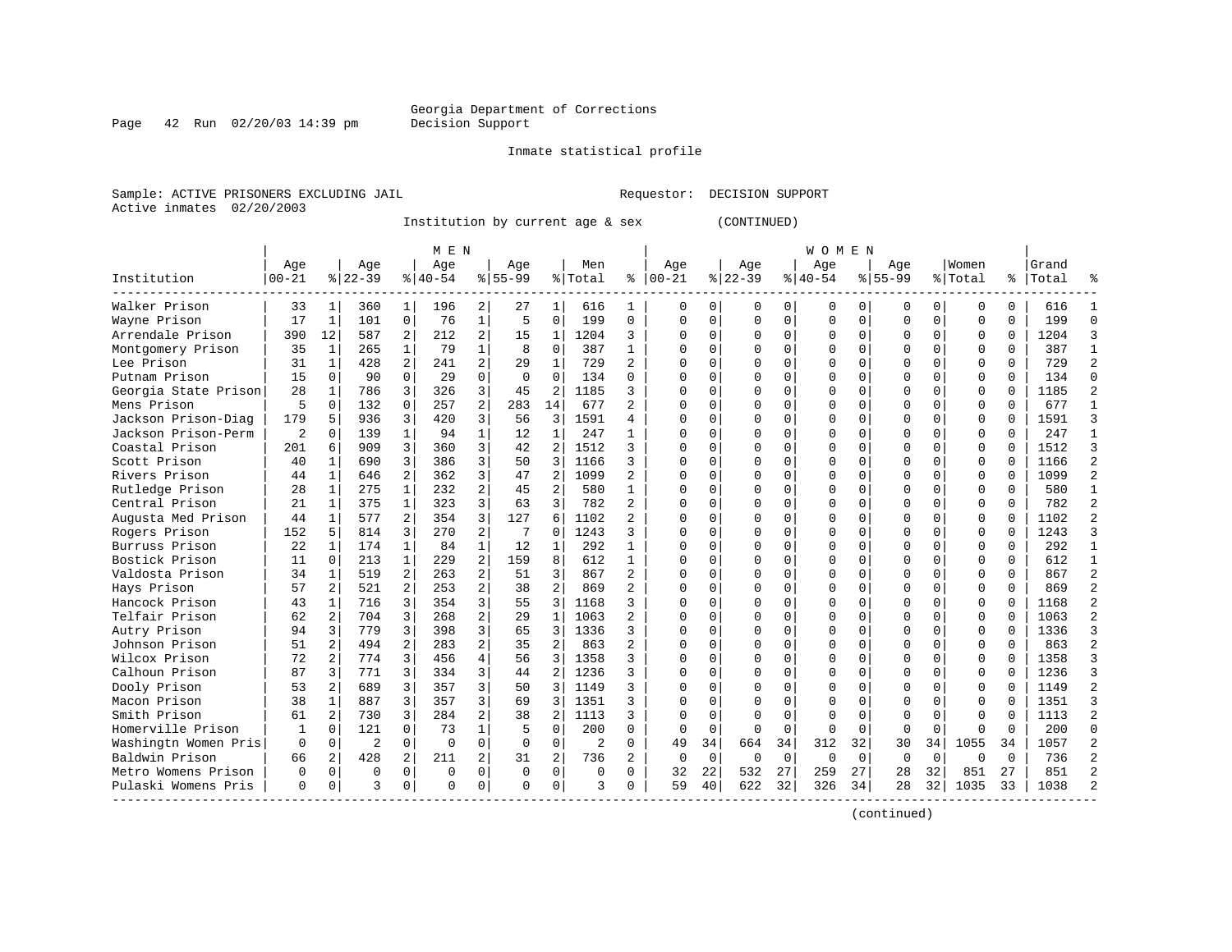Georgia Department of Corrections
Decision Support

Inmate statistical profile

Sample: ACTIVE PRISONERS EXCLUDING JAIL                    Requestor: DECISION SUPPORT
Active inmates 02/20/2003

Institution by current age & sex (CONTINUED)

| Institution | MEN Age 00-21 | % | Age 22-39 | % | Age 40-54 | % | Age 55-99 | % | Men Total | % | WOMEN Age 00-21 | % | Age 22-39 | % | Age 40-54 | % | Age 55-99 | % | Women Total | % | Grand Total | % |
|---|---|---|---|---|---|---|---|---|---|---|---|---|---|---|---|---|---|---|---|---|---|---|
| Walker Prison | 33 | 1 | 360 | 1 | 196 | 2 | 27 | 1 | 616 | 1 | 0 | 0 | 0 | 0 | 0 | 0 | 0 | 0 | 0 | 0 | 616 | 1 |
| Wayne Prison | 17 | 1 | 101 | 0 | 76 | 1 | 5 | 0 | 199 | 0 | 0 | 0 | 0 | 0 | 0 | 0 | 0 | 0 | 0 | 0 | 199 | 0 |
| Arrendale Prison | 390 | 12 | 587 | 2 | 212 | 2 | 15 | 1 | 1204 | 3 | 0 | 0 | 0 | 0 | 0 | 0 | 0 | 0 | 0 | 0 | 1204 | 3 |
| Montgomery Prison | 35 | 1 | 265 | 1 | 79 | 1 | 8 | 0 | 387 | 1 | 0 | 0 | 0 | 0 | 0 | 0 | 0 | 0 | 0 | 0 | 387 | 1 |
| Lee Prison | 31 | 1 | 428 | 2 | 241 | 2 | 29 | 1 | 729 | 2 | 0 | 0 | 0 | 0 | 0 | 0 | 0 | 0 | 0 | 0 | 729 | 2 |
| Putnam Prison | 15 | 0 | 90 | 0 | 29 | 0 | 0 | 0 | 134 | 0 | 0 | 0 | 0 | 0 | 0 | 0 | 0 | 0 | 0 | 0 | 134 | 0 |
| Georgia State Prison | 28 | 1 | 786 | 3 | 326 | 3 | 45 | 2 | 1185 | 3 | 0 | 0 | 0 | 0 | 0 | 0 | 0 | 0 | 0 | 0 | 1185 | 2 |
| Mens Prison | 5 | 0 | 132 | 0 | 257 | 2 | 283 | 14 | 677 | 2 | 0 | 0 | 0 | 0 | 0 | 0 | 0 | 0 | 0 | 0 | 677 | 1 |
| Jackson Prison-Diag | 179 | 5 | 936 | 3 | 420 | 3 | 56 | 3 | 1591 | 4 | 0 | 0 | 0 | 0 | 0 | 0 | 0 | 0 | 0 | 0 | 1591 | 3 |
| Jackson Prison-Perm | 2 | 0 | 139 | 1 | 94 | 1 | 12 | 1 | 247 | 1 | 0 | 0 | 0 | 0 | 0 | 0 | 0 | 0 | 0 | 0 | 247 | 1 |
| Coastal Prison | 201 | 6 | 909 | 3 | 360 | 3 | 42 | 2 | 1512 | 3 | 0 | 0 | 0 | 0 | 0 | 0 | 0 | 0 | 0 | 0 | 1512 | 3 |
| Scott Prison | 40 | 1 | 690 | 3 | 386 | 3 | 50 | 3 | 1166 | 3 | 0 | 0 | 0 | 0 | 0 | 0 | 0 | 0 | 0 | 0 | 1166 | 2 |
| Rivers Prison | 44 | 1 | 646 | 2 | 362 | 3 | 47 | 2 | 1099 | 2 | 0 | 0 | 0 | 0 | 0 | 0 | 0 | 0 | 0 | 0 | 1099 | 2 |
| Rutledge Prison | 28 | 1 | 275 | 1 | 232 | 2 | 45 | 2 | 580 | 1 | 0 | 0 | 0 | 0 | 0 | 0 | 0 | 0 | 0 | 0 | 580 | 1 |
| Central Prison | 21 | 1 | 375 | 1 | 323 | 3 | 63 | 3 | 782 | 2 | 0 | 0 | 0 | 0 | 0 | 0 | 0 | 0 | 0 | 0 | 782 | 2 |
| Augusta Med Prison | 44 | 1 | 577 | 2 | 354 | 3 | 127 | 6 | 1102 | 2 | 0 | 0 | 0 | 0 | 0 | 0 | 0 | 0 | 0 | 0 | 1102 | 2 |
| Rogers Prison | 152 | 5 | 814 | 3 | 270 | 2 | 7 | 0 | 1243 | 3 | 0 | 0 | 0 | 0 | 0 | 0 | 0 | 0 | 0 | 0 | 1243 | 3 |
| Burruss Prison | 22 | 1 | 174 | 1 | 84 | 1 | 12 | 1 | 292 | 1 | 0 | 0 | 0 | 0 | 0 | 0 | 0 | 0 | 0 | 0 | 292 | 1 |
| Bostick Prison | 11 | 0 | 213 | 1 | 229 | 2 | 159 | 8 | 612 | 1 | 0 | 0 | 0 | 0 | 0 | 0 | 0 | 0 | 0 | 0 | 612 | 1 |
| Valdosta Prison | 34 | 1 | 519 | 2 | 263 | 2 | 51 | 3 | 867 | 2 | 0 | 0 | 0 | 0 | 0 | 0 | 0 | 0 | 0 | 0 | 867 | 2 |
| Hays Prison | 57 | 2 | 521 | 2 | 253 | 2 | 38 | 2 | 869 | 2 | 0 | 0 | 0 | 0 | 0 | 0 | 0 | 0 | 0 | 0 | 869 | 2 |
| Hancock Prison | 43 | 1 | 716 | 3 | 354 | 3 | 55 | 3 | 1168 | 3 | 0 | 0 | 0 | 0 | 0 | 0 | 0 | 0 | 0 | 0 | 1168 | 2 |
| Telfair Prison | 62 | 2 | 704 | 3 | 268 | 2 | 29 | 1 | 1063 | 2 | 0 | 0 | 0 | 0 | 0 | 0 | 0 | 0 | 0 | 0 | 1063 | 2 |
| Autry Prison | 94 | 3 | 779 | 3 | 398 | 3 | 65 | 3 | 1336 | 3 | 0 | 0 | 0 | 0 | 0 | 0 | 0 | 0 | 0 | 0 | 1336 | 3 |
| Johnson Prison | 51 | 2 | 494 | 2 | 283 | 2 | 35 | 2 | 863 | 2 | 0 | 0 | 0 | 0 | 0 | 0 | 0 | 0 | 0 | 0 | 863 | 2 |
| Wilcox Prison | 72 | 2 | 774 | 3 | 456 | 4 | 56 | 3 | 1358 | 3 | 0 | 0 | 0 | 0 | 0 | 0 | 0 | 0 | 0 | 0 | 1358 | 3 |
| Calhoun Prison | 87 | 3 | 771 | 3 | 334 | 3 | 44 | 2 | 1236 | 3 | 0 | 0 | 0 | 0 | 0 | 0 | 0 | 0 | 0 | 0 | 1236 | 3 |
| Dooly Prison | 53 | 2 | 689 | 3 | 357 | 3 | 50 | 3 | 1149 | 3 | 0 | 0 | 0 | 0 | 0 | 0 | 0 | 0 | 0 | 0 | 1149 | 2 |
| Macon Prison | 38 | 1 | 887 | 3 | 357 | 3 | 69 | 3 | 1351 | 3 | 0 | 0 | 0 | 0 | 0 | 0 | 0 | 0 | 0 | 0 | 1351 | 3 |
| Smith Prison | 61 | 2 | 730 | 3 | 284 | 2 | 38 | 2 | 1113 | 3 | 0 | 0 | 0 | 0 | 0 | 0 | 0 | 0 | 0 | 0 | 1113 | 2 |
| Homerville Prison | 1 | 0 | 121 | 0 | 73 | 1 | 5 | 0 | 200 | 0 | 0 | 0 | 0 | 0 | 0 | 0 | 0 | 0 | 0 | 0 | 200 | 0 |
| Washingtn Women Pris | 0 | 0 | 2 | 0 | 0 | 0 | 0 | 0 | 2 | 0 | 49 | 34 | 664 | 34 | 312 | 32 | 30 | 34 | 1055 | 34 | 1057 | 2 |
| Baldwin Prison | 66 | 2 | 428 | 2 | 211 | 2 | 31 | 2 | 736 | 2 | 0 | 0 | 0 | 0 | 0 | 0 | 0 | 0 | 0 | 0 | 736 | 2 |
| Metro Womens Prison | 0 | 0 | 0 | 0 | 0 | 0 | 0 | 0 | 0 | 0 | 32 | 22 | 532 | 27 | 259 | 27 | 28 | 32 | 851 | 27 | 851 | 2 |
| Pulaski Womens Pris | 0 | 0 | 3 | 0 | 0 | 0 | 0 | 0 | 3 | 0 | 59 | 40 | 622 | 32 | 326 | 34 | 28 | 32 | 1035 | 33 | 1038 | 2 |

(continued)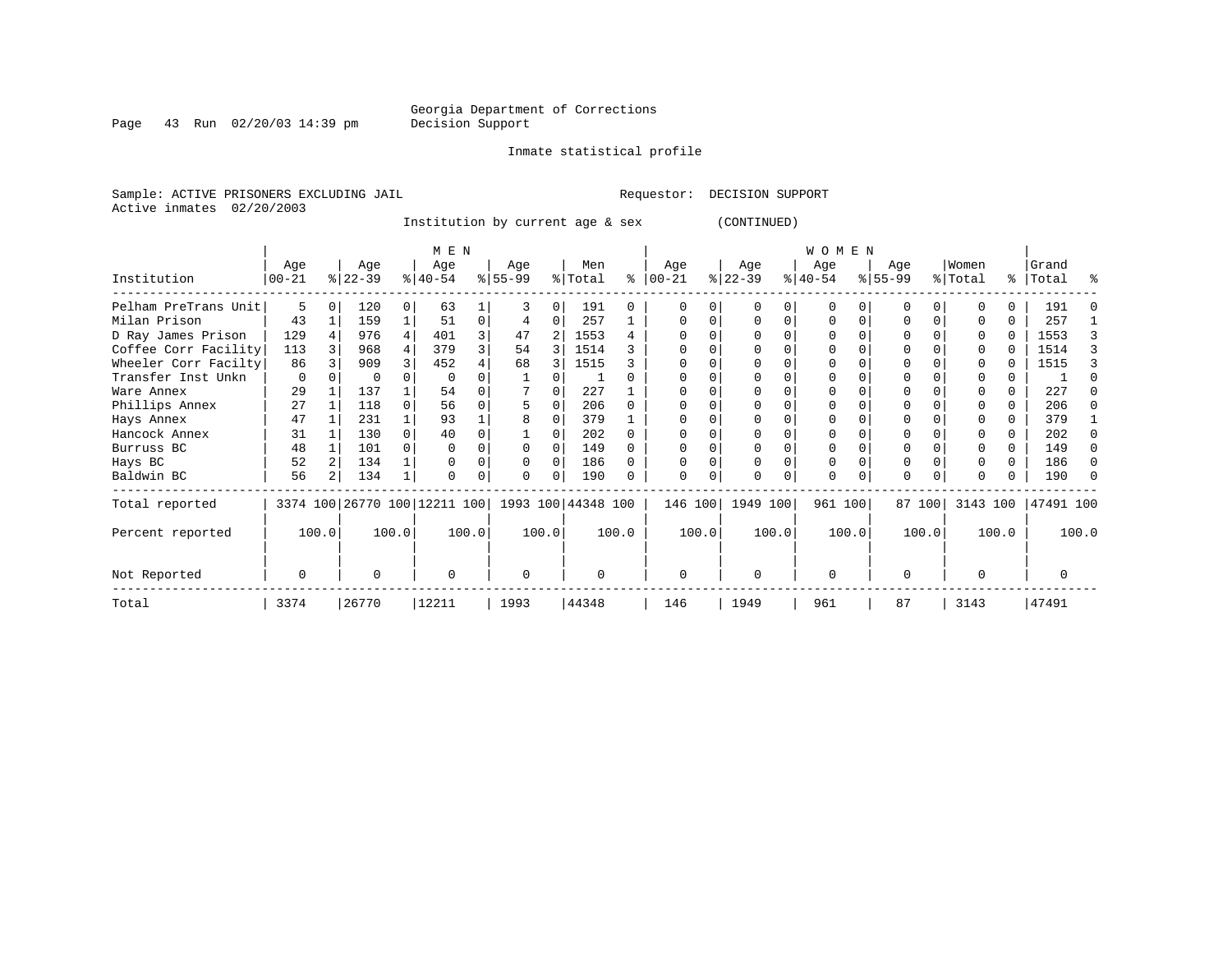Georgia Department of Corrections
Decision Support

Inmate statistical profile

Sample: ACTIVE PRISONERS EXCLUDING JAIL                Requestor: DECISION SUPPORT
Active inmates 02/20/2003

Institution by current age & sex (CONTINUED)

| Institution | MEN Age 00-21 | % | Age 22-39 | % | Age 40-54 | % | Age 55-99 | % | Men Total | % | WOMEN Age 00-21 | % | Age 22-39 | % | Age 40-54 | % | Age 55-99 | % | Women Total | % | Grand Total | % |
|---|---|---|---|---|---|---|---|---|---|---|---|---|---|---|---|---|---|---|---|---|---|---|
| Pelham PreTrans Unit | 5 | 0 | 120 | 0 | 63 | 1 | 3 | 0 | 191 | 0 | 0 | 0 | 0 | 0 | 0 | 0 | 0 | 0 | 0 | 0 | 191 | 0 |
| Milan Prison | 43 | 1 | 159 | 1 | 51 | 0 | 4 | 0 | 257 | 1 | 0 | 0 | 0 | 0 | 0 | 0 | 0 | 0 | 0 | 0 | 257 | 1 |
| D Ray James Prison | 129 | 4 | 976 | 4 | 401 | 3 | 47 | 2 | 1553 | 4 | 0 | 0 | 0 | 0 | 0 | 0 | 0 | 0 | 0 | 0 | 1553 | 3 |
| Coffee Corr Facility | 113 | 3 | 968 | 4 | 379 | 3 | 54 | 3 | 1514 | 3 | 0 | 0 | 0 | 0 | 0 | 0 | 0 | 0 | 0 | 0 | 1514 | 3 |
| Wheeler Corr Facilty | 86 | 3 | 909 | 3 | 452 | 4 | 68 | 3 | 1515 | 3 | 0 | 0 | 0 | 0 | 0 | 0 | 0 | 0 | 0 | 0 | 1515 | 3 |
| Transfer Inst Unkn | 0 | 0 | 0 | 0 | 0 | 0 | 1 | 0 | 1 | 0 | 0 | 0 | 0 | 0 | 0 | 0 | 0 | 0 | 0 | 0 | 1 | 0 |
| Ware Annex | 29 | 1 | 137 | 1 | 54 | 0 | 7 | 0 | 227 | 1 | 0 | 0 | 0 | 0 | 0 | 0 | 0 | 0 | 0 | 0 | 227 | 0 |
| Phillips Annex | 27 | 1 | 118 | 0 | 56 | 0 | 5 | 0 | 206 | 0 | 0 | 0 | 0 | 0 | 0 | 0 | 0 | 0 | 0 | 0 | 206 | 0 |
| Hays Annex | 47 | 1 | 231 | 1 | 93 | 1 | 8 | 0 | 379 | 1 | 0 | 0 | 0 | 0 | 0 | 0 | 0 | 0 | 0 | 0 | 379 | 1 |
| Hancock Annex | 31 | 1 | 130 | 0 | 40 | 0 | 1 | 0 | 202 | 0 | 0 | 0 | 0 | 0 | 0 | 0 | 0 | 0 | 0 | 0 | 202 | 0 |
| Burruss BC | 48 | 1 | 101 | 0 | 0 | 0 | 0 | 0 | 149 | 0 | 0 | 0 | 0 | 0 | 0 | 0 | 0 | 0 | 0 | 0 | 149 | 0 |
| Hays BC | 52 | 2 | 134 | 1 | 0 | 0 | 0 | 0 | 186 | 0 | 0 | 0 | 0 | 0 | 0 | 0 | 0 | 0 | 0 | 0 | 186 | 0 |
| Baldwin BC | 56 | 2 | 134 | 1 | 0 | 0 | 0 | 0 | 190 | 0 | 0 | 0 | 0 | 0 | 0 | 0 | 0 | 0 | 0 | 0 | 190 | 0 |
| Total reported | 3374 | 100 | 26770 | 100 | 12211 | 100 | 1993 | 100 | 44348 | 100 | 146 | 100 | 1949 | 100 | 961 | 100 | 87 | 100 | 3143 | 100 | 47491 | 100 |
| Percent reported | | 100.0 | | 100.0 | | 100.0 | | 100.0 | | 100.0 | | 100.0 | | 100.0 | | 100.0 | | 100.0 | | 100.0 | | 100.0 |
| Not Reported | 0 | | 0 | | 0 | | 0 | | 0 | | 0 | | 0 | | 0 | | 0 | | 0 | | 0 | |
| Total | 3374 | | 26770 | | 12211 | | 1993 | | 44348 | | 146 | | 1949 | | 961 | | 87 | | 3143 | | 47491 | |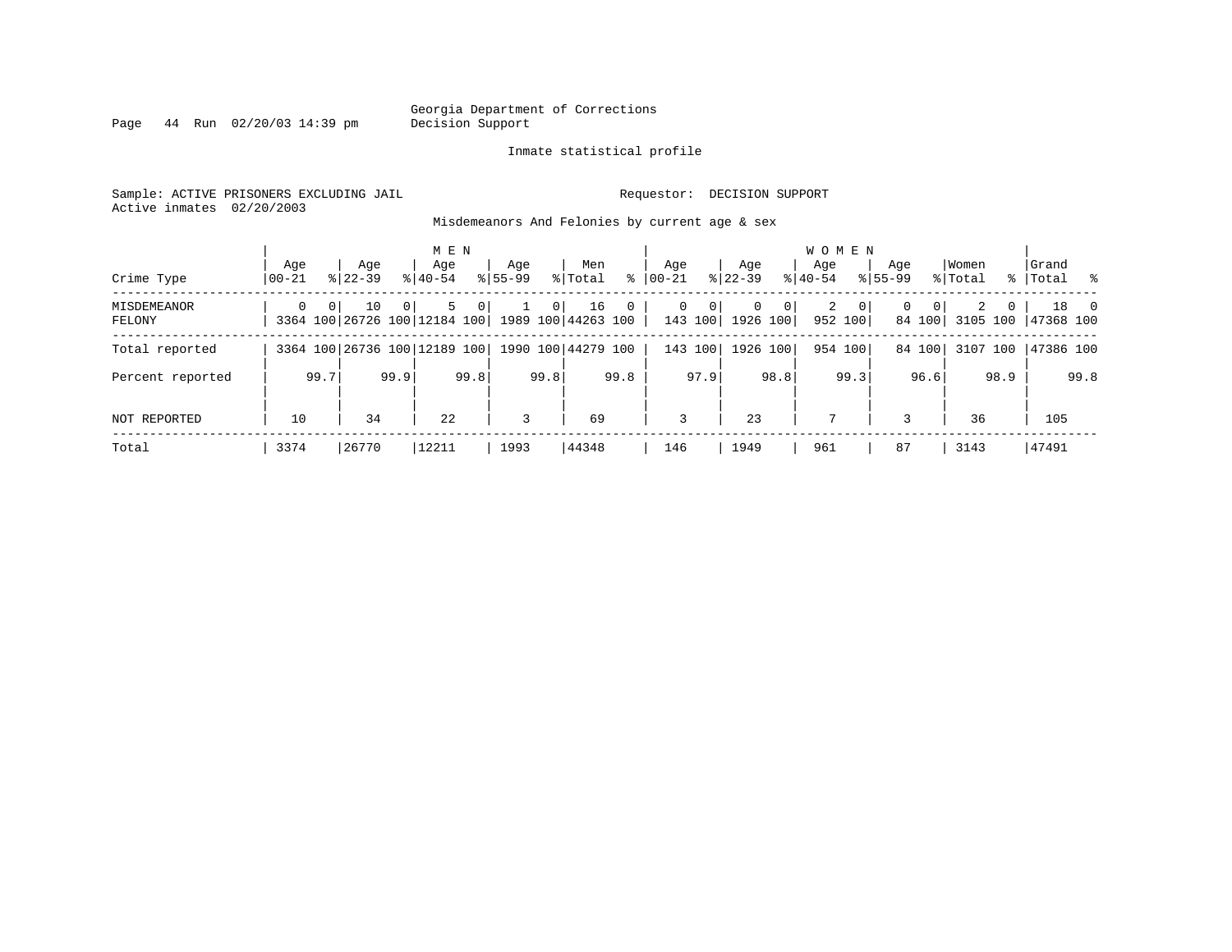Georgia Department of Corrections
Decision Support

Inmate statistical profile

Sample: ACTIVE PRISONERS EXCLUDING JAIL

Requestor: DECISION SUPPORT

Active inmates 02/20/2003

Misdemeanors And Felonies by current age & sex

| Crime Type | MEN Age 00-21 | % | Age 22-39 | % | Age 40-54 | % | Age 55-99 | % | Men Total | % | WOMEN Age 00-21 | % | Age 22-39 | % | Age 40-54 | % | Age 55-99 | % | Women Total | % | Grand Total | % |
|---|---|---|---|---|---|---|---|---|---|---|---|---|---|---|---|---|---|---|---|---|---|---|
| MISDEMEANOR | 0 | 0 | 10 | 0 | 5 | 0 | 1 | 0 | 16 | 0 | 0 | 0 | 0 | 0 | 2 | 0 | 0 | 0 | 2 | 0 | 18 | 0 |
| FELONY | 3364 | 100 | 26726 | 100 | 12184 | 100 | 1989 | 100 | 44263 | 100 | 143 | 100 | 1926 | 100 | 952 | 100 | 84 | 100 | 3105 | 100 | 47368 | 100 |
| Total reported | 3364 | 100 | 26736 | 100 | 12189 | 100 | 1990 | 100 | 44279 | 100 | 143 | 100 | 1926 | 100 | 954 | 100 | 84 | 100 | 3107 | 100 | 47386 | 100 |
| Percent reported | | 99.7 | | 99.9 | | 99.8 | | 99.8 | | 99.8 | | 97.9 | | 98.8 | | 99.3 | | 96.6 | | 98.9 | | 99.8 |
| NOT REPORTED | 10 | | 34 | | 22 | | 3 | | 69 | | 3 | | 23 | | 7 | | 3 | | 36 | | 105 | |
| Total | 3374 | | 26770 | | 12211 | | 1993 | | 44348 | | 146 | | 1949 | | 961 | | 87 | | 3143 | | 47491 | |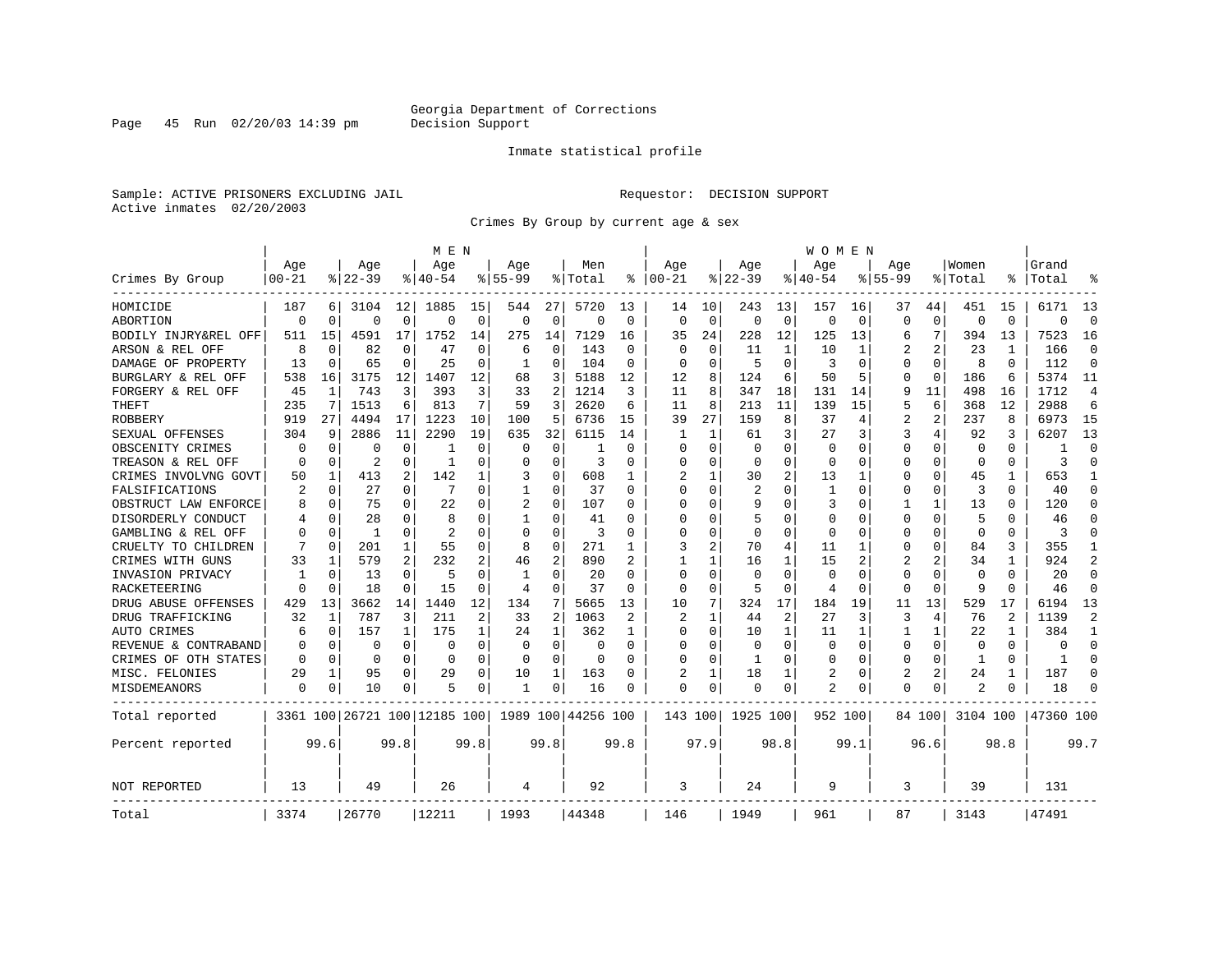Georgia Department of Corrections
Decision Support

Inmate statistical profile

Sample: ACTIVE PRISONERS EXCLUDING JAIL
Active inmates 02/20/2003

Requestor: DECISION SUPPORT

Crimes By Group by current age & sex

| Crimes By Group | MEN Age 00-21 | % | Age 22-39 | % | Age 40-54 | % | Age 55-99 | % | Men Total | % | WOMEN Age 00-21 | % | Age 22-39 | % | Age 40-54 | % | Age 55-99 | % | Women Total | % | Grand Total | % |
|---|---|---|---|---|---|---|---|---|---|---|---|---|---|---|---|---|---|---|---|---|---|---|
| HOMICIDE | 187 | 6 | 3104 | 12 | 1885 | 15 | 544 | 27 | 5720 | 13 | 14 | 10 | 243 | 13 | 157 | 16 | 37 | 44 | 451 | 15 | 6171 | 13 |
| ABORTION | 0 | 0 | 0 | 0 | 0 | 0 | 0 | 0 | 0 | 0 | 0 | 0 | 0 | 0 | 0 | 0 | 0 | 0 | 0 | 0 | 0 | 0 |
| BODILY INJRY&REL OFF | 511 | 15 | 4591 | 17 | 1752 | 14 | 275 | 14 | 7129 | 16 | 35 | 24 | 228 | 12 | 125 | 13 | 6 | 7 | 394 | 13 | 7523 | 16 |
| ARSON & REL OFF | 8 | 0 | 82 | 0 | 47 | 0 | 6 | 0 | 143 | 0 | 0 | 0 | 11 | 1 | 10 | 1 | 2 | 2 | 23 | 1 | 166 | 0 |
| DAMAGE OF PROPERTY | 13 | 0 | 65 | 0 | 25 | 0 | 1 | 0 | 104 | 0 | 0 | 0 | 5 | 0 | 3 | 0 | 0 | 0 | 8 | 0 | 112 | 0 |
| BURGLARY & REL OFF | 538 | 16 | 3175 | 12 | 1407 | 12 | 68 | 3 | 5188 | 12 | 12 | 8 | 124 | 6 | 50 | 5 | 0 | 0 | 186 | 6 | 5374 | 11 |
| FORGERY & REL OFF | 45 | 1 | 743 | 3 | 393 | 3 | 33 | 2 | 1214 | 3 | 11 | 8 | 347 | 18 | 131 | 14 | 9 | 11 | 498 | 16 | 1712 | 4 |
| THEFT | 235 | 7 | 1513 | 6 | 813 | 7 | 59 | 3 | 2620 | 6 | 11 | 8 | 213 | 11 | 139 | 15 | 5 | 6 | 368 | 12 | 2988 | 6 |
| ROBBERY | 919 | 27 | 4494 | 17 | 1223 | 10 | 100 | 5 | 6736 | 15 | 39 | 27 | 159 | 8 | 37 | 4 | 2 | 2 | 237 | 8 | 6973 | 15 |
| SEXUAL OFFENSES | 304 | 9 | 2886 | 11 | 2290 | 19 | 635 | 32 | 6115 | 14 | 1 | 1 | 61 | 3 | 27 | 3 | 3 | 4 | 92 | 3 | 6207 | 13 |
| OBSCENITY CRIMES | 0 | 0 | 0 | 0 | 1 | 0 | 0 | 0 | 1 | 0 | 0 | 0 | 0 | 0 | 0 | 0 | 0 | 0 | 0 | 0 | 1 | 0 |
| TREASON & REL OFF | 0 | 0 | 2 | 0 | 1 | 0 | 0 | 0 | 3 | 0 | 0 | 0 | 0 | 0 | 0 | 0 | 0 | 0 | 0 | 0 | 3 | 0 |
| CRIMES INVOLVNG GOVT | 50 | 1 | 413 | 2 | 142 | 1 | 3 | 0 | 608 | 1 | 2 | 1 | 30 | 2 | 13 | 1 | 0 | 0 | 45 | 1 | 653 | 1 |
| FALSIFICATIONS | 2 | 0 | 27 | 0 | 7 | 0 | 1 | 0 | 37 | 0 | 0 | 0 | 2 | 0 | 1 | 0 | 0 | 0 | 3 | 0 | 40 | 0 |
| OBSTRUCT LAW ENFORCE | 8 | 0 | 75 | 0 | 22 | 0 | 2 | 0 | 107 | 0 | 0 | 0 | 9 | 0 | 3 | 0 | 1 | 1 | 13 | 0 | 120 | 0 |
| DISORDERLY CONDUCT | 4 | 0 | 28 | 0 | 8 | 0 | 1 | 0 | 41 | 0 | 0 | 0 | 5 | 0 | 0 | 0 | 0 | 0 | 5 | 0 | 46 | 0 |
| GAMBLING & REL OFF | 0 | 0 | 1 | 0 | 2 | 0 | 0 | 0 | 3 | 0 | 0 | 0 | 0 | 0 | 0 | 0 | 0 | 0 | 0 | 0 | 3 | 0 |
| CRUELTY TO CHILDREN | 7 | 0 | 201 | 1 | 55 | 0 | 8 | 0 | 271 | 1 | 3 | 2 | 70 | 4 | 11 | 1 | 0 | 0 | 84 | 3 | 355 | 1 |
| CRIMES WITH GUNS | 33 | 1 | 579 | 2 | 232 | 2 | 46 | 2 | 890 | 2 | 1 | 1 | 16 | 1 | 15 | 2 | 2 | 2 | 34 | 1 | 924 | 2 |
| INVASION PRIVACY | 1 | 0 | 13 | 0 | 5 | 0 | 1 | 0 | 20 | 0 | 0 | 0 | 0 | 0 | 0 | 0 | 0 | 0 | 0 | 0 | 20 | 0 |
| RACKETEERING | 0 | 0 | 18 | 0 | 15 | 0 | 4 | 0 | 37 | 0 | 0 | 0 | 5 | 0 | 4 | 0 | 0 | 0 | 9 | 0 | 46 | 0 |
| DRUG ABUSE OFFENSES | 429 | 13 | 3662 | 14 | 1440 | 12 | 134 | 7 | 5665 | 13 | 10 | 7 | 324 | 17 | 184 | 19 | 11 | 13 | 529 | 17 | 6194 | 13 |
| DRUG TRAFFICKING | 32 | 1 | 787 | 3 | 211 | 2 | 33 | 2 | 1063 | 2 | 2 | 1 | 44 | 2 | 27 | 3 | 3 | 4 | 76 | 2 | 1139 | 2 |
| AUTO CRIMES | 6 | 0 | 157 | 1 | 175 | 1 | 24 | 1 | 362 | 1 | 0 | 0 | 10 | 1 | 11 | 1 | 1 | 1 | 22 | 1 | 384 | 1 |
| REVENUE & CONTRABAND | 0 | 0 | 0 | 0 | 0 | 0 | 0 | 0 | 0 | 0 | 0 | 0 | 0 | 0 | 0 | 0 | 0 | 0 | 0 | 0 | 0 | 0 |
| CRIMES OF OTH STATES | 0 | 0 | 0 | 0 | 0 | 0 | 0 | 0 | 0 | 0 | 0 | 0 | 1 | 0 | 0 | 0 | 0 | 0 | 1 | 0 | 1 | 0 |
| MISC. FELONIES | 29 | 1 | 95 | 0 | 29 | 0 | 10 | 1 | 163 | 0 | 2 | 1 | 18 | 1 | 2 | 0 | 2 | 2 | 24 | 1 | 187 | 0 |
| MISDEMEANORS | 0 | 0 | 10 | 0 | 5 | 0 | 1 | 0 | 16 | 0 | 0 | 0 | 0 | 0 | 2 | 0 | 0 | 0 | 2 | 0 | 18 | 0 |
| Total reported | 3361 | 100 | 26721 | 100 | 12185 | 100 | 1989 | 100 | 44256 | 100 | 143 | 100 | 1925 | 100 | 952 | 100 | 84 | 100 | 3104 | 100 | 47360 | 100 |
| Percent reported | | 99.6 | | 99.8 | | 99.8 | | 99.8 | | 99.8 | | 97.9 | | 98.8 | | 99.1 | | 96.6 | | 98.8 | | 99.7 |
| NOT REPORTED | 13 | | 49 | | 26 | | 4 | | 92 | | 3 | | 24 | | 9 | | 3 | | 39 | | 131 | |
| Total | 3374 | | 26770 | | 12211 | | 1993 | | 44348 | | 146 | | 1949 | | 961 | | 87 | | 3143 | | 47491 | |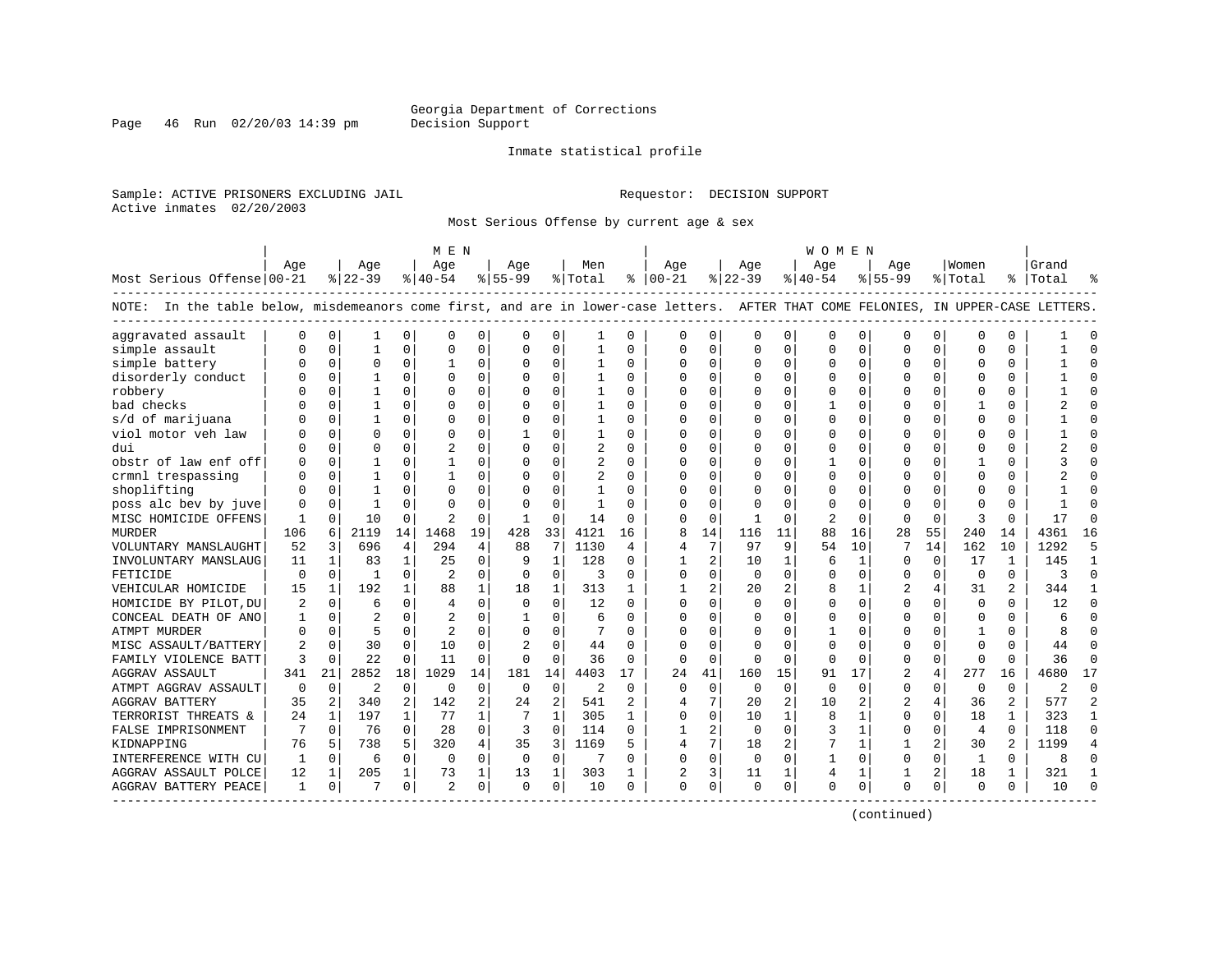Georgia Department of Corrections
Decision Support

Inmate statistical profile

Sample: ACTIVE PRISONERS EXCLUDING JAIL
Active inmates 02/20/2003

Requestor: DECISION SUPPORT

Most Serious Offense by current age & sex

NOTE: In the table below, misdemeanors come first, and are in lower-case letters. AFTER THAT COME FELONIES, IN UPPER-CASE LETTERS.

| Most Serious Offense | MEN Age 00-21 | % | Age 22-39 | % | Age 40-54 | % | Age 55-99 | % | Men Total | % | WOMEN Age 00-21 | % | Age 22-39 | % | Age 40-54 | % | Age 55-99 | % | Women Total | % | Grand Total | % |
|---|---|---|---|---|---|---|---|---|---|---|---|---|---|---|---|---|---|---|---|---|---|---|
| aggravated assault | 0 | 0 | 1 | 0 | 0 | 0 | 0 | 0 | 1 | 0 | 0 | 0 | 0 | 0 | 0 | 0 | 0 | 0 | 0 | 0 | 1 | 0 |
| simple assault | 0 | 0 | 1 | 0 | 0 | 0 | 0 | 0 | 1 | 0 | 0 | 0 | 0 | 0 | 0 | 0 | 0 | 0 | 0 | 0 | 1 | 0 |
| simple battery | 0 | 0 | 0 | 0 | 1 | 0 | 0 | 0 | 1 | 0 | 0 | 0 | 0 | 0 | 0 | 0 | 0 | 0 | 0 | 0 | 1 | 0 |
| disorderly conduct | 0 | 0 | 1 | 0 | 0 | 0 | 0 | 0 | 1 | 0 | 0 | 0 | 0 | 0 | 0 | 0 | 0 | 0 | 0 | 0 | 1 | 0 |
| robbery | 0 | 0 | 1 | 0 | 0 | 0 | 0 | 0 | 1 | 0 | 0 | 0 | 0 | 0 | 0 | 0 | 0 | 0 | 0 | 0 | 1 | 0 |
| bad checks | 0 | 0 | 1 | 0 | 0 | 0 | 0 | 0 | 1 | 0 | 0 | 0 | 0 | 0 | 1 | 0 | 0 | 0 | 1 | 0 | 2 | 0 |
| s/d of marijuana | 0 | 0 | 1 | 0 | 0 | 0 | 0 | 0 | 1 | 0 | 0 | 0 | 0 | 0 | 0 | 0 | 0 | 0 | 0 | 0 | 1 | 0 |
| viol motor veh law | 0 | 0 | 0 | 0 | 0 | 0 | 1 | 0 | 1 | 0 | 0 | 0 | 0 | 0 | 0 | 0 | 0 | 0 | 0 | 0 | 1 | 0 |
| dui | 0 | 0 | 0 | 0 | 2 | 0 | 0 | 0 | 2 | 0 | 0 | 0 | 0 | 0 | 0 | 0 | 0 | 0 | 0 | 0 | 2 | 0 |
| obstr of law enf off | 0 | 0 | 1 | 0 | 1 | 0 | 0 | 0 | 2 | 0 | 0 | 0 | 0 | 0 | 1 | 0 | 0 | 0 | 1 | 0 | 3 | 0 |
| crmnl trespassing | 0 | 0 | 1 | 0 | 1 | 0 | 0 | 0 | 2 | 0 | 0 | 0 | 0 | 0 | 0 | 0 | 0 | 0 | 0 | 0 | 2 | 0 |
| shoplifting | 0 | 0 | 1 | 0 | 0 | 0 | 0 | 0 | 1 | 0 | 0 | 0 | 0 | 0 | 0 | 0 | 0 | 0 | 0 | 0 | 1 | 0 |
| poss alc bev by juve | 0 | 0 | 1 | 0 | 0 | 0 | 0 | 0 | 1 | 0 | 0 | 0 | 0 | 0 | 0 | 0 | 0 | 0 | 0 | 0 | 1 | 0 |
| MISC HOMICIDE OFFENS | 1 | 0 | 10 | 0 | 2 | 0 | 1 | 0 | 14 | 0 | 0 | 0 | 1 | 0 | 2 | 0 | 0 | 0 | 3 | 0 | 17 | 0 |
| MURDER | 106 | 6 | 2119 | 14 | 1468 | 19 | 428 | 33 | 4121 | 16 | 8 | 14 | 116 | 11 | 88 | 16 | 28 | 55 | 240 | 14 | 4361 | 16 |
| VOLUNTARY MANSLAUGHT | 52 | 3 | 696 | 4 | 294 | 4 | 88 | 7 | 1130 | 4 | 4 | 7 | 97 | 9 | 54 | 10 | 7 | 14 | 162 | 10 | 1292 | 5 |
| INVOLUNTARY MANSLAUG | 11 | 1 | 83 | 1 | 25 | 0 | 9 | 1 | 128 | 0 | 1 | 2 | 10 | 1 | 6 | 1 | 0 | 0 | 17 | 1 | 145 | 1 |
| FETICIDE | 0 | 0 | 1 | 0 | 2 | 0 | 0 | 0 | 3 | 0 | 0 | 0 | 0 | 0 | 0 | 0 | 0 | 0 | 0 | 0 | 3 | 0 |
| VEHICULAR HOMICIDE | 15 | 1 | 192 | 1 | 88 | 1 | 18 | 1 | 313 | 1 | 1 | 2 | 20 | 2 | 8 | 1 | 2 | 4 | 31 | 2 | 344 | 1 |
| HOMICIDE BY PILOT,DU | 2 | 0 | 6 | 0 | 4 | 0 | 0 | 0 | 12 | 0 | 0 | 0 | 0 | 0 | 0 | 0 | 0 | 0 | 0 | 0 | 12 | 0 |
| CONCEAL DEATH OF ANO | 1 | 0 | 2 | 0 | 2 | 0 | 1 | 0 | 6 | 0 | 0 | 0 | 0 | 0 | 0 | 0 | 0 | 0 | 0 | 0 | 6 | 0 |
| ATMPT MURDER | 0 | 0 | 5 | 0 | 2 | 0 | 0 | 0 | 7 | 0 | 0 | 0 | 0 | 0 | 1 | 0 | 0 | 0 | 1 | 0 | 8 | 0 |
| MISC ASSAULT/BATTERY | 2 | 0 | 30 | 0 | 10 | 0 | 2 | 0 | 44 | 0 | 0 | 0 | 0 | 0 | 0 | 0 | 0 | 0 | 0 | 0 | 44 | 0 |
| FAMILY VIOLENCE BATT | 3 | 0 | 22 | 0 | 11 | 0 | 0 | 0 | 36 | 0 | 0 | 0 | 0 | 0 | 0 | 0 | 0 | 0 | 0 | 0 | 36 | 0 |
| AGGRAV ASSAULT | 341 | 21 | 2852 | 18 | 1029 | 14 | 181 | 14 | 4403 | 17 | 24 | 41 | 160 | 15 | 91 | 17 | 2 | 4 | 277 | 16 | 4680 | 17 |
| ATMPT AGGRAV ASSAULT | 0 | 0 | 2 | 0 | 0 | 0 | 0 | 0 | 2 | 0 | 0 | 0 | 0 | 0 | 0 | 0 | 0 | 0 | 0 | 0 | 2 | 0 |
| AGGRAV BATTERY | 35 | 2 | 340 | 2 | 142 | 2 | 24 | 2 | 541 | 2 | 4 | 7 | 20 | 2 | 10 | 2 | 2 | 4 | 36 | 2 | 577 | 2 |
| TERRORIST THREATS & | 24 | 1 | 197 | 1 | 77 | 1 | 7 | 1 | 305 | 1 | 0 | 0 | 10 | 1 | 8 | 1 | 0 | 0 | 18 | 1 | 323 | 1 |
| FALSE IMPRISONMENT | 7 | 0 | 76 | 0 | 28 | 0 | 3 | 0 | 114 | 0 | 1 | 2 | 0 | 0 | 3 | 1 | 0 | 0 | 4 | 0 | 118 | 0 |
| KIDNAPPING | 76 | 5 | 738 | 5 | 320 | 4 | 35 | 3 | 1169 | 5 | 4 | 7 | 18 | 2 | 7 | 1 | 1 | 2 | 30 | 2 | 1199 | 4 |
| INTERFERENCE WITH CU | 1 | 0 | 6 | 0 | 0 | 0 | 0 | 0 | 7 | 0 | 0 | 0 | 0 | 0 | 1 | 0 | 0 | 0 | 1 | 0 | 8 | 0 |
| AGGRAV ASSAULT POLCE | 12 | 1 | 205 | 1 | 73 | 1 | 13 | 1 | 303 | 1 | 2 | 3 | 11 | 1 | 4 | 1 | 1 | 2 | 18 | 1 | 321 | 1 |
| AGGRAV BATTERY PEACE | 1 | 0 | 7 | 0 | 2 | 0 | 0 | 0 | 10 | 0 | 0 | 0 | 0 | 0 | 0 | 0 | 0 | 0 | 0 | 0 | 10 | 0 |

(continued)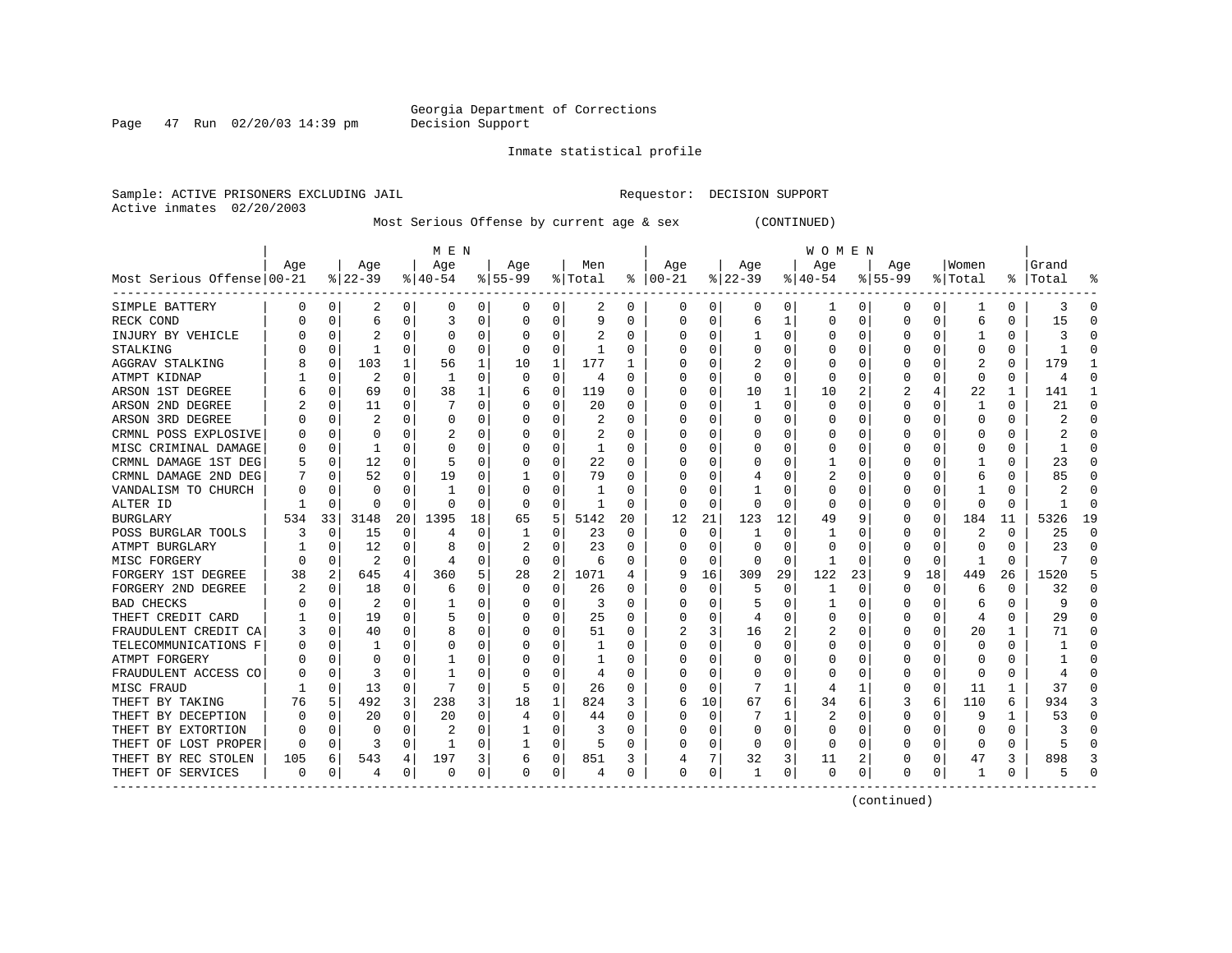Georgia Department of Corrections
Decision Support

Inmate statistical profile

Sample: ACTIVE PRISONERS EXCLUDING JAIL　　　　Requestor: DECISION SUPPORT
Active inmates 02/20/2003

Most Serious Offense by current age & sex　　(CONTINUED)

| Most Serious Offense | MEN Age 00-21 | % | Age 22-39 | % | Age 40-54 | % | Age 55-99 | % | Men Total | % | WOMEN Age 00-21 | % | Age 22-39 | % | Age 40-54 | % | Age 55-99 | % | Women Total | % | Grand Total | % |
|---|---|---|---|---|---|---|---|---|---|---|---|---|---|---|---|---|---|---|---|---|---|---|
| SIMPLE BATTERY | 0 | 0 | 2 | 0 | 0 | 0 | 0 | 0 | 2 | 0 | 0 | 0 | 0 | 0 | 1 | 0 | 0 | 0 | 1 | 0 | 3 | 0 |
| RECK COND | 0 | 0 | 6 | 0 | 3 | 0 | 0 | 0 | 9 | 0 | 0 | 0 | 6 | 1 | 0 | 0 | 0 | 0 | 6 | 0 | 15 | 0 |
| INJURY BY VEHICLE | 0 | 0 | 2 | 0 | 0 | 0 | 0 | 0 | 2 | 0 | 0 | 0 | 1 | 0 | 0 | 0 | 0 | 0 | 1 | 0 | 3 | 0 |
| STALKING | 0 | 0 | 1 | 0 | 0 | 0 | 0 | 0 | 1 | 0 | 0 | 0 | 0 | 0 | 0 | 0 | 0 | 0 | 0 | 0 | 1 | 0 |
| AGGRAV STALKING | 8 | 0 | 103 | 1 | 56 | 1 | 10 | 1 | 177 | 1 | 0 | 0 | 2 | 0 | 0 | 0 | 0 | 0 | 2 | 0 | 179 | 1 |
| ATMPT KIDNAP | 1 | 0 | 2 | 0 | 1 | 0 | 0 | 0 | 4 | 0 | 0 | 0 | 0 | 0 | 0 | 0 | 0 | 0 | 0 | 0 | 4 | 0 |
| ARSON 1ST DEGREE | 6 | 0 | 69 | 0 | 38 | 1 | 6 | 0 | 119 | 0 | 0 | 0 | 10 | 1 | 10 | 2 | 2 | 4 | 22 | 1 | 141 | 1 |
| ARSON 2ND DEGREE | 2 | 0 | 11 | 0 | 7 | 0 | 0 | 0 | 20 | 0 | 0 | 0 | 1 | 0 | 0 | 0 | 0 | 0 | 1 | 0 | 21 | 0 |
| ARSON 3RD DEGREE | 0 | 0 | 2 | 0 | 0 | 0 | 0 | 0 | 2 | 0 | 0 | 0 | 0 | 0 | 0 | 0 | 0 | 0 | 0 | 0 | 2 | 0 |
| CRMNL POSS EXPLOSIVE | 0 | 0 | 0 | 0 | 2 | 0 | 0 | 0 | 2 | 0 | 0 | 0 | 0 | 0 | 0 | 0 | 0 | 0 | 0 | 0 | 2 | 0 |
| MISC CRIMINAL DAMAGE | 0 | 0 | 1 | 0 | 0 | 0 | 0 | 0 | 1 | 0 | 0 | 0 | 0 | 0 | 0 | 0 | 0 | 0 | 0 | 0 | 1 | 0 |
| CRMNL DAMAGE 1ST DEG | 5 | 0 | 12 | 0 | 5 | 0 | 0 | 0 | 22 | 0 | 0 | 0 | 0 | 0 | 1 | 0 | 0 | 0 | 1 | 0 | 23 | 0 |
| CRMNL DAMAGE 2ND DEG | 7 | 0 | 52 | 0 | 19 | 0 | 1 | 0 | 79 | 0 | 0 | 0 | 4 | 0 | 2 | 0 | 0 | 0 | 6 | 0 | 85 | 0 |
| VANDALISM TO CHURCH | 0 | 0 | 0 | 0 | 1 | 0 | 0 | 0 | 1 | 0 | 0 | 0 | 1 | 0 | 0 | 0 | 0 | 0 | 1 | 0 | 2 | 0 |
| ALTER ID | 1 | 0 | 0 | 0 | 0 | 0 | 0 | 0 | 1 | 0 | 0 | 0 | 0 | 0 | 0 | 0 | 0 | 0 | 0 | 0 | 1 | 0 |
| BURGLARY | 534 | 33 | 3148 | 20 | 1395 | 18 | 65 | 5 | 5142 | 20 | 12 | 21 | 123 | 12 | 49 | 9 | 0 | 0 | 184 | 11 | 5326 | 19 |
| POSS BURGLAR TOOLS | 3 | 0 | 15 | 0 | 4 | 0 | 1 | 0 | 23 | 0 | 0 | 0 | 1 | 0 | 1 | 0 | 0 | 0 | 2 | 0 | 25 | 0 |
| ATMPT BURGLARY | 1 | 0 | 12 | 0 | 8 | 0 | 2 | 0 | 23 | 0 | 0 | 0 | 0 | 0 | 0 | 0 | 0 | 0 | 0 | 0 | 23 | 0 |
| MISC FORGERY | 0 | 0 | 2 | 0 | 4 | 0 | 0 | 0 | 6 | 0 | 0 | 0 | 0 | 0 | 1 | 0 | 0 | 0 | 1 | 0 | 7 | 0 |
| FORGERY 1ST DEGREE | 38 | 2 | 645 | 4 | 360 | 5 | 28 | 2 | 1071 | 4 | 9 | 16 | 309 | 29 | 122 | 23 | 9 | 18 | 449 | 26 | 1520 | 5 |
| FORGERY 2ND DEGREE | 2 | 0 | 18 | 0 | 6 | 0 | 0 | 0 | 26 | 0 | 0 | 0 | 5 | 0 | 1 | 0 | 0 | 0 | 6 | 0 | 32 | 0 |
| BAD CHECKS | 0 | 0 | 2 | 0 | 1 | 0 | 0 | 0 | 3 | 0 | 0 | 0 | 5 | 0 | 1 | 0 | 0 | 0 | 6 | 0 | 9 | 0 |
| THEFT CREDIT CARD | 1 | 0 | 19 | 0 | 5 | 0 | 0 | 0 | 25 | 0 | 0 | 0 | 4 | 0 | 0 | 0 | 0 | 0 | 4 | 0 | 29 | 0 |
| FRAUDULENT CREDIT CA | 3 | 0 | 40 | 0 | 8 | 0 | 0 | 0 | 51 | 0 | 2 | 3 | 16 | 2 | 2 | 0 | 0 | 0 | 20 | 1 | 71 | 0 |
| TELECOMMUNICATIONS F | 0 | 0 | 1 | 0 | 0 | 0 | 0 | 0 | 1 | 0 | 0 | 0 | 0 | 0 | 0 | 0 | 0 | 0 | 0 | 0 | 1 | 0 |
| ATMPT FORGERY | 0 | 0 | 0 | 0 | 1 | 0 | 0 | 0 | 1 | 0 | 0 | 0 | 0 | 0 | 0 | 0 | 0 | 0 | 0 | 0 | 1 | 0 |
| FRAUDULENT ACCESS CO | 0 | 0 | 3 | 0 | 1 | 0 | 0 | 0 | 4 | 0 | 0 | 0 | 0 | 0 | 0 | 0 | 0 | 0 | 0 | 0 | 4 | 0 |
| MISC FRAUD | 1 | 0 | 13 | 0 | 7 | 0 | 5 | 0 | 26 | 0 | 0 | 0 | 7 | 1 | 4 | 1 | 0 | 0 | 11 | 1 | 37 | 0 |
| THEFT BY TAKING | 76 | 5 | 492 | 3 | 238 | 3 | 18 | 1 | 824 | 3 | 6 | 10 | 67 | 6 | 34 | 6 | 3 | 6 | 110 | 6 | 934 | 3 |
| THEFT BY DECEPTION | 0 | 0 | 20 | 0 | 20 | 0 | 4 | 0 | 44 | 0 | 0 | 0 | 7 | 1 | 2 | 0 | 0 | 0 | 9 | 1 | 53 | 0 |
| THEFT BY EXTORTION | 0 | 0 | 0 | 0 | 2 | 0 | 1 | 0 | 3 | 0 | 0 | 0 | 0 | 0 | 0 | 0 | 0 | 0 | 0 | 0 | 3 | 0 |
| THEFT OF LOST PROPER | 0 | 0 | 3 | 0 | 1 | 0 | 1 | 0 | 5 | 0 | 0 | 0 | 0 | 0 | 0 | 0 | 0 | 0 | 0 | 0 | 5 | 0 |
| THEFT BY REC STOLEN | 105 | 6 | 543 | 4 | 197 | 3 | 6 | 0 | 851 | 3 | 4 | 7 | 32 | 3 | 11 | 2 | 0 | 0 | 47 | 3 | 898 | 3 |
| THEFT OF SERVICES | 0 | 0 | 4 | 0 | 0 | 0 | 0 | 0 | 4 | 0 | 0 | 0 | 1 | 0 | 0 | 0 | 0 | 0 | 1 | 0 | 5 | 0 |

(continued)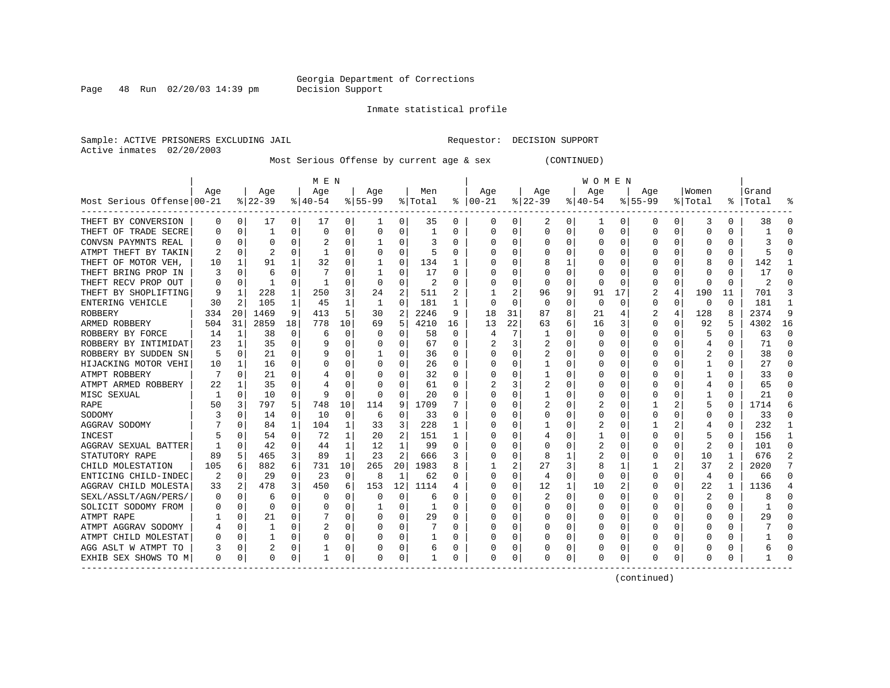Georgia Department of Corrections
Decision Support

Inmate statistical profile

Sample: ACTIVE PRISONERS EXCLUDING JAIL                    Requestor: DECISION SUPPORT
Active inmates 02/20/2003

Most Serious Offense by current age & sex (CONTINUED)

| Most Serious Offense | MEN Age 00-21 | % | Age 22-39 | % | Age 40-54 | % | Age 55-99 | % | Men Total | % | WOMEN Age 00-21 | % | Age 22-39 | % | Age 40-54 | % | Age 55-99 | % | Women Total | % | Grand Total | % |
|---|---|---|---|---|---|---|---|---|---|---|---|---|---|---|---|---|---|---|---|---|---|---|
| THEFT BY CONVERSION | 0 | 0 | 17 | 0 | 17 | 0 | 1 | 0 | 35 | 0 | 0 | 0 | 2 | 0 | 1 | 0 | 0 | 0 | 3 | 0 | 38 | 0 |
| THEFT OF TRADE SECRE | 0 | 0 | 1 | 0 | 0 | 0 | 0 | 0 | 1 | 0 | 0 | 0 | 0 | 0 | 0 | 0 | 0 | 0 | 0 | 0 | 1 | 0 |
| CONVSN PAYMNTS REAL | 0 | 0 | 0 | 0 | 2 | 0 | 1 | 0 | 3 | 0 | 0 | 0 | 0 | 0 | 0 | 0 | 0 | 0 | 0 | 0 | 3 | 0 |
| ATMPT THEFT BY TAKIN | 2 | 0 | 2 | 0 | 1 | 0 | 0 | 0 | 5 | 0 | 0 | 0 | 0 | 0 | 0 | 0 | 0 | 0 | 0 | 0 | 5 | 0 |
| THEFT OF MOTOR VEH, | 10 | 1 | 91 | 1 | 32 | 0 | 1 | 0 | 134 | 1 | 0 | 0 | 8 | 1 | 0 | 0 | 0 | 0 | 8 | 0 | 142 | 1 |
| THEFT BRING PROP IN | 3 | 0 | 6 | 0 | 7 | 0 | 1 | 0 | 17 | 0 | 0 | 0 | 0 | 0 | 0 | 0 | 0 | 0 | 0 | 0 | 17 | 0 |
| THEFT RECV PROP OUT | 0 | 0 | 1 | 0 | 1 | 0 | 0 | 0 | 2 | 0 | 0 | 0 | 0 | 0 | 0 | 0 | 0 | 0 | 0 | 0 | 2 | 0 |
| THEFT BY SHOPLIFTING | 9 | 1 | 228 | 1 | 250 | 3 | 24 | 2 | 511 | 2 | 1 | 2 | 96 | 9 | 91 | 17 | 2 | 4 | 190 | 11 | 701 | 3 |
| ENTERING VEHICLE | 30 | 2 | 105 | 1 | 45 | 1 | 1 | 0 | 181 | 1 | 0 | 0 | 0 | 0 | 0 | 0 | 0 | 0 | 0 | 0 | 181 | 1 |
| ROBBERY | 334 | 20 | 1469 | 9 | 413 | 5 | 30 | 2 | 2246 | 9 | 18 | 31 | 87 | 8 | 21 | 4 | 2 | 4 | 128 | 8 | 2374 | 9 |
| ARMED ROBBERY | 504 | 31 | 2859 | 18 | 778 | 10 | 69 | 5 | 4210 | 16 | 13 | 22 | 63 | 6 | 16 | 3 | 0 | 0 | 92 | 5 | 4302 | 16 |
| ROBBERY BY FORCE | 14 | 1 | 38 | 0 | 6 | 0 | 0 | 0 | 58 | 0 | 4 | 7 | 1 | 0 | 0 | 0 | 0 | 0 | 5 | 0 | 63 | 0 |
| ROBBERY BY INTIMIDAT | 23 | 1 | 35 | 0 | 9 | 0 | 0 | 0 | 67 | 0 | 2 | 3 | 2 | 0 | 0 | 0 | 0 | 0 | 4 | 0 | 71 | 0 |
| ROBBERY BY SUDDEN SN | 5 | 0 | 21 | 0 | 9 | 0 | 1 | 0 | 36 | 0 | 0 | 0 | 2 | 0 | 0 | 0 | 0 | 0 | 2 | 0 | 38 | 0 |
| HIJACKING MOTOR VEHI | 10 | 1 | 16 | 0 | 0 | 0 | 0 | 0 | 26 | 0 | 0 | 0 | 1 | 0 | 0 | 0 | 0 | 0 | 1 | 0 | 27 | 0 |
| ATMPT ROBBERY | 7 | 0 | 21 | 0 | 4 | 0 | 0 | 0 | 32 | 0 | 0 | 0 | 1 | 0 | 0 | 0 | 0 | 0 | 1 | 0 | 33 | 0 |
| ATMPT ARMED ROBBERY | 22 | 1 | 35 | 0 | 4 | 0 | 0 | 0 | 61 | 0 | 2 | 3 | 2 | 0 | 0 | 0 | 0 | 0 | 4 | 0 | 65 | 0 |
| MISC SEXUAL | 1 | 0 | 10 | 0 | 9 | 0 | 0 | 0 | 20 | 0 | 0 | 0 | 1 | 0 | 0 | 0 | 0 | 0 | 1 | 0 | 21 | 0 |
| RAPE | 50 | 3 | 797 | 5 | 748 | 10 | 114 | 9 | 1709 | 7 | 0 | 0 | 2 | 0 | 2 | 0 | 1 | 2 | 5 | 0 | 1714 | 6 |
| SODOMY | 3 | 0 | 14 | 0 | 10 | 0 | 6 | 0 | 33 | 0 | 0 | 0 | 0 | 0 | 0 | 0 | 0 | 0 | 0 | 0 | 33 | 0 |
| AGGRAV SODOMY | 7 | 0 | 84 | 1 | 104 | 1 | 33 | 3 | 228 | 1 | 0 | 0 | 1 | 0 | 2 | 0 | 1 | 2 | 4 | 0 | 232 | 1 |
| INCEST | 5 | 0 | 54 | 0 | 72 | 1 | 20 | 2 | 151 | 1 | 0 | 0 | 4 | 0 | 1 | 0 | 0 | 0 | 5 | 0 | 156 | 1 |
| AGGRAV SEXUAL BATTER | 1 | 0 | 42 | 0 | 44 | 1 | 12 | 1 | 99 | 0 | 0 | 0 | 0 | 0 | 2 | 0 | 0 | 0 | 2 | 0 | 101 | 0 |
| STATUTORY RAPE | 89 | 5 | 465 | 3 | 89 | 1 | 23 | 2 | 666 | 3 | 0 | 0 | 8 | 1 | 2 | 0 | 0 | 0 | 10 | 1 | 676 | 2 |
| CHILD MOLESTATION | 105 | 6 | 882 | 6 | 731 | 10 | 265 | 20 | 1983 | 8 | 1 | 2 | 27 | 3 | 8 | 1 | 1 | 2 | 37 | 2 | 2020 | 7 |
| ENTICING CHILD-INDEC | 2 | 0 | 29 | 0 | 23 | 0 | 8 | 1 | 62 | 0 | 0 | 0 | 4 | 0 | 0 | 0 | 0 | 0 | 4 | 0 | 66 | 0 |
| AGGRAV CHILD MOLESTA | 33 | 2 | 478 | 3 | 450 | 6 | 153 | 12 | 1114 | 4 | 0 | 0 | 12 | 1 | 10 | 2 | 0 | 0 | 22 | 1 | 1136 | 4 |
| SEXL/ASSLT/AGN/PERS/ | 0 | 0 | 6 | 0 | 0 | 0 | 0 | 0 | 6 | 0 | 0 | 0 | 2 | 0 | 0 | 0 | 0 | 0 | 2 | 0 | 8 | 0 |
| SOLICIT SODOMY FROM | 0 | 0 | 0 | 0 | 0 | 0 | 1 | 0 | 1 | 0 | 0 | 0 | 0 | 0 | 0 | 0 | 0 | 0 | 0 | 0 | 1 | 0 |
| ATMPT RAPE | 1 | 0 | 21 | 0 | 7 | 0 | 0 | 0 | 29 | 0 | 0 | 0 | 0 | 0 | 0 | 0 | 0 | 0 | 0 | 0 | 29 | 0 |
| ATMPT AGGRAV SODOMY | 4 | 0 | 1 | 0 | 2 | 0 | 0 | 0 | 7 | 0 | 0 | 0 | 0 | 0 | 0 | 0 | 0 | 0 | 0 | 0 | 7 | 0 |
| ATMPT CHILD MOLESTAT | 0 | 0 | 1 | 0 | 0 | 0 | 0 | 0 | 1 | 0 | 0 | 0 | 0 | 0 | 0 | 0 | 0 | 0 | 0 | 0 | 1 | 0 |
| AGG ASLT W ATMPT TO | 3 | 0 | 2 | 0 | 1 | 0 | 0 | 0 | 6 | 0 | 0 | 0 | 0 | 0 | 0 | 0 | 0 | 0 | 0 | 0 | 6 | 0 |
| EXHIB SEX SHOWS TO M | 0 | 0 | 0 | 0 | 1 | 0 | 0 | 0 | 1 | 0 | 0 | 0 | 0 | 0 | 0 | 0 | 0 | 0 | 0 | 0 | 1 | 0 |

(continued)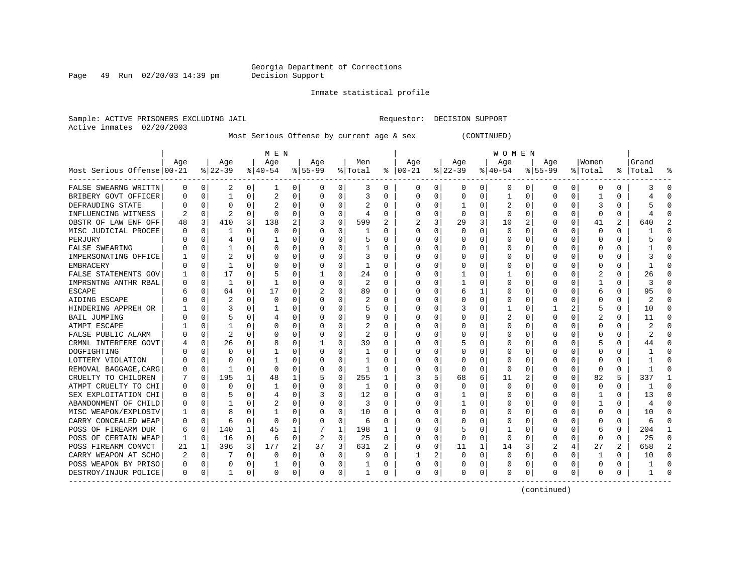Georgia Department of Corrections
Decision Support

Inmate statistical profile

Sample: ACTIVE PRISONERS EXCLUDING JAIL                    Requestor: DECISION SUPPORT
Active inmates 02/20/2003

Most Serious Offense by current age & sex (CONTINUED)

| Most Serious Offense | MEN Age 00-21 | % | Age 22-39 | % | Age 40-54 | % | Age 55-99 | % | Men Total | % | WOMEN Age 00-21 | % | Age 22-39 | % | Age 40-54 | % | Age 55-99 | % | Women Total | % | Grand Total | % |
|---|---|---|---|---|---|---|---|---|---|---|---|---|---|---|---|---|---|---|---|---|---|---|
| FALSE SWEARNG WRITTN | 0 | 0 | 2 | 0 | 1 | 0 | 0 | 0 | 3 | 0 | 0 | 0 | 0 | 0 | 0 | 0 | 0 | 0 | 0 | 0 | 3 | 0 |
| BRIBERY GOVT OFFICER | 0 | 0 | 1 | 0 | 2 | 0 | 0 | 0 | 3 | 0 | 0 | 0 | 0 | 0 | 1 | 0 | 0 | 0 | 1 | 0 | 4 | 0 |
| DEFRAUDING STATE | 0 | 0 | 0 | 0 | 2 | 0 | 0 | 0 | 2 | 0 | 0 | 0 | 1 | 0 | 2 | 0 | 0 | 0 | 3 | 0 | 5 | 0 |
| INFLUENCING WITNESS | 2 | 0 | 2 | 0 | 0 | 0 | 0 | 0 | 4 | 0 | 0 | 0 | 0 | 0 | 0 | 0 | 0 | 0 | 0 | 0 | 4 | 0 |
| OBSTR OF LAW ENF OFF | 48 | 3 | 410 | 3 | 138 | 2 | 3 | 0 | 599 | 2 | 2 | 3 | 29 | 3 | 10 | 2 | 0 | 0 | 41 | 2 | 640 | 2 |
| MISC JUDICIAL PROCEE | 0 | 0 | 1 | 0 | 0 | 0 | 0 | 0 | 1 | 0 | 0 | 0 | 0 | 0 | 0 | 0 | 0 | 0 | 0 | 0 | 1 | 0 |
| PERJURY | 0 | 0 | 4 | 0 | 1 | 0 | 0 | 0 | 5 | 0 | 0 | 0 | 0 | 0 | 0 | 0 | 0 | 0 | 0 | 0 | 5 | 0 |
| FALSE SWEARING | 0 | 0 | 1 | 0 | 0 | 0 | 0 | 0 | 1 | 0 | 0 | 0 | 0 | 0 | 0 | 0 | 0 | 0 | 0 | 0 | 1 | 0 |
| IMPERSONATING OFFICE | 1 | 0 | 2 | 0 | 0 | 0 | 0 | 0 | 3 | 0 | 0 | 0 | 0 | 0 | 0 | 0 | 0 | 0 | 0 | 0 | 3 | 0 |
| EMBRACERY | 0 | 0 | 1 | 0 | 0 | 0 | 0 | 0 | 1 | 0 | 0 | 0 | 0 | 0 | 0 | 0 | 0 | 0 | 0 | 0 | 1 | 0 |
| FALSE STATEMENTS GOV | 1 | 0 | 17 | 0 | 5 | 0 | 1 | 0 | 24 | 0 | 0 | 0 | 1 | 0 | 1 | 0 | 0 | 0 | 2 | 0 | 26 | 0 |
| IMPRSNTNG ANTHR RBAL | 0 | 0 | 1 | 0 | 1 | 0 | 0 | 0 | 2 | 0 | 0 | 0 | 1 | 0 | 0 | 0 | 0 | 0 | 1 | 0 | 3 | 0 |
| ESCAPE | 6 | 0 | 64 | 0 | 17 | 0 | 2 | 0 | 89 | 0 | 0 | 0 | 6 | 1 | 0 | 0 | 0 | 0 | 6 | 0 | 95 | 0 |
| AIDING ESCAPE | 0 | 0 | 2 | 0 | 0 | 0 | 0 | 0 | 2 | 0 | 0 | 0 | 0 | 0 | 0 | 0 | 0 | 0 | 0 | 0 | 2 | 0 |
| HINDERING APPREH OR | 1 | 0 | 3 | 0 | 1 | 0 | 0 | 0 | 5 | 0 | 0 | 0 | 3 | 0 | 1 | 0 | 1 | 2 | 5 | 0 | 10 | 0 |
| BAIL JUMPING | 0 | 0 | 5 | 0 | 4 | 0 | 0 | 0 | 9 | 0 | 0 | 0 | 0 | 0 | 2 | 0 | 0 | 0 | 2 | 0 | 11 | 0 |
| ATMPT ESCAPE | 1 | 0 | 1 | 0 | 0 | 0 | 0 | 0 | 2 | 0 | 0 | 0 | 0 | 0 | 0 | 0 | 0 | 0 | 0 | 0 | 2 | 0 |
| FALSE PUBLIC ALARM | 0 | 0 | 2 | 0 | 0 | 0 | 0 | 0 | 2 | 0 | 0 | 0 | 0 | 0 | 0 | 0 | 0 | 0 | 0 | 0 | 2 | 0 |
| CRMNL INTERFERE GOVT | 4 | 0 | 26 | 0 | 8 | 0 | 1 | 0 | 39 | 0 | 0 | 0 | 5 | 0 | 0 | 0 | 0 | 0 | 5 | 0 | 44 | 0 |
| DOGFIGHTING | 0 | 0 | 0 | 0 | 1 | 0 | 0 | 0 | 1 | 0 | 0 | 0 | 0 | 0 | 0 | 0 | 0 | 0 | 0 | 0 | 1 | 0 |
| LOTTERY VIOLATION | 0 | 0 | 0 | 0 | 1 | 0 | 0 | 0 | 1 | 0 | 0 | 0 | 0 | 0 | 0 | 0 | 0 | 0 | 0 | 0 | 1 | 0 |
| REMOVAL BAGGAGE,CARG | 0 | 0 | 1 | 0 | 0 | 0 | 0 | 0 | 1 | 0 | 0 | 0 | 0 | 0 | 0 | 0 | 0 | 0 | 0 | 0 | 1 | 0 |
| CRUELTY TO CHILDREN | 7 | 0 | 195 | 1 | 48 | 1 | 5 | 0 | 255 | 1 | 3 | 5 | 68 | 6 | 11 | 2 | 0 | 0 | 82 | 5 | 337 | 1 |
| ATMPT CRUELTY TO CHI | 0 | 0 | 0 | 0 | 1 | 0 | 0 | 0 | 1 | 0 | 0 | 0 | 0 | 0 | 0 | 0 | 0 | 0 | 0 | 0 | 1 | 0 |
| SEX EXPLOITATION CHI | 0 | 0 | 5 | 0 | 4 | 0 | 3 | 0 | 12 | 0 | 0 | 0 | 1 | 0 | 0 | 0 | 0 | 0 | 1 | 0 | 13 | 0 |
| ABANDONMENT OF CHILD | 0 | 0 | 1 | 0 | 2 | 0 | 0 | 0 | 3 | 0 | 0 | 0 | 1 | 0 | 0 | 0 | 0 | 0 | 1 | 0 | 4 | 0 |
| MISC WEAPON/EXPLOSIV | 1 | 0 | 8 | 0 | 1 | 0 | 0 | 0 | 10 | 0 | 0 | 0 | 0 | 0 | 0 | 0 | 0 | 0 | 0 | 0 | 10 | 0 |
| CARRY CONCEALED WEAP | 0 | 0 | 6 | 0 | 0 | 0 | 0 | 0 | 6 | 0 | 0 | 0 | 0 | 0 | 0 | 0 | 0 | 0 | 0 | 0 | 6 | 0 |
| POSS OF FIREARM DUR | 6 | 0 | 140 | 1 | 45 | 1 | 7 | 1 | 198 | 1 | 0 | 0 | 5 | 0 | 1 | 0 | 0 | 0 | 6 | 0 | 204 | 1 |
| POSS OF CERTAIN WEAP | 1 | 0 | 16 | 0 | 6 | 0 | 2 | 0 | 25 | 0 | 0 | 0 | 0 | 0 | 0 | 0 | 0 | 0 | 0 | 0 | 25 | 0 |
| POSS FIREARM CONVCT | 21 | 1 | 396 | 3 | 177 | 2 | 37 | 3 | 631 | 2 | 0 | 0 | 11 | 1 | 14 | 3 | 2 | 4 | 27 | 2 | 658 | 2 |
| CARRY WEAPON AT SCHO | 2 | 0 | 7 | 0 | 0 | 0 | 0 | 0 | 9 | 0 | 1 | 2 | 0 | 0 | 0 | 0 | 0 | 0 | 1 | 0 | 10 | 0 |
| POSS WEAPON BY PRISO | 0 | 0 | 0 | 0 | 1 | 0 | 0 | 0 | 1 | 0 | 0 | 0 | 0 | 0 | 0 | 0 | 0 | 0 | 0 | 0 | 1 | 0 |
| DESTROY/INJUR POLICE | 0 | 0 | 1 | 0 | 0 | 0 | 0 | 0 | 1 | 0 | 0 | 0 | 0 | 0 | 0 | 0 | 0 | 0 | 0 | 0 | 1 | 0 |

(continued)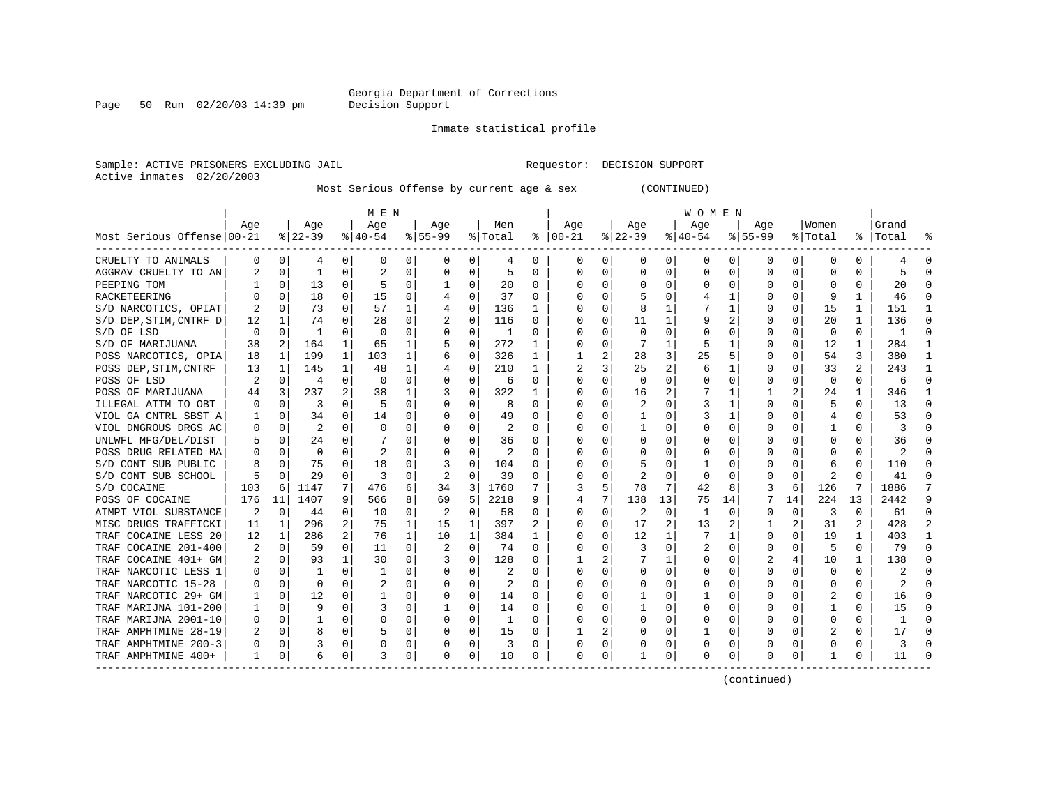Georgia Department of Corrections
Decision Support

Inmate statistical profile

Sample: ACTIVE PRISONERS EXCLUDING JAIL &nbsp;&nbsp;&nbsp;&nbsp;&nbsp;&nbsp;&nbsp;&nbsp; Requestor: DECISION SUPPORT
Active inmates 02/20/2003

Most Serious Offense by current age & sex (CONTINUED)

| | MEN | | | | | | | | | | WOMEN | | | | | | | | | | | |
|---|---|---|---|---|---|---|---|---|---|---|---|---|---|---|---|---|---|---|---|---|---|---|
| Most Serious Offense | Age 00-21 | % | Age 22-39 | % | Age 40-54 | % | Age 55-99 | % | Men Total | % | Age 00-21 | % | Age 22-39 | % | Age 40-54 | % | Age 55-99 | % | Women Total | % | Grand Total | % |
| CRUELTY TO ANIMALS | 0 | 0 | 4 | 0 | 0 | 0 | 0 | 0 | 4 | 0 | 0 | 0 | 0 | 0 | 0 | 0 | 0 | 0 | 0 | 0 | 4 | 0 |
| AGGRAV CRUELTY TO AN | 2 | 0 | 1 | 0 | 2 | 0 | 0 | 0 | 5 | 0 | 0 | 0 | 0 | 0 | 0 | 0 | 0 | 0 | 0 | 0 | 5 | 0 |
| PEEPING TOM | 1 | 0 | 13 | 0 | 5 | 0 | 1 | 0 | 20 | 0 | 0 | 0 | 0 | 0 | 0 | 0 | 0 | 0 | 0 | 0 | 20 | 0 |
| RACKETEERING | 0 | 0 | 18 | 0 | 15 | 0 | 4 | 0 | 37 | 0 | 0 | 0 | 5 | 0 | 4 | 1 | 0 | 0 | 9 | 1 | 46 | 0 |
| S/D NARCOTICS, OPIAT | 2 | 0 | 73 | 0 | 57 | 1 | 4 | 0 | 136 | 1 | 0 | 0 | 8 | 1 | 7 | 1 | 0 | 0 | 15 | 1 | 151 | 1 |
| S/D DEP,STIM,CNTRF D | 12 | 1 | 74 | 0 | 28 | 0 | 2 | 0 | 116 | 0 | 0 | 0 | 11 | 1 | 9 | 2 | 0 | 0 | 20 | 1 | 136 | 0 |
| S/D OF LSD | 0 | 0 | 1 | 0 | 0 | 0 | 0 | 0 | 1 | 0 | 0 | 0 | 0 | 0 | 0 | 0 | 0 | 0 | 0 | 0 | 1 | 0 |
| S/D OF MARIJUANA | 38 | 2 | 164 | 1 | 65 | 1 | 5 | 0 | 272 | 1 | 0 | 0 | 7 | 1 | 5 | 1 | 0 | 0 | 12 | 1 | 284 | 1 |
| POSS NARCOTICS, OPIA | 18 | 1 | 199 | 1 | 103 | 1 | 6 | 0 | 326 | 1 | 1 | 2 | 28 | 3 | 25 | 5 | 0 | 0 | 54 | 3 | 380 | 1 |
| POSS DEP,STIM,CNTRF | 13 | 1 | 145 | 1 | 48 | 1 | 4 | 0 | 210 | 1 | 2 | 3 | 25 | 2 | 6 | 1 | 0 | 0 | 33 | 2 | 243 | 1 |
| POSS OF LSD | 2 | 0 | 4 | 0 | 0 | 0 | 0 | 0 | 6 | 0 | 0 | 0 | 0 | 0 | 0 | 0 | 0 | 0 | 0 | 0 | 6 | 0 |
| POSS OF MARIJUANA | 44 | 3 | 237 | 2 | 38 | 1 | 3 | 0 | 322 | 1 | 0 | 0 | 16 | 2 | 7 | 1 | 1 | 2 | 24 | 1 | 346 | 1 |
| ILLEGAL ATTM TO OBT | 0 | 0 | 3 | 0 | 5 | 0 | 0 | 0 | 8 | 0 | 0 | 0 | 2 | 0 | 3 | 1 | 0 | 0 | 5 | 0 | 13 | 0 |
| VIOL GA CNTRL SBST A | 1 | 0 | 34 | 0 | 14 | 0 | 0 | 0 | 49 | 0 | 0 | 0 | 1 | 0 | 3 | 1 | 0 | 0 | 4 | 0 | 53 | 0 |
| VIOL DNGROUS DRGS AC | 0 | 0 | 2 | 0 | 0 | 0 | 0 | 0 | 2 | 0 | 0 | 0 | 1 | 0 | 0 | 0 | 0 | 0 | 1 | 0 | 3 | 0 |
| UNLWFL MFG/DEL/DIST | 5 | 0 | 24 | 0 | 7 | 0 | 0 | 0 | 36 | 0 | 0 | 0 | 0 | 0 | 0 | 0 | 0 | 0 | 0 | 0 | 36 | 0 |
| POSS DRUG RELATED MA | 0 | 0 | 0 | 0 | 2 | 0 | 0 | 0 | 2 | 0 | 0 | 0 | 0 | 0 | 0 | 0 | 0 | 0 | 0 | 0 | 2 | 0 |
| S/D CONT SUB PUBLIC | 8 | 0 | 75 | 0 | 18 | 0 | 3 | 0 | 104 | 0 | 0 | 0 | 5 | 0 | 1 | 0 | 0 | 0 | 6 | 0 | 110 | 0 |
| S/D CONT SUB SCHOOL | 5 | 0 | 29 | 0 | 3 | 0 | 2 | 0 | 39 | 0 | 0 | 0 | 2 | 0 | 0 | 0 | 0 | 0 | 2 | 0 | 41 | 0 |
| S/D COCAINE | 103 | 6 | 1147 | 7 | 476 | 6 | 34 | 3 | 1760 | 7 | 3 | 5 | 78 | 7 | 42 | 8 | 3 | 6 | 126 | 7 | 1886 | 7 |
| POSS OF COCAINE | 176 | 11 | 1407 | 9 | 566 | 8 | 69 | 5 | 2218 | 9 | 4 | 7 | 138 | 13 | 75 | 14 | 7 | 14 | 224 | 13 | 2442 | 9 |
| ATMPT VIOL SUBSTANCE | 2 | 0 | 44 | 0 | 10 | 0 | 2 | 0 | 58 | 0 | 0 | 0 | 2 | 0 | 1 | 0 | 0 | 0 | 3 | 0 | 61 | 0 |
| MISC DRUGS TRAFFICKI | 11 | 1 | 296 | 2 | 75 | 1 | 15 | 1 | 397 | 2 | 0 | 0 | 17 | 2 | 13 | 2 | 1 | 2 | 31 | 2 | 428 | 2 |
| TRAF COCAINE LESS 20 | 12 | 1 | 286 | 2 | 76 | 1 | 10 | 1 | 384 | 1 | 0 | 0 | 12 | 1 | 7 | 1 | 0 | 0 | 19 | 1 | 403 | 1 |
| TRAF COCAINE 201-400 | 2 | 0 | 59 | 0 | 11 | 0 | 2 | 0 | 74 | 0 | 0 | 0 | 3 | 0 | 2 | 0 | 0 | 0 | 5 | 0 | 79 | 0 |
| TRAF COCAINE 401+ GM | 2 | 0 | 93 | 1 | 30 | 0 | 3 | 0 | 128 | 0 | 1 | 2 | 7 | 1 | 0 | 0 | 2 | 4 | 10 | 1 | 138 | 0 |
| TRAF NARCOTIC LESS 1 | 0 | 0 | 1 | 0 | 1 | 0 | 0 | 0 | 2 | 0 | 0 | 0 | 0 | 0 | 0 | 0 | 0 | 0 | 0 | 0 | 2 | 0 |
| TRAF NARCOTIC 15-28 | 0 | 0 | 0 | 0 | 2 | 0 | 0 | 0 | 2 | 0 | 0 | 0 | 0 | 0 | 0 | 0 | 0 | 0 | 0 | 0 | 2 | 0 |
| TRAF NARCOTIC 29+ GM | 1 | 0 | 12 | 0 | 1 | 0 | 0 | 0 | 14 | 0 | 0 | 0 | 1 | 0 | 1 | 0 | 0 | 0 | 2 | 0 | 16 | 0 |
| TRAF MARIJNA 101-200 | 1 | 0 | 9 | 0 | 3 | 0 | 1 | 0 | 14 | 0 | 0 | 0 | 1 | 0 | 0 | 0 | 0 | 0 | 1 | 0 | 15 | 0 |
| TRAF MARIJNA 2001-10 | 0 | 0 | 1 | 0 | 0 | 0 | 0 | 0 | 1 | 0 | 0 | 0 | 0 | 0 | 0 | 0 | 0 | 0 | 0 | 0 | 1 | 0 |
| TRAF AMPHTMINE 28-19 | 2 | 0 | 8 | 0 | 5 | 0 | 0 | 0 | 15 | 0 | 1 | 2 | 0 | 0 | 1 | 0 | 0 | 0 | 2 | 0 | 17 | 0 |
| TRAF AMPHTMINE 200-3 | 0 | 0 | 3 | 0 | 0 | 0 | 0 | 0 | 3 | 0 | 0 | 0 | 0 | 0 | 0 | 0 | 0 | 0 | 0 | 0 | 3 | 0 |
| TRAF AMPHTMINE 400+ | 1 | 0 | 6 | 0 | 3 | 0 | 0 | 0 | 10 | 0 | 0 | 0 | 1 | 0 | 0 | 0 | 0 | 0 | 1 | 0 | 11 | 0 |

(continued)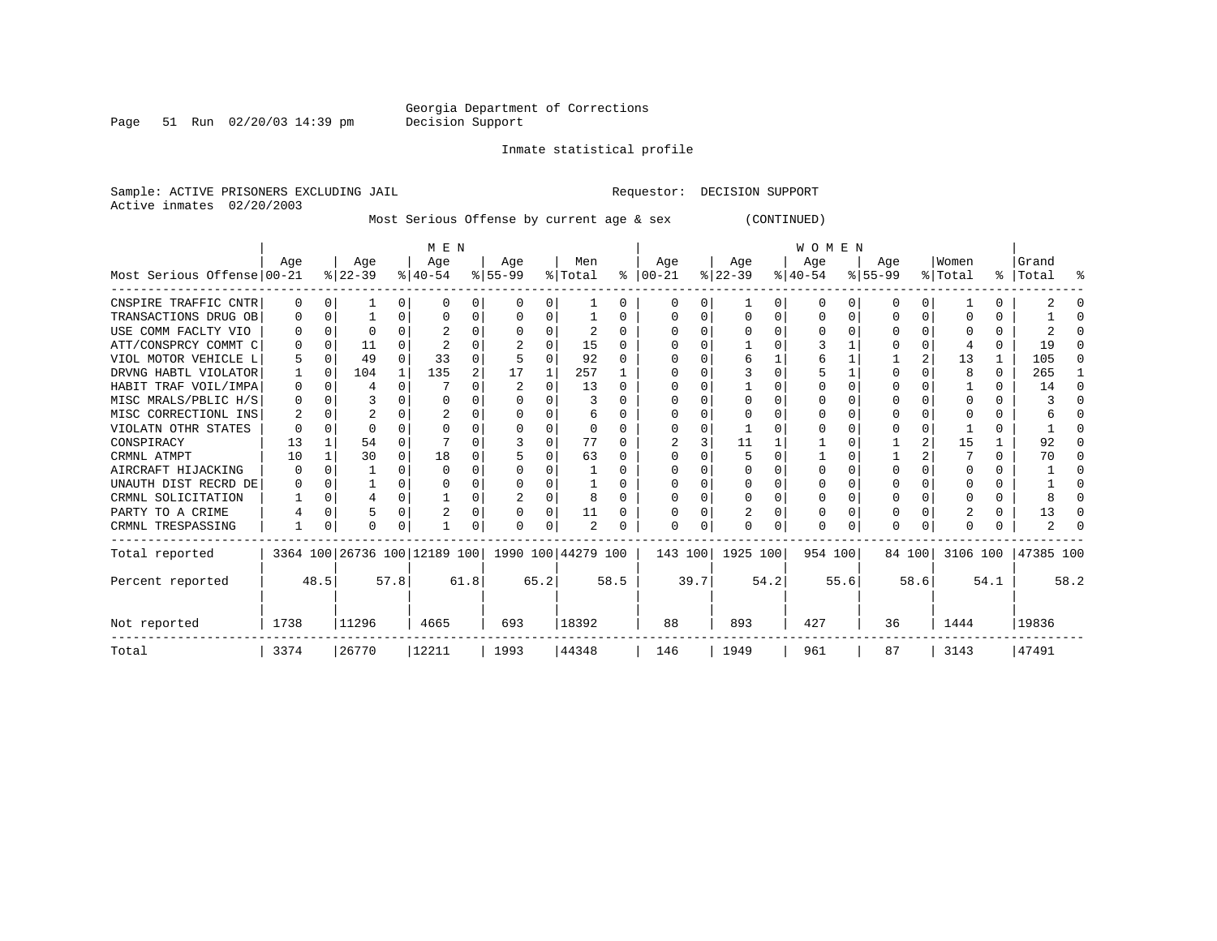Georgia Department of Corrections
Decision Support

Inmate statistical profile

Sample: ACTIVE PRISONERS EXCLUDING JAIL                Requestor: DECISION SUPPORT
Active inmates 02/20/2003

Most Serious Offense by current age & sex (CONTINUED)

| Most Serious Offense | MEN Age 00-21 | % | Age 22-39 | % | Age 40-54 | % | Age 55-99 | % | Men Total | % | WOMEN Age 00-21 | % | Age 22-39 | % | Age 40-54 | % | Age 55-99 | % | Women Total | % | Grand Total | % |
|---|---|---|---|---|---|---|---|---|---|---|---|---|---|---|---|---|---|---|---|---|---|---|
| CNSPIRE TRAFFIC CNTR | 0 | 0 | 1 | 0 | 0 | 0 | 0 | 0 | 1 | 0 | 0 | 0 | 1 | 0 | 0 | 0 | 0 | 0 | 1 | 0 | 2 | 0 |
| TRANSACTIONS DRUG OB | 0 | 0 | 1 | 0 | 0 | 0 | 0 | 0 | 1 | 0 | 0 | 0 | 0 | 0 | 0 | 0 | 0 | 0 | 0 | 0 | 1 | 0 |
| USE COMM FACLTY VIO | 0 | 0 | 0 | 0 | 2 | 0 | 0 | 0 | 2 | 0 | 0 | 0 | 0 | 0 | 0 | 0 | 0 | 0 | 0 | 0 | 2 | 0 |
| ATT/CONSPRCY COMMT C | 0 | 0 | 11 | 0 | 2 | 0 | 2 | 0 | 15 | 0 | 0 | 0 | 1 | 0 | 3 | 1 | 0 | 0 | 4 | 0 | 19 | 0 |
| VIOL MOTOR VEHICLE L | 5 | 0 | 49 | 0 | 33 | 0 | 5 | 0 | 92 | 0 | 0 | 0 | 6 | 1 | 6 | 1 | 1 | 2 | 13 | 1 | 105 | 0 |
| DRVNG HABTL VIOLATOR | 1 | 0 | 104 | 1 | 135 | 2 | 17 | 1 | 257 | 1 | 0 | 0 | 3 | 0 | 5 | 1 | 0 | 0 | 8 | 0 | 265 | 1 |
| HABIT TRAF VOIL/IMPA | 0 | 0 | 4 | 0 | 7 | 0 | 2 | 0 | 13 | 0 | 0 | 0 | 1 | 0 | 0 | 0 | 0 | 0 | 1 | 0 | 14 | 0 |
| MISC MRALS/PBLIC H/S | 0 | 0 | 3 | 0 | 0 | 0 | 0 | 0 | 3 | 0 | 0 | 0 | 0 | 0 | 0 | 0 | 0 | 0 | 0 | 0 | 3 | 0 |
| MISC CORRECTIONL INS | 2 | 0 | 2 | 0 | 2 | 0 | 0 | 0 | 6 | 0 | 0 | 0 | 0 | 0 | 0 | 0 | 0 | 0 | 0 | 0 | 6 | 0 |
| VIOLATN OTHR STATES | 0 | 0 | 0 | 0 | 0 | 0 | 0 | 0 | 0 | 0 | 0 | 0 | 1 | 0 | 0 | 0 | 0 | 0 | 1 | 0 | 1 | 0 |
| CONSPIRACY | 13 | 1 | 54 | 0 | 7 | 0 | 3 | 0 | 77 | 0 | 2 | 3 | 11 | 1 | 1 | 0 | 1 | 2 | 15 | 1 | 92 | 0 |
| CRMNL ATMPT | 10 | 1 | 30 | 0 | 18 | 0 | 5 | 0 | 63 | 0 | 0 | 0 | 5 | 0 | 1 | 0 | 1 | 2 | 7 | 0 | 70 | 0 |
| AIRCRAFT HIJACKING | 0 | 0 | 1 | 0 | 0 | 0 | 0 | 0 | 1 | 0 | 0 | 0 | 0 | 0 | 0 | 0 | 0 | 0 | 0 | 0 | 1 | 0 |
| UNAUTH DIST RECRD DE | 0 | 0 | 1 | 0 | 0 | 0 | 0 | 0 | 1 | 0 | 0 | 0 | 0 | 0 | 0 | 0 | 0 | 0 | 0 | 0 | 1 | 0 |
| CRMNL SOLICITATION | 1 | 0 | 4 | 0 | 1 | 0 | 2 | 0 | 8 | 0 | 0 | 0 | 0 | 0 | 0 | 0 | 0 | 0 | 0 | 0 | 8 | 0 |
| PARTY TO A CRIME | 4 | 0 | 5 | 0 | 2 | 0 | 0 | 0 | 11 | 0 | 0 | 0 | 2 | 0 | 0 | 0 | 0 | 0 | 2 | 0 | 13 | 0 |
| CRMNL TRESPASSING | 1 | 0 | 0 | 0 | 1 | 0 | 0 | 0 | 2 | 0 | 0 | 0 | 0 | 0 | 0 | 0 | 0 | 0 | 0 | 0 | 2 | 0 |
| Total reported | 3364 | 100 | 26736 | 100 | 12189 | 100 | 1990 | 100 | 44279 | 100 | 143 | 100 | 1925 | 100 | 954 | 100 | 84 | 100 | 3106 | 100 | 47385 | 100 |
| Percent reported | | 48.5 | | 57.8 | | 61.8 | | 65.2 | | 58.5 | | 39.7 | | 54.2 | | 55.6 | | 58.6 | | 54.1 | | 58.2 |
| Not reported | 1738 | | 11296 | | 4665 | | 693 | | 18392 | | 88 | | 893 | | 427 | | 36 | | 1444 | | 19836 | |
| Total | 3374 | | 26770 | | 12211 | | 1993 | | 44348 | | 146 | | 1949 | | 961 | | 87 | | 3143 | | 47491 | |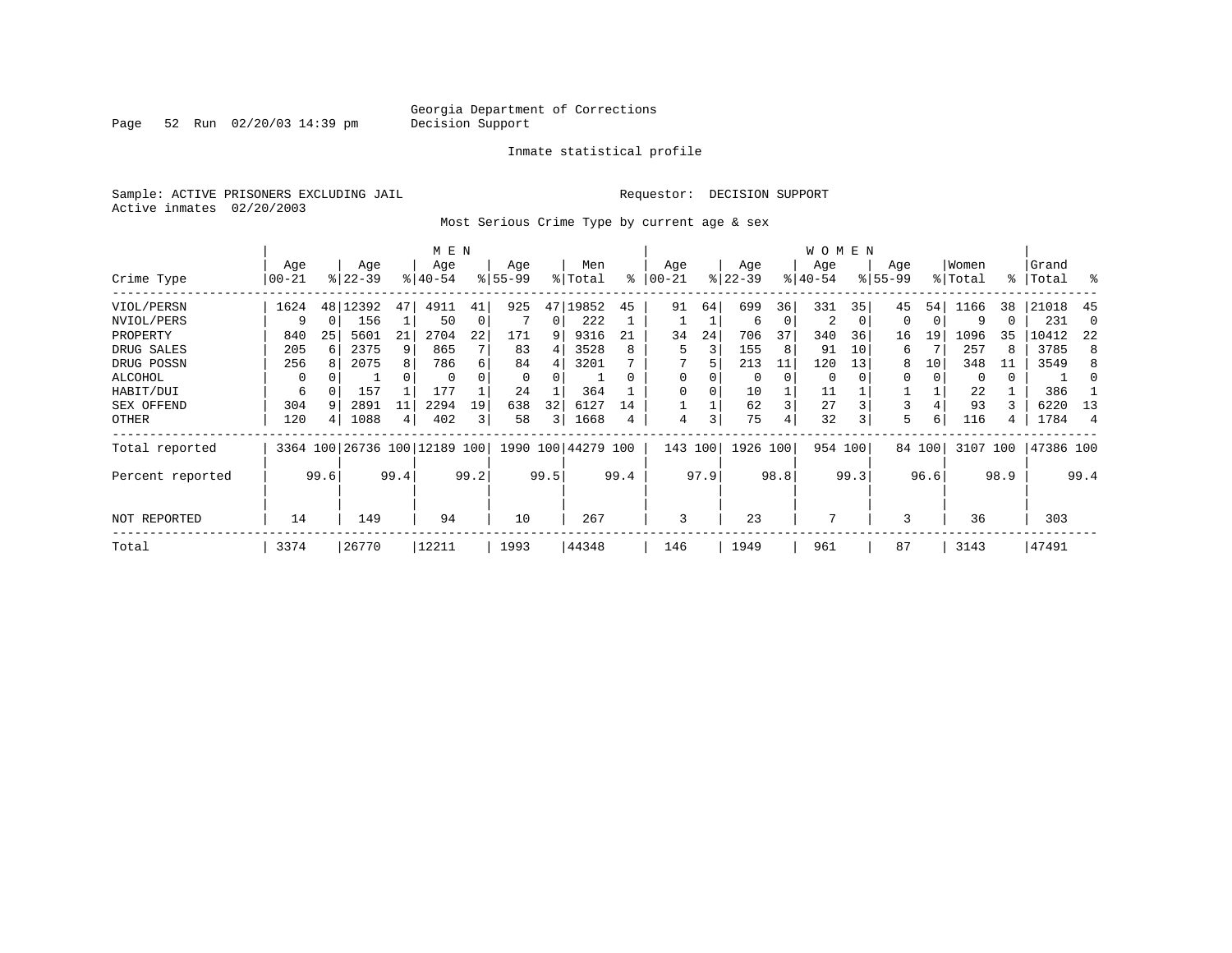Georgia Department of Corrections
Decision Support

Inmate statistical profile

Sample: ACTIVE PRISONERS EXCLUDING JAIL

Requestor: DECISION SUPPORT

Active inmates 02/20/2003

Most Serious Crime Type by current age & sex

| | MEN | | | | | | | | | | WOMEN | | | | | | | | | | | |
|---|---|---|---|---|---|---|---|---|---|---|---|---|---|---|---|---|---|---|---|---|---|---|
| Crime Type | Age 00-21 | % | Age 22-39 | % | Age 40-54 | % | Age 55-99 | % | Men Total | % | Age 00-21 | % | Age 22-39 | % | Age 40-54 | % | Age 55-99 | % | Women Total | % | Grand Total | % |
| VIOL/PERSN | 1624 | 48 | 12392 | 47 | 4911 | 41 | 925 | 47 | 19852 | 45 | 91 | 64 | 699 | 36 | 331 | 35 | 45 | 54 | 1166 | 38 | 21018 | 45 |
| NVIOL/PERS | 9 | 0 | 156 | 1 | 50 | 0 | 7 | 0 | 222 | 1 | 1 | 1 | 6 | 0 | 2 | 0 | 0 | 0 | 9 | 0 | 231 | 0 |
| PROPERTY | 840 | 25 | 5601 | 21 | 2704 | 22 | 171 | 9 | 9316 | 21 | 34 | 24 | 706 | 37 | 340 | 36 | 16 | 19 | 1096 | 35 | 10412 | 22 |
| DRUG SALES | 205 | 6 | 2375 | 9 | 865 | 7 | 83 | 4 | 3528 | 8 | 5 | 3 | 155 | 8 | 91 | 10 | 6 | 7 | 257 | 8 | 3785 | 8 |
| DRUG POSSN | 256 | 8 | 2075 | 8 | 786 | 6 | 84 | 4 | 3201 | 7 | 7 | 5 | 213 | 11 | 120 | 13 | 8 | 10 | 348 | 11 | 3549 | 8 |
| ALCOHOL | 0 | 0 | 1 | 0 | 0 | 0 | 0 | 0 | 1 | 0 | 0 | 0 | 0 | 0 | 0 | 0 | 0 | 0 | 0 | 0 | 1 | 0 |
| HABIT/DUI | 6 | 0 | 157 | 1 | 177 | 1 | 24 | 1 | 364 | 1 | 0 | 0 | 10 | 1 | 11 | 1 | 1 | 1 | 22 | 1 | 386 | 1 |
| SEX OFFEND | 304 | 9 | 2891 | 11 | 2294 | 19 | 638 | 32 | 6127 | 14 | 1 | 1 | 62 | 3 | 27 | 3 | 3 | 4 | 93 | 3 | 6220 | 13 |
| OTHER | 120 | 4 | 1088 | 4 | 402 | 3 | 58 | 3 | 1668 | 4 | 4 | 3 | 75 | 4 | 32 | 3 | 5 | 6 | 116 | 4 | 1784 | 4 |
| Total reported | 3364 | 100 | 26736 | 100 | 12189 | 100 | 1990 | 100 | 44279 | 100 | 143 | 100 | 1926 | 100 | 954 | 100 | 84 | 100 | 3107 | 100 | 47386 | 100 |
| Percent reported | | 99.6 | | 99.4 | | 99.2 | | 99.5 | | 99.4 | | 97.9 | | 98.8 | | 99.3 | | 96.6 | | 98.9 | | 99.4 |
| NOT REPORTED | 14 | | 149 | | 94 | | 10 | | 267 | | 3 | | 23 | | 7 | | 3 | | 36 | | 303 | |
| Total | 3374 | | 26770 | | 12211 | | 1993 | | 44348 | | 146 | | 1949 | | 961 | | 87 | | 3143 | | 47491 | |